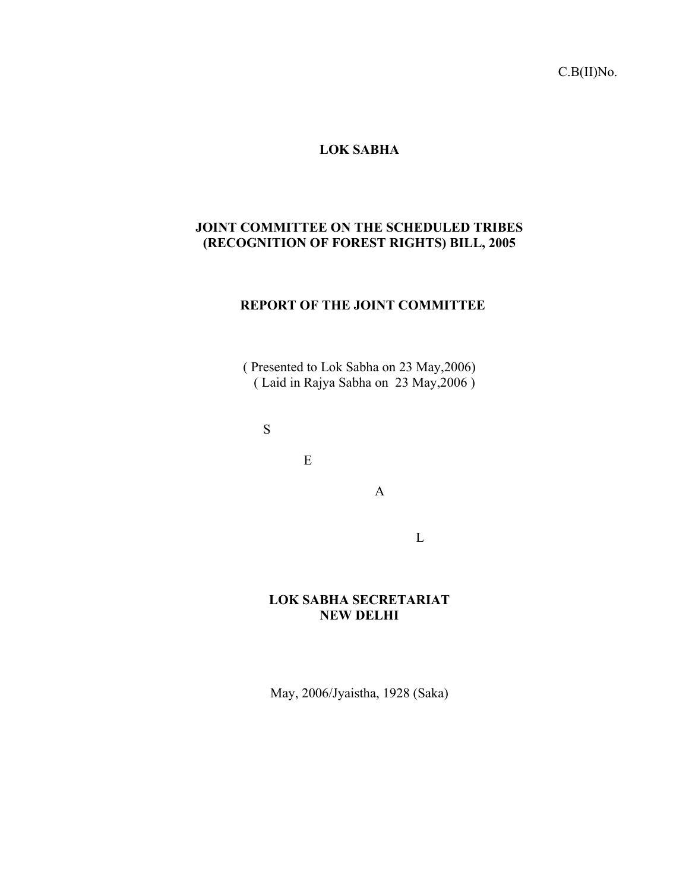C.B(II)No.

# LOK SABHA

## JOINT COMMITTEE ON THE SCHEDULED TRIBES (RECOGNITION OF FOREST RIGHTS) BILL, 2005

## REPORT OF THE JOINT COMMITTEE

( Presented to Lok Sabha on 23 May,2006)
( Laid in Rajya Sabha on 23 May,2006 )

S

E

A

L

**LOK SABHA SECRETARIAT**
**NEW DELHI**

May, 2006/Jyaistha, 1928 (Saka)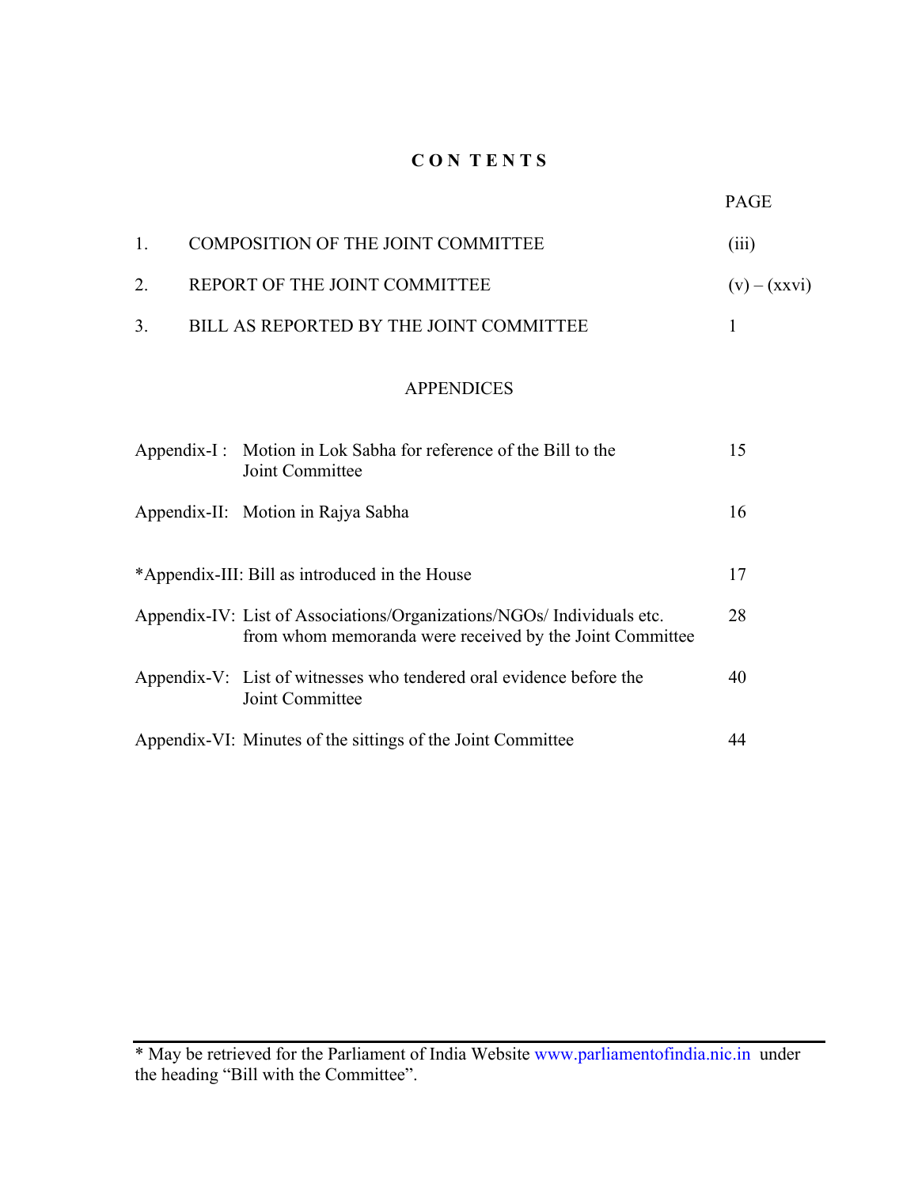# CONTENTS

| | | PAGE |
|---|---|---|
| 1. | COMPOSITION OF THE JOINT COMMITTEE | (iii) |
| 2. | REPORT OF THE JOINT COMMITTEE | (v) – (xxvi) |
| 3. | BILL AS REPORTED BY THE JOINT COMMITTEE | 1 |

## APPENDICES

| | | |
|---|---|---|
| Appendix-I : | Motion in Lok Sabha for reference of the Bill to the Joint Committee | 15 |
| Appendix-II: | Motion in Rajya Sabha | 16 |
| *Appendix-III: | Bill as introduced in the House | 17 |
| Appendix-IV: | List of Associations/Organizations/NGOs/ Individuals etc. from whom memoranda were received by the Joint Committee | 28 |
| Appendix-V: | List of witnesses who tendered oral evidence before the Joint Committee | 40 |
| Appendix-VI: | Minutes of the sittings of the Joint Committee | 44 |

---

* May be retrieved for the Parliament of India Website www.parliamentofindia.nic.in under the heading "Bill with the Committee".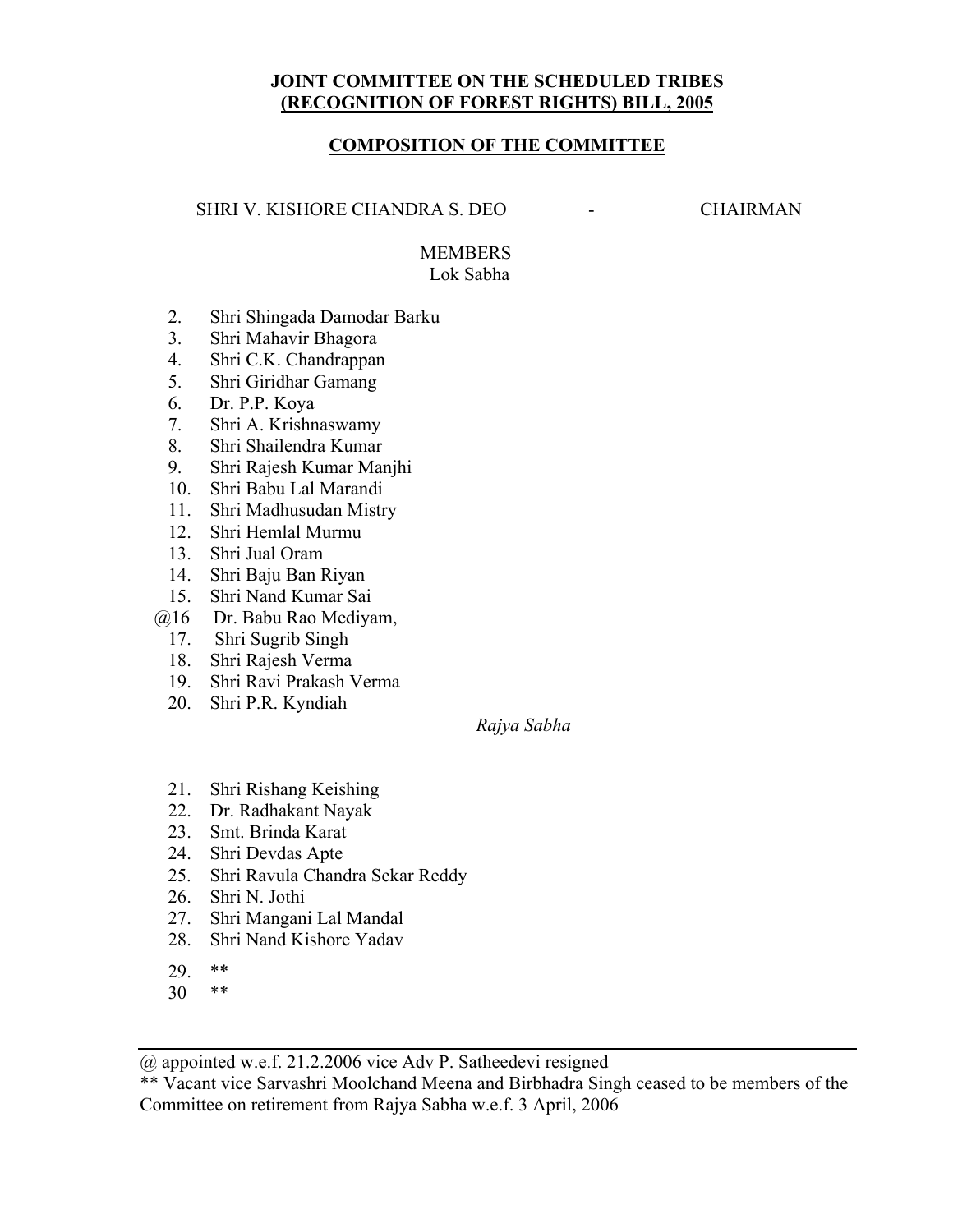**JOINT COMMITTEE ON THE SCHEDULED TRIBES**
**(RECOGNITION OF FOREST RIGHTS) BILL, 2005**

**COMPOSITION OF THE COMMITTEE**

SHRI V. KISHORE CHANDRA S. DEO - CHAIRMAN

MEMBERS

Lok Sabha

2. Shri Shingada Damodar Barku
3. Shri Mahavir Bhagora
4. Shri C.K. Chandrappan
5. Shri Giridhar Gamang
6. Dr. P.P. Koya
7. Shri A. Krishnaswamy
8. Shri Shailendra Kumar
9. Shri Rajesh Kumar Manjhi
10. Shri Babu Lal Marandi
11. Shri Madhusudan Mistry
12. Shri Hemlal Murmu
13. Shri Jual Oram
14. Shri Baju Ban Riyan
15. Shri Nand Kumar Sai

@16 Dr. Babu Rao Mediyam,

17. Shri Sugrib Singh
18. Shri Rajesh Verma
19. Shri Ravi Prakash Verma
20. Shri P.R. Kyndiah

*Rajya Sabha*

21. Shri Rishang Keishing
22. Dr. Radhakant Nayak
23. Smt. Brinda Karat
24. Shri Devdas Apte
25. Shri Ravula Chandra Sekar Reddy
26. Shri N. Jothi
27. Shri Mangani Lal Mandal
28. Shri Nand Kishore Yadav
29. **
30. **

---

@ appointed w.e.f. 21.2.2006 vice Adv P. Satheedevi resigned

** Vacant vice Sarvashri Moolchand Meena and Birbhadra Singh ceased to be members of the Committee on retirement from Rajya Sabha w.e.f. 3 April, 2006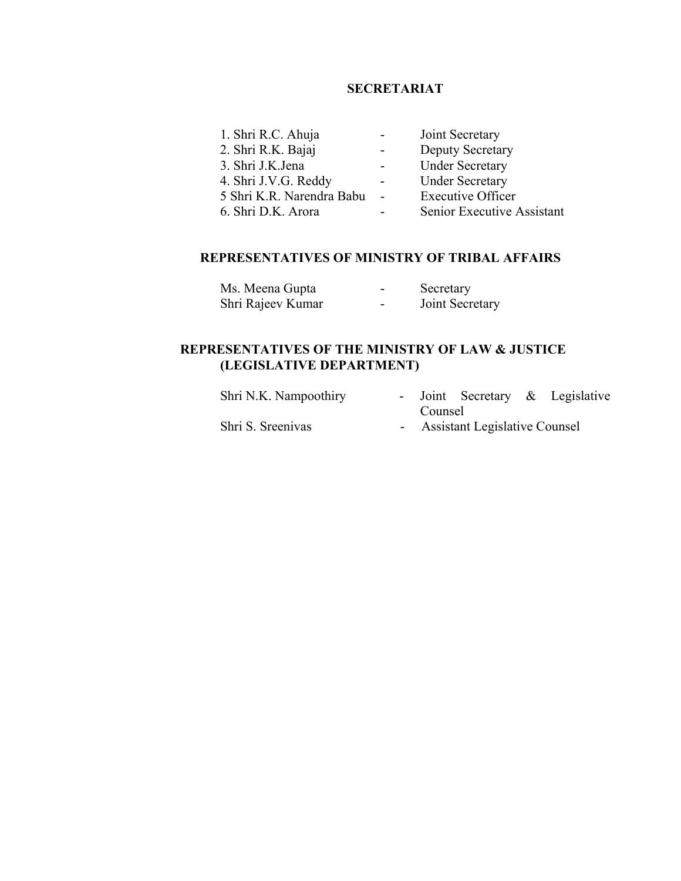## SECRETARIAT

1. Shri R.C. Ahuja - Joint Secretary
2. Shri R.K. Bajaj - Deputy Secretary
3. Shri J.K.Jena - Under Secretary
4. Shri J.V.G. Reddy - Under Secretary
5 Shri K.R. Narendra Babu - Executive Officer
6. Shri D.K. Arora - Senior Executive Assistant

## REPRESENTATIVES OF MINISTRY OF TRIBAL AFFAIRS

Ms. Meena Gupta - Secretary
Shri Rajeev Kumar - Joint Secretary

## REPRESENTATIVES OF THE MINISTRY OF LAW & JUSTICE (LEGISLATIVE DEPARTMENT)

Shri N.K. Nampoothiry - Joint Secretary & Legislative Counsel
Shri S. Sreenivas - Assistant Legislative Counsel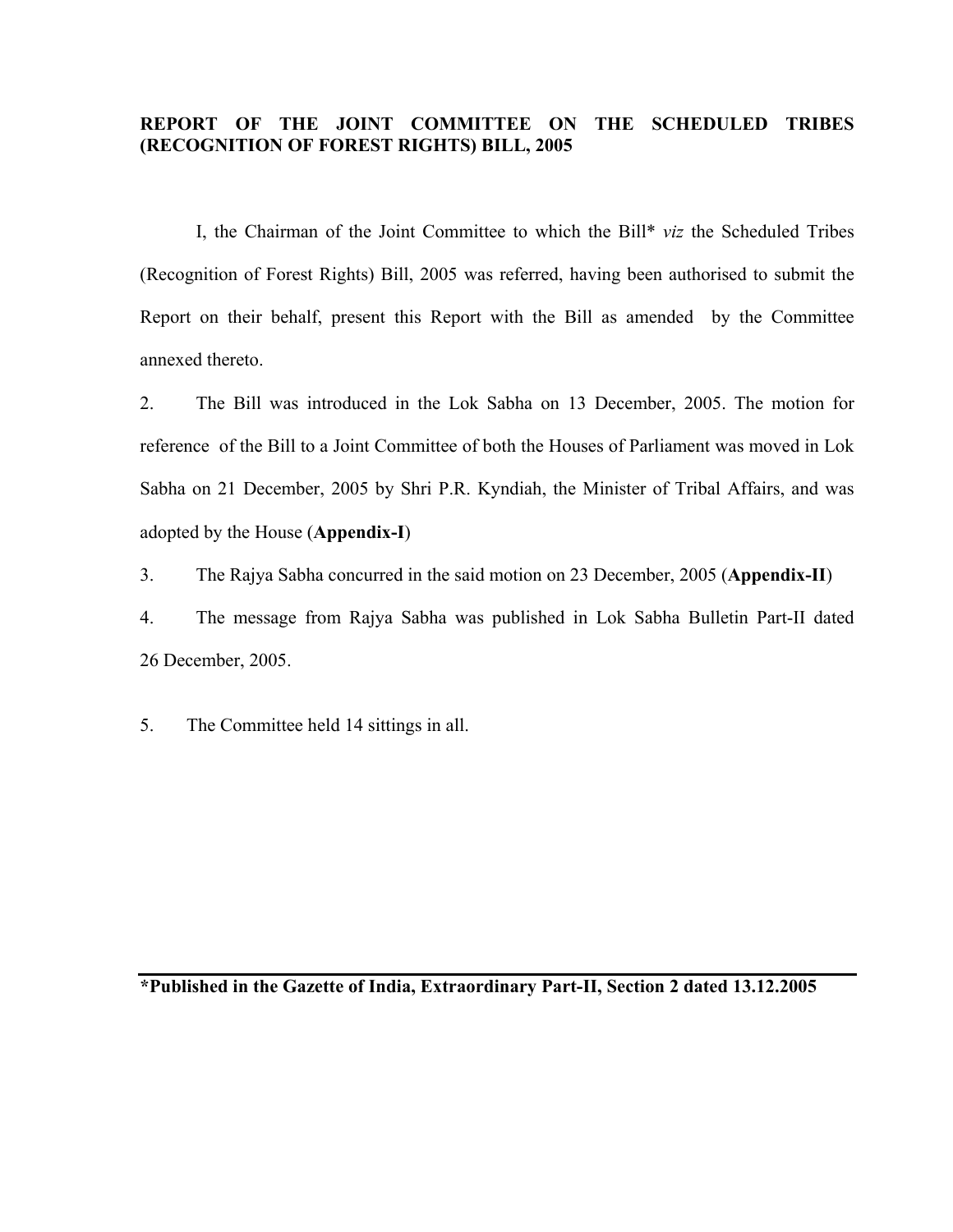## REPORT OF THE JOINT COMMITTEE ON THE SCHEDULED TRIBES (RECOGNITION OF FOREST RIGHTS) BILL, 2005

I, the Chairman of the Joint Committee to which the Bill* *viz* the Scheduled Tribes (Recognition of Forest Rights) Bill, 2005 was referred, having been authorised to submit the Report on their behalf, present this Report with the Bill as amended by the Committee annexed thereto.

2. The Bill was introduced in the Lok Sabha on 13 December, 2005. The motion for reference of the Bill to a Joint Committee of both the Houses of Parliament was moved in Lok Sabha on 21 December, 2005 by Shri P.R. Kyndiah, the Minister of Tribal Affairs, and was adopted by the House (**Appendix-I**)

3. The Rajya Sabha concurred in the said motion on 23 December, 2005 (**Appendix-II**)

4. The message from Rajya Sabha was published in Lok Sabha Bulletin Part-II dated 26 December, 2005.

5. The Committee held 14 sittings in all.

---

**\*Published in the Gazette of India, Extraordinary Part-II, Section 2 dated 13.12.2005**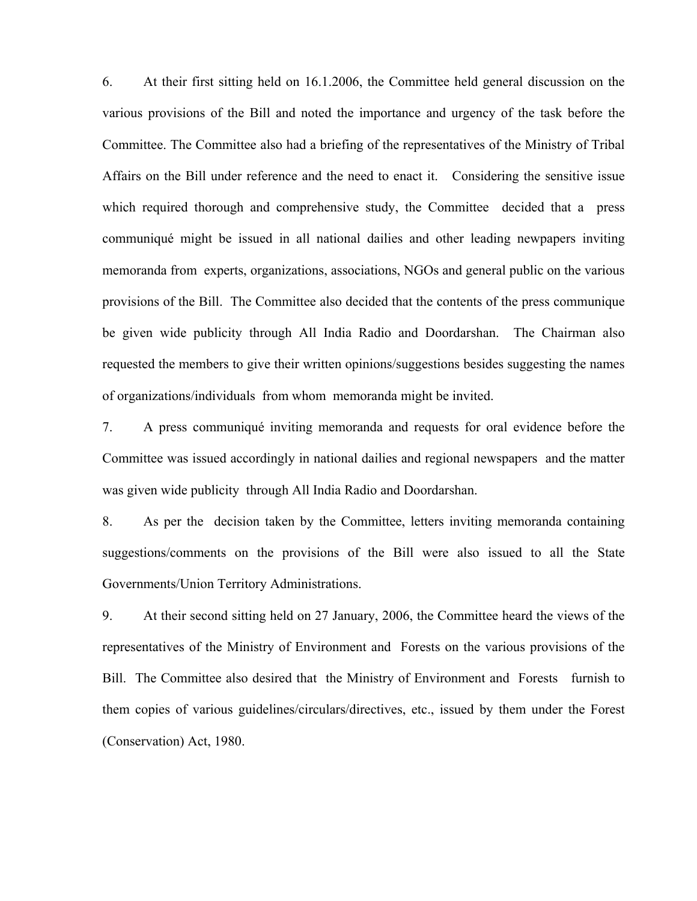6. At their first sitting held on 16.1.2006, the Committee held general discussion on the various provisions of the Bill and noted the importance and urgency of the task before the Committee. The Committee also had a briefing of the representatives of the Ministry of Tribal Affairs on the Bill under reference and the need to enact it. Considering the sensitive issue which required thorough and comprehensive study, the Committee decided that a press communiqué might be issued in all national dailies and other leading newpapers inviting memoranda from experts, organizations, associations, NGOs and general public on the various provisions of the Bill. The Committee also decided that the contents of the press communique be given wide publicity through All India Radio and Doordarshan. The Chairman also requested the members to give their written opinions/suggestions besides suggesting the names of organizations/individuals from whom memoranda might be invited.

7. A press communiqué inviting memoranda and requests for oral evidence before the Committee was issued accordingly in national dailies and regional newspapers and the matter was given wide publicity through All India Radio and Doordarshan.

8. As per the decision taken by the Committee, letters inviting memoranda containing suggestions/comments on the provisions of the Bill were also issued to all the State Governments/Union Territory Administrations.

9. At their second sitting held on 27 January, 2006, the Committee heard the views of the representatives of the Ministry of Environment and Forests on the various provisions of the Bill. The Committee also desired that the Ministry of Environment and Forests furnish to them copies of various guidelines/circulars/directives, etc., issued by them under the Forest (Conservation) Act, 1980.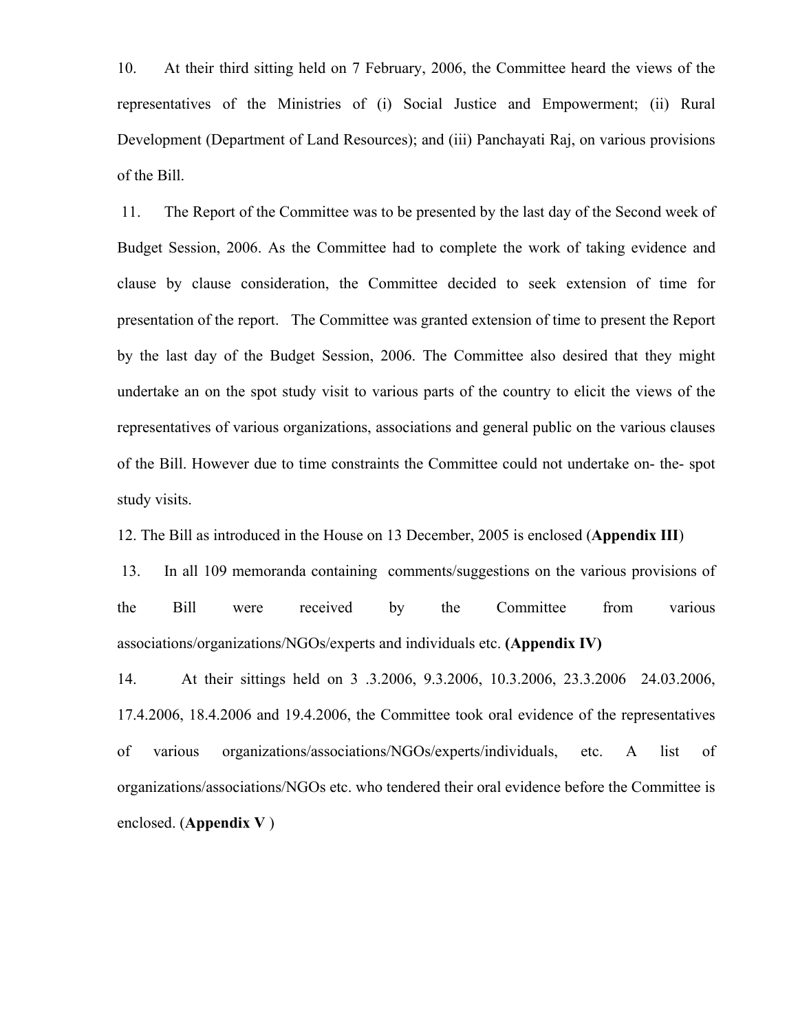10. At their third sitting held on 7 February, 2006, the Committee heard the views of the representatives of the Ministries of (i) Social Justice and Empowerment; (ii) Rural Development (Department of Land Resources); and (iii) Panchayati Raj, on various provisions of the Bill.

11. The Report of the Committee was to be presented by the last day of the Second week of Budget Session, 2006. As the Committee had to complete the work of taking evidence and clause by clause consideration, the Committee decided to seek extension of time for presentation of the report. The Committee was granted extension of time to present the Report by the last day of the Budget Session, 2006. The Committee also desired that they might undertake an on the spot study visit to various parts of the country to elicit the views of the representatives of various organizations, associations and general public on the various clauses of the Bill. However due to time constraints the Committee could not undertake on- the- spot study visits.

12. The Bill as introduced in the House on 13 December, 2005 is enclosed (**Appendix III**)

13. In all 109 memoranda containing comments/suggestions on the various provisions of the Bill were received by the Committee from various associations/organizations/NGOs/experts and individuals etc. **(Appendix IV)**

14. At their sittings held on 3 .3.2006, 9.3.2006, 10.3.2006, 23.3.2006 24.03.2006, 17.4.2006, 18.4.2006 and 19.4.2006, the Committee took oral evidence of the representatives of various organizations/associations/NGOs/experts/individuals, etc. A list of organizations/associations/NGOs etc. who tendered their oral evidence before the Committee is enclosed. (**Appendix V** )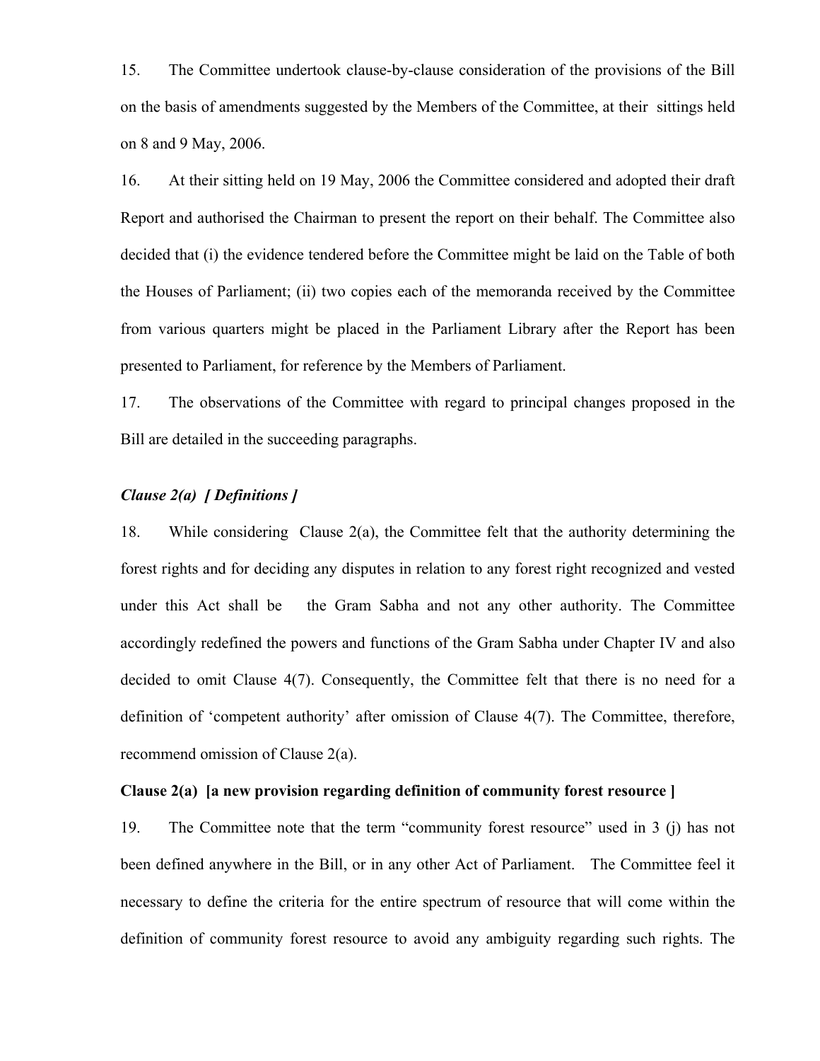15. The Committee undertook clause-by-clause consideration of the provisions of the Bill on the basis of amendments suggested by the Members of the Committee, at their sittings held on 8 and 9 May, 2006.

16. At their sitting held on 19 May, 2006 the Committee considered and adopted their draft Report and authorised the Chairman to present the report on their behalf. The Committee also decided that (i) the evidence tendered before the Committee might be laid on the Table of both the Houses of Parliament; (ii) two copies each of the memoranda received by the Committee from various quarters might be placed in the Parliament Library after the Report has been presented to Parliament, for reference by the Members of Parliament.

17. The observations of the Committee with regard to principal changes proposed in the Bill are detailed in the succeeding paragraphs.

***Clause 2(a) [ Definitions ]***

18. While considering Clause 2(a), the Committee felt that the authority determining the forest rights and for deciding any disputes in relation to any forest right recognized and vested under this Act shall be the Gram Sabha and not any other authority. The Committee accordingly redefined the powers and functions of the Gram Sabha under Chapter IV and also decided to omit Clause 4(7). Consequently, the Committee felt that there is no need for a definition of 'competent authority' after omission of Clause 4(7). The Committee, therefore, recommend omission of Clause 2(a).

**Clause 2(a) [a new provision regarding definition of community forest resource ]**

19. The Committee note that the term "community forest resource" used in 3 (j) has not been defined anywhere in the Bill, or in any other Act of Parliament. The Committee feel it necessary to define the criteria for the entire spectrum of resource that will come within the definition of community forest resource to avoid any ambiguity regarding such rights. The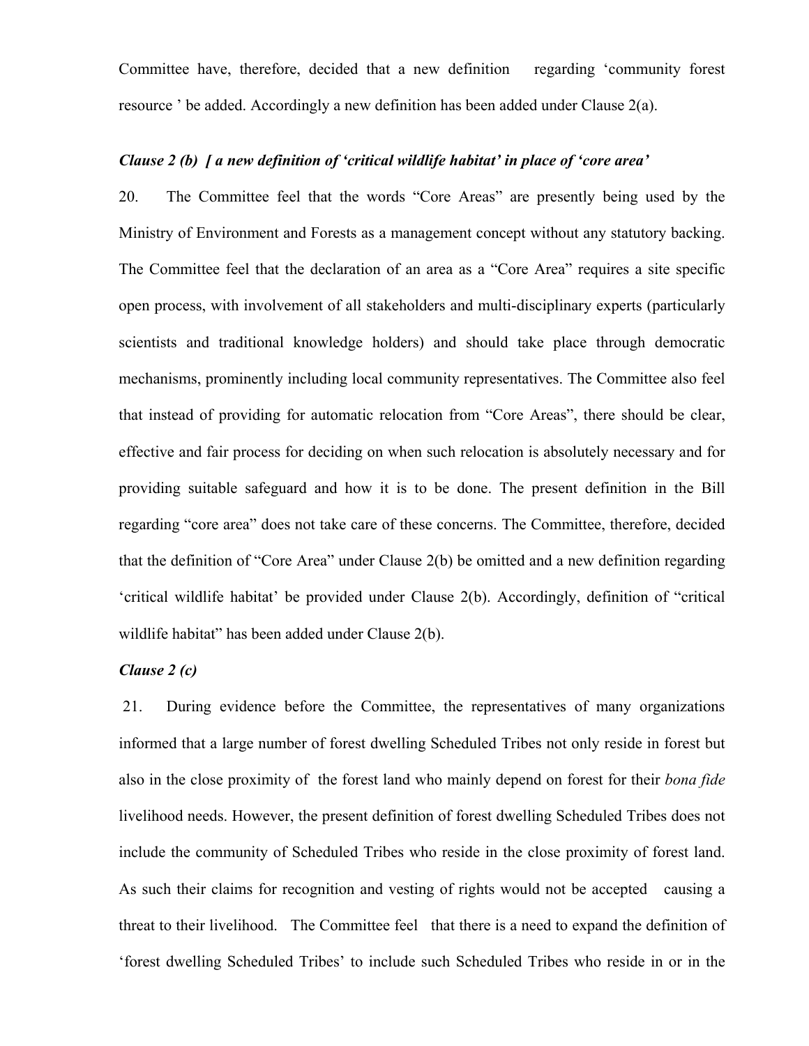Committee have, therefore, decided that a new definition regarding 'community forest resource ' be added. Accordingly a new definition has been added under Clause 2(a).

***Clause 2 (b) [ a new definition of 'critical wildlife habitat' in place of 'core area'***

20. The Committee feel that the words "Core Areas" are presently being used by the Ministry of Environment and Forests as a management concept without any statutory backing. The Committee feel that the declaration of an area as a "Core Area" requires a site specific open process, with involvement of all stakeholders and multi-disciplinary experts (particularly scientists and traditional knowledge holders) and should take place through democratic mechanisms, prominently including local community representatives. The Committee also feel that instead of providing for automatic relocation from "Core Areas", there should be clear, effective and fair process for deciding on when such relocation is absolutely necessary and for providing suitable safeguard and how it is to be done. The present definition in the Bill regarding "core area" does not take care of these concerns. The Committee, therefore, decided that the definition of "Core Area" under Clause 2(b) be omitted and a new definition regarding 'critical wildlife habitat' be provided under Clause 2(b). Accordingly, definition of "critical wildlife habitat" has been added under Clause 2(b).

***Clause 2 (c)***

21. During evidence before the Committee, the representatives of many organizations informed that a large number of forest dwelling Scheduled Tribes not only reside in forest but also in the close proximity of the forest land who mainly depend on forest for their *bona fide* livelihood needs. However, the present definition of forest dwelling Scheduled Tribes does not include the community of Scheduled Tribes who reside in the close proximity of forest land. As such their claims for recognition and vesting of rights would not be accepted causing a threat to their livelihood. The Committee feel that there is a need to expand the definition of 'forest dwelling Scheduled Tribes' to include such Scheduled Tribes who reside in or in the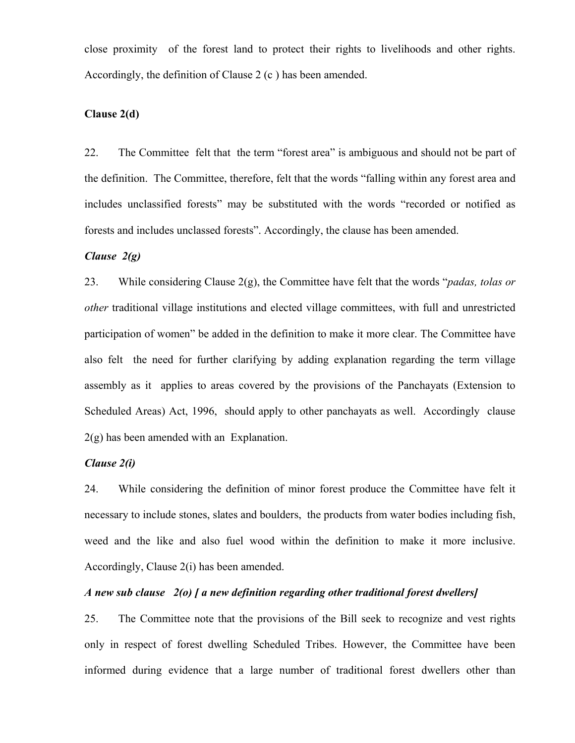close proximity of the forest land to protect their rights to livelihoods and other rights. Accordingly, the definition of Clause 2 (c ) has been amended.

**Clause 2(d)**

22. The Committee felt that the term "forest area" is ambiguous and should not be part of the definition. The Committee, therefore, felt that the words "falling within any forest area and includes unclassified forests" may be substituted with the words "recorded or notified as forests and includes unclassed forests". Accordingly, the clause has been amended.

***Clause 2(g)***

23. While considering Clause 2(g), the Committee have felt that the words "*padas, tolas or other* traditional village institutions and elected village committees, with full and unrestricted participation of women" be added in the definition to make it more clear. The Committee have also felt the need for further clarifying by adding explanation regarding the term village assembly as it applies to areas covered by the provisions of the Panchayats (Extension to Scheduled Areas) Act, 1996, should apply to other panchayats as well. Accordingly clause 2(g) has been amended with an Explanation.

***Clause 2(i)***

24. While considering the definition of minor forest produce the Committee have felt it necessary to include stones, slates and boulders, the products from water bodies including fish, weed and the like and also fuel wood within the definition to make it more inclusive. Accordingly, Clause 2(i) has been amended.

***A new sub clause 2(o) [ a new definition regarding other traditional forest dwellers]***

25. The Committee note that the provisions of the Bill seek to recognize and vest rights only in respect of forest dwelling Scheduled Tribes. However, the Committee have been informed during evidence that a large number of traditional forest dwellers other than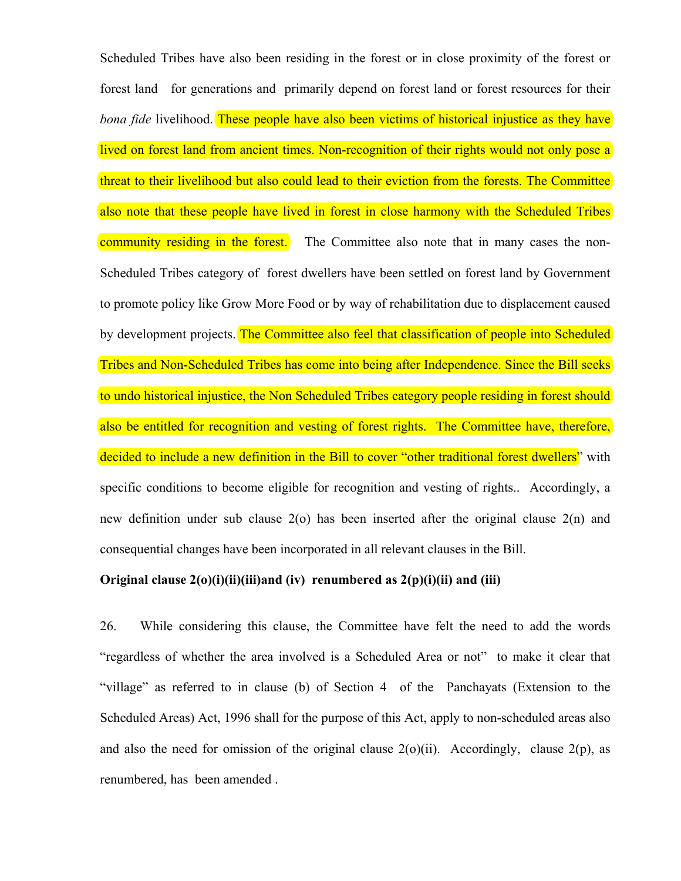Scheduled Tribes have also been residing in the forest or in close proximity of the forest or forest land for generations and primarily depend on forest land or forest resources for their *bona fide* livelihood. These people have also been victims of historical injustice as they have lived on forest land from ancient times. Non-recognition of their rights would not only pose a threat to their livelihood but also could lead to their eviction from the forests. The Committee also note that these people have lived in forest in close harmony with the Scheduled Tribes community residing in the forest. The Committee also note that in many cases the non-Scheduled Tribes category of forest dwellers have been settled on forest land by Government to promote policy like Grow More Food or by way of rehabilitation due to displacement caused by development projects. The Committee also feel that classification of people into Scheduled Tribes and Non-Scheduled Tribes has come into being after Independence. Since the Bill seeks to undo historical injustice, the Non Scheduled Tribes category people residing in forest should also be entitled for recognition and vesting of forest rights. The Committee have, therefore, decided to include a new definition in the Bill to cover "other traditional forest dwellers" with specific conditions to become eligible for recognition and vesting of rights.. Accordingly, a new definition under sub clause 2(o) has been inserted after the original clause 2(n) and consequential changes have been incorporated in all relevant clauses in the Bill.

**Original clause 2(o)(i)(ii)(iii)and (iv) renumbered as 2(p)(i)(ii) and (iii)**

26. While considering this clause, the Committee have felt the need to add the words "regardless of whether the area involved is a Scheduled Area or not" to make it clear that "village" as referred to in clause (b) of Section 4 of the Panchayats (Extension to the Scheduled Areas) Act, 1996 shall for the purpose of this Act, apply to non-scheduled areas also and also the need for omission of the original clause 2(o)(ii). Accordingly, clause 2(p), as renumbered, has been amended .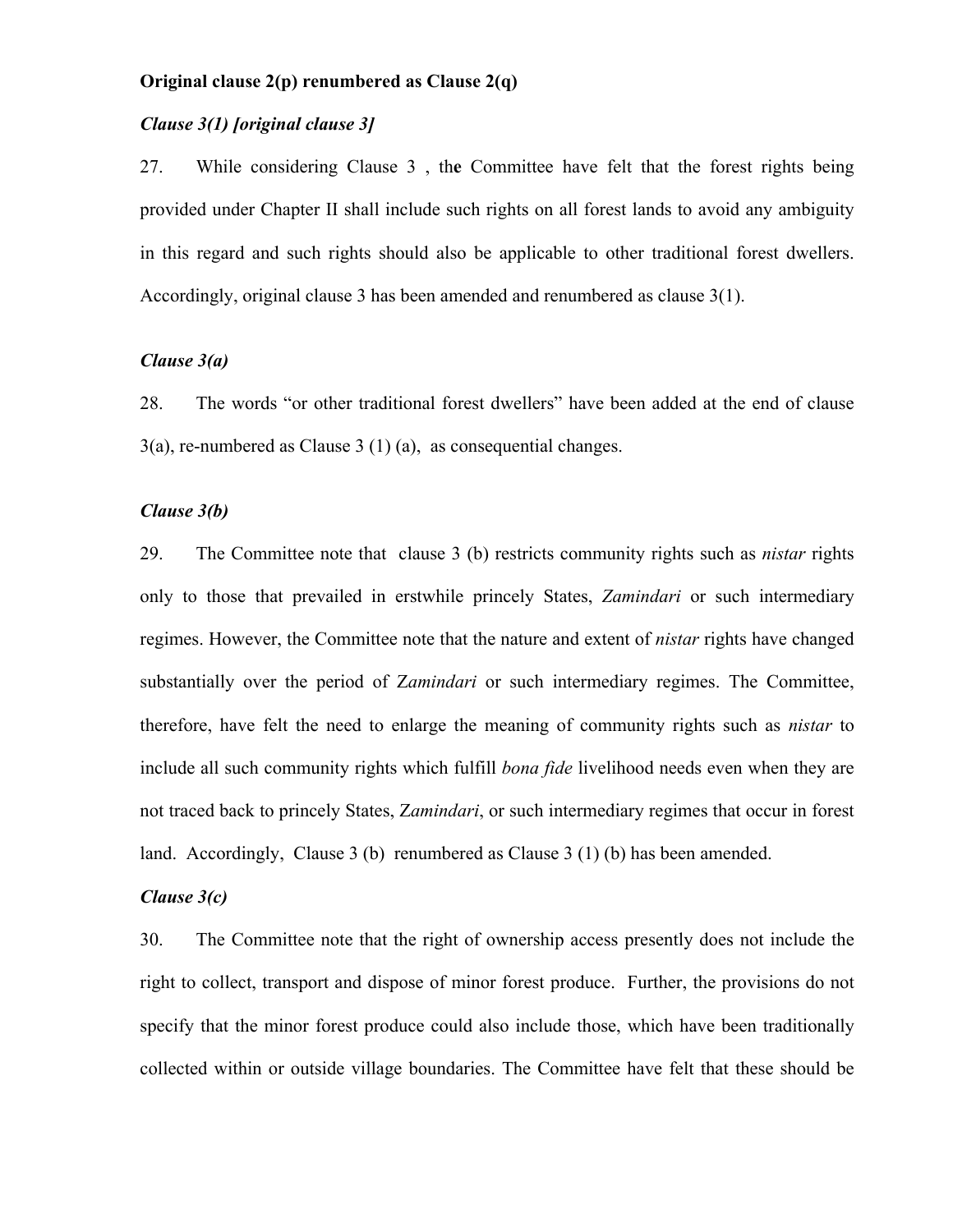**Original clause 2(p) renumbered as Clause 2(q)**

***Clause 3(1) [original clause 3]***

27. While considering Clause 3 , the Committee have felt that the forest rights being provided under Chapter II shall include such rights on all forest lands to avoid any ambiguity in this regard and such rights should also be applicable to other traditional forest dwellers. Accordingly, original clause 3 has been amended and renumbered as clause 3(1).

***Clause 3(a)***

28. The words "or other traditional forest dwellers" have been added at the end of clause 3(a), re-numbered as Clause 3 (1) (a), as consequential changes.

***Clause 3(b)***

29. The Committee note that clause 3 (b) restricts community rights such as *nistar* rights only to those that prevailed in erstwhile princely States, *Zamindari* or such intermediary regimes. However, the Committee note that the nature and extent of *nistar* rights have changed substantially over the period of Z*amindari* or such intermediary regimes. The Committee, therefore, have felt the need to enlarge the meaning of community rights such as *nistar* to include all such community rights which fulfill *bona fide* livelihood needs even when they are not traced back to princely States, Z*amindari*, or such intermediary regimes that occur in forest land. Accordingly, Clause 3 (b) renumbered as Clause 3 (1) (b) has been amended.

***Clause 3(c)***

30. The Committee note that the right of ownership access presently does not include the right to collect, transport and dispose of minor forest produce. Further, the provisions do not specify that the minor forest produce could also include those, which have been traditionally collected within or outside village boundaries. The Committee have felt that these should be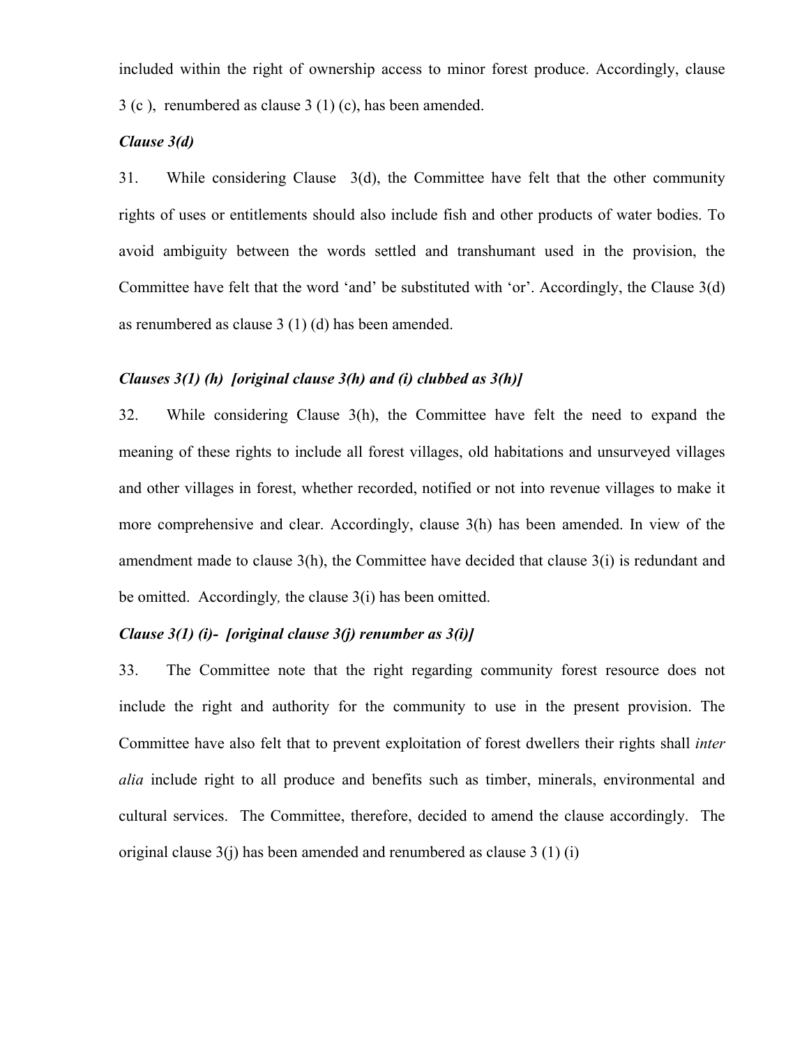included within the right of ownership access to minor forest produce. Accordingly, clause 3 (c ), renumbered as clause 3 (1) (c), has been amended.

***Clause 3(d)***

31. While considering Clause 3(d), the Committee have felt that the other community rights of uses or entitlements should also include fish and other products of water bodies. To avoid ambiguity between the words settled and transhumant used in the provision, the Committee have felt that the word 'and' be substituted with 'or'. Accordingly, the Clause 3(d) as renumbered as clause 3 (1) (d) has been amended.

***Clauses 3(1) (h) [original clause 3(h) and (i) clubbed as 3(h)]***

32. While considering Clause 3(h), the Committee have felt the need to expand the meaning of these rights to include all forest villages, old habitations and unsurveyed villages and other villages in forest, whether recorded, notified or not into revenue villages to make it more comprehensive and clear. Accordingly, clause 3(h) has been amended. In view of the amendment made to clause 3(h), the Committee have decided that clause 3(i) is redundant and be omitted. Accordingly, the clause 3(i) has been omitted.

***Clause 3(1) (i)- [original clause 3(j) renumber as 3(i)]***

33. The Committee note that the right regarding community forest resource does not include the right and authority for the community to use in the present provision. The Committee have also felt that to prevent exploitation of forest dwellers their rights shall *inter alia* include right to all produce and benefits such as timber, minerals, environmental and cultural services. The Committee, therefore, decided to amend the clause accordingly. The original clause 3(j) has been amended and renumbered as clause 3 (1) (i)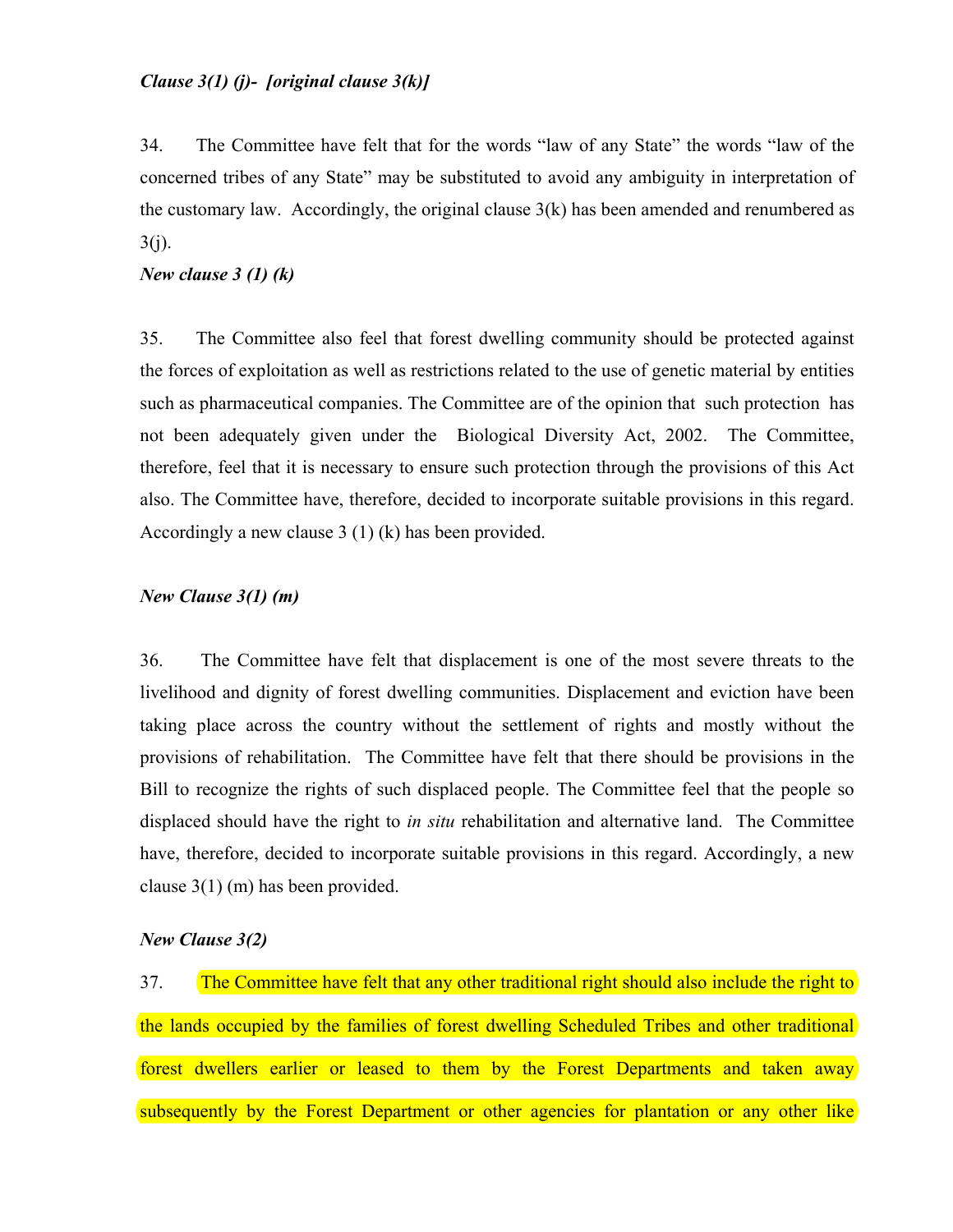***Clause 3(1) (j)- [original clause 3(k)]***

34. The Committee have felt that for the words “law of any State” the words “law of the concerned tribes of any State” may be substituted to avoid any ambiguity in interpretation of the customary law. Accordingly, the original clause 3(k) has been amended and renumbered as 3(j).

***New clause 3 (1) (k)***

35. The Committee also feel that forest dwelling community should be protected against the forces of exploitation as well as restrictions related to the use of genetic material by entities such as pharmaceutical companies. The Committee are of the opinion that such protection has not been adequately given under the Biological Diversity Act, 2002. The Committee, therefore, feel that it is necessary to ensure such protection through the provisions of this Act also. The Committee have, therefore, decided to incorporate suitable provisions in this regard. Accordingly a new clause 3 (1) (k) has been provided.

***New Clause 3(1) (m)***

36. The Committee have felt that displacement is one of the most severe threats to the livelihood and dignity of forest dwelling communities. Displacement and eviction have been taking place across the country without the settlement of rights and mostly without the provisions of rehabilitation. The Committee have felt that there should be provisions in the Bill to recognize the rights of such displaced people. The Committee feel that the people so displaced should have the right to *in situ* rehabilitation and alternative land. The Committee have, therefore, decided to incorporate suitable provisions in this regard. Accordingly, a new clause 3(1) (m) has been provided.

***New Clause 3(2)***

37. The Committee have felt that any other traditional right should also include the right to the lands occupied by the families of forest dwelling Scheduled Tribes and other traditional forest dwellers earlier or leased to them by the Forest Departments and taken away subsequently by the Forest Department or other agencies for plantation or any other like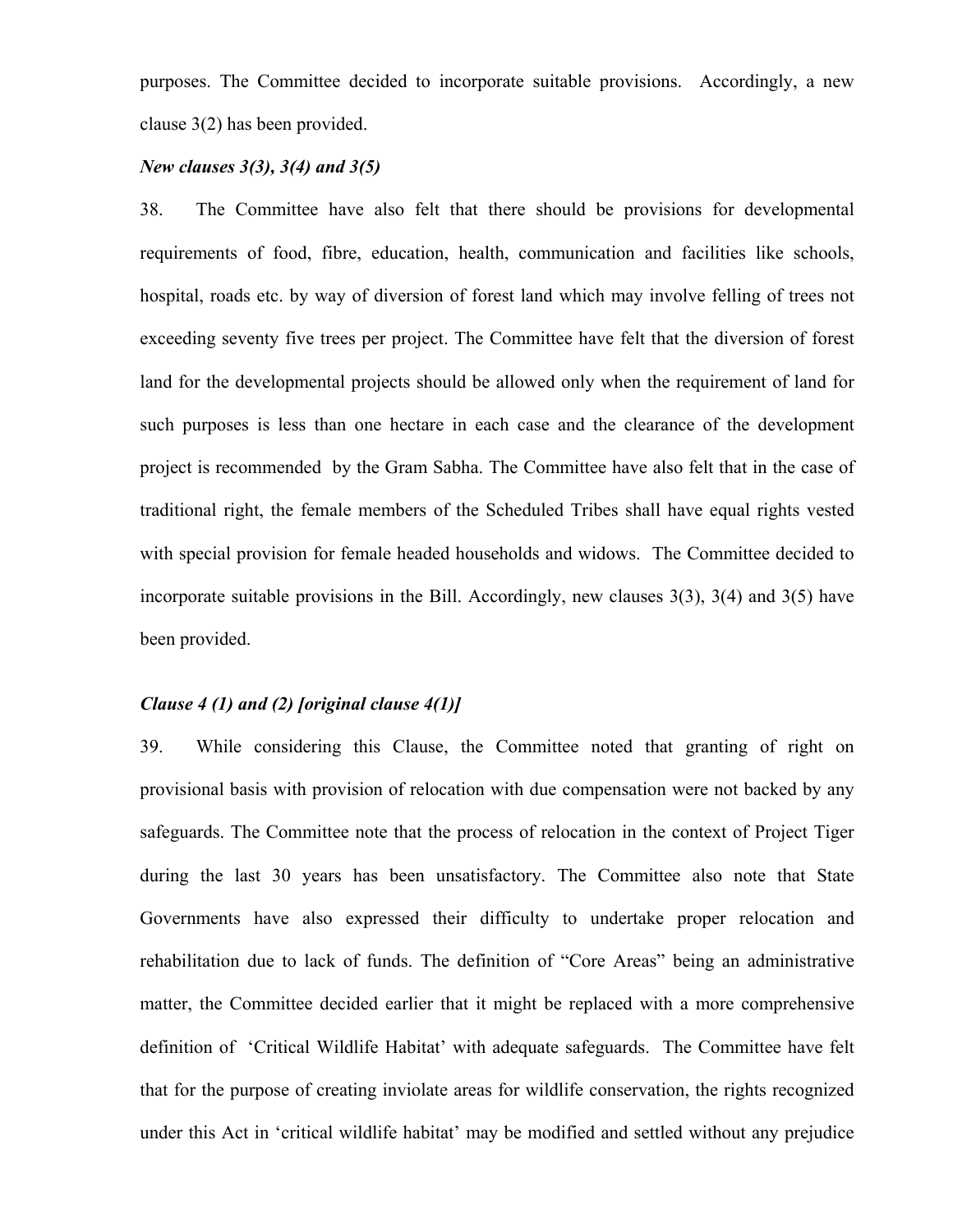purposes. The Committee decided to incorporate suitable provisions. Accordingly, a new clause 3(2) has been provided.

***New clauses 3(3), 3(4) and 3(5)***

38. The Committee have also felt that there should be provisions for developmental requirements of food, fibre, education, health, communication and facilities like schools, hospital, roads etc. by way of diversion of forest land which may involve felling of trees not exceeding seventy five trees per project. The Committee have felt that the diversion of forest land for the developmental projects should be allowed only when the requirement of land for such purposes is less than one hectare in each case and the clearance of the development project is recommended by the Gram Sabha. The Committee have also felt that in the case of traditional right, the female members of the Scheduled Tribes shall have equal rights vested with special provision for female headed households and widows. The Committee decided to incorporate suitable provisions in the Bill. Accordingly, new clauses 3(3), 3(4) and 3(5) have been provided.

***Clause 4 (1) and (2) [original clause 4(1)]***

39. While considering this Clause, the Committee noted that granting of right on provisional basis with provision of relocation with due compensation were not backed by any safeguards. The Committee note that the process of relocation in the context of Project Tiger during the last 30 years has been unsatisfactory. The Committee also note that State Governments have also expressed their difficulty to undertake proper relocation and rehabilitation due to lack of funds. The definition of "Core Areas" being an administrative matter, the Committee decided earlier that it might be replaced with a more comprehensive definition of 'Critical Wildlife Habitat' with adequate safeguards. The Committee have felt that for the purpose of creating inviolate areas for wildlife conservation, the rights recognized under this Act in 'critical wildlife habitat' may be modified and settled without any prejudice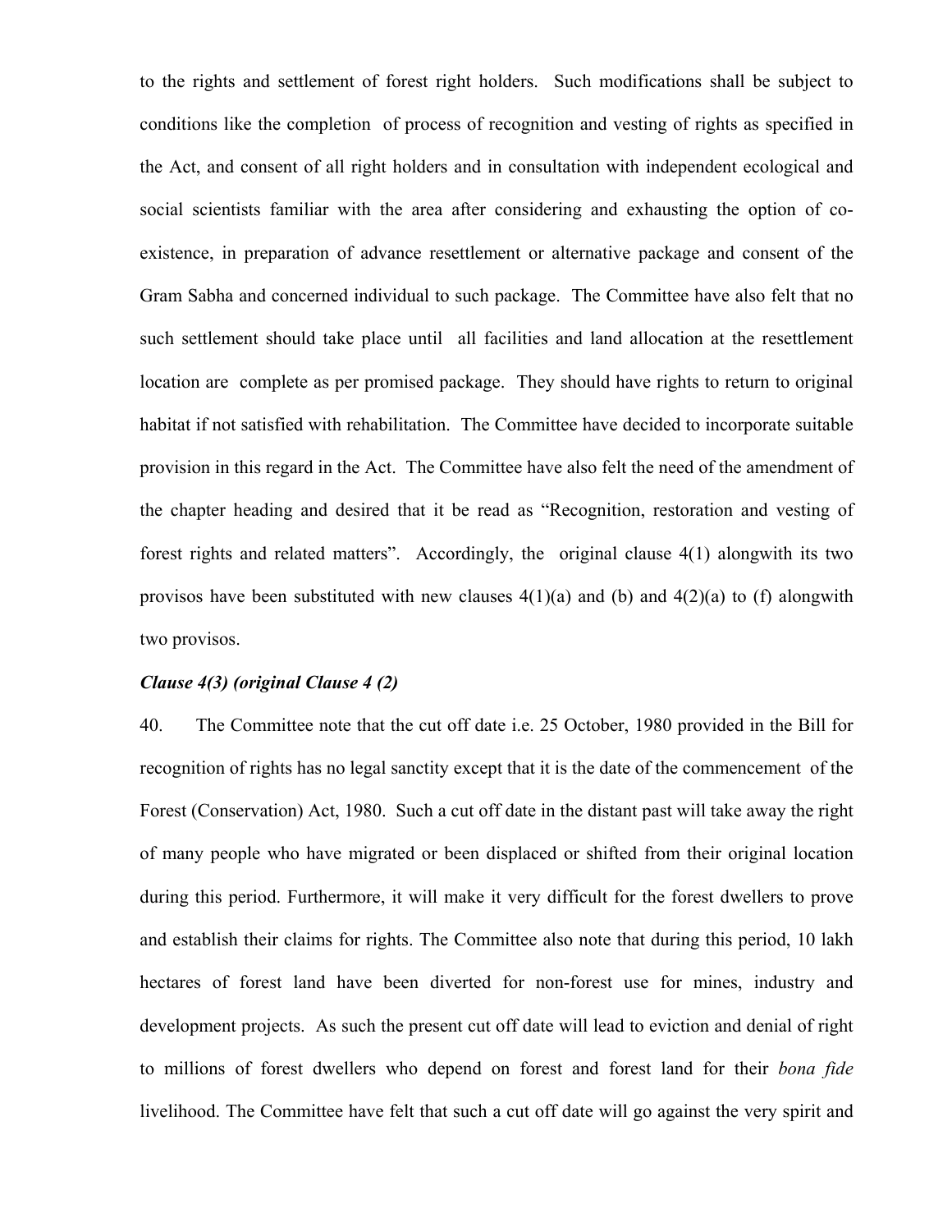to the rights and settlement of forest right holders. Such modifications shall be subject to conditions like the completion of process of recognition and vesting of rights as specified in the Act, and consent of all right holders and in consultation with independent ecological and social scientists familiar with the area after considering and exhausting the option of co-existence, in preparation of advance resettlement or alternative package and consent of the Gram Sabha and concerned individual to such package. The Committee have also felt that no such settlement should take place until all facilities and land allocation at the resettlement location are complete as per promised package. They should have rights to return to original habitat if not satisfied with rehabilitation. The Committee have decided to incorporate suitable provision in this regard in the Act. The Committee have also felt the need of the amendment of the chapter heading and desired that it be read as "Recognition, restoration and vesting of forest rights and related matters". Accordingly, the original clause 4(1) alongwith its two provisos have been substituted with new clauses 4(1)(a) and (b) and 4(2)(a) to (f) alongwith two provisos.

***Clause 4(3) (original Clause 4 (2)***

40. The Committee note that the cut off date i.e. 25 October, 1980 provided in the Bill for recognition of rights has no legal sanctity except that it is the date of the commencement of the Forest (Conservation) Act, 1980. Such a cut off date in the distant past will take away the right of many people who have migrated or been displaced or shifted from their original location during this period. Furthermore, it will make it very difficult for the forest dwellers to prove and establish their claims for rights. The Committee also note that during this period, 10 lakh hectares of forest land have been diverted for non-forest use for mines, industry and development projects. As such the present cut off date will lead to eviction and denial of right to millions of forest dwellers who depend on forest and forest land for their *bona fide* livelihood. The Committee have felt that such a cut off date will go against the very spirit and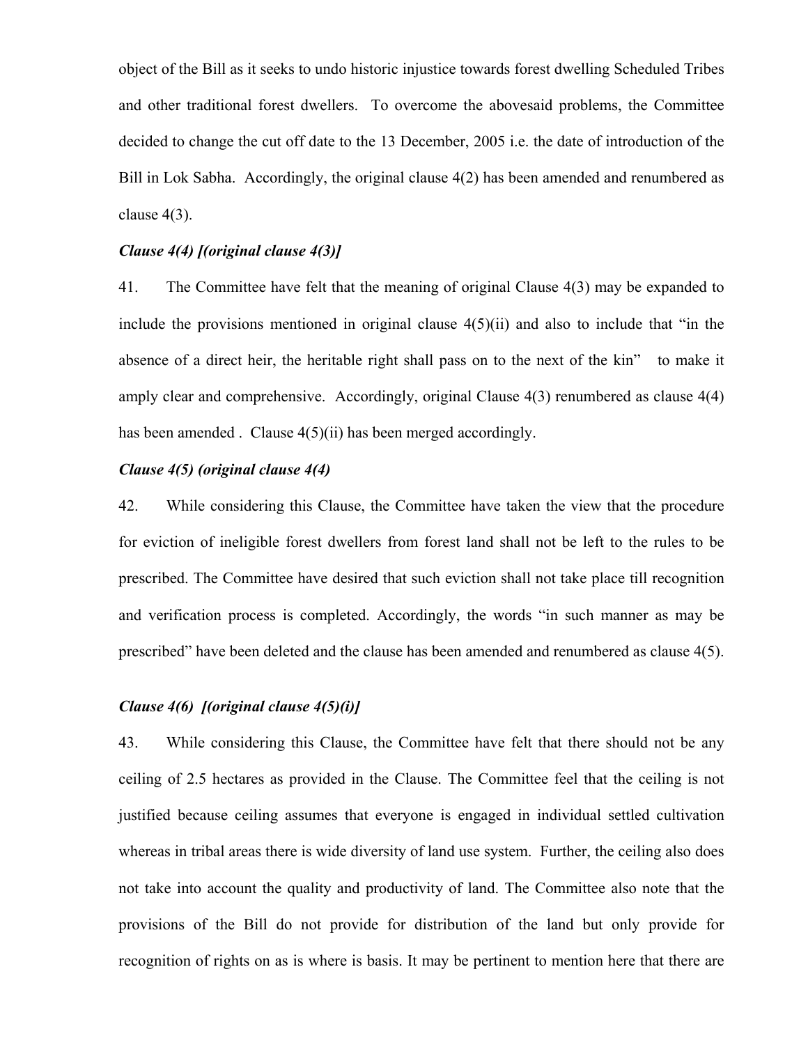object of the Bill as it seeks to undo historic injustice towards forest dwelling Scheduled Tribes and other traditional forest dwellers. To overcome the abovesaid problems, the Committee decided to change the cut off date to the 13 December, 2005 i.e. the date of introduction of the Bill in Lok Sabha. Accordingly, the original clause 4(2) has been amended and renumbered as clause 4(3).

***Clause 4(4) [(original clause 4(3)]***

41. The Committee have felt that the meaning of original Clause 4(3) may be expanded to include the provisions mentioned in original clause 4(5)(ii) and also to include that "in the absence of a direct heir, the heritable right shall pass on to the next of the kin" to make it amply clear and comprehensive. Accordingly, original Clause 4(3) renumbered as clause 4(4) has been amended . Clause 4(5)(ii) has been merged accordingly.

***Clause 4(5) (original clause 4(4)***

42. While considering this Clause, the Committee have taken the view that the procedure for eviction of ineligible forest dwellers from forest land shall not be left to the rules to be prescribed. The Committee have desired that such eviction shall not take place till recognition and verification process is completed. Accordingly, the words "in such manner as may be prescribed" have been deleted and the clause has been amended and renumbered as clause 4(5).

***Clause 4(6) [(original clause 4(5)(i)]***

43. While considering this Clause, the Committee have felt that there should not be any ceiling of 2.5 hectares as provided in the Clause. The Committee feel that the ceiling is not justified because ceiling assumes that everyone is engaged in individual settled cultivation whereas in tribal areas there is wide diversity of land use system. Further, the ceiling also does not take into account the quality and productivity of land. The Committee also note that the provisions of the Bill do not provide for distribution of the land but only provide for recognition of rights on as is where is basis. It may be pertinent to mention here that there are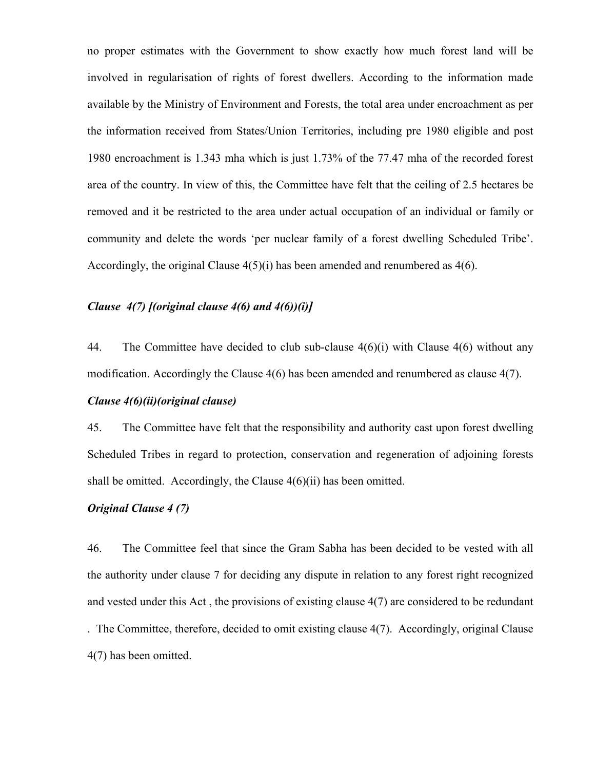no proper estimates with the Government to show exactly how much forest land will be involved in regularisation of rights of forest dwellers. According to the information made available by the Ministry of Environment and Forests, the total area under encroachment as per the information received from States/Union Territories, including pre 1980 eligible and post 1980 encroachment is 1.343 mha which is just 1.73% of the 77.47 mha of the recorded forest area of the country. In view of this, the Committee have felt that the ceiling of 2.5 hectares be removed and it be restricted to the area under actual occupation of an individual or family or community and delete the words 'per nuclear family of a forest dwelling Scheduled Tribe'. Accordingly, the original Clause 4(5)(i) has been amended and renumbered as 4(6).

***Clause 4(7) [(original clause 4(6) and 4(6))(i)]***

44. The Committee have decided to club sub-clause 4(6)(i) with Clause 4(6) without any modification. Accordingly the Clause 4(6) has been amended and renumbered as clause 4(7).

***Clause 4(6)(ii)(original clause)***

45. The Committee have felt that the responsibility and authority cast upon forest dwelling Scheduled Tribes in regard to protection, conservation and regeneration of adjoining forests shall be omitted. Accordingly, the Clause 4(6)(ii) has been omitted.

***Original Clause 4 (7)***

46. The Committee feel that since the Gram Sabha has been decided to be vested with all the authority under clause 7 for deciding any dispute in relation to any forest right recognized and vested under this Act , the provisions of existing clause 4(7) are considered to be redundant . The Committee, therefore, decided to omit existing clause 4(7). Accordingly, original Clause 4(7) has been omitted.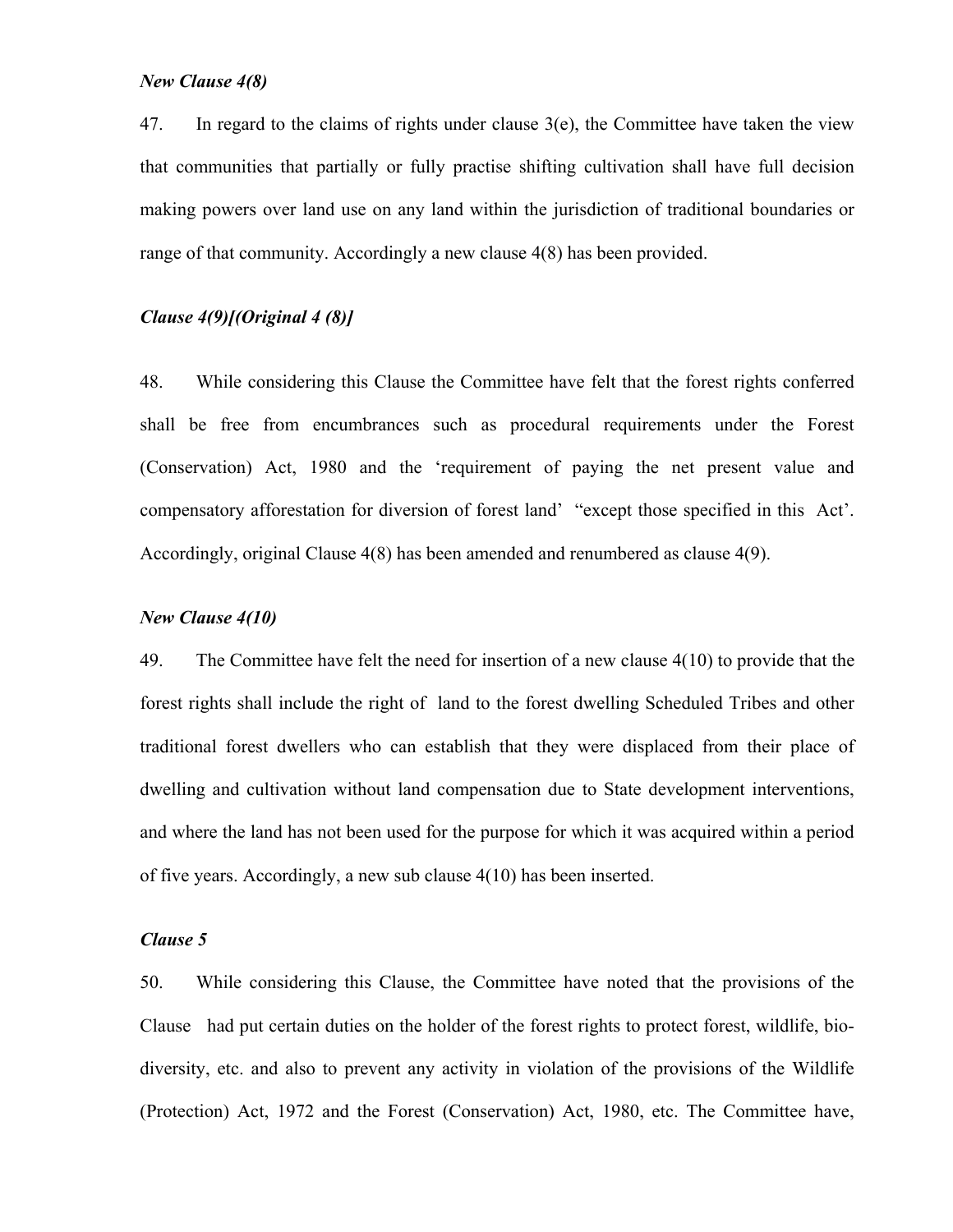*New Clause 4(8)*

47. In regard to the claims of rights under clause 3(e), the Committee have taken the view that communities that partially or fully practise shifting cultivation shall have full decision making powers over land use on any land within the jurisdiction of traditional boundaries or range of that community. Accordingly a new clause 4(8) has been provided.

*Clause 4(9)[(Original 4 (8)]*

48. While considering this Clause the Committee have felt that the forest rights conferred shall be free from encumbrances such as procedural requirements under the Forest (Conservation) Act, 1980 and the 'requirement of paying the net present value and compensatory afforestation for diversion of forest land' "except those specified in this Act'. Accordingly, original Clause 4(8) has been amended and renumbered as clause 4(9).

*New Clause 4(10)*

49. The Committee have felt the need for insertion of a new clause 4(10) to provide that the forest rights shall include the right of land to the forest dwelling Scheduled Tribes and other traditional forest dwellers who can establish that they were displaced from their place of dwelling and cultivation without land compensation due to State development interventions, and where the land has not been used for the purpose for which it was acquired within a period of five years. Accordingly, a new sub clause 4(10) has been inserted.

*Clause 5*

50. While considering this Clause, the Committee have noted that the provisions of the Clause had put certain duties on the holder of the forest rights to protect forest, wildlife, bio-diversity, etc. and also to prevent any activity in violation of the provisions of the Wildlife (Protection) Act, 1972 and the Forest (Conservation) Act, 1980, etc. The Committee have,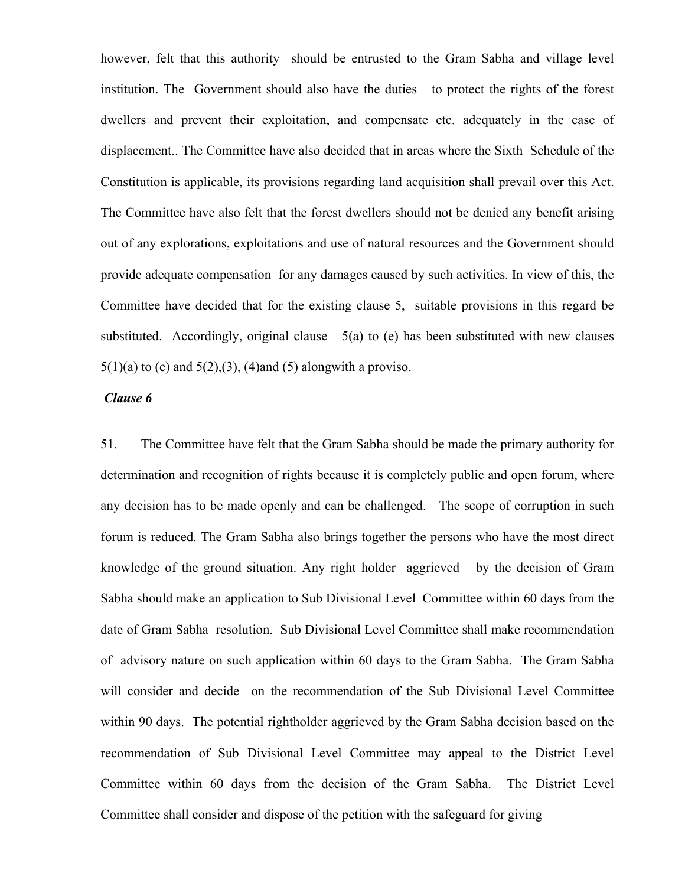however, felt that this authority should be entrusted to the Gram Sabha and village level institution. The Government should also have the duties to protect the rights of the forest dwellers and prevent their exploitation, and compensate etc. adequately in the case of displacement.. The Committee have also decided that in areas where the Sixth Schedule of the Constitution is applicable, its provisions regarding land acquisition shall prevail over this Act. The Committee have also felt that the forest dwellers should not be denied any benefit arising out of any explorations, exploitations and use of natural resources and the Government should provide adequate compensation for any damages caused by such activities. In view of this, the Committee have decided that for the existing clause 5, suitable provisions in this regard be substituted. Accordingly, original clause 5(a) to (e) has been substituted with new clauses 5(1)(a) to (e) and 5(2),(3), (4)and (5) alongwith a proviso.

***Clause 6***

51. The Committee have felt that the Gram Sabha should be made the primary authority for determination and recognition of rights because it is completely public and open forum, where any decision has to be made openly and can be challenged. The scope of corruption in such forum is reduced. The Gram Sabha also brings together the persons who have the most direct knowledge of the ground situation. Any right holder aggrieved by the decision of Gram Sabha should make an application to Sub Divisional Level Committee within 60 days from the date of Gram Sabha resolution. Sub Divisional Level Committee shall make recommendation of advisory nature on such application within 60 days to the Gram Sabha. The Gram Sabha will consider and decide on the recommendation of the Sub Divisional Level Committee within 90 days. The potential rightholder aggrieved by the Gram Sabha decision based on the recommendation of Sub Divisional Level Committee may appeal to the District Level Committee within 60 days from the decision of the Gram Sabha. The District Level Committee shall consider and dispose of the petition with the safeguard for giving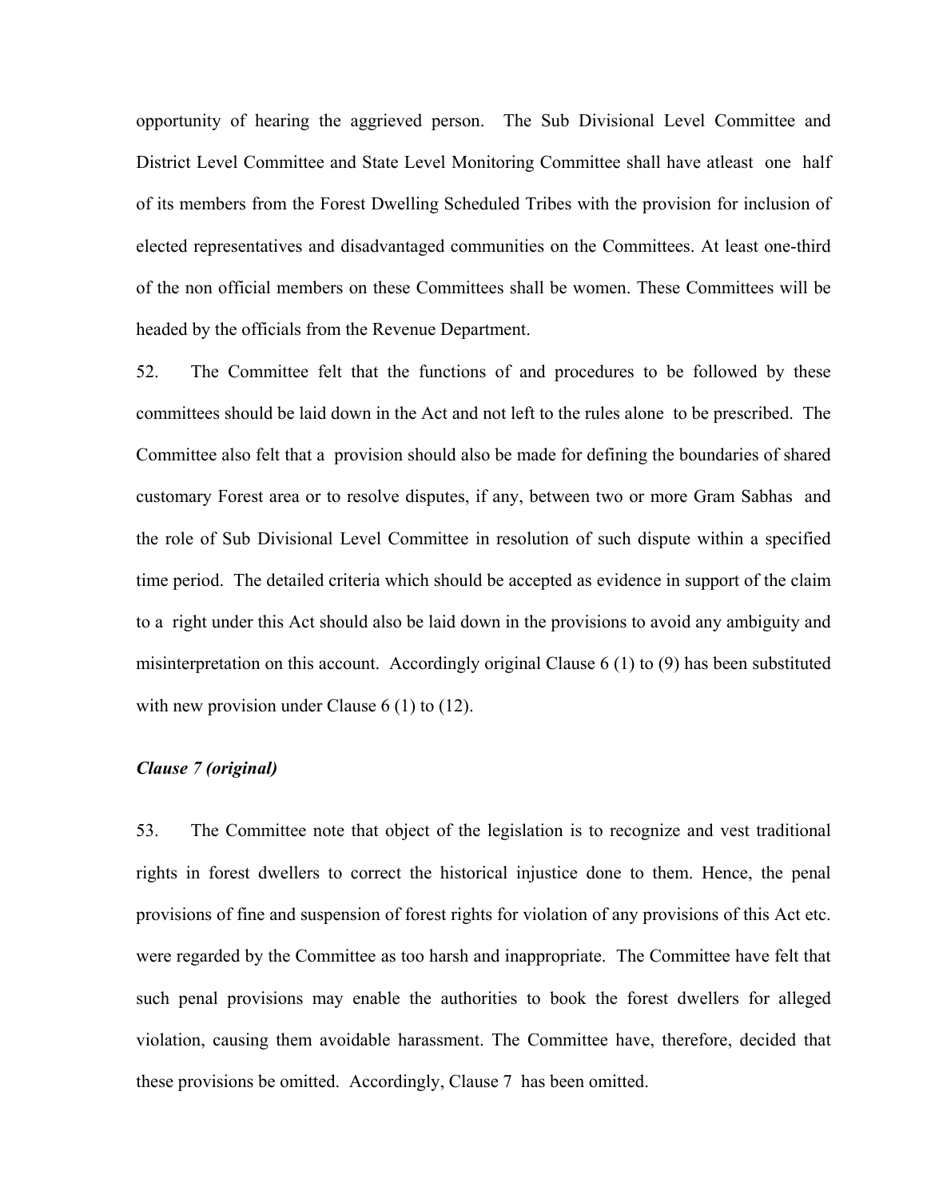opportunity of hearing the aggrieved person. The Sub Divisional Level Committee and District Level Committee and State Level Monitoring Committee shall have atleast one half of its members from the Forest Dwelling Scheduled Tribes with the provision for inclusion of elected representatives and disadvantaged communities on the Committees. At least one-third of the non official members on these Committees shall be women. These Committees will be headed by the officials from the Revenue Department.

52. The Committee felt that the functions of and procedures to be followed by these committees should be laid down in the Act and not left to the rules alone to be prescribed. The Committee also felt that a provision should also be made for defining the boundaries of shared customary Forest area or to resolve disputes, if any, between two or more Gram Sabhas and the role of Sub Divisional Level Committee in resolution of such dispute within a specified time period. The detailed criteria which should be accepted as evidence in support of the claim to a right under this Act should also be laid down in the provisions to avoid any ambiguity and misinterpretation on this account. Accordingly original Clause 6 (1) to (9) has been substituted with new provision under Clause 6 (1) to (12).

***Clause 7 (original)***

53. The Committee note that object of the legislation is to recognize and vest traditional rights in forest dwellers to correct the historical injustice done to them. Hence, the penal provisions of fine and suspension of forest rights for violation of any provisions of this Act etc. were regarded by the Committee as too harsh and inappropriate. The Committee have felt that such penal provisions may enable the authorities to book the forest dwellers for alleged violation, causing them avoidable harassment. The Committee have, therefore, decided that these provisions be omitted. Accordingly, Clause 7 has been omitted.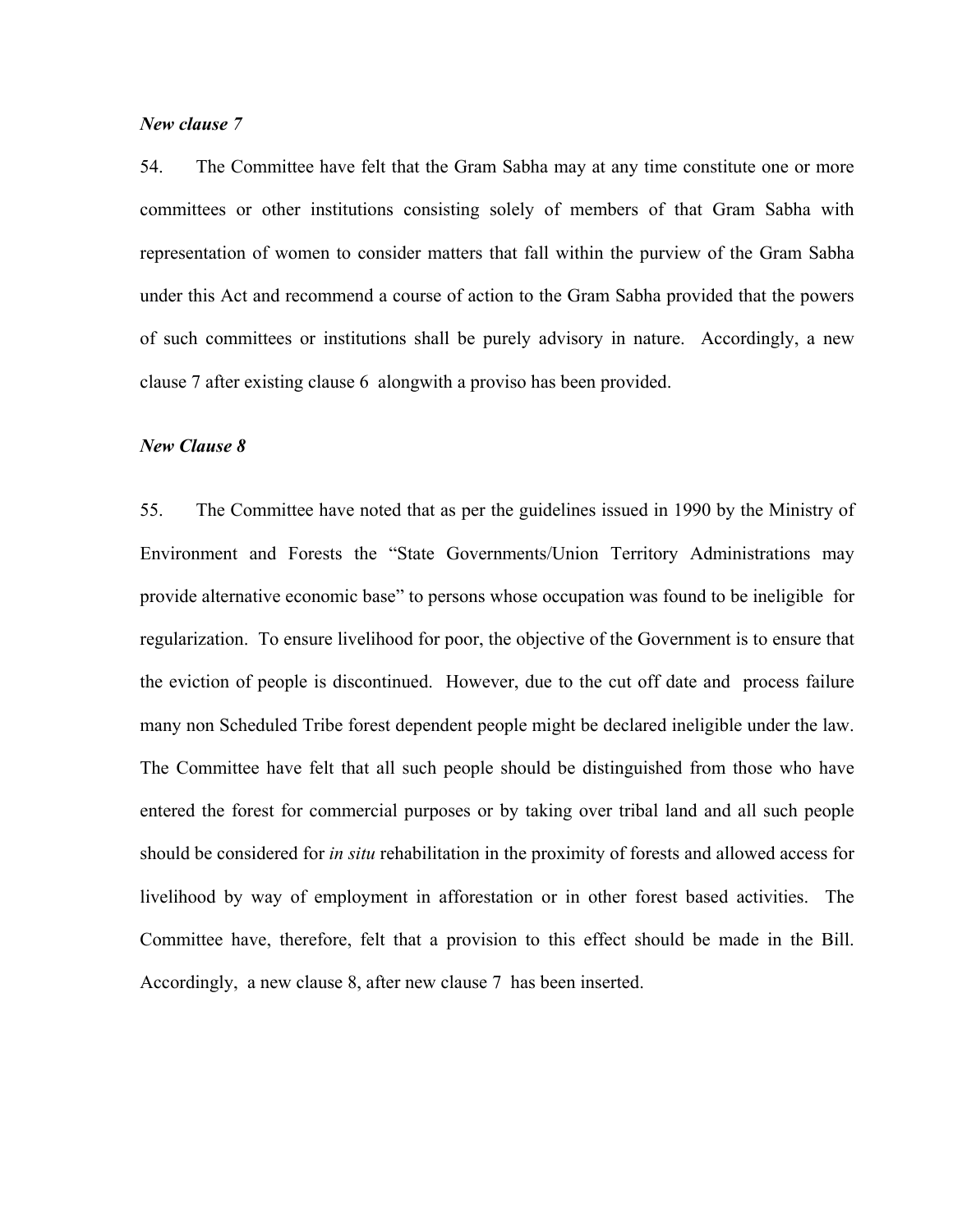*New clause 7*

54. The Committee have felt that the Gram Sabha may at any time constitute one or more committees or other institutions consisting solely of members of that Gram Sabha with representation of women to consider matters that fall within the purview of the Gram Sabha under this Act and recommend a course of action to the Gram Sabha provided that the powers of such committees or institutions shall be purely advisory in nature. Accordingly, a new clause 7 after existing clause 6 alongwith a proviso has been provided.

*New Clause 8*

55. The Committee have noted that as per the guidelines issued in 1990 by the Ministry of Environment and Forests the "State Governments/Union Territory Administrations may provide alternative economic base" to persons whose occupation was found to be ineligible for regularization. To ensure livelihood for poor, the objective of the Government is to ensure that the eviction of people is discontinued. However, due to the cut off date and process failure many non Scheduled Tribe forest dependent people might be declared ineligible under the law. The Committee have felt that all such people should be distinguished from those who have entered the forest for commercial purposes or by taking over tribal land and all such people should be considered for *in situ* rehabilitation in the proximity of forests and allowed access for livelihood by way of employment in afforestation or in other forest based activities. The Committee have, therefore, felt that a provision to this effect should be made in the Bill. Accordingly, a new clause 8, after new clause 7 has been inserted.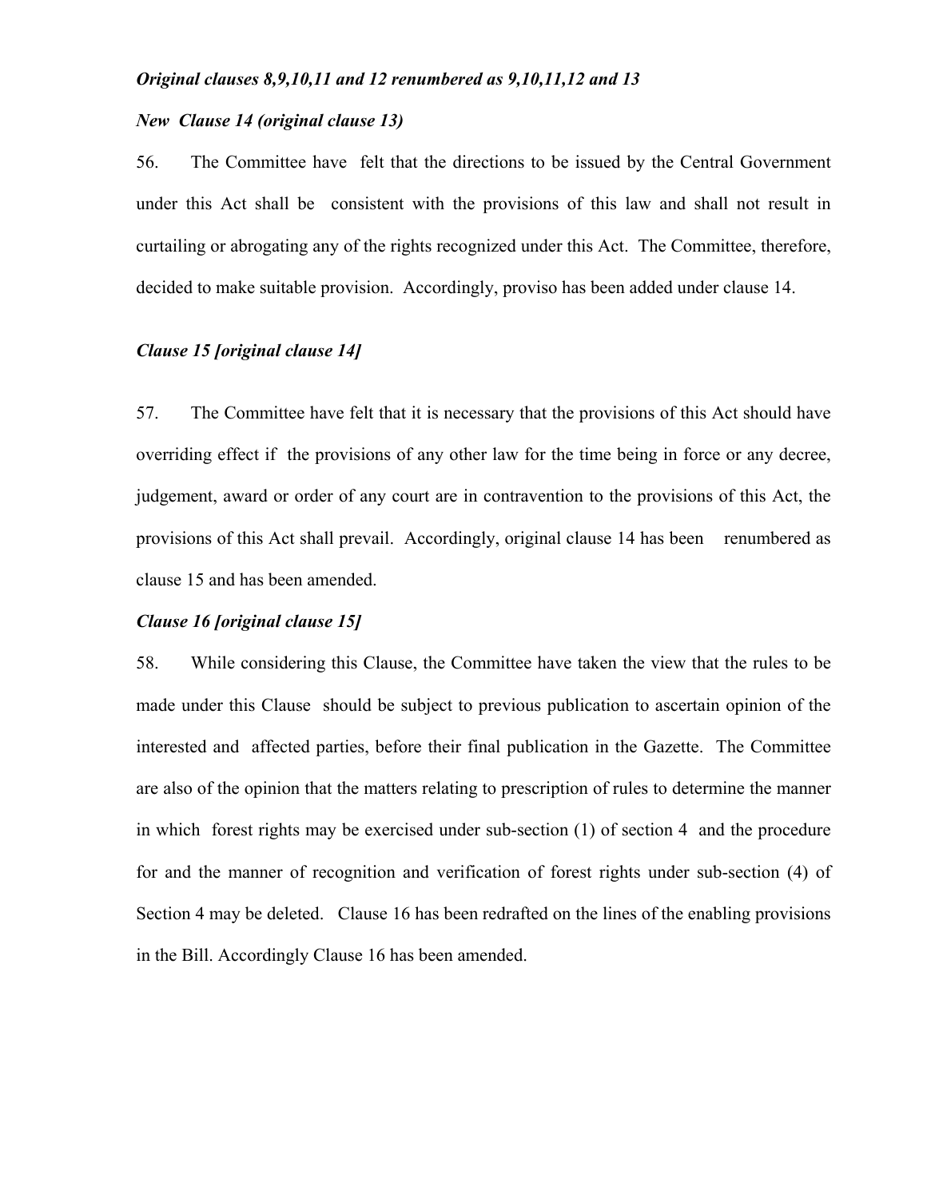*Original clauses 8,9,10,11 and 12 renumbered as 9,10,11,12 and 13*

*New Clause 14 (original clause 13)*

56. The Committee have felt that the directions to be issued by the Central Government under this Act shall be consistent with the provisions of this law and shall not result in curtailing or abrogating any of the rights recognized under this Act. The Committee, therefore, decided to make suitable provision. Accordingly, proviso has been added under clause 14.

*Clause 15 [original clause 14]*

57. The Committee have felt that it is necessary that the provisions of this Act should have overriding effect if the provisions of any other law for the time being in force or any decree, judgement, award or order of any court are in contravention to the provisions of this Act, the provisions of this Act shall prevail. Accordingly, original clause 14 has been renumbered as clause 15 and has been amended.

*Clause 16 [original clause 15]*

58. While considering this Clause, the Committee have taken the view that the rules to be made under this Clause should be subject to previous publication to ascertain opinion of the interested and affected parties, before their final publication in the Gazette. The Committee are also of the opinion that the matters relating to prescription of rules to determine the manner in which forest rights may be exercised under sub-section (1) of section 4 and the procedure for and the manner of recognition and verification of forest rights under sub-section (4) of Section 4 may be deleted. Clause 16 has been redrafted on the lines of the enabling provisions in the Bill. Accordingly Clause 16 has been amended.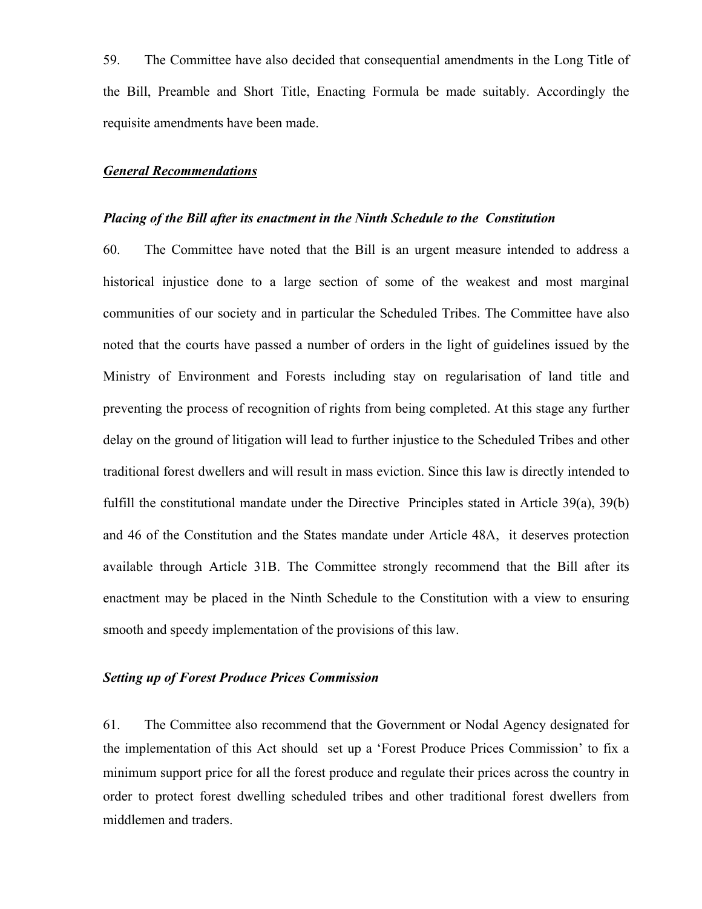59. The Committee have also decided that consequential amendments in the Long Title of the Bill, Preamble and Short Title, Enacting Formula be made suitably. Accordingly the requisite amendments have been made.

***General Recommendations***

***Placing of the Bill after its enactment in the Ninth Schedule to the Constitution***

60. The Committee have noted that the Bill is an urgent measure intended to address a historical injustice done to a large section of some of the weakest and most marginal communities of our society and in particular the Scheduled Tribes. The Committee have also noted that the courts have passed a number of orders in the light of guidelines issued by the Ministry of Environment and Forests including stay on regularisation of land title and preventing the process of recognition of rights from being completed. At this stage any further delay on the ground of litigation will lead to further injustice to the Scheduled Tribes and other traditional forest dwellers and will result in mass eviction. Since this law is directly intended to fulfill the constitutional mandate under the Directive Principles stated in Article 39(a), 39(b) and 46 of the Constitution and the States mandate under Article 48A, it deserves protection available through Article 31B. The Committee strongly recommend that the Bill after its enactment may be placed in the Ninth Schedule to the Constitution with a view to ensuring smooth and speedy implementation of the provisions of this law.

***Setting up of Forest Produce Prices Commission***

61. The Committee also recommend that the Government or Nodal Agency designated for the implementation of this Act should set up a 'Forest Produce Prices Commission' to fix a minimum support price for all the forest produce and regulate their prices across the country in order to protect forest dwelling scheduled tribes and other traditional forest dwellers from middlemen and traders.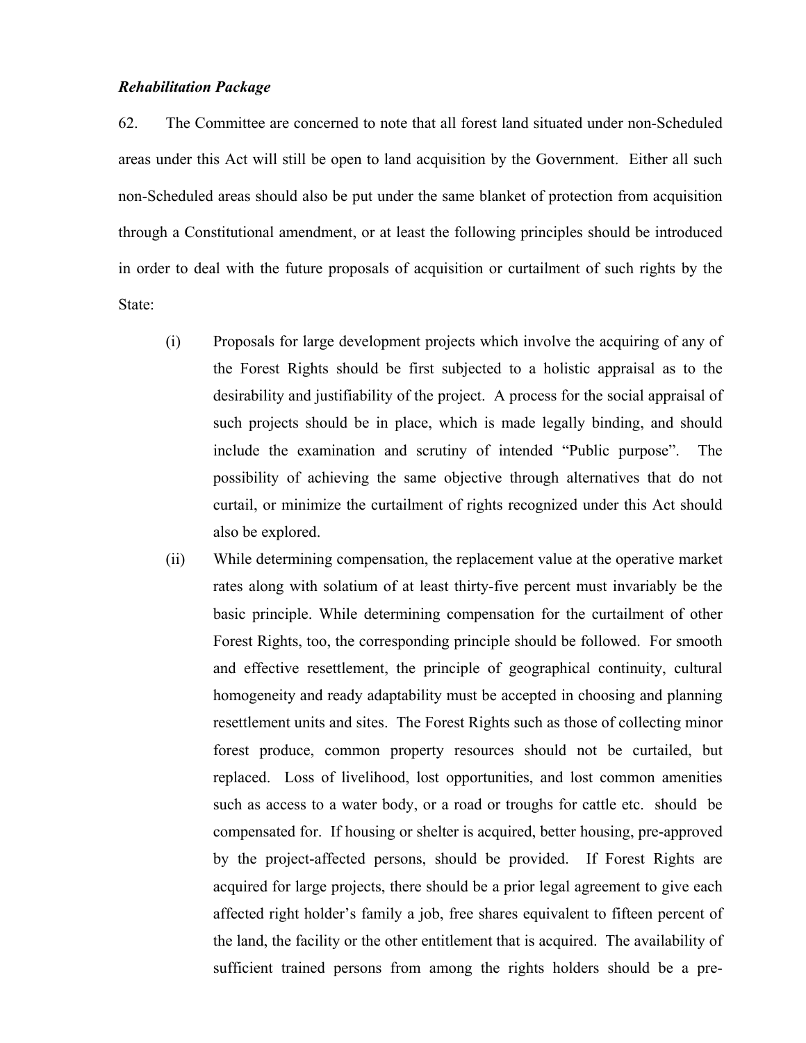***Rehabilitation Package***

62. The Committee are concerned to note that all forest land situated under non-Scheduled areas under this Act will still be open to land acquisition by the Government. Either all such non-Scheduled areas should also be put under the same blanket of protection from acquisition through a Constitutional amendment, or at least the following principles should be introduced in order to deal with the future proposals of acquisition or curtailment of such rights by the State:

(i) Proposals for large development projects which involve the acquiring of any of the Forest Rights should be first subjected to a holistic appraisal as to the desirability and justifiability of the project. A process for the social appraisal of such projects should be in place, which is made legally binding, and should include the examination and scrutiny of intended "Public purpose". The possibility of achieving the same objective through alternatives that do not curtail, or minimize the curtailment of rights recognized under this Act should also be explored.

(ii) While determining compensation, the replacement value at the operative market rates along with solatium of at least thirty-five percent must invariably be the basic principle. While determining compensation for the curtailment of other Forest Rights, too, the corresponding principle should be followed. For smooth and effective resettlement, the principle of geographical continuity, cultural homogeneity and ready adaptability must be accepted in choosing and planning resettlement units and sites. The Forest Rights such as those of collecting minor forest produce, common property resources should not be curtailed, but replaced. Loss of livelihood, lost opportunities, and lost common amenities such as access to a water body, or a road or troughs for cattle etc. should be compensated for. If housing or shelter is acquired, better housing, pre-approved by the project-affected persons, should be provided. If Forest Rights are acquired for large projects, there should be a prior legal agreement to give each affected right holder's family a job, free shares equivalent to fifteen percent of the land, the facility or the other entitlement that is acquired. The availability of sufficient trained persons from among the rights holders should be a pre-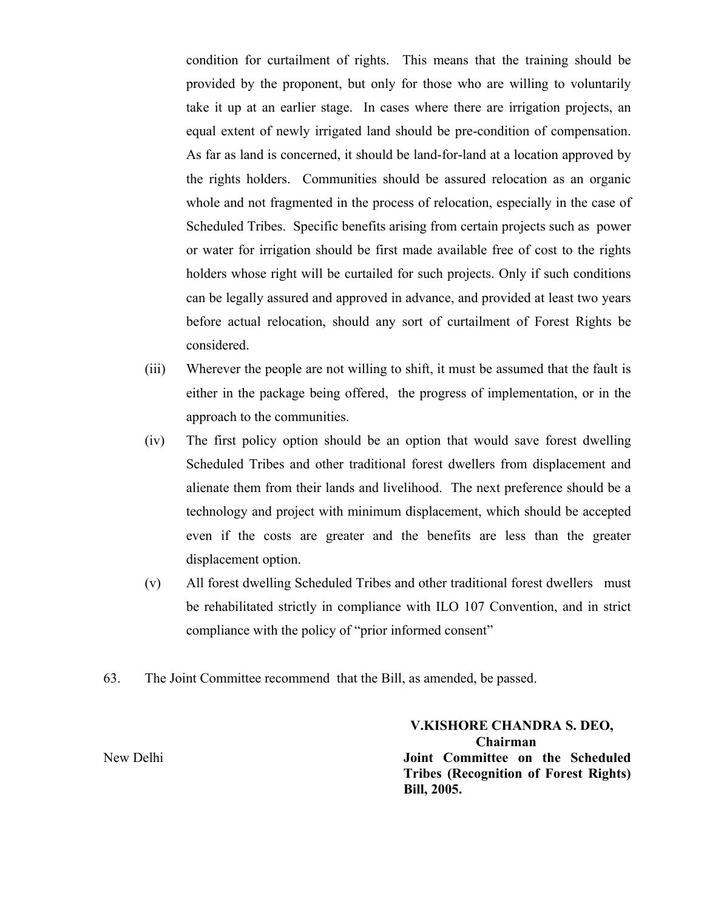condition for curtailment of rights. This means that the training should be provided by the proponent, but only for those who are willing to voluntarily take it up at an earlier stage. In cases where there are irrigation projects, an equal extent of newly irrigated land should be pre-condition of compensation. As far as land is concerned, it should be land-for-land at a location approved by the rights holders. Communities should be assured relocation as an organic whole and not fragmented in the process of relocation, especially in the case of Scheduled Tribes. Specific benefits arising from certain projects such as power or water for irrigation should be first made available free of cost to the rights holders whose right will be curtailed for such projects. Only if such conditions can be legally assured and approved in advance, and provided at least two years before actual relocation, should any sort of curtailment of Forest Rights be considered.

(iii) Wherever the people are not willing to shift, it must be assumed that the fault is either in the package being offered, the progress of implementation, or in the approach to the communities.

(iv) The first policy option should be an option that would save forest dwelling Scheduled Tribes and other traditional forest dwellers from displacement and alienate them from their lands and livelihood. The next preference should be a technology and project with minimum displacement, which should be accepted even if the costs are greater and the benefits are less than the greater displacement option.

(v) All forest dwelling Scheduled Tribes and other traditional forest dwellers must be rehabilitated strictly in compliance with ILO 107 Convention, and in strict compliance with the policy of "prior informed consent"

63. The Joint Committee recommend that the Bill, as amended, be passed.

New Delhi

**V.KISHORE CHANDRA S. DEO,**
**Chairman**
**Joint Committee on the Scheduled Tribes (Recognition of Forest Rights) Bill, 2005.**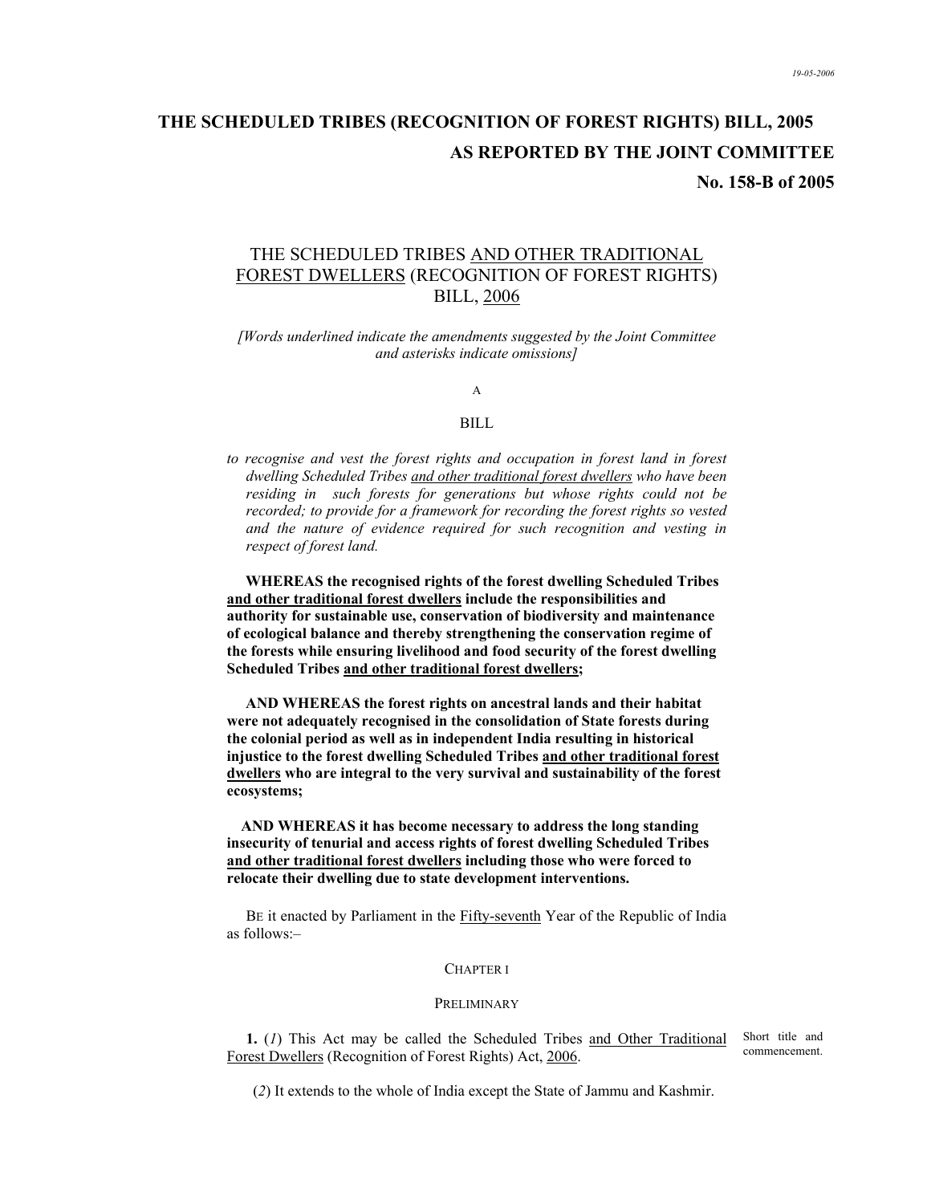19-05-2006

# THE SCHEDULED TRIBES (RECOGNITION OF FOREST RIGHTS) BILL, 2005

## AS REPORTED BY THE JOINT COMMITTEE

## No. 158-B of 2005

THE SCHEDULED TRIBES AND OTHER TRADITIONAL FOREST DWELLERS (RECOGNITION OF FOREST RIGHTS) BILL, 2006

*[Words underlined indicate the amendments suggested by the Joint Committee and asterisks indicate omissions]*

A

BILL

*to recognise and vest the forest rights and occupation in forest land in forest dwelling Scheduled Tribes and other traditional forest dwellers who have been residing in such forests for generations but whose rights could not be recorded; to provide for a framework for recording the forest rights so vested and the nature of evidence required for such recognition and vesting in respect of forest land.*

**WHEREAS the recognised rights of the forest dwelling Scheduled Tribes and other traditional forest dwellers include the responsibilities and authority for sustainable use, conservation of biodiversity and maintenance of ecological balance and thereby strengthening the conservation regime of the forests while ensuring livelihood and food security of the forest dwelling Scheduled Tribes and other traditional forest dwellers;**

**AND WHEREAS the forest rights on ancestral lands and their habitat were not adequately recognised in the consolidation of State forests during the colonial period as well as in independent India resulting in historical injustice to the forest dwelling Scheduled Tribes and other traditional forest dwellers who are integral to the very survival and sustainability of the forest ecosystems;**

**AND WHEREAS it has become necessary to address the long standing insecurity of tenurial and access rights of forest dwelling Scheduled Tribes and other traditional forest dwellers including those who were forced to relocate their dwelling due to state development interventions.**

BE it enacted by Parliament in the Fifty-seventh Year of the Republic of India as follows:–

CHAPTER I

PRELIMINARY

Short title and commencement.

**1.** (*1*) This Act may be called the Scheduled Tribes and Other Traditional Forest Dwellers (Recognition of Forest Rights) Act, 2006.

(*2*) It extends to the whole of India except the State of Jammu and Kashmir.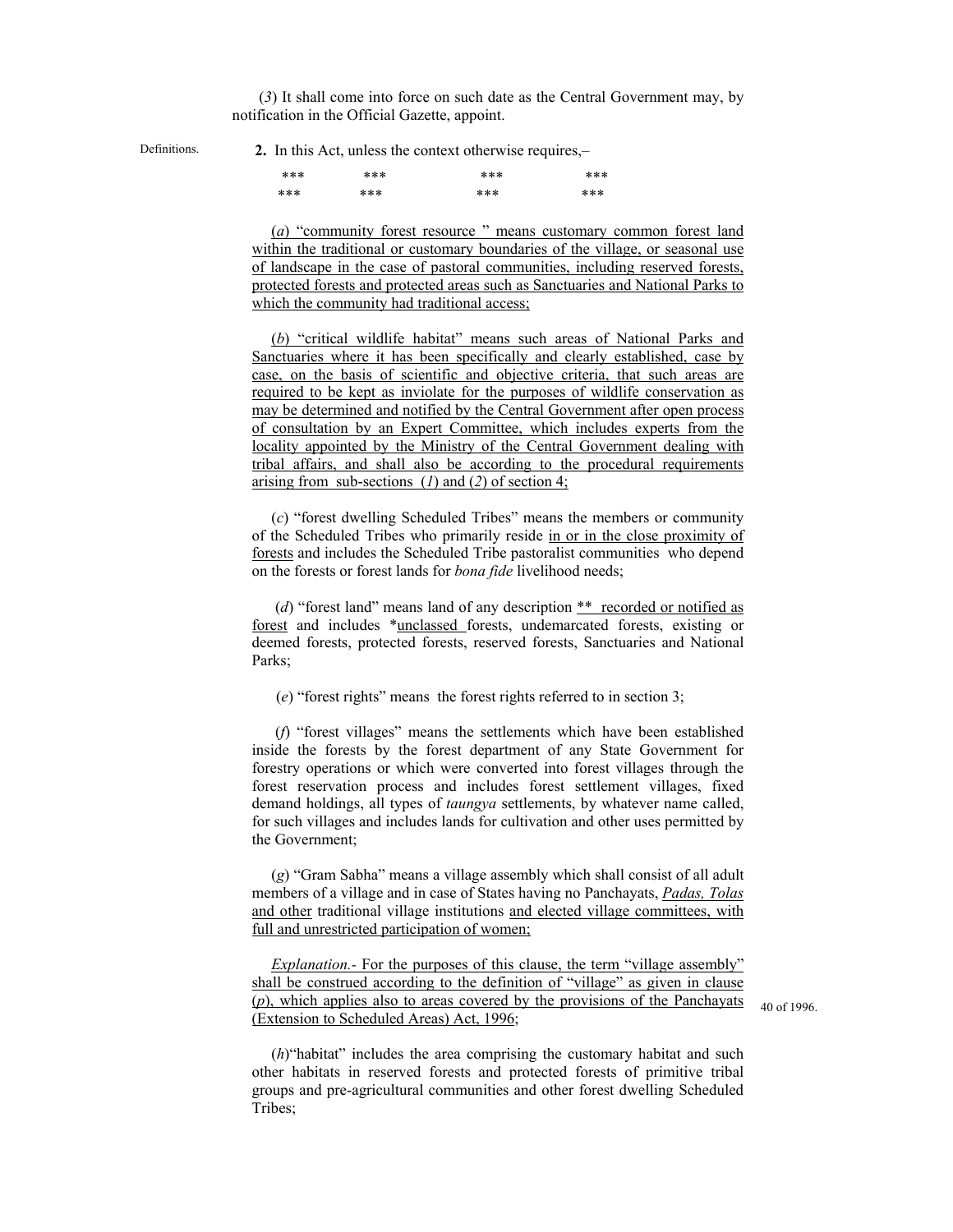(*3*) It shall come into force on such date as the Central Government may, by notification in the Official Gazette, appoint.

Definitions.

**2.** In this Act, unless the context otherwise requires,–

| *** | *** | *** | *** |
|---|---|---|---|
| *** | *** | *** | *** |

(*a*) "community forest resource " means customary common forest land within the traditional or customary boundaries of the village, or seasonal use of landscape in the case of pastoral communities, including reserved forests, protected forests and protected areas such as Sanctuaries and National Parks to which the community had traditional access;

(*b*) "critical wildlife habitat" means such areas of National Parks and Sanctuaries where it has been specifically and clearly established, case by case, on the basis of scientific and objective criteria, that such areas are required to be kept as inviolate for the purposes of wildlife conservation as may be determined and notified by the Central Government after open process of consultation by an Expert Committee, which includes experts from the locality appointed by the Ministry of the Central Government dealing with tribal affairs, and shall also be according to the procedural requirements arising from sub-sections (*1*) and (*2*) of section 4;

(*c*) "forest dwelling Scheduled Tribes" means the members or community of the Scheduled Tribes who primarily reside in or in the close proximity of forests and includes the Scheduled Tribe pastoralist communities who depend on the forests or forest lands for *bona fide* livelihood needs;

(*d*) "forest land" means land of any description ** recorded or notified as forest and includes *unclassed forests, undemarcated forests, existing or deemed forests, protected forests, reserved forests, Sanctuaries and National Parks;

(*e*) "forest rights" means the forest rights referred to in section 3;

(*f*) "forest villages" means the settlements which have been established inside the forests by the forest department of any State Government for forestry operations or which were converted into forest villages through the forest reservation process and includes forest settlement villages, fixed demand holdings, all types of *taungya* settlements, by whatever name called, for such villages and includes lands for cultivation and other uses permitted by the Government;

(*g*) "Gram Sabha" means a village assembly which shall consist of all adult members of a village and in case of States having no Panchayats, *Padas, Tolas* and other traditional village institutions and elected village committees, with full and unrestricted participation of women;

*Explanation.-* For the purposes of this clause, the term "village assembly" shall be construed according to the definition of "village" as given in clause (*p*), which applies also to areas covered by the provisions of the Panchayats (Extension to Scheduled Areas) Act, 1996;

40 of 1996.

(*h*) "habitat" includes the area comprising the customary habitat and such other habitats in reserved forests and protected forests of primitive tribal groups and pre-agricultural communities and other forest dwelling Scheduled Tribes;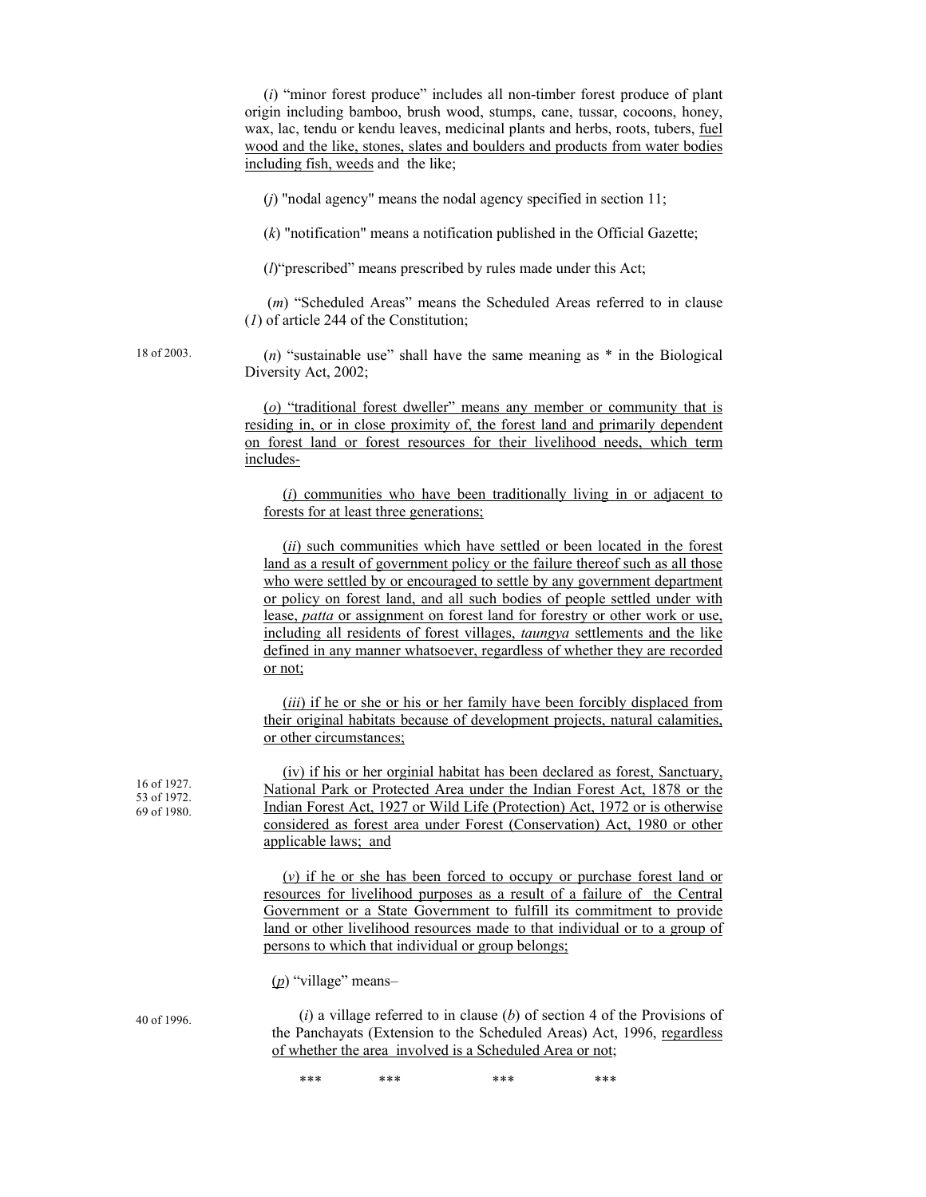(*i*) "minor forest produce" includes all non-timber forest produce of plant origin including bamboo, brush wood, stumps, cane, tussar, cocoons, honey, wax, lac, tendu or kendu leaves, medicinal plants and herbs, roots, tubers, <u>fuel wood and the like, stones, slates and boulders and products from water bodies including fish, weeds</u> and the like;

(*j*) "nodal agency" means the nodal agency specified in section 11;

(*k*) "notification" means a notification published in the Official Gazette;

(*l*)"prescribed" means prescribed by rules made under this Act;

(*m*) "Scheduled Areas" means the Scheduled Areas referred to in clause (*1*) of article 244 of the Constitution;

18 of 2003.

(*n*) "sustainable use" shall have the same meaning as * in the Biological Diversity Act, 2002;

<u>(*o*) "traditional forest dweller" means any member or community that is residing in, or in close proximity of, the forest land and primarily dependent on forest land or forest resources for their livelihood needs, which term includes-</u>

<u>(*i*) communities who have been traditionally living in or adjacent to forests for at least three generations;</u>

<u>(*ii*) such communities which have settled or been located in the forest land as a result of government policy or the failure thereof such as all those who were settled by or encouraged to settle by any government department or policy on forest land, and all such bodies of people settled under with lease, *patta* or assignment on forest land for forestry or other work or use, including all residents of forest villages, *taungya* settlements and the like defined in any manner whatsoever, regardless of whether they are recorded or not;</u>

<u>(*iii*) if he or she or his or her family have been forcibly displaced from their original habitats because of development projects, natural calamities, or other circumstances;</u>

16 of 1927.
53 of 1972.
69 of 1980.

<u>(iv) if his or her orginial habitat has been declared as forest, Sanctuary, National Park or Protected Area under the Indian Forest Act, 1878 or the Indian Forest Act, 1927 or Wild Life (Protection) Act, 1972 or is otherwise considered as forest area under Forest (Conservation) Act, 1980 or other applicable laws; and</u>

<u>(*v*) if he or she has been forced to occupy or purchase forest land or resources for livelihood purposes as a result of a failure of the Central Government or a State Government to fulfill its commitment to provide land or other livelihood resources made to that individual or to a group of persons to which that individual or group belongs;</u>

(<u>*p*</u>) "village" means–

40 of 1996.

(*i*) a village referred to in clause (*b*) of section 4 of the Provisions of the Panchayats (Extension to the Scheduled Areas) Act, 1996, <u>regardless of whether the area involved is a Scheduled Area or not</u>;

\*\*\* \*\*\* \*\*\* \*\*\*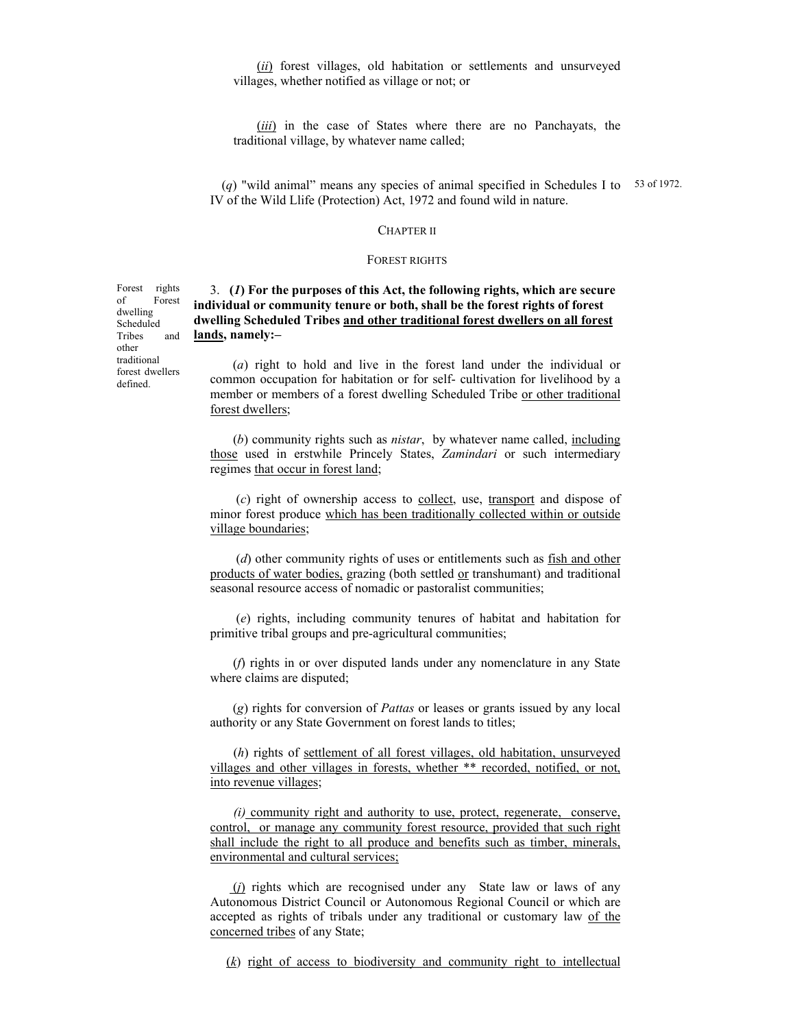(*ii*) forest villages, old habitation or settlements and unsurveyed villages, whether notified as village or not; or

(*iii*) in the case of States where there are no Panchayats, the traditional village, by whatever name called;

(*q*) "wild animal" means any species of animal specified in Schedules I to IV of the Wild Llife (Protection) Act, 1972 and found wild in nature. 53 of 1972.

## CHAPTER II

### FOREST RIGHTS

*Forest rights of Forest dwelling Scheduled Tribes and other traditional forest dwellers defined.*

3. **(*1*) For the purposes of this Act, the following rights, which are secure individual or community tenure or both, shall be the forest rights of forest dwelling Scheduled Tribes and other traditional forest dwellers on all forest lands, namely:–**

(*a*) right to hold and live in the forest land under the individual or common occupation for habitation or for self- cultivation for livelihood by a member or members of a forest dwelling Scheduled Tribe or other traditional forest dwellers;

(*b*) community rights such as *nistar*, by whatever name called, including those used in erstwhile Princely States, *Zamindari* or such intermediary regimes that occur in forest land;

(*c*) right of ownership access to collect, use, transport and dispose of minor forest produce which has been traditionally collected within or outside village boundaries;

(*d*) other community rights of uses or entitlements such as fish and other products of water bodies, grazing (both settled or transhumant) and traditional seasonal resource access of nomadic or pastoralist communities;

(*e*) rights, including community tenures of habitat and habitation for primitive tribal groups and pre-agricultural communities;

(*f*) rights in or over disputed lands under any nomenclature in any State where claims are disputed;

(*g*) rights for conversion of *Pattas* or leases or grants issued by any local authority or any State Government on forest lands to titles;

(*h*) rights of settlement of all forest villages, old habitation, unsurveyed villages and other villages in forests, whether ** recorded, notified, or not, into revenue villages;

*(i)* community right and authority to use, protect, regenerate, conserve, control, or manage any community forest resource, provided that such right shall include the right to all produce and benefits such as timber, minerals, environmental and cultural services;

(*j*) rights which are recognised under any State law or laws of any Autonomous District Council or Autonomous Regional Council or which are accepted as rights of tribals under any traditional or customary law of the concerned tribes of any State;

(*k*) right of access to biodiversity and community right to intellectual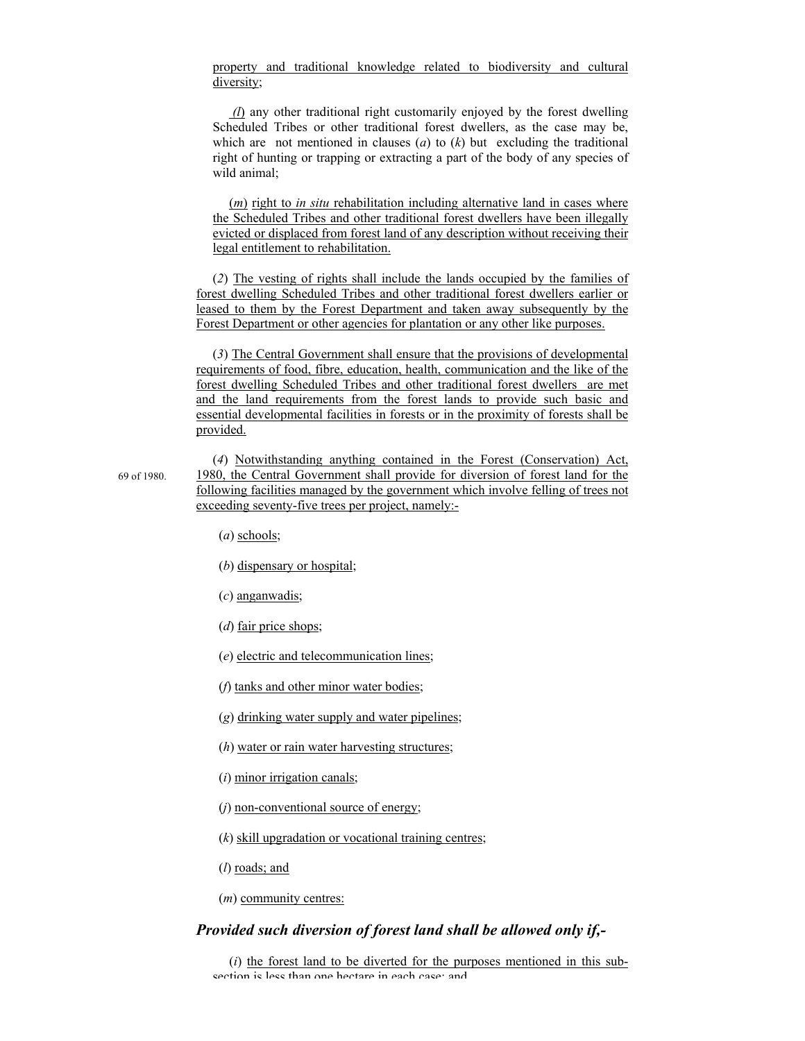property and traditional knowledge related to biodiversity and cultural diversity;

(*l*) any other traditional right customarily enjoyed by the forest dwelling Scheduled Tribes or other traditional forest dwellers, as the case may be, which are not mentioned in clauses (*a*) to (*k*) but excluding the traditional right of hunting or trapping or extracting a part of the body of any species of wild animal;

(*m*) right to *in situ* rehabilitation including alternative land in cases where the Scheduled Tribes and other traditional forest dwellers have been illegally evicted or displaced from forest land of any description without receiving their legal entitlement to rehabilitation.

(*2*) The vesting of rights shall include the lands occupied by the families of forest dwelling Scheduled Tribes and other traditional forest dwellers earlier or leased to them by the Forest Department and taken away subsequently by the Forest Department or other agencies for plantation or any other like purposes.

(*3*) The Central Government shall ensure that the provisions of developmental requirements of food, fibre, education, health, communication and the like of the forest dwelling Scheduled Tribes and other traditional forest dwellers are met and the land requirements from the forest lands to provide such basic and essential developmental facilities in forests or in the proximity of forests shall be provided.

69 of 1980.

(*4*) Notwithstanding anything contained in the Forest (Conservation) Act, 1980, the Central Government shall provide for diversion of forest land for the following facilities managed by the government which involve felling of trees not exceeding seventy-five trees per project, namely:-

(*a*) schools;

(*b*) dispensary or hospital;

(*c*) anganwadis;

(*d*) fair price shops;

(*e*) electric and telecommunication lines;

(*f*) tanks and other minor water bodies;

(*g*) drinking water supply and water pipelines;

(*h*) water or rain water harvesting structures;

(*i*) minor irrigation canals;

(*j*) non-conventional source of energy;

(*k*) skill upgradation or vocational training centres;

(*l*) roads; and

(*m*) community centres:

***Provided such diversion of forest land shall be allowed only if,-***

(*i*) the forest land to be diverted for the purposes mentioned in this sub-section is less than one hectare in each case; and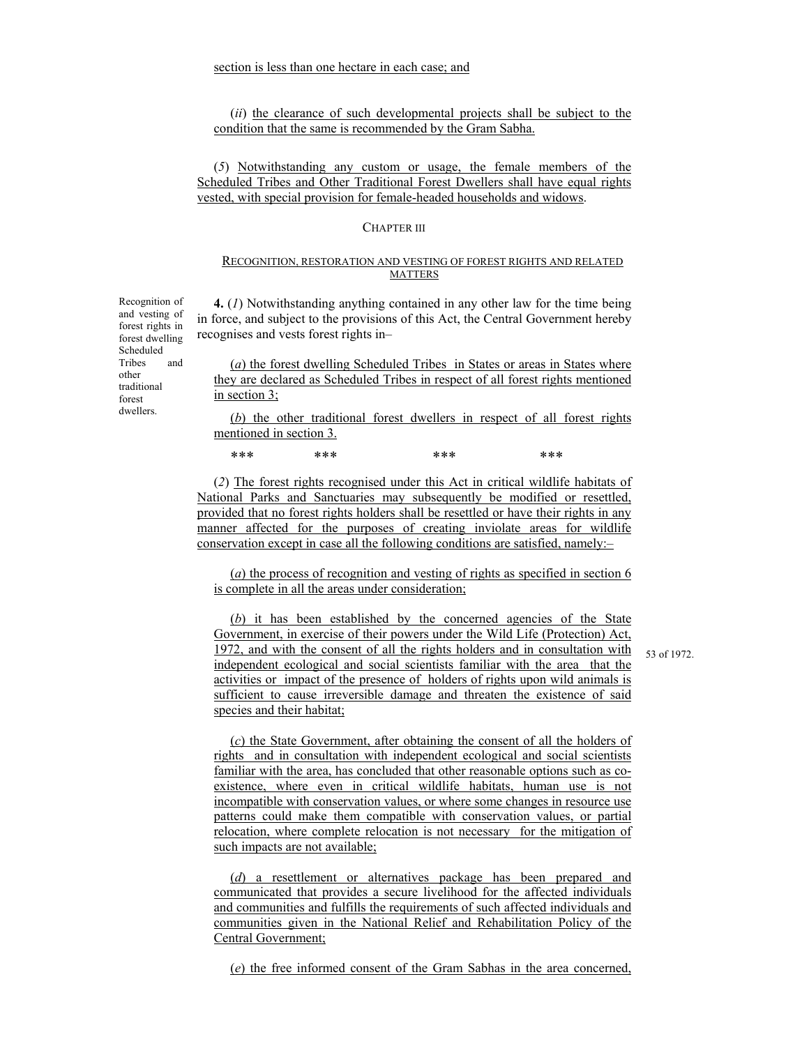section is less than one hectare in each case; and

(*ii*) the clearance of such developmental projects shall be subject to the condition that the same is recommended by the Gram Sabha.

(*5*) Notwithstanding any custom or usage, the female members of the Scheduled Tribes and Other Traditional Forest Dwellers shall have equal rights vested, with special provision for female-headed households and widows.

## CHAPTER III

### RECOGNITION, RESTORATION AND VESTING OF FOREST RIGHTS AND RELATED MATTERS

Recognition of and vesting of forest rights in forest dwelling Scheduled Tribes and other traditional forest dwellers.

**4.** (*1*) Notwithstanding anything contained in any other law for the time being in force, and subject to the provisions of this Act, the Central Government hereby recognises and vests forest rights in–

(*a*) the forest dwelling Scheduled Tribes in States or areas in States where they are declared as Scheduled Tribes in respect of all forest rights mentioned in section 3;

(*b*) the other traditional forest dwellers in respect of all forest rights mentioned in section 3.

\*\*\* \*\*\* \*\*\* \*\*\*

(*2*) The forest rights recognised under this Act in critical wildlife habitats of National Parks and Sanctuaries may subsequently be modified or resettled, provided that no forest rights holders shall be resettled or have their rights in any manner affected for the purposes of creating inviolate areas for wildlife conservation except in case all the following conditions are satisfied, namely:–

(*a*) the process of recognition and vesting of rights as specified in section 6 is complete in all the areas under consideration;

(*b*) it has been established by the concerned agencies of the State Government, in exercise of their powers under the Wild Life (Protection) Act, 1972, and with the consent of all the rights holders and in consultation with independent ecological and social scientists familiar with the area that the activities or impact of the presence of holders of rights upon wild animals is sufficient to cause irreversible damage and threaten the existence of said species and their habitat;

53 of 1972.

(*c*) the State Government, after obtaining the consent of all the holders of rights and in consultation with independent ecological and social scientists familiar with the area, has concluded that other reasonable options such as co-existence, where even in critical wildlife habitats, human use is not incompatible with conservation values, or where some changes in resource use patterns could make them compatible with conservation values, or partial relocation, where complete relocation is not necessary for the mitigation of such impacts are not available;

(*d*) a resettlement or alternatives package has been prepared and communicated that provides a secure livelihood for the affected individuals and communities and fulfills the requirements of such affected individuals and communities given in the National Relief and Rehabilitation Policy of the Central Government;

(*e*) the free informed consent of the Gram Sabhas in the area concerned,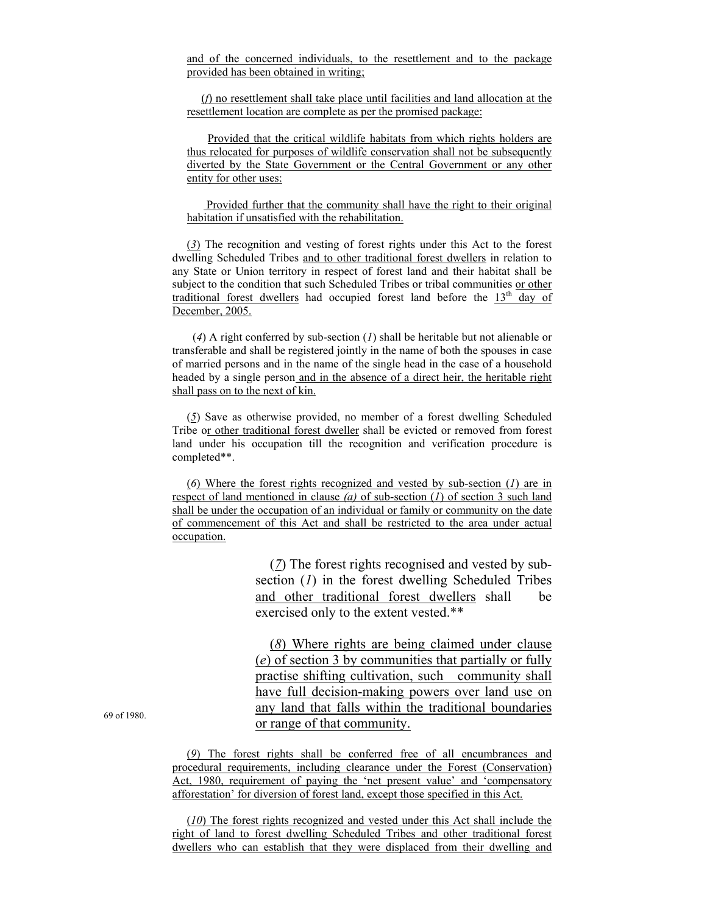and of the concerned individuals, to the resettlement and to the package provided has been obtained in writing;

(*f*) no resettlement shall take place until facilities and land allocation at the resettlement location are complete as per the promised package:

Provided that the critical wildlife habitats from which rights holders are thus relocated for purposes of wildlife conservation shall not be subsequently diverted by the State Government or the Central Government or any other entity for other uses:

Provided further that the community shall have the right to their original habitation if unsatisfied with the rehabilitation.

(*3*) The recognition and vesting of forest rights under this Act to the forest dwelling Scheduled Tribes and to other traditional forest dwellers in relation to any State or Union territory in respect of forest land and their habitat shall be subject to the condition that such Scheduled Tribes or tribal communities or other traditional forest dwellers had occupied forest land before the 13th day of December, 2005.

(*4*) A right conferred by sub-section (*1*) shall be heritable but not alienable or transferable and shall be registered jointly in the name of both the spouses in case of married persons and in the name of the single head in the case of a household headed by a single person and in the absence of a direct heir, the heritable right shall pass on to the next of kin.

(*5*) Save as otherwise provided, no member of a forest dwelling Scheduled Tribe or other traditional forest dweller shall be evicted or removed from forest land under his occupation till the recognition and verification procedure is completed**.

(*6*) Where the forest rights recognized and vested by sub-section (*1*) are in respect of land mentioned in clause *(a)* of sub-section (*1*) of section 3 such land shall be under the occupation of an individual or family or community on the date of commencement of this Act and shall be restricted to the area under actual occupation.

(*7*) The forest rights recognised and vested by sub-section (*1*) in the forest dwelling Scheduled Tribes and other traditional forest dwellers shall be exercised only to the extent vested.**

(*8*) Where rights are being claimed under clause (*e*) of section 3 by communities that partially or fully practise shifting cultivation, such community shall have full decision-making powers over land use on any land that falls within the traditional boundaries or range of that community.

69 of 1980.

(*9*) The forest rights shall be conferred free of all encumbrances and procedural requirements, including clearance under the Forest (Conservation) Act, 1980, requirement of paying the 'net present value' and 'compensatory afforestation' for diversion of forest land, except those specified in this Act.

(*10*) The forest rights recognized and vested under this Act shall include the right of land to forest dwelling Scheduled Tribes and other traditional forest dwellers who can establish that they were displaced from their dwelling and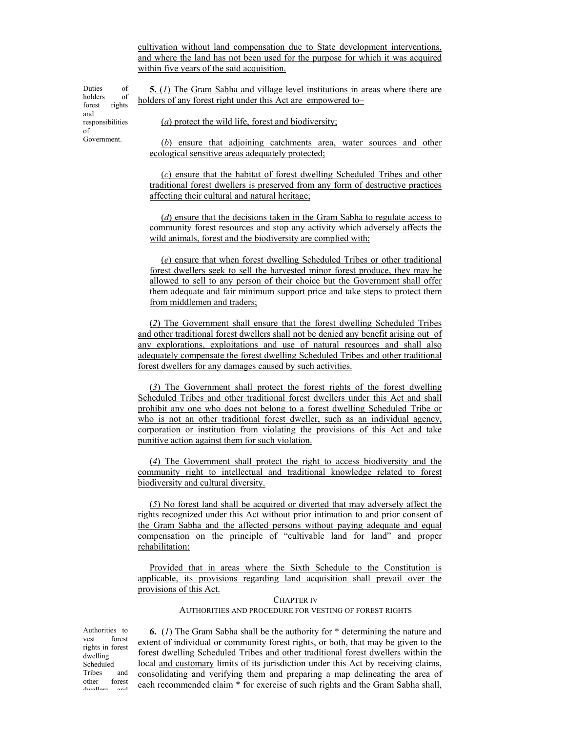cultivation without land compensation due to State development interventions, and where the land has not been used for the purpose for which it was acquired within five years of the said acquisition.

Duties of holders of forest rights and responsibilities of Government.

**5.** (*1*) The Gram Sabha and village level institutions in areas where there are holders of any forest right under this Act are empowered to–

(*a*) protect the wild life, forest and biodiversity;

(*b*) ensure that adjoining catchments area, water sources and other ecological sensitive areas adequately protected;

(*c*) ensure that the habitat of forest dwelling Scheduled Tribes and other traditional forest dwellers is preserved from any form of destructive practices affecting their cultural and natural heritage;

(*d*) ensure that the decisions taken in the Gram Sabha to regulate access to community forest resources and stop any activity which adversely affects the wild animals, forest and the biodiversity are complied with;

(*e*) ensure that when forest dwelling Scheduled Tribes or other traditional forest dwellers seek to sell the harvested minor forest produce, they may be allowed to sell to any person of their choice but the Government shall offer them adequate and fair minimum support price and take steps to protect them from middlemen and traders;

(*2*) The Government shall ensure that the forest dwelling Scheduled Tribes and other traditional forest dwellers shall not be denied any benefit arising out of any explorations, exploitations and use of natural resources and shall also adequately compensate the forest dwelling Scheduled Tribes and other traditional forest dwellers for any damages caused by such activities.

(*3*) The Government shall protect the forest rights of the forest dwelling Scheduled Tribes and other traditional forest dwellers under this Act and shall prohibit any one who does not belong to a forest dwelling Scheduled Tribe or who is not an other traditional forest dweller, such as an individual agency, corporation or institution from violating the provisions of this Act and take punitive action against them for such violation.

(*4*) The Government shall protect the right to access biodiversity and the community right to intellectual and traditional knowledge related to forest biodiversity and cultural diversity.

(*5*) No forest land shall be acquired or diverted that may adversely affect the rights recognized under this Act without prior intimation to and prior consent of the Gram Sabha and the affected persons without paying adequate and equal compensation on the principle of "cultivable land for land" and proper rehabilitation:

Provided that in areas where the Sixth Schedule to the Constitution is applicable, its provisions regarding land acquisition shall prevail over the provisions of this Act.

## CHAPTER IV

## AUTHORITIES AND PROCEDURE FOR VESTING OF FOREST RIGHTS

Authorities to vest forest rights in forest dwelling Scheduled Tribes and other forest dwellers and

**6.** (*1*) The Gram Sabha shall be the authority for * determining the nature and extent of individual or community forest rights, or both, that may be given to the forest dwelling Scheduled Tribes and other traditional forest dwellers within the local and customary limits of its jurisdiction under this Act by receiving claims, consolidating and verifying them and preparing a map delineating the area of each recommended claim * for exercise of such rights and the Gram Sabha shall,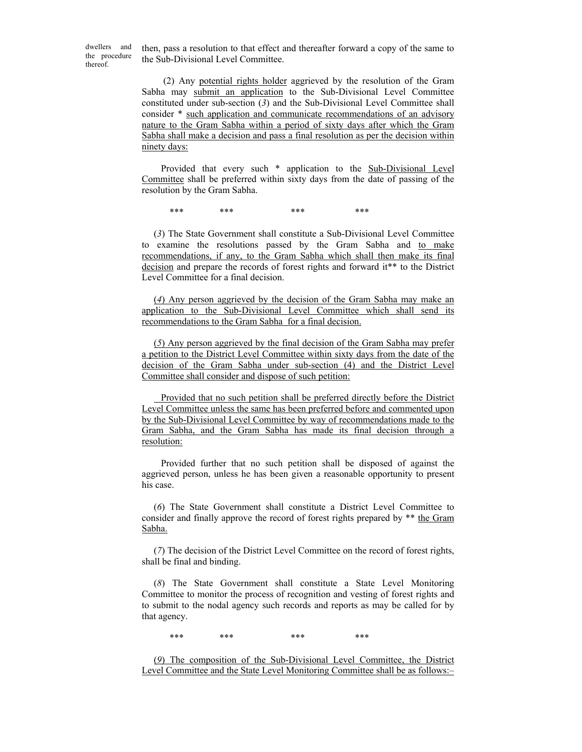dwellers and the procedure thereof.

then, pass a resolution to that effect and thereafter forward a copy of the same to the Sub-Divisional Level Committee.

(2) Any potential rights holder aggrieved by the resolution of the Gram Sabha may submit an application to the Sub-Divisional Level Committee constituted under sub-section (*3*) and the Sub-Divisional Level Committee shall consider * such application and communicate recommendations of an advisory nature to the Gram Sabha within a period of sixty days after which the Gram Sabha shall make a decision and pass a final resolution as per the decision within ninety days:

Provided that every such * application to the Sub-Divisional Level Committee shall be preferred within sixty days from the date of passing of the resolution by the Gram Sabha.

\*\*\* \*\*\* \*\*\* \*\*\*

(*3*) The State Government shall constitute a Sub-Divisional Level Committee to examine the resolutions passed by the Gram Sabha and to make recommendations, if any, to the Gram Sabha which shall then make its final decision and prepare the records of forest rights and forward it** to the District Level Committee for a final decision.

(*4*) Any person aggrieved by the decision of the Gram Sabha may make an application to the Sub-Divisional Level Committee which shall send its recommendations to the Gram Sabha for a final decision.

(*5*) Any person aggrieved by the final decision of the Gram Sabha may prefer a petition to the District Level Committee within sixty days from the date of the decision of the Gram Sabha under sub-section (4) and the District Level Committee shall consider and dispose of such petition:

Provided that no such petition shall be preferred directly before the District Level Committee unless the same has been preferred before and commented upon by the Sub-Divisional Level Committee by way of recommendations made to the Gram Sabha, and the Gram Sabha has made its final decision through a resolution:

Provided further that no such petition shall be disposed of against the aggrieved person, unless he has been given a reasonable opportunity to present his case.

(*6*) The State Government shall constitute a District Level Committee to consider and finally approve the record of forest rights prepared by ** the Gram Sabha.

(*7*) The decision of the District Level Committee on the record of forest rights, shall be final and binding.

(*8*) The State Government shall constitute a State Level Monitoring Committee to monitor the process of recognition and vesting of forest rights and to submit to the nodal agency such records and reports as may be called for by that agency.

\*\*\* \*\*\* \*\*\* \*\*\*

(*9*) The composition of the Sub-Divisional Level Committee, the District Level Committee and the State Level Monitoring Committee shall be as follows:–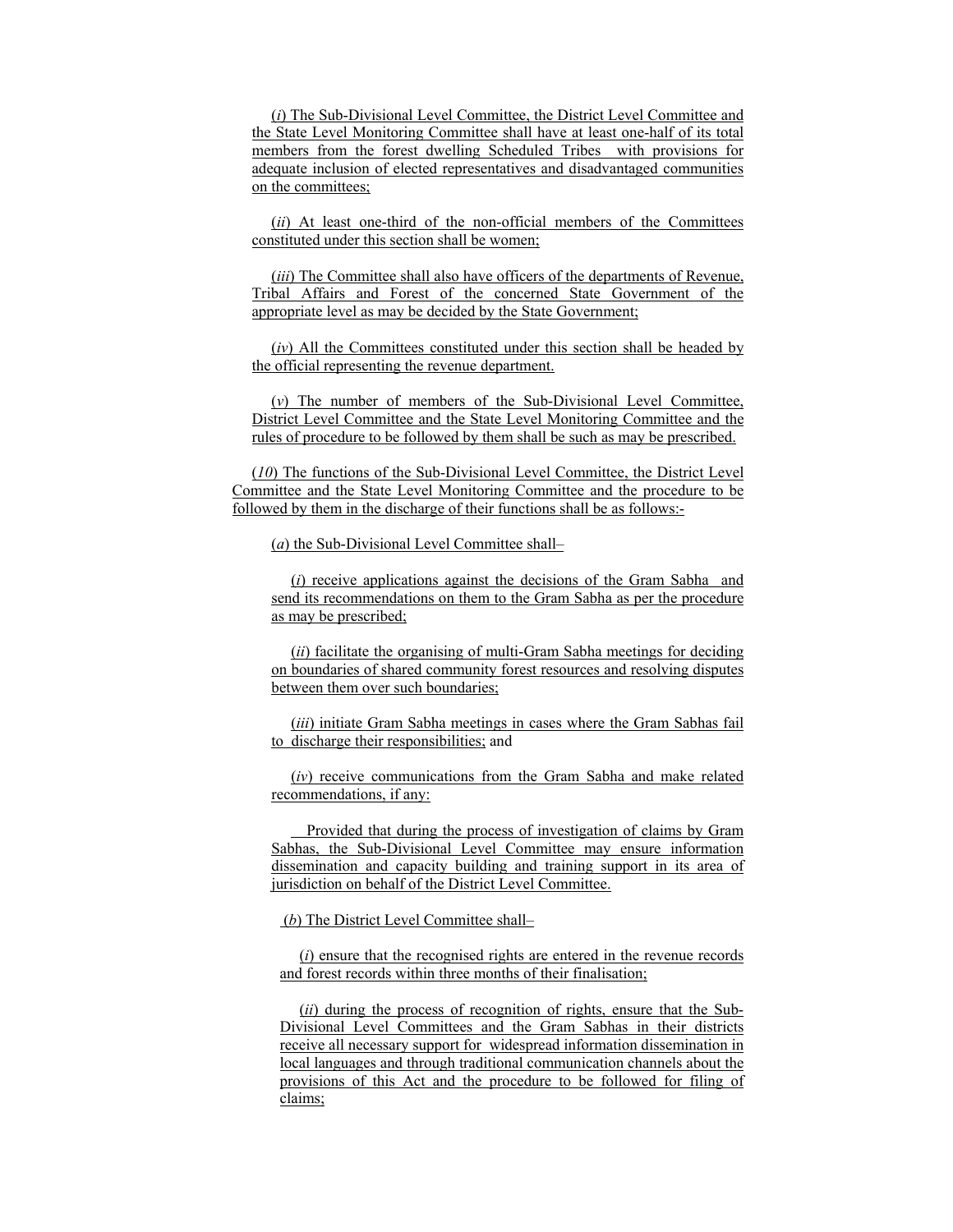(*i*) The Sub-Divisional Level Committee, the District Level Committee and the State Level Monitoring Committee shall have at least one-half of its total members from the forest dwelling Scheduled Tribes with provisions for adequate inclusion of elected representatives and disadvantaged communities on the committees;

(*ii*) At least one-third of the non-official members of the Committees constituted under this section shall be women;

(*iii*) The Committee shall also have officers of the departments of Revenue, Tribal Affairs and Forest of the concerned State Government of the appropriate level as may be decided by the State Government;

(*iv*) All the Committees constituted under this section shall be headed by the official representing the revenue department.

(*v*) The number of members of the Sub-Divisional Level Committee, District Level Committee and the State Level Monitoring Committee and the rules of procedure to be followed by them shall be such as may be prescribed.

(*10*) The functions of the Sub-Divisional Level Committee, the District Level Committee and the State Level Monitoring Committee and the procedure to be followed by them in the discharge of their functions shall be as follows:-

(*a*) the Sub-Divisional Level Committee shall–

(*i*) receive applications against the decisions of the Gram Sabha and send its recommendations on them to the Gram Sabha as per the procedure as may be prescribed;

(*ii*) facilitate the organising of multi-Gram Sabha meetings for deciding on boundaries of shared community forest resources and resolving disputes between them over such boundaries;

(*iii*) initiate Gram Sabha meetings in cases where the Gram Sabhas fail to discharge their responsibilities; and

(*iv*) receive communications from the Gram Sabha and make related recommendations, if any:

Provided that during the process of investigation of claims by Gram Sabhas, the Sub-Divisional Level Committee may ensure information dissemination and capacity building and training support in its area of jurisdiction on behalf of the District Level Committee.

(*b*) The District Level Committee shall–

(*i*) ensure that the recognised rights are entered in the revenue records and forest records within three months of their finalisation;

(*ii*) during the process of recognition of rights, ensure that the Sub-Divisional Level Committees and the Gram Sabhas in their districts receive all necessary support for widespread information dissemination in local languages and through traditional communication channels about the provisions of this Act and the procedure to be followed for filing of claims;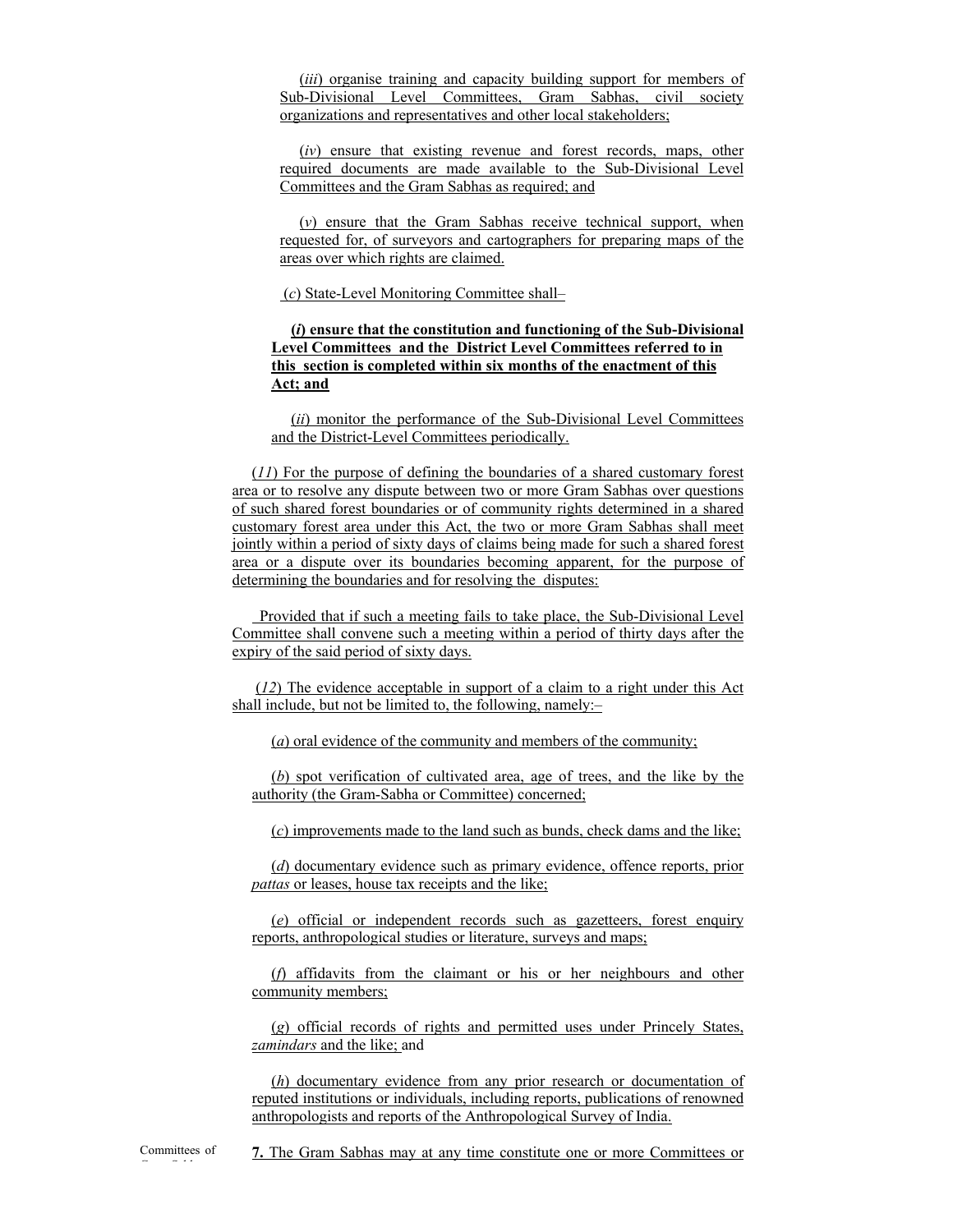(*iii*) organise training and capacity building support for members of Sub-Divisional Level Committees, Gram Sabhas, civil society organizations and representatives and other local stakeholders;

(*iv*) ensure that existing revenue and forest records, maps, other required documents are made available to the Sub-Divisional Level Committees and the Gram Sabhas as required; and

(*v*) ensure that the Gram Sabhas receive technical support, when requested for, of surveyors and cartographers for preparing maps of the areas over which rights are claimed.

(*c*) State-Level Monitoring Committee shall–

**(*i*) ensure that the constitution and functioning of the Sub-Divisional Level Committees and the District Level Committees referred to in this section is completed within six months of the enactment of this Act; and**

(*ii*) monitor the performance of the Sub-Divisional Level Committees and the District-Level Committees periodically.

(*11*) For the purpose of defining the boundaries of a shared customary forest area or to resolve any dispute between two or more Gram Sabhas over questions of such shared forest boundaries or of community rights determined in a shared customary forest area under this Act, the two or more Gram Sabhas shall meet jointly within a period of sixty days of claims being made for such a shared forest area or a dispute over its boundaries becoming apparent, for the purpose of determining the boundaries and for resolving the disputes:

Provided that if such a meeting fails to take place, the Sub-Divisional Level Committee shall convene such a meeting within a period of thirty days after the expiry of the said period of sixty days.

(*12*) The evidence acceptable in support of a claim to a right under this Act shall include, but not be limited to, the following, namely:–

(*a*) oral evidence of the community and members of the community;

(*b*) spot verification of cultivated area, age of trees, and the like by the authority (the Gram-Sabha or Committee) concerned;

(*c*) improvements made to the land such as bunds, check dams and the like;

(*d*) documentary evidence such as primary evidence, offence reports, prior *pattas* or leases, house tax receipts and the like;

(*e*) official or independent records such as gazetteers, forest enquiry reports, anthropological studies or literature, surveys and maps;

(*f*) affidavits from the claimant or his or her neighbours and other community members;

(*g*) official records of rights and permitted uses under Princely States, *zamindars* and the like; and

(*h*) documentary evidence from any prior research or documentation of reputed institutions or individuals, including reports, publications of renowned anthropologists and reports of the Anthropological Survey of India.

Committees of Gram Sabhas.

**7.** The Gram Sabhas may at any time constitute one or more Committees or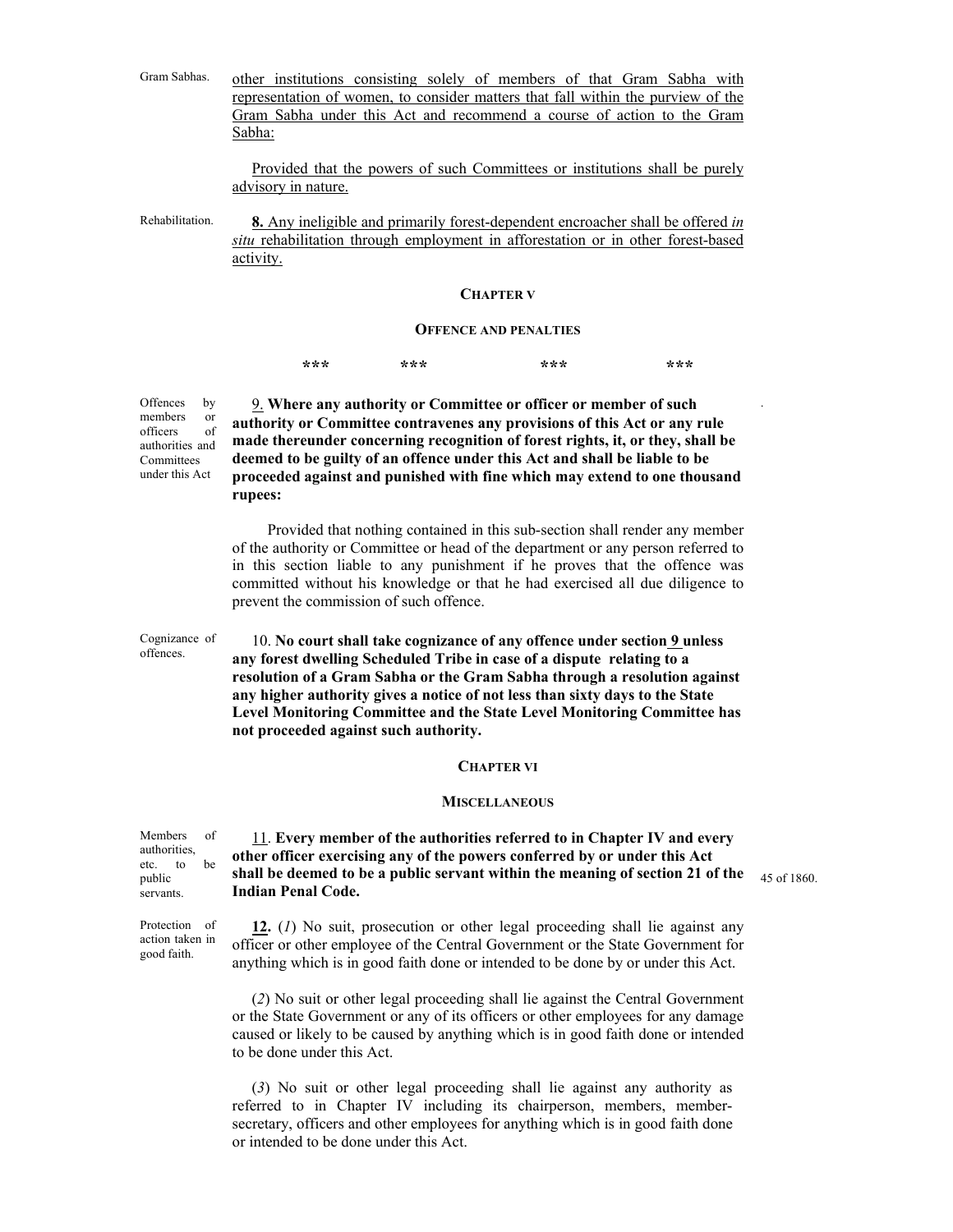Gram Sabhas. <u>other institutions consisting solely of members of that Gram Sabha with representation of women, to consider matters that fall within the purview of the Gram Sabha under this Act and recommend a course of action to the Gram Sabha:</u>

<u>Provided that the powers of such Committees or institutions shall be purely advisory in nature.</u>

Rehabilitation. <u>**8.** Any ineligible and primarily forest-dependent encroacher shall be offered *in situ* rehabilitation through employment in afforestation or in other forest-based activity.</u>

### CHAPTER V

### OFFENCE AND PENALTIES

\*\*\*     \*\*\*     \*\*\*     \*\*\*

Offences by members or officers of authorities and Committees under this Act

<u>9</u>. **Where any authority or Committee or officer or member of such authority or Committee contravenes any provisions of this Act or any rule made thereunder concerning recognition of forest rights, it, or they, shall be deemed to be guilty of an offence under this Act and shall be liable to be proceeded against and punished with fine which may extend to one thousand rupees:**

Provided that nothing contained in this sub-section shall render any member of the authority or Committee or head of the department or any person referred to in this section liable to any punishment if he proves that the offence was committed without his knowledge or that he had exercised all due diligence to prevent the commission of such offence.

Cognizance of offences.

10. **No court shall take cognizance of any offence under section <u>9</u> unless any forest dwelling Scheduled Tribe in case of a dispute relating to a resolution of a Gram Sabha or the Gram Sabha through a resolution against any higher authority gives a notice of not less than sixty days to the State Level Monitoring Committee and the State Level Monitoring Committee has not proceeded against such authority.**

### CHAPTER VI

### MISCELLANEOUS

Members of authorities, etc. to be public servants.

<u>11</u>. **Every member of the authorities referred to in Chapter IV and every other officer exercising any of the powers conferred by or under this Act shall be deemed to be a public servant within the meaning of section 21 of the Indian Penal Code.** (45 of 1860.)

Protection of action taken in good faith.

<u>**12.**</u> (*1*) No suit, prosecution or other legal proceeding shall lie against any officer or other employee of the Central Government or the State Government for anything which is in good faith done or intended to be done by or under this Act.

(*2*) No suit or other legal proceeding shall lie against the Central Government or the State Government or any of its officers or other employees for any damage caused or likely to be caused by anything which is in good faith done or intended to be done under this Act.

(*3*) No suit or other legal proceeding shall lie against any authority as referred to in Chapter IV including its chairperson, members, member-secretary, officers and other employees for anything which is in good faith done or intended to be done under this Act.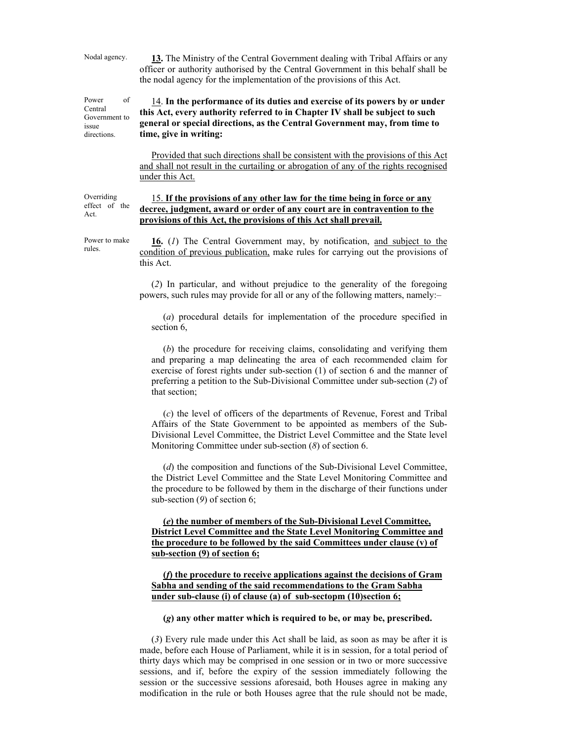Nodal agency.

**13.** The Ministry of the Central Government dealing with Tribal Affairs or any officer or authority authorised by the Central Government in this behalf shall be the nodal agency for the implementation of the provisions of this Act.

Power of Central Government to issue directions.

14. **In the performance of its duties and exercise of its powers by or under this Act, every authority referred to in Chapter IV shall be subject to such general or special directions, as the Central Government may, from time to time, give in writing:**

Provided that such directions shall be consistent with the provisions of this Act and shall not result in the curtailing or abrogation of any of the rights recognised under this Act.

Overriding effect of the Act.

15. **If the provisions of any other law for the time being in force or any decree, judgment, award or order of any court are in contravention to the provisions of this Act, the provisions of this Act shall prevail.**

Power to make rules.

**16.** (*1*) The Central Government may, by notification, and subject to the condition of previous publication, make rules for carrying out the provisions of this Act.

(*2*) In particular, and without prejudice to the generality of the foregoing powers, such rules may provide for all or any of the following matters, namely:–

(*a*) procedural details for implementation of the procedure specified in section 6,

(*b*) the procedure for receiving claims, consolidating and verifying them and preparing a map delineating the area of each recommended claim for exercise of forest rights under sub-section (1) of section 6 and the manner of preferring a petition to the Sub-Divisional Committee under sub-section (*2*) of that section;

(*c*) the level of officers of the departments of Revenue, Forest and Tribal Affairs of the State Government to be appointed as members of the Sub-Divisional Level Committee, the District Level Committee and the State level Monitoring Committee under sub-section (*8*) of section 6.

(*d*) the composition and functions of the Sub-Divisional Level Committee, the District Level Committee and the State Level Monitoring Committee and the procedure to be followed by them in the discharge of their functions under sub-section (*9*) of section 6;

**(*e*) the number of members of the Sub-Divisional Level Committee, District Level Committee and the State Level Monitoring Committee and the procedure to be followed by the said Committees under clause (v) of sub-section (9) of section 6;**

**(*f*) the procedure to receive applications against the decisions of Gram Sabha and sending of the said recommendations to the Gram Sabha under sub-clause (i) of clause (a) of sub-sectopm (10)section 6;**

**(*g*) any other matter which is required to be, or may be, prescribed.**

(*3*) Every rule made under this Act shall be laid, as soon as may be after it is made, before each House of Parliament, while it is in session, for a total period of thirty days which may be comprised in one session or in two or more successive sessions, and if, before the expiry of the session immediately following the session or the successive sessions aforesaid, both Houses agree in making any modification in the rule or both Houses agree that the rule should not be made,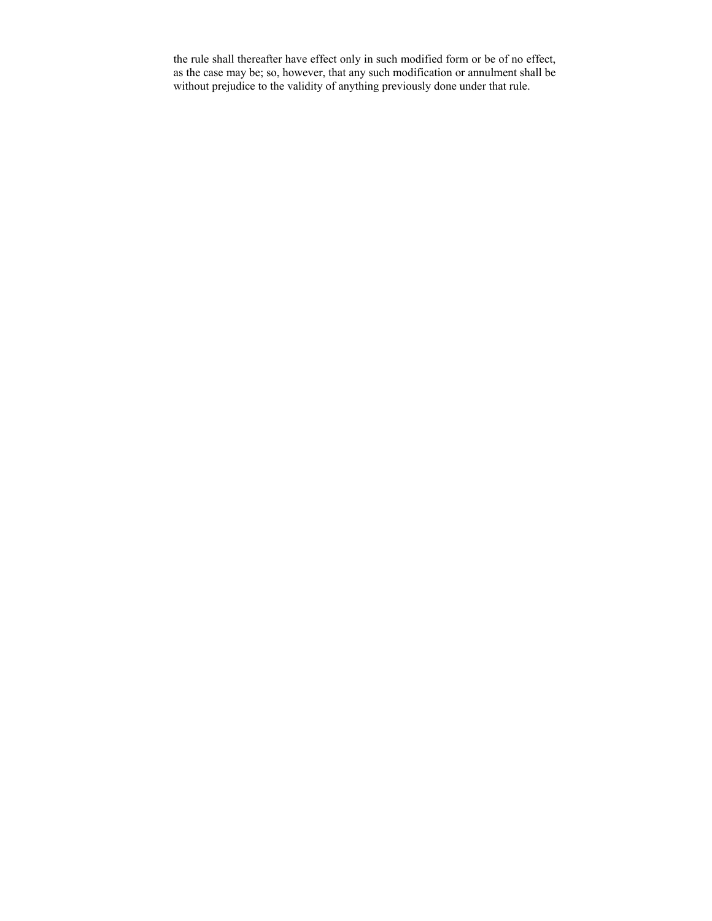the rule shall thereafter have effect only in such modified form or be of no effect, as the case may be; so, however, that any such modification or annulment shall be without prejudice to the validity of anything previously done under that rule.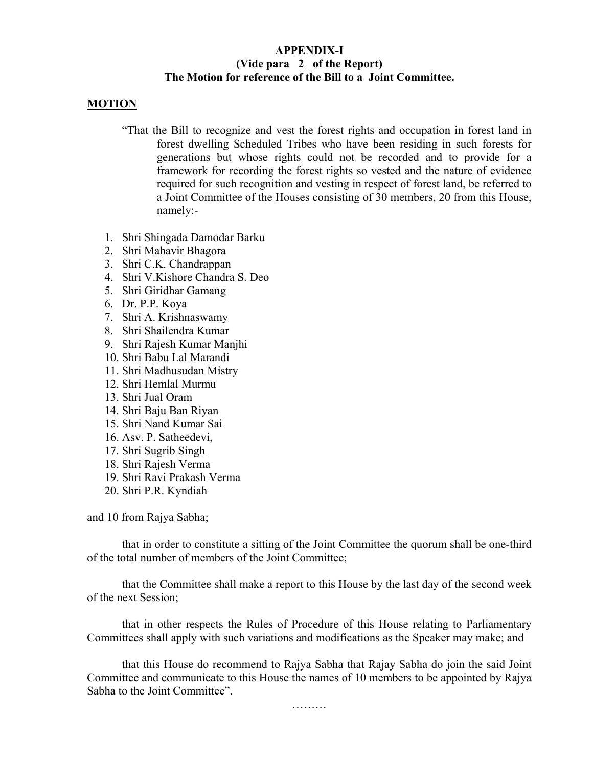**APPENDIX-I**
**(Vide para 2 of the Report)**
**The Motion for reference of the Bill to a Joint Committee.**

**MOTION**

"That the Bill to recognize and vest the forest rights and occupation in forest land in forest dwelling Scheduled Tribes who have been residing in such forests for generations but whose rights could not be recorded and to provide for a framework for recording the forest rights so vested and the nature of evidence required for such recognition and vesting in respect of forest land, be referred to a Joint Committee of the Houses consisting of 30 members, 20 from this House, namely:-

1. Shri Shingada Damodar Barku
2. Shri Mahavir Bhagora
3. Shri C.K. Chandrappan
4. Shri V.Kishore Chandra S. Deo
5. Shri Giridhar Gamang
6. Dr. P.P. Koya
7. Shri A. Krishnaswamy
8. Shri Shailendra Kumar
9. Shri Rajesh Kumar Manjhi
10. Shri Babu Lal Marandi
11. Shri Madhusudan Mistry
12. Shri Hemlal Murmu
13. Shri Jual Oram
14. Shri Baju Ban Riyan
15. Shri Nand Kumar Sai
16. Asv. P. Satheedevi,
17. Shri Sugrib Singh
18. Shri Rajesh Verma
19. Shri Ravi Prakash Verma
20. Shri P.R. Kyndiah

and 10 from Rajya Sabha;

that in order to constitute a sitting of the Joint Committee the quorum shall be one-third of the total number of members of the Joint Committee;

that the Committee shall make a report to this House by the last day of the second week of the next Session;

that in other respects the Rules of Procedure of this House relating to Parliamentary Committees shall apply with such variations and modifications as the Speaker may make; and

that this House do recommend to Rajya Sabha that Rajay Sabha do join the said Joint Committee and communicate to this House the names of 10 members to be appointed by Rajya Sabha to the Joint Committee".

………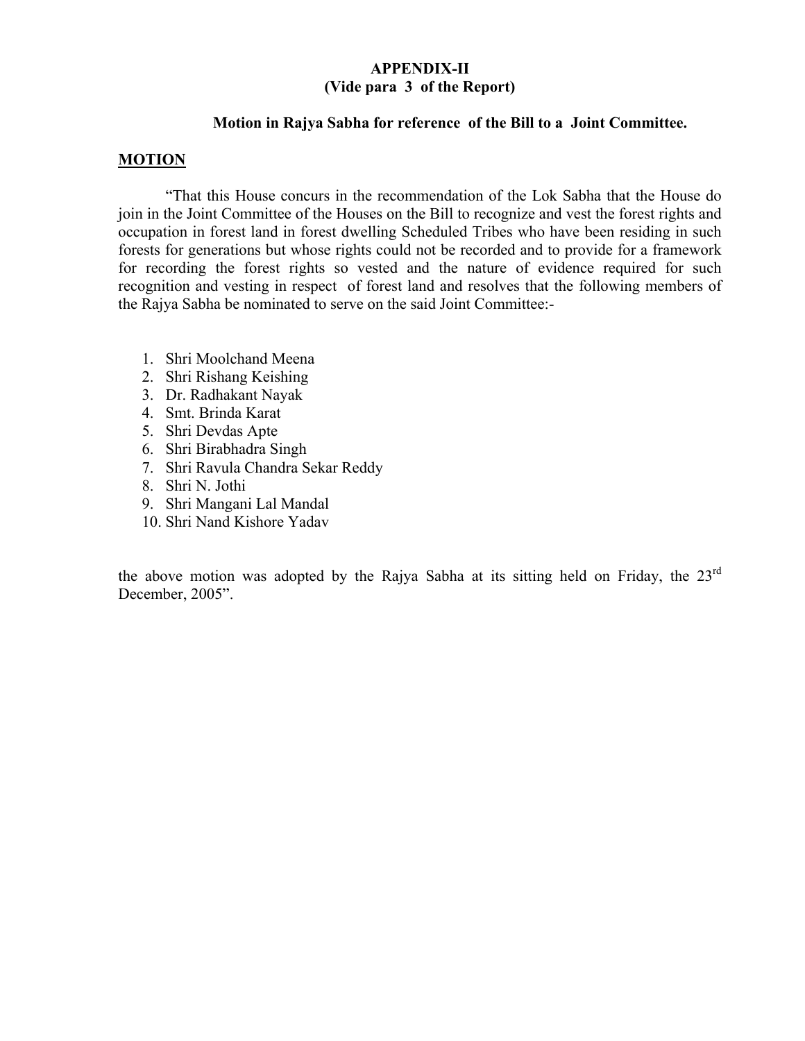**APPENDIX-II**
**(Vide para 3 of the Report)**

**Motion in Rajya Sabha for reference of the Bill to a Joint Committee.**

**MOTION**

"That this House concurs in the recommendation of the Lok Sabha that the House do join in the Joint Committee of the Houses on the Bill to recognize and vest the forest rights and occupation in forest land in forest dwelling Scheduled Tribes who have been residing in such forests for generations but whose rights could not be recorded and to provide for a framework for recording the forest rights so vested and the nature of evidence required for such recognition and vesting in respect of forest land and resolves that the following members of the Rajya Sabha be nominated to serve on the said Joint Committee:-

1. Shri Moolchand Meena
2. Shri Rishang Keishing
3. Dr. Radhakant Nayak
4. Smt. Brinda Karat
5. Shri Devdas Apte
6. Shri Birabhadra Singh
7. Shri Ravula Chandra Sekar Reddy
8. Shri N. Jothi
9. Shri Mangani Lal Mandal
10. Shri Nand Kishore Yadav

the above motion was adopted by the Rajya Sabha at its sitting held on Friday, the 23rd December, 2005".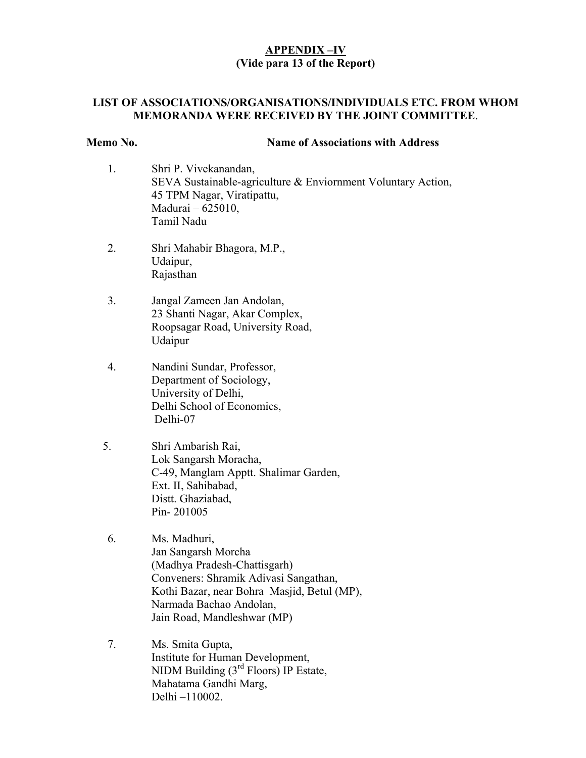**APPENDIX –IV**
**(Vide para 13 of the Report)**

**LIST OF ASSOCIATIONS/ORGANISATIONS/INDIVIDUALS ETC. FROM WHOM MEMORANDA WERE RECEIVED BY THE JOINT COMMITTEE**.

| Memo No. | Name of Associations with Address |
|---|---|
| 1. | Shri P. Vivekanandan,<br>SEVA Sustainable-agriculture & Enviornment Voluntary Action,<br>45 TPM Nagar, Viratipattu,<br>Madurai – 625010,<br>Tamil Nadu |
| 2. | Shri Mahabir Bhagora, M.P.,<br>Udaipur,<br>Rajasthan |
| 3. | Jangal Zameen Jan Andolan,<br>23 Shanti Nagar, Akar Complex,<br>Roopsagar Road, University Road,<br>Udaipur |
| 4. | Nandini Sundar, Professor,<br>Department of Sociology,<br>University of Delhi,<br>Delhi School of Economics,<br>Delhi-07 |
| 5. | Shri Ambarish Rai,<br>Lok Sangarsh Moracha,<br>C-49, Manglam Apptt. Shalimar Garden,<br>Ext. II, Sahibabad,<br>Distt. Ghaziabad,<br>Pin- 201005 |
| 6. | Ms. Madhuri,<br>Jan Sangarsh Morcha<br>(Madhya Pradesh-Chattisgarh)<br>Conveners: Shramik Adivasi Sangathan,<br>Kothi Bazar, near Bohra Masjid, Betul (MP),<br>Narmada Bachao Andolan,<br>Jain Road, Mandleshwar (MP) |
| 7. | Ms. Smita Gupta,<br>Institute for Human Development,<br>NIDM Building (3rd Floors) IP Estate,<br>Mahatama Gandhi Marg,<br>Delhi –110002. |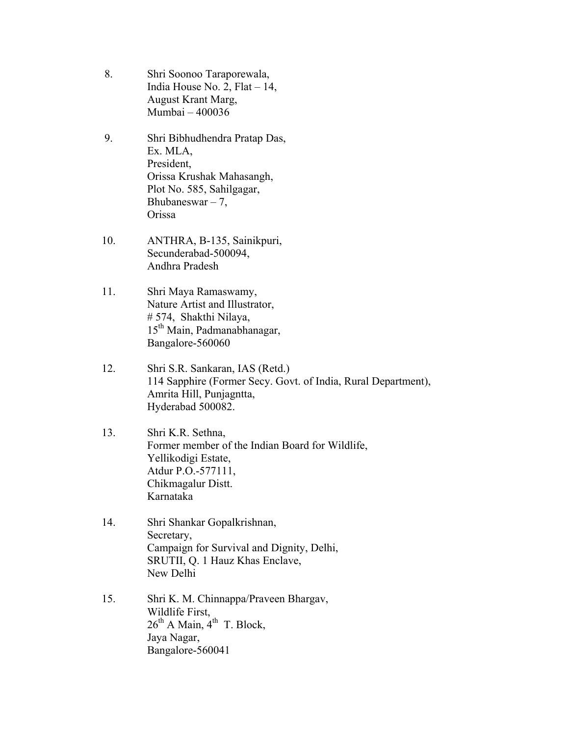8. Shri Soonoo Taraporewala,
   India House No. 2, Flat – 14,
   August Krant Marg,
   Mumbai – 400036

9. Shri Bibhudhendra Pratap Das,
   Ex. MLA,
   President,
   Orissa Krushak Mahasangh,
   Plot No. 585, Sahilgagar,
   Bhubaneswar – 7,
   Orissa

10. ANTHRA, B-135, Sainikpuri,
    Secunderabad-500094,
    Andhra Pradesh

11. Shri Maya Ramaswamy,
    Nature Artist and Illustrator,
    # 574, Shakthi Nilaya,
    15th Main, Padmanabhanagar,
    Bangalore-560060

12. Shri S.R. Sankaran, IAS (Retd.)
    114 Sapphire (Former Secy. Govt. of India, Rural Department),
    Amrita Hill, Punjagntta,
    Hyderabad 500082.

13. Shri K.R. Sethna,
    Former member of the Indian Board for Wildlife,
    Yellikodigi Estate,
    Atdur P.O.-577111,
    Chikmagalur Distt.
    Karnataka

14. Shri Shankar Gopalkrishnan,
    Secretary,
    Campaign for Survival and Dignity, Delhi,
    SRUTII, Q. 1 Hauz Khas Enclave,
    New Delhi

15. Shri K. M. Chinnappa/Praveen Bhargav,
    Wildlife First,
    26th A Main, 4th T. Block,
    Jaya Nagar,
    Bangalore-560041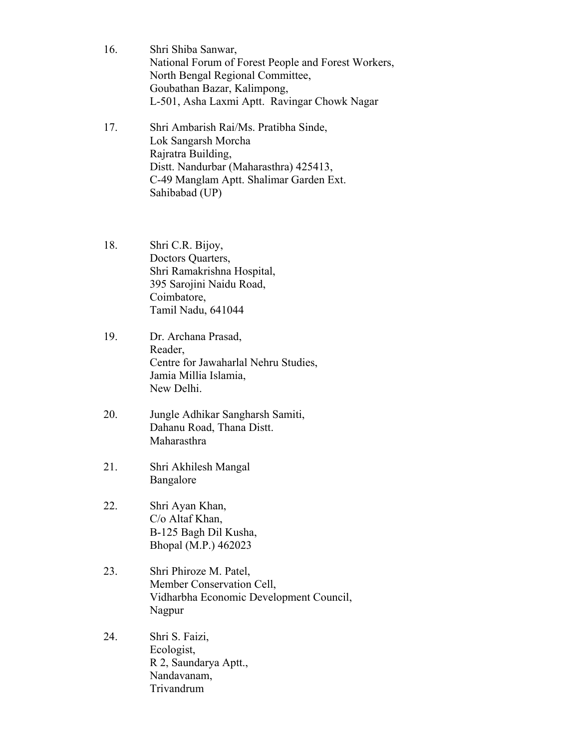16. Shri Shiba Sanwar,
    National Forum of Forest People and Forest Workers,
    North Bengal Regional Committee,
    Goubathan Bazar, Kalimpong,
    L-501, Asha Laxmi Aptt. Ravingar Chowk Nagar

17. Shri Ambarish Rai/Ms. Pratibha Sinde,
    Lok Sangarsh Morcha
    Rajratra Building,
    Distt. Nandurbar (Maharasthra) 425413,
    C-49 Manglam Aptt. Shalimar Garden Ext.
    Sahibabad (UP)

18. Shri C.R. Bijoy,
    Doctors Quarters,
    Shri Ramakrishna Hospital,
    395 Sarojini Naidu Road,
    Coimbatore,
    Tamil Nadu, 641044

19. Dr. Archana Prasad,
    Reader,
    Centre for Jawaharlal Nehru Studies,
    Jamia Millia Islamia,
    New Delhi.

20. Jungle Adhikar Sangharsh Samiti,
    Dahanu Road, Thana Distt.
    Maharasthra

21. Shri Akhilesh Mangal
    Bangalore

22. Shri Ayan Khan,
    C/o Altaf Khan,
    B-125 Bagh Dil Kusha,
    Bhopal (M.P.) 462023

23. Shri Phiroze M. Patel,
    Member Conservation Cell,
    Vidharbha Economic Development Council,
    Nagpur

24. Shri S. Faizi,
    Ecologist,
    R 2, Saundarya Aptt.,
    Nandavanam,
    Trivandrum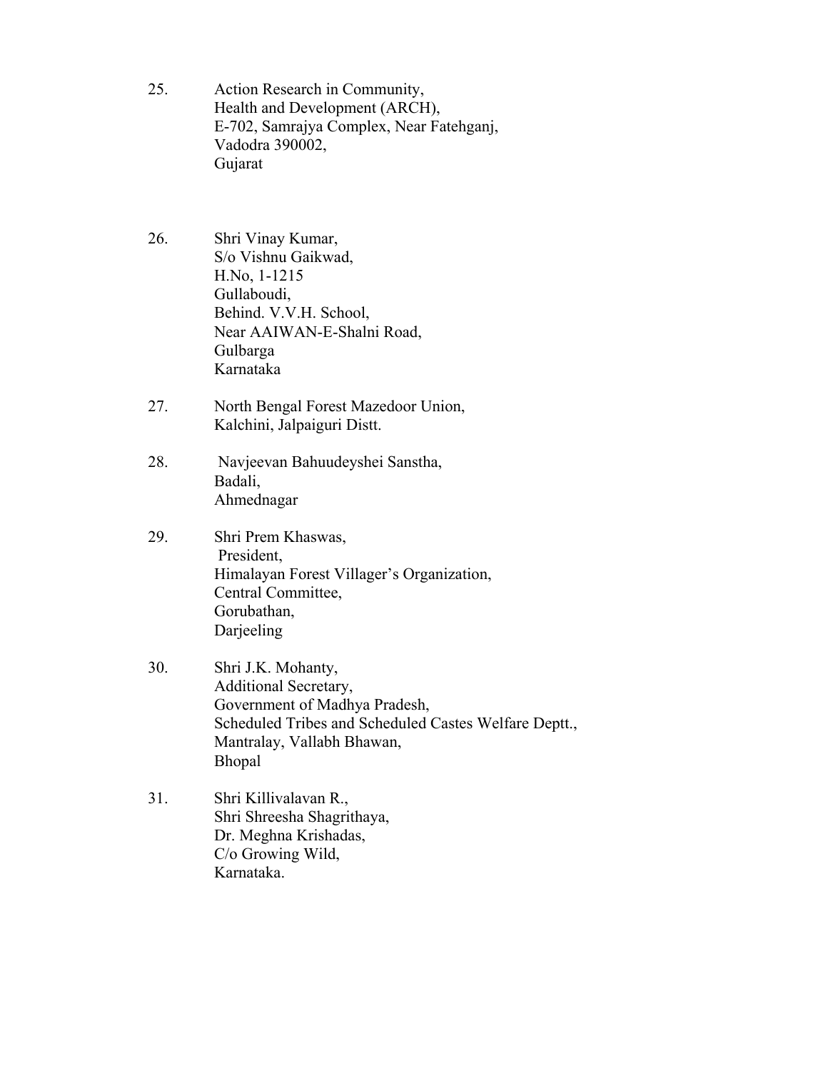25. Action Research in Community,
    Health and Development (ARCH),
    E-702, Samrajya Complex, Near Fatehganj,
    Vadodra 390002,
    Gujarat

26. Shri Vinay Kumar,
    S/o Vishnu Gaikwad,
    H.No, 1-1215
    Gullaboudi,
    Behind. V.V.H. School,
    Near AAIWAN-E-Shalni Road,
    Gulbarga
    Karnataka

27. North Bengal Forest Mazedoor Union,
    Kalchini, Jalpaiguri Distt.

28. Navjeevan Bahuudeyshei Sanstha,
    Badali,
    Ahmednagar

29. Shri Prem Khaswas,
    President,
    Himalayan Forest Villager's Organization,
    Central Committee,
    Gorubathan,
    Darjeeling

30. Shri J.K. Mohanty,
    Additional Secretary,
    Government of Madhya Pradesh,
    Scheduled Tribes and Scheduled Castes Welfare Deptt.,
    Mantralay, Vallabh Bhawan,
    Bhopal

31. Shri Killivalavan R.,
    Shri Shreesha Shagrithaya,
    Dr. Meghna Krishadas,
    C/o Growing Wild,
    Karnataka.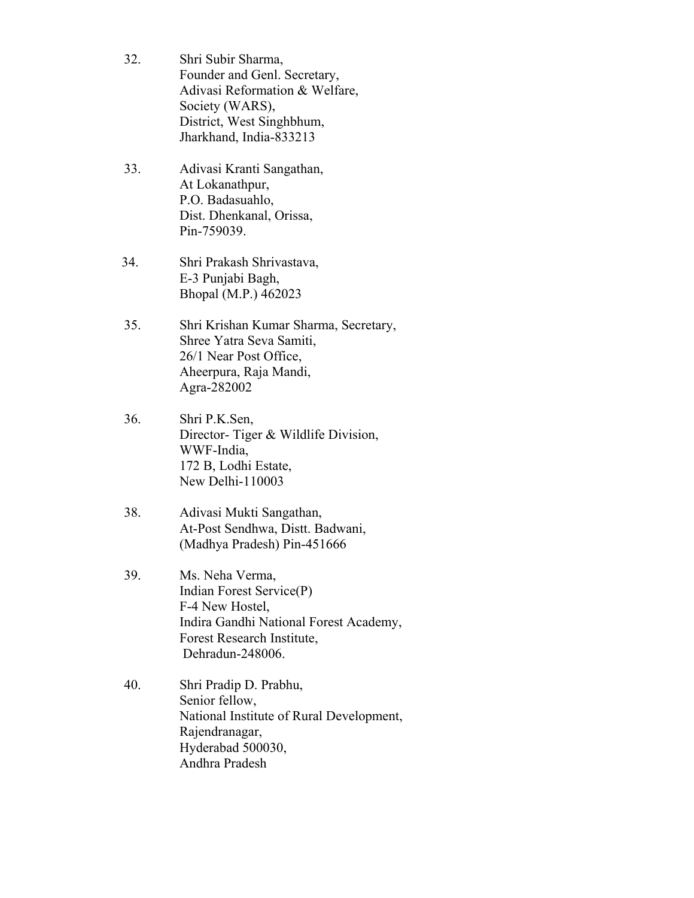32. Shri Subir Sharma,
    Founder and Genl. Secretary,
    Adivasi Reformation & Welfare,
    Society (WARS),
    District, West Singhbhum,
    Jharkhand, India-833213

33. Adivasi Kranti Sangathan,
    At Lokanathpur,
    P.O. Badasuahlo,
    Dist. Dhenkanal, Orissa,
    Pin-759039.

34. Shri Prakash Shrivastava,
    E-3 Punjabi Bagh,
    Bhopal (M.P.) 462023

35. Shri Krishan Kumar Sharma, Secretary,
    Shree Yatra Seva Samiti,
    26/1 Near Post Office,
    Aheerpura, Raja Mandi,
    Agra-282002

36. Shri P.K.Sen,
    Director- Tiger & Wildlife Division,
    WWF-India,
    172 B, Lodhi Estate,
    New Delhi-110003

38. Adivasi Mukti Sangathan,
    At-Post Sendhwa, Distt. Badwani,
    (Madhya Pradesh) Pin-451666

39. Ms. Neha Verma,
    Indian Forest Service(P)
    F-4 New Hostel,
    Indira Gandhi National Forest Academy,
    Forest Research Institute,
    Dehradun-248006.

40. Shri Pradip D. Prabhu,
    Senior fellow,
    National Institute of Rural Development,
    Rajendranagar,
    Hyderabad 500030,
    Andhra Pradesh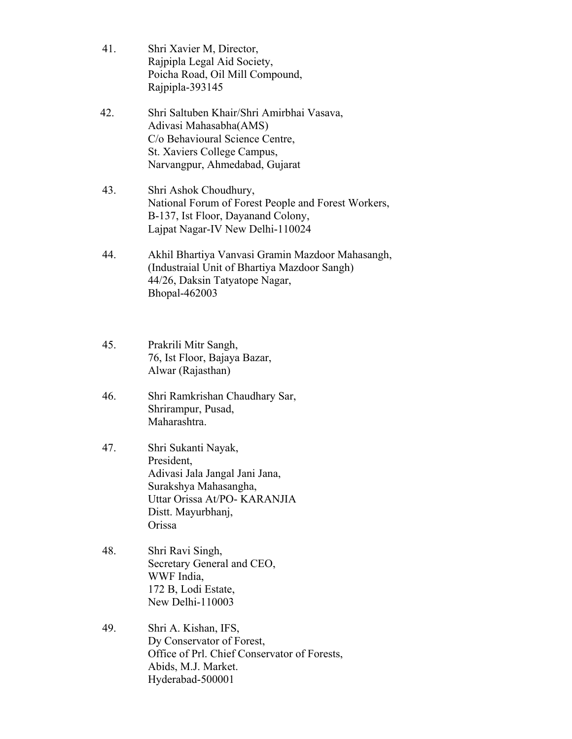41. Shri Xavier M, Director,
    Rajpipla Legal Aid Society,
    Poicha Road, Oil Mill Compound,
    Rajpipla-393145

42. Shri Saltuben Khair/Shri Amirbhai Vasava,
    Adivasi Mahasabha(AMS)
    C/o Behavioural Science Centre,
    St. Xaviers College Campus,
    Narvangpur, Ahmedabad, Gujarat

43. Shri Ashok Choudhury,
    National Forum of Forest People and Forest Workers,
    B-137, Ist Floor, Dayanand Colony,
    Lajpat Nagar-IV New Delhi-110024

44. Akhil Bhartiya Vanvasi Gramin Mazdoor Mahasangh,
    (Industraial Unit of Bhartiya Mazdoor Sangh)
    44/26, Daksin Tatyatope Nagar,
    Bhopal-462003

45. Prakrili Mitr Sangh,
    76, Ist Floor, Bajaya Bazar,
    Alwar (Rajasthan)

46. Shri Ramkrishan Chaudhary Sar,
    Shrirampur, Pusad,
    Maharashtra.

47. Shri Sukanti Nayak,
    President,
    Adivasi Jala Jangal Jani Jana,
    Surakshya Mahasangha,
    Uttar Orissa At/PO- KARANJIA
    Distt. Mayurbhanj,
    Orissa

48. Shri Ravi Singh,
    Secretary General and CEO,
    WWF India,
    172 B, Lodi Estate,
    New Delhi-110003

49. Shri A. Kishan, IFS,
    Dy Conservator of Forest,
    Office of Prl. Chief Conservator of Forests,
    Abids, M.J. Market.
    Hyderabad-500001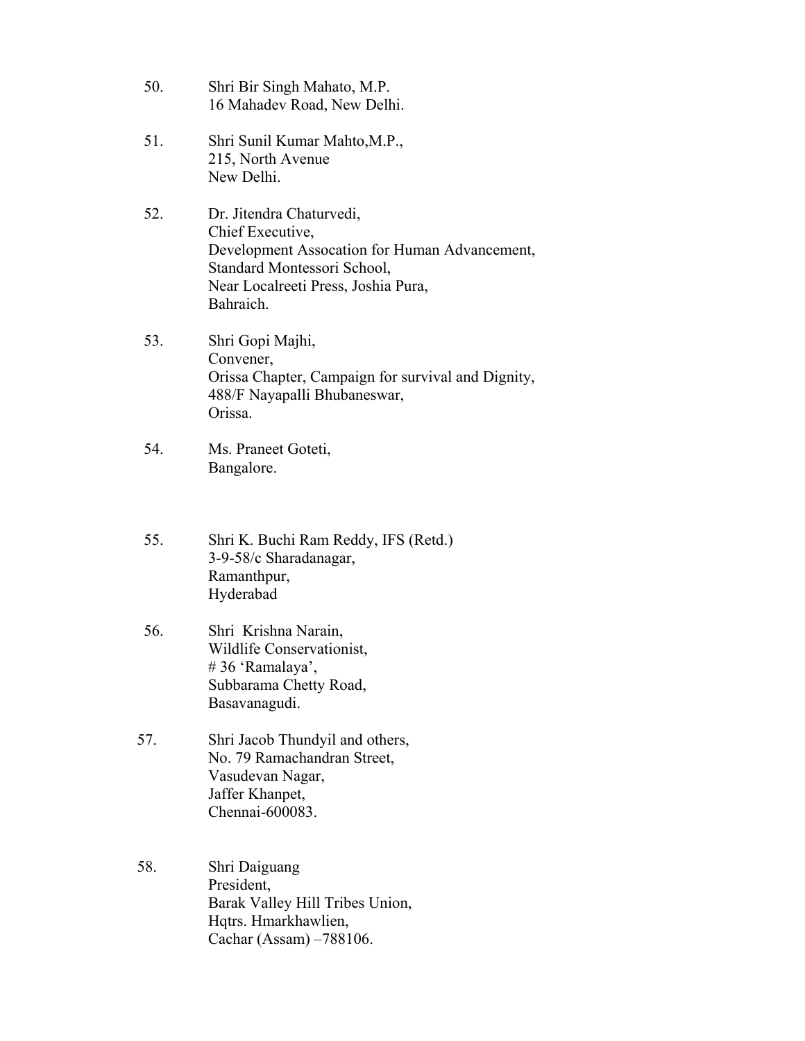50. Shri Bir Singh Mahato, M.P.
    16 Mahadev Road, New Delhi.

51. Shri Sunil Kumar Mahto,M.P.,
    215, North Avenue
    New Delhi.

52. Dr. Jitendra Chaturvedi,
    Chief Executive,
    Development Assocation for Human Advancement,
    Standard Montessori School,
    Near Localreeti Press, Joshia Pura,
    Bahraich.

53. Shri Gopi Majhi,
    Convener,
    Orissa Chapter, Campaign for survival and Dignity,
    488/F Nayapalli Bhubaneswar,
    Orissa.

54. Ms. Praneet Goteti,
    Bangalore.

55. Shri K. Buchi Ram Reddy, IFS (Retd.)
    3-9-58/c Sharadanagar,
    Ramanthpur,
    Hyderabad

56. Shri Krishna Narain,
    Wildlife Conservationist,
    # 36 'Ramalaya',
    Subbarama Chetty Road,
    Basavanagudi.

57. Shri Jacob Thundyil and others,
    No. 79 Ramachandran Street,
    Vasudevan Nagar,
    Jaffer Khanpet,
    Chennai-600083.

58. Shri Daiguang
    President,
    Barak Valley Hill Tribes Union,
    Hqtrs. Hmarkhawlien,
    Cachar (Assam) –788106.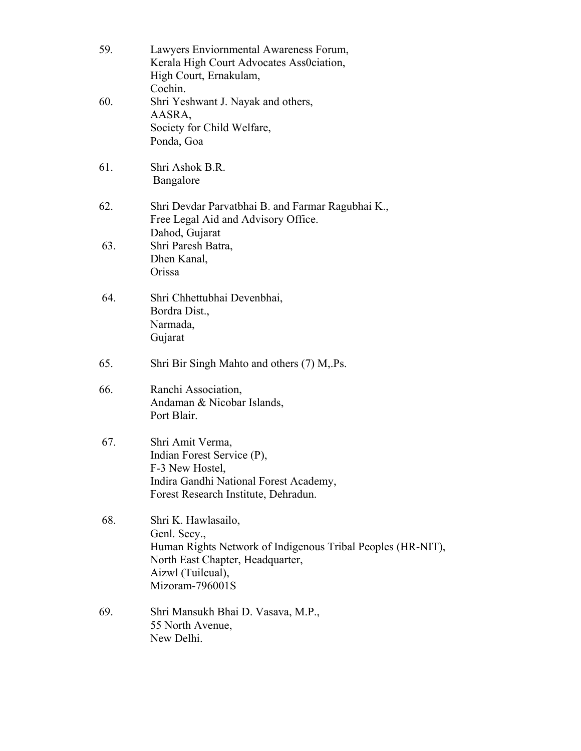59. Lawyers Enviornmental Awareness Forum,
    Kerala High Court Advocates Ass0ciation,
    High Court, Ernakulam,
    Cochin.

60. Shri Yeshwant J. Nayak and others,
    AASRA,
    Society for Child Welfare,
    Ponda, Goa

61. Shri Ashok B.R.
    Bangalore

62. Shri Devdar Parvatbhai B. and Farmar Ragubhai K.,
    Free Legal Aid and Advisory Office.
    Dahod, Gujarat

63. Shri Paresh Batra,
    Dhen Kanal,
    Orissa

64. Shri Chhettubhai Devenbhai,
    Bordra Dist.,
    Narmada,
    Gujarat

65. Shri Bir Singh Mahto and others (7) M,.Ps.

66. Ranchi Association,
    Andaman & Nicobar Islands,
    Port Blair.

67. Shri Amit Verma,
    Indian Forest Service (P),
    F-3 New Hostel,
    Indira Gandhi National Forest Academy,
    Forest Research Institute, Dehradun.

68. Shri K. Hawlasailo,
    Genl. Secy.,
    Human Rights Network of Indigenous Tribal Peoples (HR-NIT),
    North East Chapter, Headquarter,
    Aizwl (Tuilcual),
    Mizoram-796001S

69. Shri Mansukh Bhai D. Vasava, M.P.,
    55 North Avenue,
    New Delhi.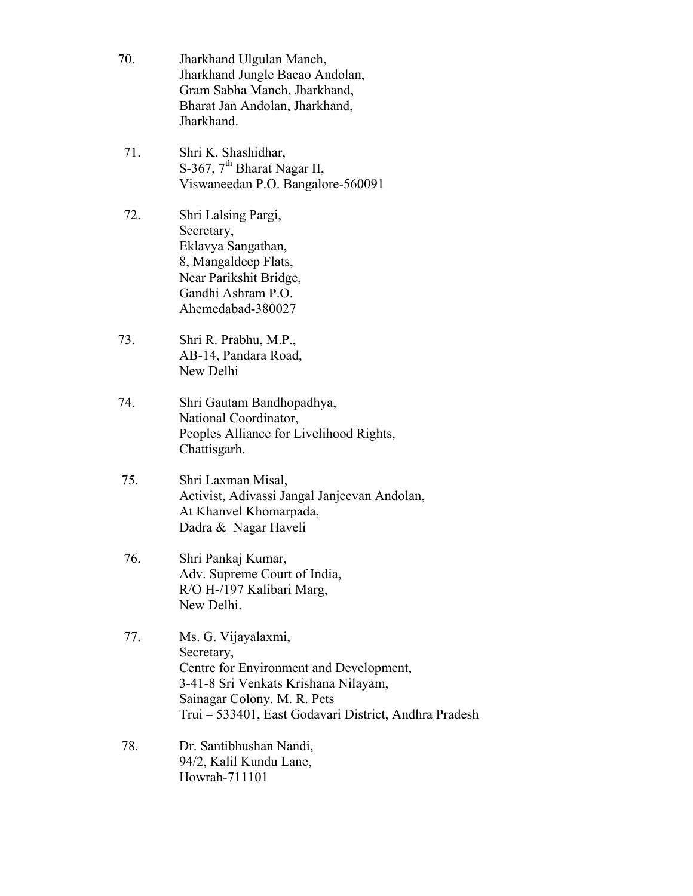70. Jharkhand Ulgulan Manch,
    Jharkhand Jungle Bacao Andolan,
    Gram Sabha Manch, Jharkhand,
    Bharat Jan Andolan, Jharkhand,
    Jharkhand.

71. Shri K. Shashidhar,
    S-367, 7th Bharat Nagar II,
    Viswaneedan P.O. Bangalore-560091

72. Shri Lalsing Pargi,
    Secretary,
    Eklavya Sangathan,
    8, Mangaldeep Flats,
    Near Parikshit Bridge,
    Gandhi Ashram P.O.
    Ahemedabad-380027

73. Shri R. Prabhu, M.P.,
    AB-14, Pandara Road,
    New Delhi

74. Shri Gautam Bandhopadhya,
    National Coordinator,
    Peoples Alliance for Livelihood Rights,
    Chattisgarh.

75. Shri Laxman Misal,
    Activist, Adivassi Jangal Janjeevan Andolan,
    At Khanvel Khomarpada,
    Dadra & Nagar Haveli

76. Shri Pankaj Kumar,
    Adv. Supreme Court of India,
    R/O H-/197 Kalibari Marg,
    New Delhi.

77. Ms. G. Vijayalaxmi,
    Secretary,
    Centre for Environment and Development,
    3-41-8 Sri Venkats Krishana Nilayam,
    Sainagar Colony. M. R. Pets
    Trui – 533401, East Godavari District, Andhra Pradesh

78. Dr. Santibhushan Nandi,
    94/2, Kalil Kundu Lane,
    Howrah-711101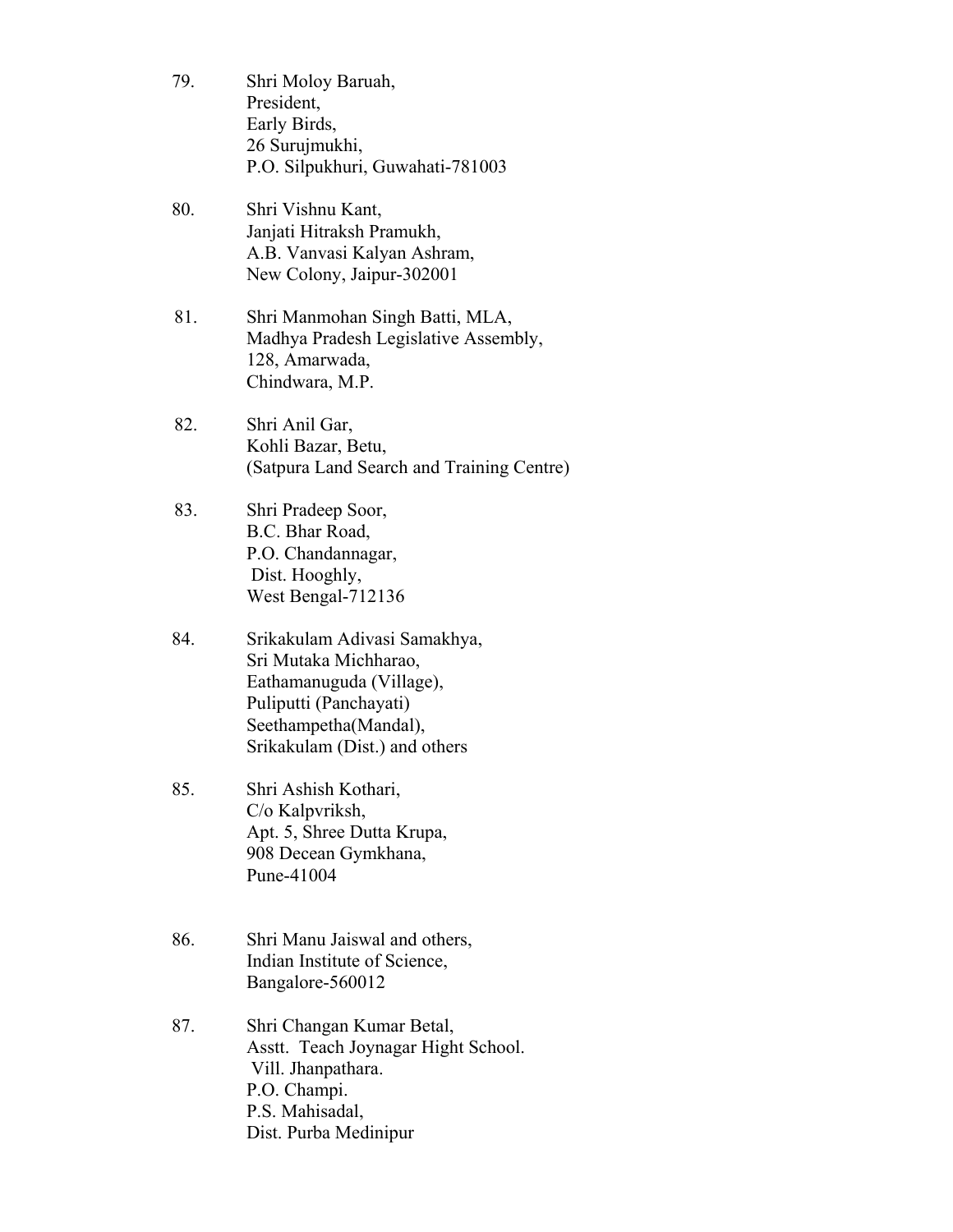79. Shri Moloy Baruah,
    President,
    Early Birds,
    26 Surujmukhi,
    P.O. Silpukhuri, Guwahati-781003

80. Shri Vishnu Kant,
    Janjati Hitraksh Pramukh,
    A.B. Vanvasi Kalyan Ashram,
    New Colony, Jaipur-302001

81. Shri Manmohan Singh Batti, MLA,
    Madhya Pradesh Legislative Assembly,
    128, Amarwada,
    Chindwara, M.P.

82. Shri Anil Gar,
    Kohli Bazar, Betu,
    (Satpura Land Search and Training Centre)

83. Shri Pradeep Soor,
    B.C. Bhar Road,
    P.O. Chandannagar,
    Dist. Hooghly,
    West Bengal-712136

84. Srikakulam Adivasi Samakhya,
    Sri Mutaka Michharao,
    Eathamanuguda (Village),
    Puliputti (Panchayati)
    Seethampetha(Mandal),
    Srikakulam (Dist.) and others

85. Shri Ashish Kothari,
    C/o Kalpvriksh,
    Apt. 5, Shree Dutta Krupa,
    908 Decean Gymkhana,
    Pune-41004

86. Shri Manu Jaiswal and others,
    Indian Institute of Science,
    Bangalore-560012

87. Shri Changan Kumar Betal,
    Asstt. Teach Joynagar Hight School.
    Vill. Jhanpathara.
    P.O. Champi.
    P.S. Mahisadal,
    Dist. Purba Medinipur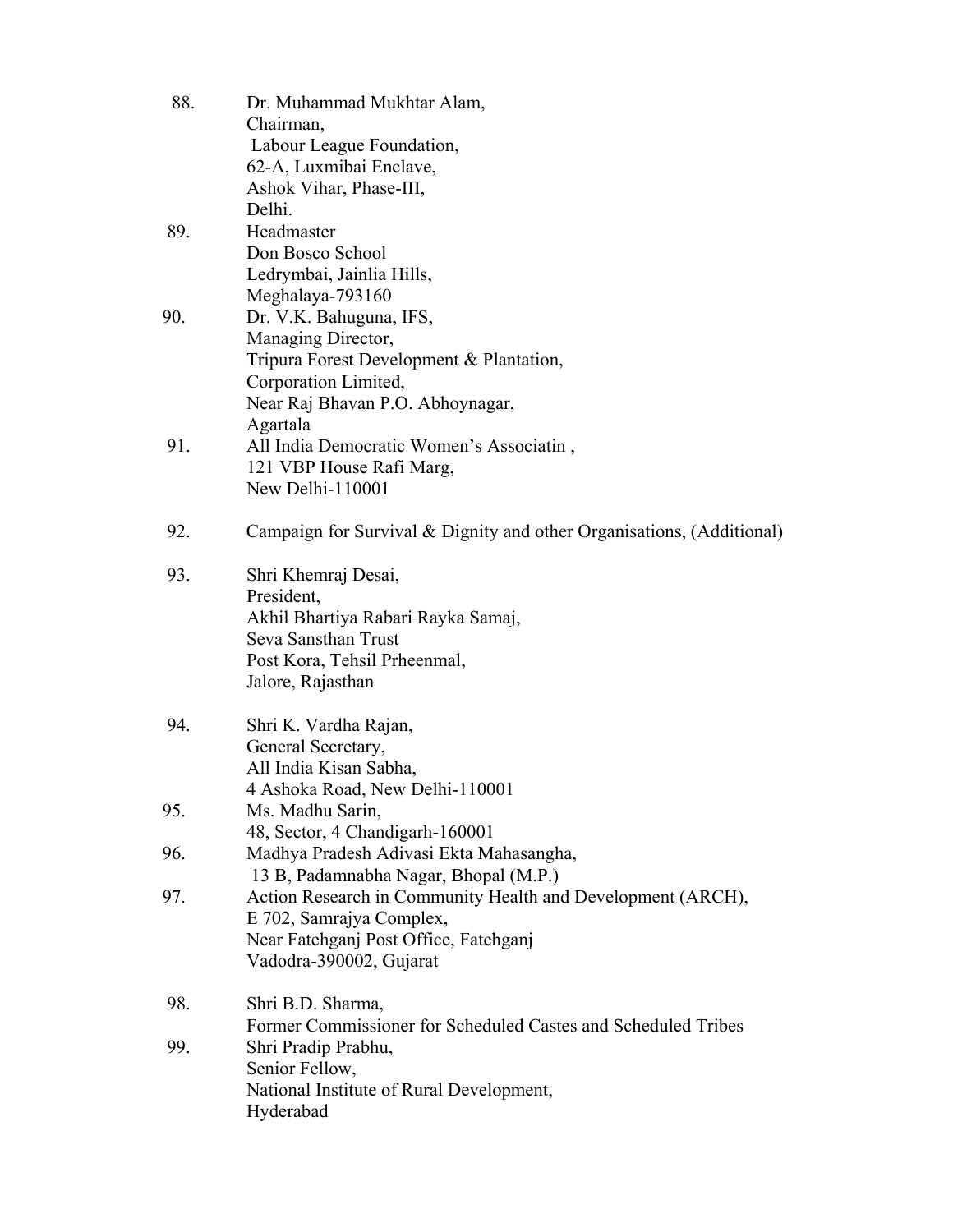88. Dr. Muhammad Mukhtar Alam,
    Chairman,
    Labour League Foundation,
    62-A, Luxmibai Enclave,
    Ashok Vihar, Phase-III,
    Delhi.

89. Headmaster
    Don Bosco School
    Ledrymbai, Jainlia Hills,
    Meghalaya-793160

90. Dr. V.K. Bahuguna, IFS,
    Managing Director,
    Tripura Forest Development & Plantation,
    Corporation Limited,
    Near Raj Bhavan P.O. Abhoynagar,
    Agartala

91. All India Democratic Women's Associatin ,
    121 VBP House Rafi Marg,
    New Delhi-110001

92. Campaign for Survival & Dignity and other Organisations, (Additional)

93. Shri Khemraj Desai,
    President,
    Akhil Bhartiya Rabari Rayka Samaj,
    Seva Sansthan Trust
    Post Kora, Tehsil Prheenmal,
    Jalore, Rajasthan

94. Shri K. Vardha Rajan,
    General Secretary,
    All India Kisan Sabha,
    4 Ashoka Road, New Delhi-110001

95. Ms. Madhu Sarin,
    48, Sector, 4 Chandigarh-160001

96. Madhya Pradesh Adivasi Ekta Mahasangha,
    13 B, Padamnabha Nagar, Bhopal (M.P.)

97. Action Research in Community Health and Development (ARCH),
    E 702, Samrajya Complex,
    Near Fatehganj Post Office, Fatehganj
    Vadodra-390002, Gujarat

98. Shri B.D. Sharma,
    Former Commissioner for Scheduled Castes and Scheduled Tribes

99. Shri Pradip Prabhu,
    Senior Fellow,
    National Institute of Rural Development,
    Hyderabad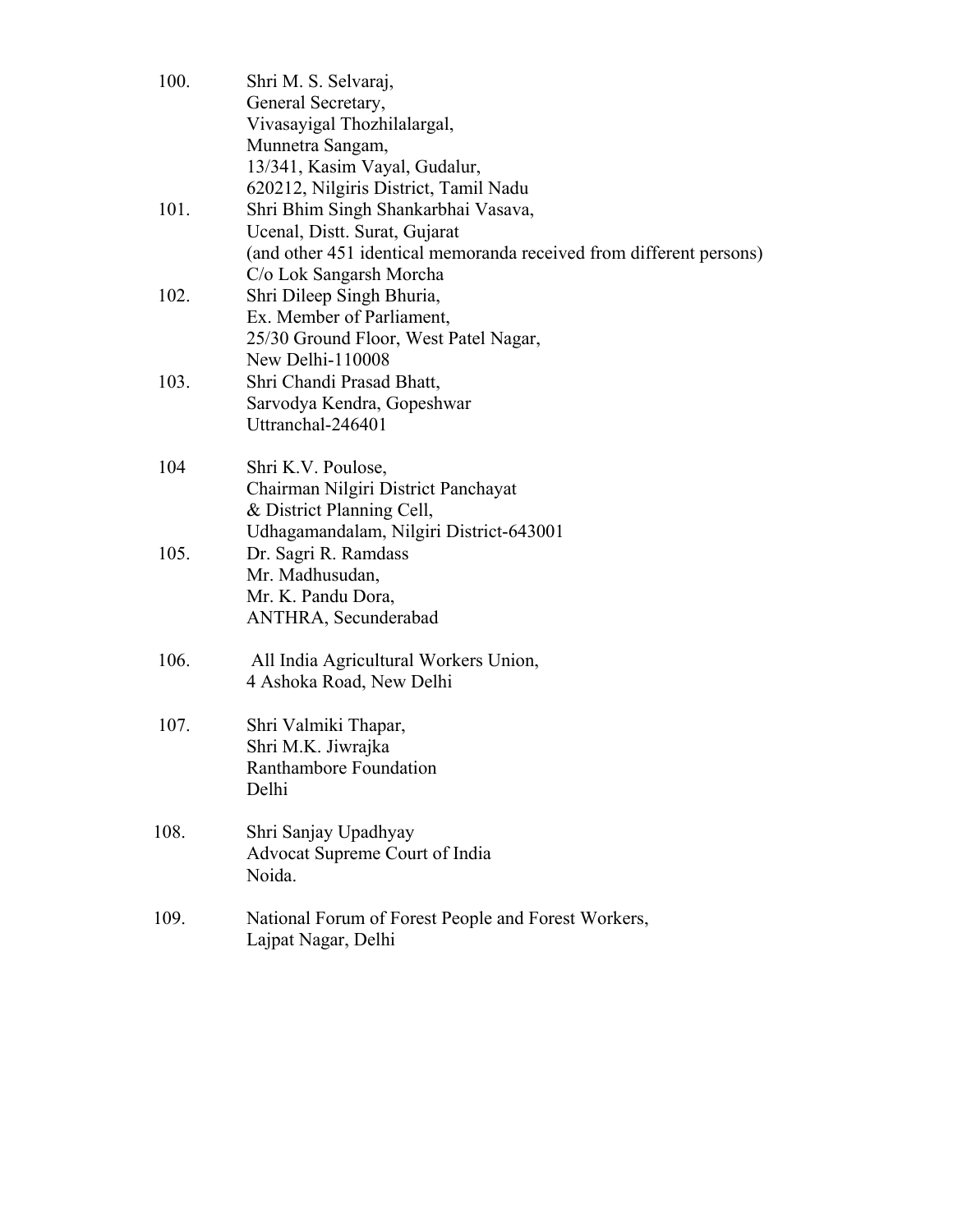100. Shri M. S. Selvaraj,
General Secretary,
Vivasayigal Thozhilalargal,
Munnetra Sangam,
13/341, Kasim Vayal, Gudalur,
620212, Nilgiris District, Tamil Nadu

101. Shri Bhim Singh Shankarbhai Vasava,
Ucenal, Distt. Surat, Gujarat
(and other 451 identical memoranda received from different persons)
C/o Lok Sangarsh Morcha

102. Shri Dileep Singh Bhuria,
Ex. Member of Parliament,
25/30 Ground Floor, West Patel Nagar,
New Delhi-110008

103. Shri Chandi Prasad Bhatt,
Sarvodya Kendra, Gopeshwar
Uttranchal-246401

104 Shri K.V. Poulose,
Chairman Nilgiri District Panchayat
& District Planning Cell,
Udhagamandalam, Nilgiri District-643001

105. Dr. Sagri R. Ramdass
Mr. Madhusudan,
Mr. K. Pandu Dora,
ANTHRA, Secunderabad

106. All India Agricultural Workers Union,
4 Ashoka Road, New Delhi

107. Shri Valmiki Thapar,
Shri M.K. Jiwrajka
Ranthambore Foundation
Delhi

108. Shri Sanjay Upadhyay
Advocat Supreme Court of India
Noida.

109. National Forum of Forest People and Forest Workers,
Lajpat Nagar, Delhi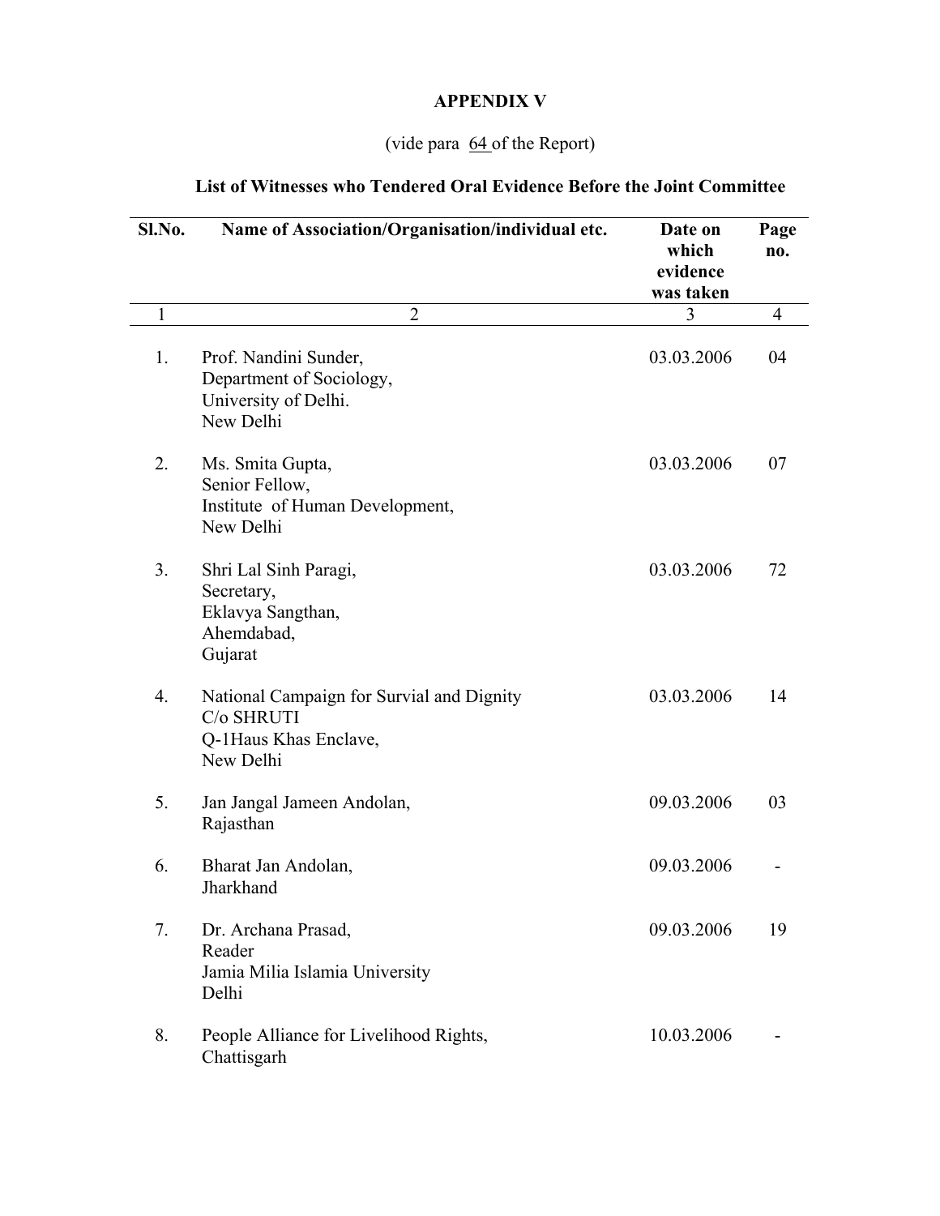# APPENDIX V

(vide para 64 of the Report)

## List of Witnesses who Tendered Oral Evidence Before the Joint Committee

| Sl.No. | Name of Association/Organisation/individual etc. | Date on which evidence was taken | Page no. |
|---|---|---|---|
| 1 | 2 | 3 | 4 |
| 1. | Prof. Nandini Sunder, Department of Sociology, University of Delhi. New Delhi | 03.03.2006 | 04 |
| 2. | Ms. Smita Gupta, Senior Fellow, Institute of Human Development, New Delhi | 03.03.2006 | 07 |
| 3. | Shri Lal Sinh Paragi, Secretary, Eklavya Sangthan, Ahemdabad, Gujarat | 03.03.2006 | 72 |
| 4. | National Campaign for Survial and Dignity C/o SHRUTI Q-1Haus Khas Enclave, New Delhi | 03.03.2006 | 14 |
| 5. | Jan Jangal Jameen Andolan, Rajasthan | 09.03.2006 | 03 |
| 6. | Bharat Jan Andolan, Jharkhand | 09.03.2006 | - |
| 7. | Dr. Archana Prasad, Reader Jamia Milia Islamia University Delhi | 09.03.2006 | 19 |
| 8. | People Alliance for Livelihood Rights, Chattisgarh | 10.03.2006 | - |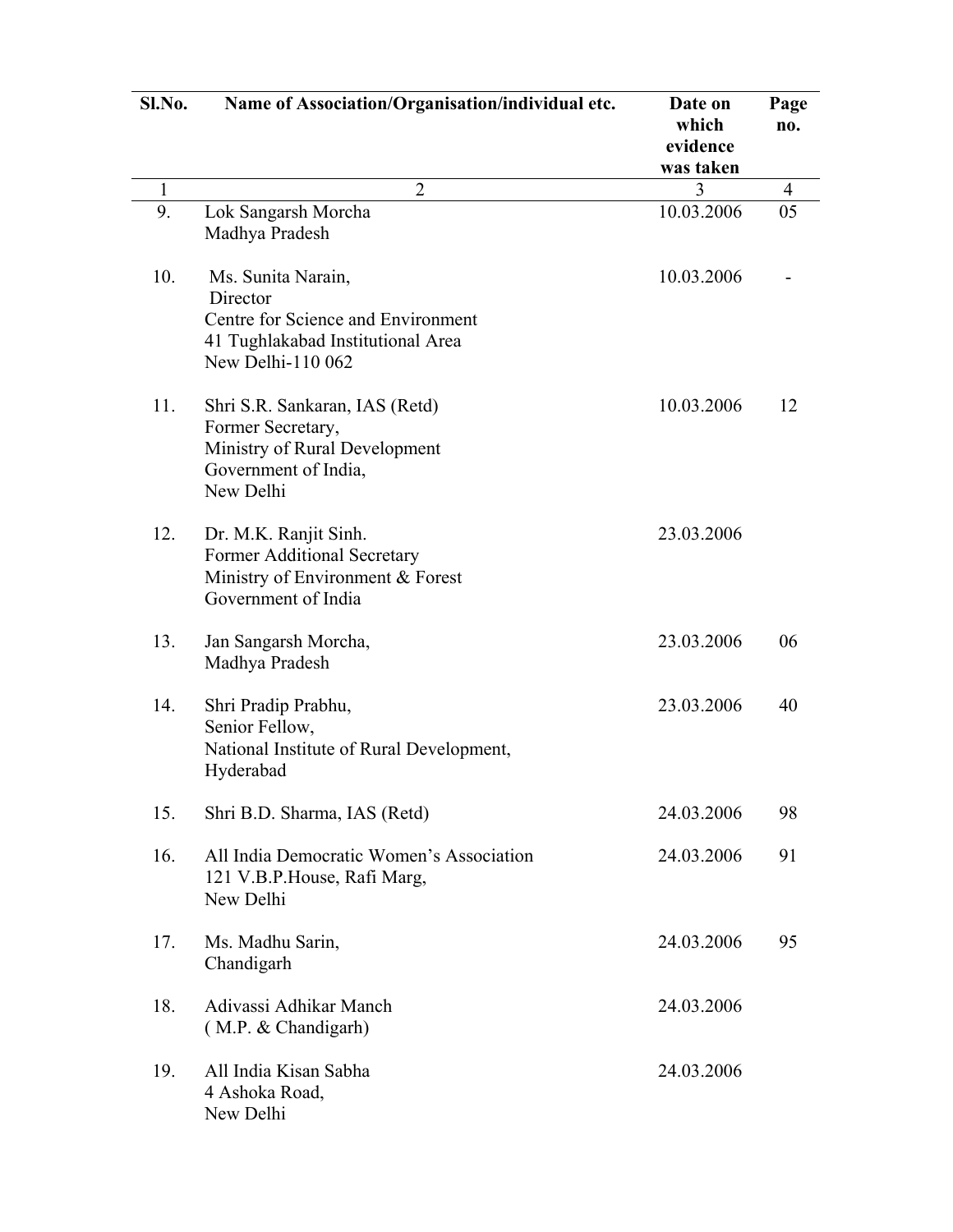| Sl.No. | Name of Association/Organisation/individual etc. | Date on which evidence was taken | Page no. |
|---|---|---|---|
| 1 | 2 | 3 | 4 |
| 9. | Lok Sangarsh Morcha<br>Madhya Pradesh | 10.03.2006 | 05 |
| 10. | Ms. Sunita Narain,<br>Director<br>Centre for Science and Environment<br>41 Tughlakabad Institutional Area<br>New Delhi-110 062 | 10.03.2006 | - |
| 11. | Shri S.R. Sankaran, IAS (Retd)<br>Former Secretary,<br>Ministry of Rural Development<br>Government of India,<br>New Delhi | 10.03.2006 | 12 |
| 12. | Dr. M.K. Ranjit Sinh.<br>Former Additional Secretary<br>Ministry of Environment & Forest<br>Government of India | 23.03.2006 | |
| 13. | Jan Sangarsh Morcha,<br>Madhya Pradesh | 23.03.2006 | 06 |
| 14. | Shri Pradip Prabhu,<br>Senior Fellow,<br>National Institute of Rural Development,<br>Hyderabad | 23.03.2006 | 40 |
| 15. | Shri B.D. Sharma, IAS (Retd) | 24.03.2006 | 98 |
| 16. | All India Democratic Women's Association<br>121 V.B.P.House, Rafi Marg,<br>New Delhi | 24.03.2006 | 91 |
| 17. | Ms. Madhu Sarin,<br>Chandigarh | 24.03.2006 | 95 |
| 18. | Adivassi Adhikar Manch<br>( M.P. & Chandigarh) | 24.03.2006 | |
| 19. | All India Kisan Sabha<br>4 Ashoka Road,<br>New Delhi | 24.03.2006 | |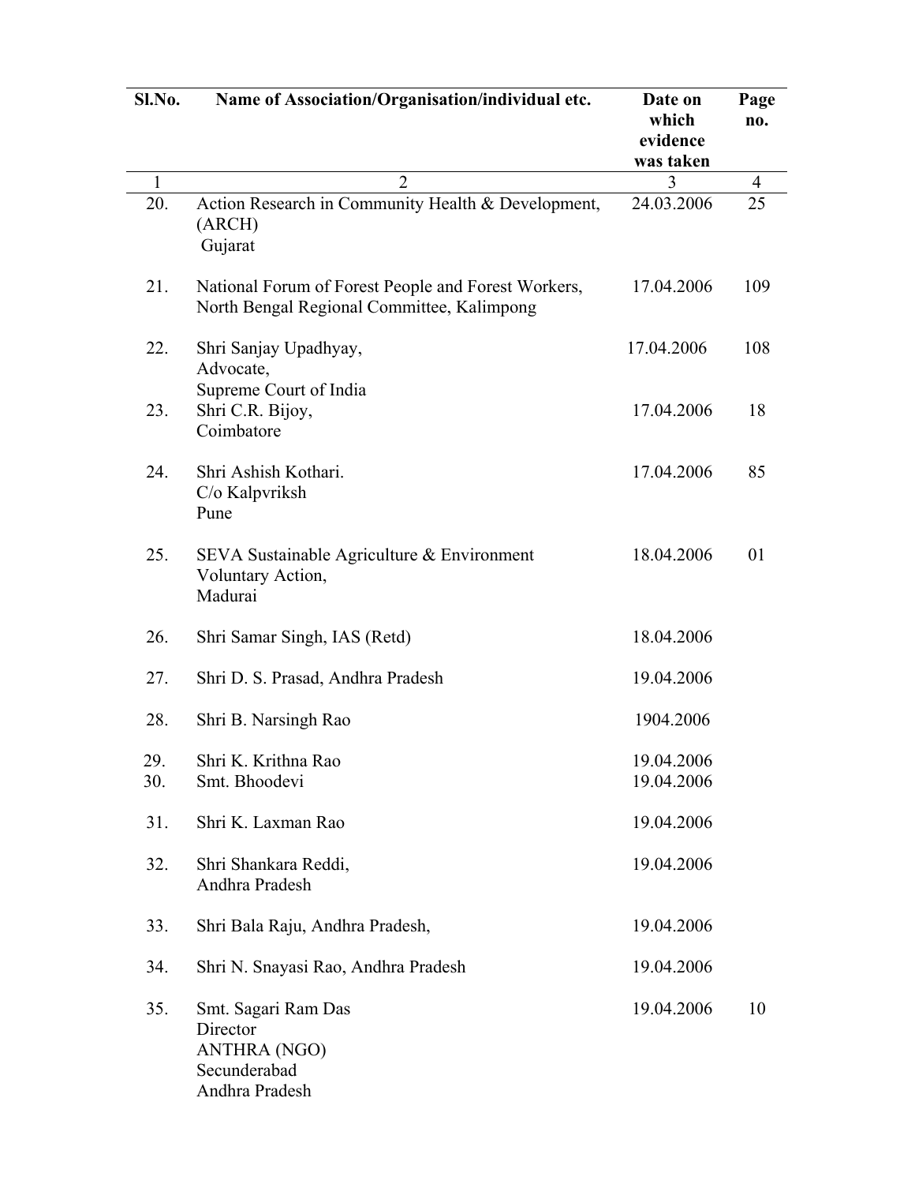| Sl.No. | Name of Association/Organisation/individual etc. | Date on which evidence was taken | Page no. |
|---|---|---|---|
| 1 | 2 | 3 | 4 |
| 20. | Action Research in Community Health & Development, (ARCH) Gujarat | 24.03.2006 | 25 |
| 21. | National Forum of Forest People and Forest Workers, North Bengal Regional Committee, Kalimpong | 17.04.2006 | 109 |
| 22. | Shri Sanjay Upadhyay, Advocate, Supreme Court of India | 17.04.2006 | 108 |
| 23. | Shri C.R. Bijoy, Coimbatore | 17.04.2006 | 18 |
| 24. | Shri Ashish Kothari. C/o Kalpvriksh Pune | 17.04.2006 | 85 |
| 25. | SEVA Sustainable Agriculture & Environment Voluntary Action, Madurai | 18.04.2006 | 01 |
| 26. | Shri Samar Singh, IAS (Retd) | 18.04.2006 | |
| 27. | Shri D. S. Prasad, Andhra Pradesh | 19.04.2006 | |
| 28. | Shri B. Narsingh Rao | 1904.2006 | |
| 29. | Shri K. Krithna Rao | 19.04.2006 | |
| 30. | Smt. Bhoodevi | 19.04.2006 | |
| 31. | Shri K. Laxman Rao | 19.04.2006 | |
| 32. | Shri Shankara Reddi, Andhra Pradesh | 19.04.2006 | |
| 33. | Shri Bala Raju, Andhra Pradesh, | 19.04.2006 | |
| 34. | Shri N. Snayasi Rao, Andhra Pradesh | 19.04.2006 | |
| 35. | Smt. Sagari Ram Das Director ANTHRA (NGO) Secunderabad Andhra Pradesh | 19.04.2006 | 10 |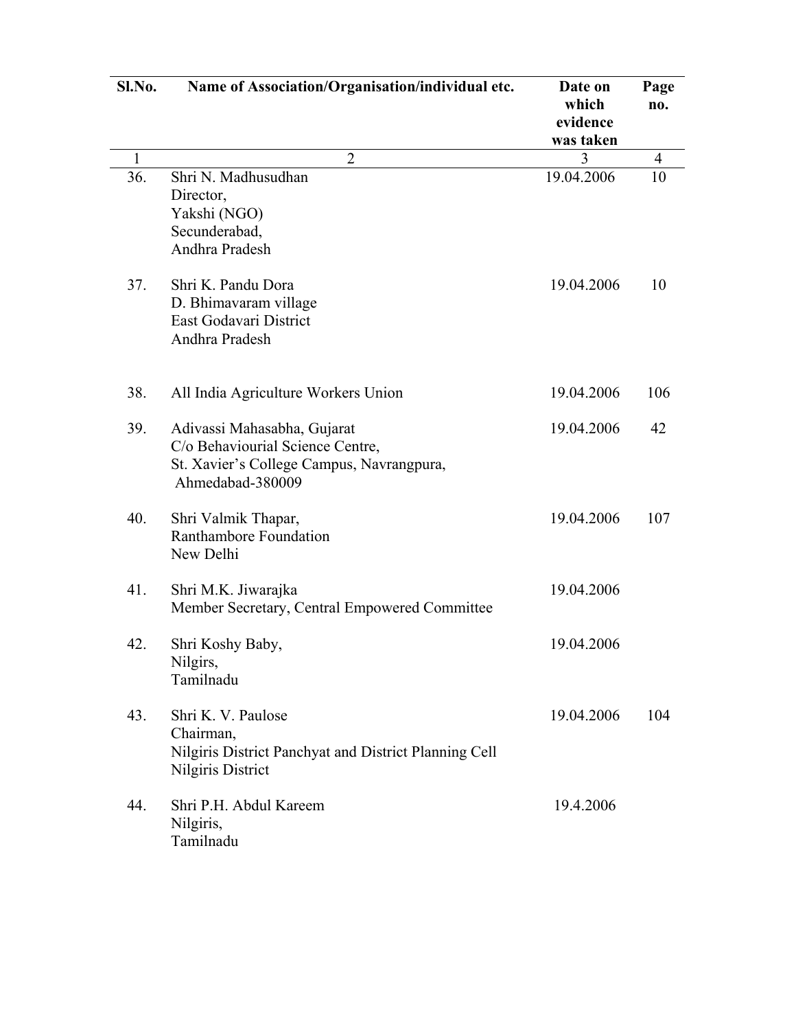| Sl.No. | Name of Association/Organisation/individual etc. | Date on which evidence was taken | Page no. |
|---|---|---|---|
| 1 | 2 | 3 | 4 |
| 36. | Shri N. Madhusudhan<br>Director,<br>Yakshi (NGO)<br>Secunderabad,<br>Andhra Pradesh | 19.04.2006 | 10 |
| 37. | Shri K. Pandu Dora<br>D. Bhimavaram village<br>East Godavari District<br>Andhra Pradesh | 19.04.2006 | 10 |
| 38. | All India Agriculture Workers Union | 19.04.2006 | 106 |
| 39. | Adivassi Mahasabha, Gujarat<br>C/o Behaviourial Science Centre,<br>St. Xavier's College Campus, Navrangpura,<br>Ahmedabad-380009 | 19.04.2006 | 42 |
| 40. | Shri Valmik Thapar,<br>Ranthambore Foundation<br>New Delhi | 19.04.2006 | 107 |
| 41. | Shri M.K. Jiwarajka<br>Member Secretary, Central Empowered Committee | 19.04.2006 | |
| 42. | Shri Koshy Baby,<br>Nilgirs,<br>Tamilnadu | 19.04.2006 | |
| 43. | Shri K. V. Paulose<br>Chairman,<br>Nilgiris District Panchyat and District Planning Cell<br>Nilgiris District | 19.04.2006 | 104 |
| 44. | Shri P.H. Abdul Kareem<br>Nilgiris,<br>Tamilnadu | 19.4.2006 | |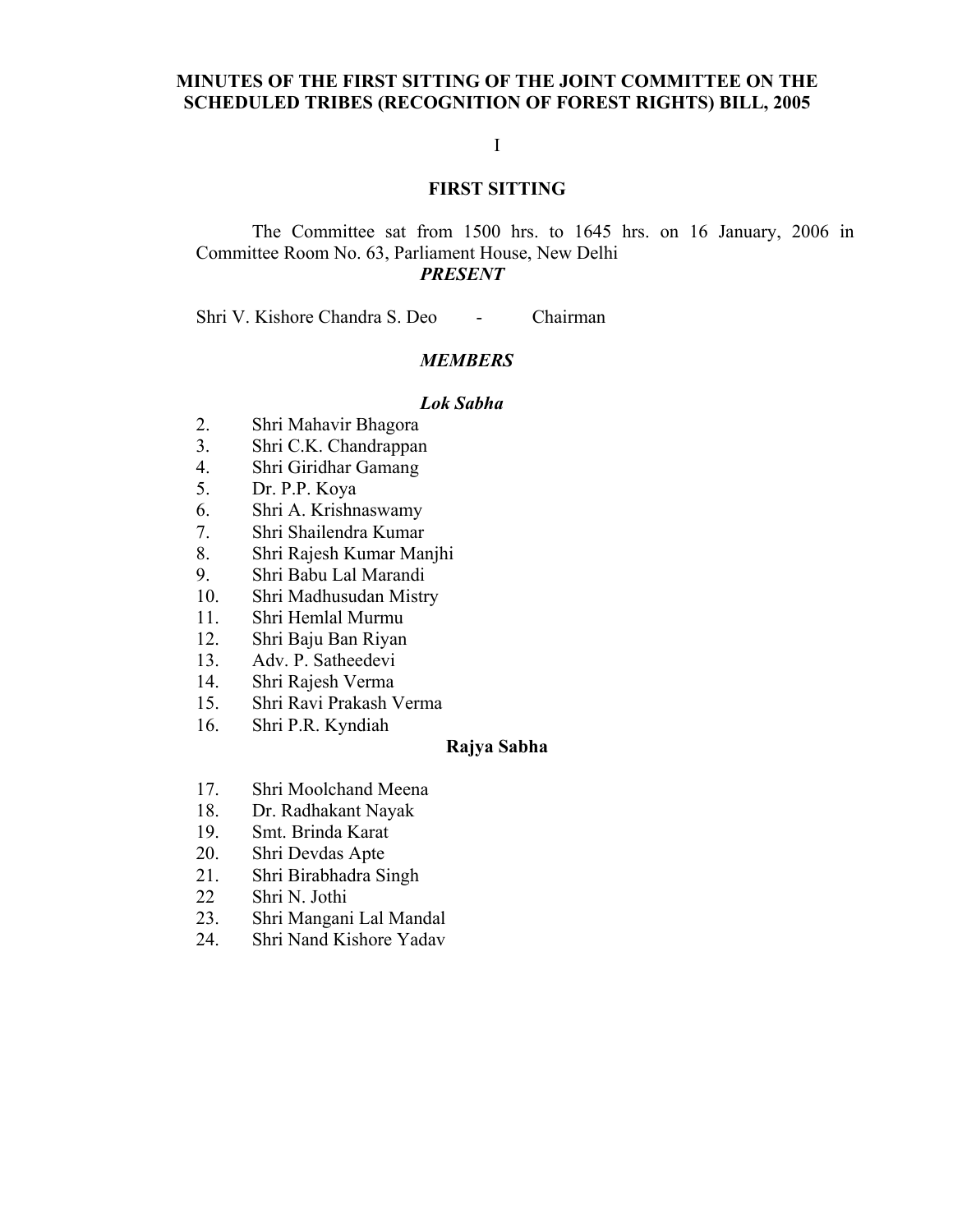# MINUTES OF THE FIRST SITTING OF THE JOINT COMMITTEE ON THE SCHEDULED TRIBES (RECOGNITION OF FOREST RIGHTS) BILL, 2005

I

## FIRST SITTING

The Committee sat from 1500 hrs. to 1645 hrs. on 16 January, 2006 in Committee Room No. 63, Parliament House, New Delhi

***PRESENT***

Shri V. Kishore Chandra S. Deo - Chairman

***MEMBERS***

***Lok Sabha***

2. Shri Mahavir Bhagora
3. Shri C.K. Chandrappan
4. Shri Giridhar Gamang
5. Dr. P.P. Koya
6. Shri A. Krishnaswamy
7. Shri Shailendra Kumar
8. Shri Rajesh Kumar Manjhi
9. Shri Babu Lal Marandi
10. Shri Madhusudan Mistry
11. Shri Hemlal Murmu
12. Shri Baju Ban Riyan
13. Adv. P. Satheedevi
14. Shri Rajesh Verma
15. Shri Ravi Prakash Verma
16. Shri P.R. Kyndiah

**Rajya Sabha**

17. Shri Moolchand Meena
18. Dr. Radhakant Nayak
19. Smt. Brinda Karat
20. Shri Devdas Apte
21. Shri Birabhadra Singh
22. Shri N. Jothi
23. Shri Mangani Lal Mandal
24. Shri Nand Kishore Yadav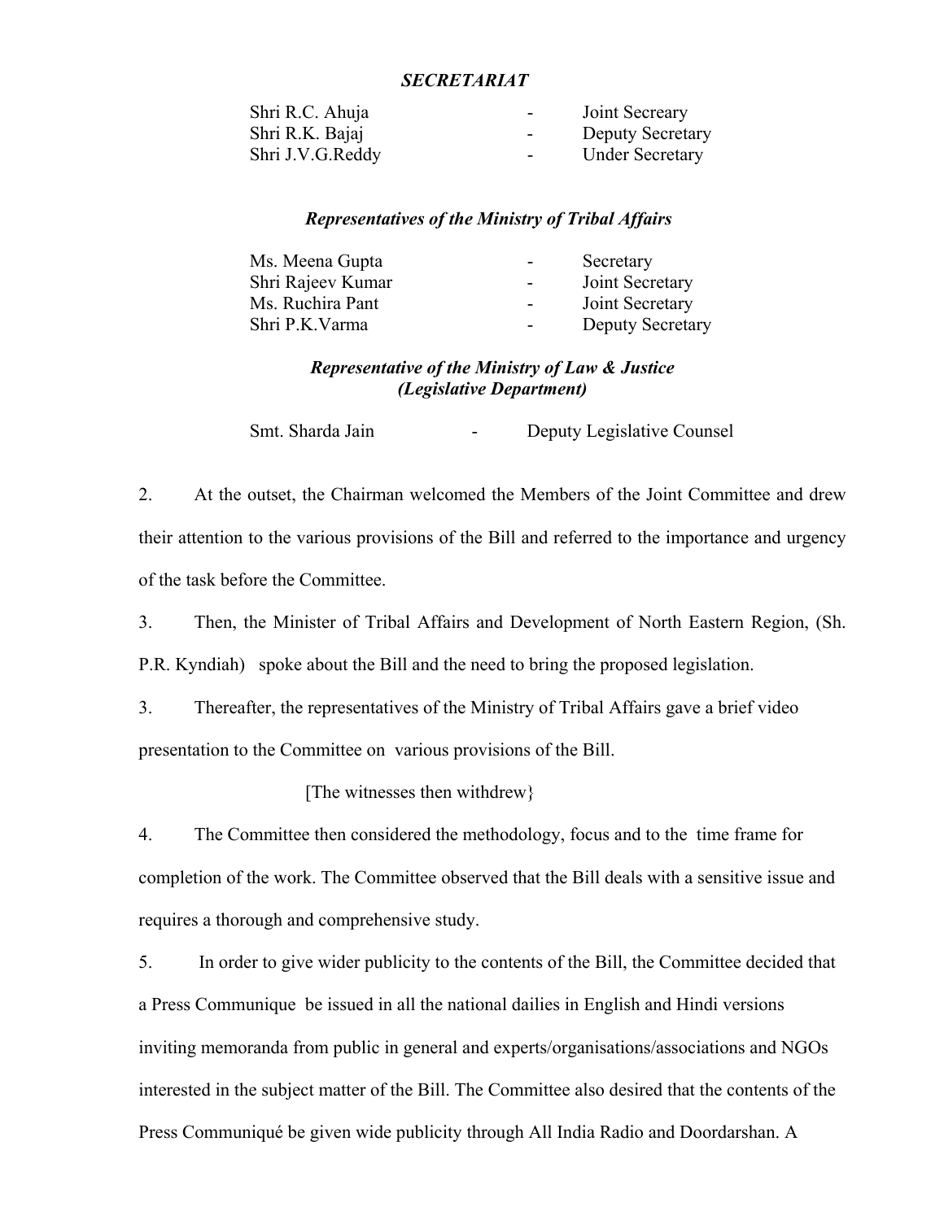***SECRETARIAT***

| | | |
|---|---|---|
| Shri R.C. Ahuja | - | Joint Secreary |
| Shri R.K. Bajaj | - | Deputy Secretary |
| Shri J.V.G.Reddy | - | Under Secretary |

***Representatives of the Ministry of Tribal Affairs***

| | | |
|---|---|---|
| Ms. Meena Gupta | - | Secretary |
| Shri Rajeev Kumar | - | Joint Secretary |
| Ms. Ruchira Pant | - | Joint Secretary |
| Shri P.K.Varma | - | Deputy Secretary |

***Representative of the Ministry of Law & Justice (Legislative Department)***

Smt. Sharda Jain - Deputy Legislative Counsel

2. At the outset, the Chairman welcomed the Members of the Joint Committee and drew their attention to the various provisions of the Bill and referred to the importance and urgency of the task before the Committee.

3. Then, the Minister of Tribal Affairs and Development of North Eastern Region, (Sh. P.R. Kyndiah) spoke about the Bill and the need to bring the proposed legislation.

3. Thereafter, the representatives of the Ministry of Tribal Affairs gave a brief video presentation to the Committee on various provisions of the Bill.

[The witnesses then withdrew}

4. The Committee then considered the methodology, focus and to the time frame for completion of the work. The Committee observed that the Bill deals with a sensitive issue and requires a thorough and comprehensive study.

5. In order to give wider publicity to the contents of the Bill, the Committee decided that a Press Communique be issued in all the national dailies in English and Hindi versions inviting memoranda from public in general and experts/organisations/associations and NGOs interested in the subject matter of the Bill. The Committee also desired that the contents of the Press Communiqué be given wide publicity through All India Radio and Doordarshan. A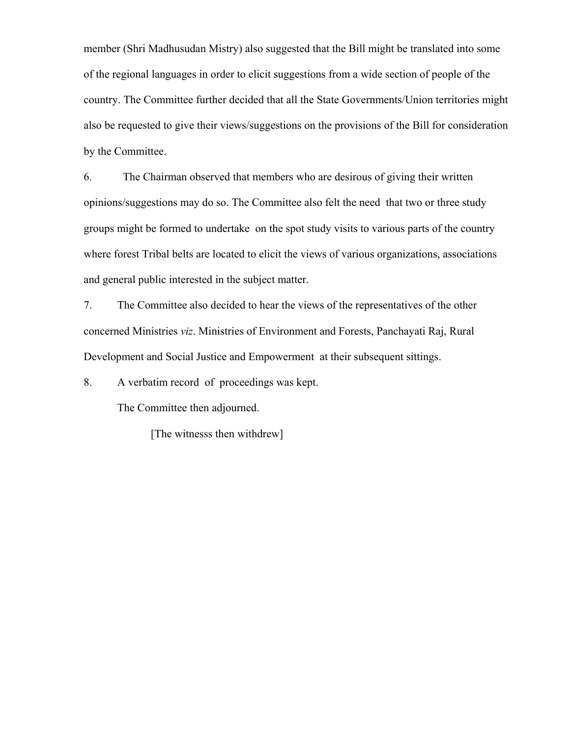member (Shri Madhusudan Mistry) also suggested that the Bill might be translated into some of the regional languages in order to elicit suggestions from a wide section of people of the country. The Committee further decided that all the State Governments/Union territories might also be requested to give their views/suggestions on the provisions of the Bill for consideration by the Committee.

6. The Chairman observed that members who are desirous of giving their written opinions/suggestions may do so. The Committee also felt the need that two or three study groups might be formed to undertake on the spot study visits to various parts of the country where forest Tribal belts are located to elicit the views of various organizations, associations and general public interested in the subject matter.

7. The Committee also decided to hear the views of the representatives of the other concerned Ministries *viz*. Ministries of Environment and Forests, Panchayati Raj, Rural Development and Social Justice and Empowerment at their subsequent sittings.

8. A verbatim record of proceedings was kept.

The Committee then adjourned.

[The witnesss then withdrew]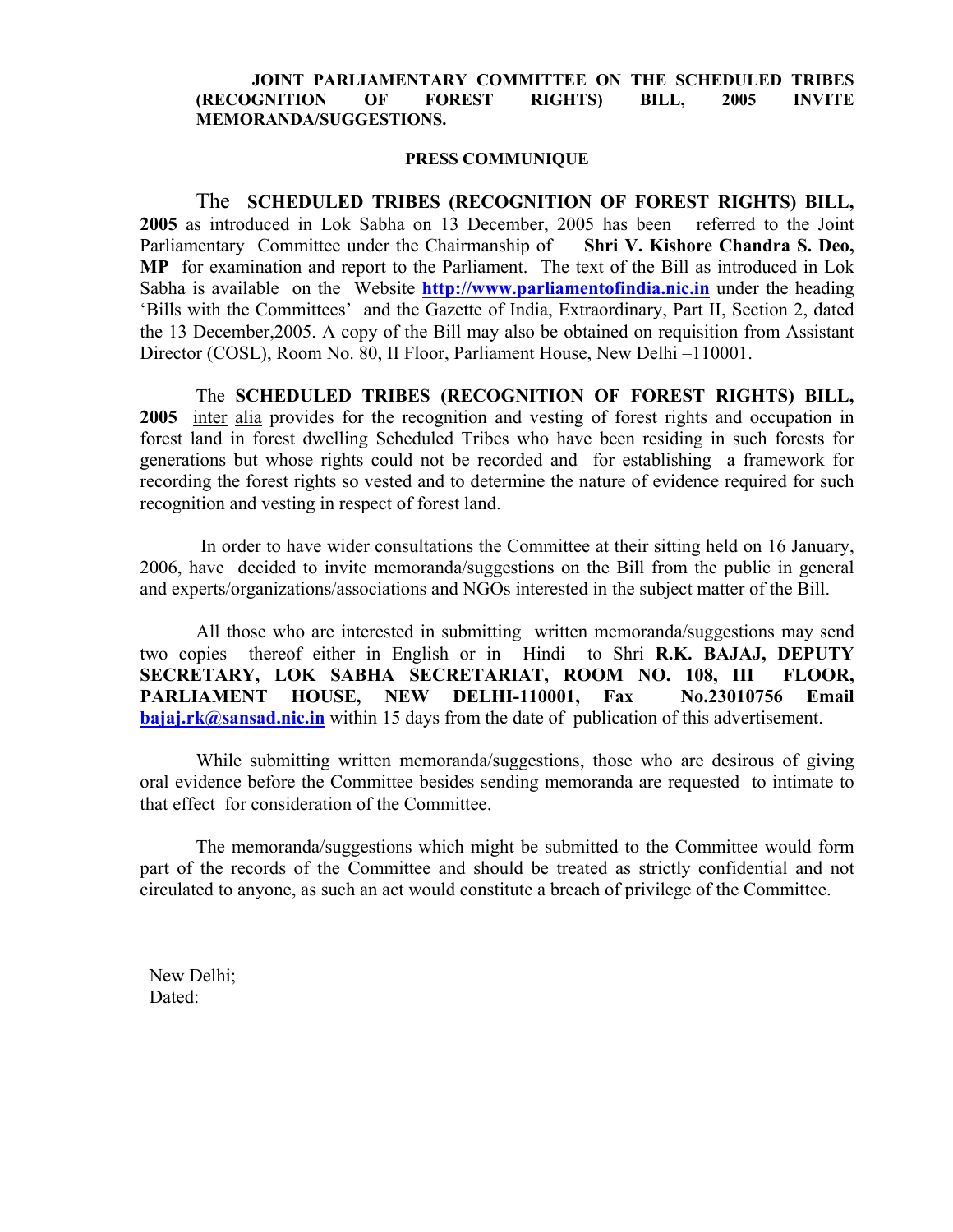**JOINT PARLIAMENTARY COMMITTEE ON THE SCHEDULED TRIBES (RECOGNITION OF FOREST RIGHTS) BILL, 2005 INVITE MEMORANDA/SUGGESTIONS.**

**PRESS COMMUNIQUE**

The **SCHEDULED TRIBES (RECOGNITION OF FOREST RIGHTS) BILL, 2005** as introduced in Lok Sabha on 13 December, 2005 has been referred to the Joint Parliamentary Committee under the Chairmanship of **Shri V. Kishore Chandra S. Deo, MP** for examination and report to the Parliament. The text of the Bill as introduced in Lok Sabha is available on the Website **http://www.parliamentofindia.nic.in** under the heading 'Bills with the Committees' and the Gazette of India, Extraordinary, Part II, Section 2, dated the 13 December,2005. A copy of the Bill may also be obtained on requisition from Assistant Director (COSL), Room No. 80, II Floor, Parliament House, New Delhi –110001.

The **SCHEDULED TRIBES (RECOGNITION OF FOREST RIGHTS) BILL, 2005** inter alia provides for the recognition and vesting of forest rights and occupation in forest land in forest dwelling Scheduled Tribes who have been residing in such forests for generations but whose rights could not be recorded and for establishing a framework for recording the forest rights so vested and to determine the nature of evidence required for such recognition and vesting in respect of forest land.

In order to have wider consultations the Committee at their sitting held on 16 January, 2006, have decided to invite memoranda/suggestions on the Bill from the public in general and experts/organizations/associations and NGOs interested in the subject matter of the Bill.

All those who are interested in submitting written memoranda/suggestions may send two copies thereof either in English or in Hindi to Shri **R.K. BAJAJ, DEPUTY SECRETARY, LOK SABHA SECRETARIAT, ROOM NO. 108, III FLOOR, PARLIAMENT HOUSE, NEW DELHI-110001, Fax No.23010756 Email** **bajaj.rk@sansad.nic.in** within 15 days from the date of publication of this advertisement.

While submitting written memoranda/suggestions, those who are desirous of giving oral evidence before the Committee besides sending memoranda are requested to intimate to that effect for consideration of the Committee.

The memoranda/suggestions which might be submitted to the Committee would form part of the records of the Committee and should be treated as strictly confidential and not circulated to anyone, as such an act would constitute a breach of privilege of the Committee.

New Delhi;
Dated: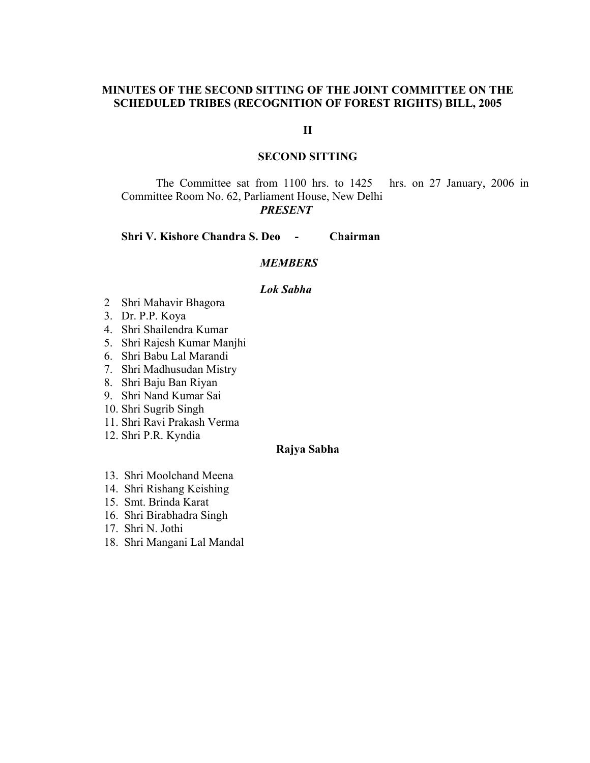**MINUTES OF THE SECOND SITTING OF THE JOINT COMMITTEE ON THE SCHEDULED TRIBES (RECOGNITION OF FOREST RIGHTS) BILL, 2005**

**II**

**SECOND SITTING**

The Committee sat from 1100 hrs. to 1425 hrs. on 27 January, 2006 in Committee Room No. 62, Parliament House, New Delhi

***PRESENT***

**Shri V. Kishore Chandra S. Deo - Chairman**

***MEMBERS***

***Lok Sabha***

2 Shri Mahavir Bhagora
3. Dr. P.P. Koya
4. Shri Shailendra Kumar
5. Shri Rajesh Kumar Manjhi
6. Shri Babu Lal Marandi
7. Shri Madhusudan Mistry
8. Shri Baju Ban Riyan
9. Shri Nand Kumar Sai
10. Shri Sugrib Singh
11. Shri Ravi Prakash Verma
12. Shri P.R. Kyndia

**Rajya Sabha**

13. Shri Moolchand Meena
14. Shri Rishang Keishing
15. Smt. Brinda Karat
16. Shri Birabhadra Singh
17. Shri N. Jothi
18. Shri Mangani Lal Mandal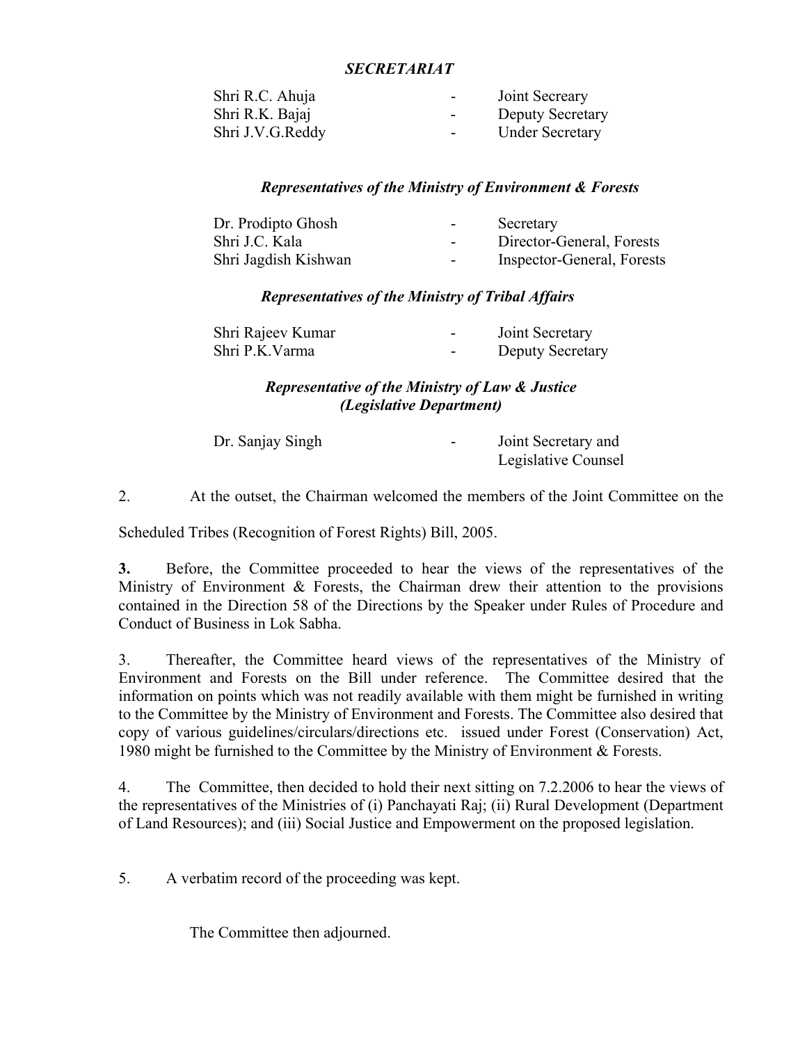***SECRETARIAT***

| | | |
|---|---|---|
| Shri R.C. Ahuja | - | Joint Secreary |
| Shri R.K. Bajaj | - | Deputy Secretary |
| Shri J.V.G.Reddy | - | Under Secretary |

***Representatives of the Ministry of Environment & Forests***

| | | |
|---|---|---|
| Dr. Prodipto Ghosh | - | Secretary |
| Shri J.C. Kala | - | Director-General, Forests |
| Shri Jagdish Kishwan | - | Inspector-General, Forests |

***Representatives of the Ministry of Tribal Affairs***

| | | |
|---|---|---|
| Shri Rajeev Kumar | - | Joint Secretary |
| Shri P.K.Varma | - | Deputy Secretary |

***Representative of the Ministry of Law & Justice (Legislative Department)***

| | | |
|---|---|---|
| Dr. Sanjay Singh | - | Joint Secretary and Legislative Counsel |

2. At the outset, the Chairman welcomed the members of the Joint Committee on the Scheduled Tribes (Recognition of Forest Rights) Bill, 2005.

**3.** Before, the Committee proceeded to hear the views of the representatives of the Ministry of Environment & Forests, the Chairman drew their attention to the provisions contained in the Direction 58 of the Directions by the Speaker under Rules of Procedure and Conduct of Business in Lok Sabha.

3. Thereafter, the Committee heard views of the representatives of the Ministry of Environment and Forests on the Bill under reference. The Committee desired that the information on points which was not readily available with them might be furnished in writing to the Committee by the Ministry of Environment and Forests. The Committee also desired that copy of various guidelines/circulars/directions etc. issued under Forest (Conservation) Act, 1980 might be furnished to the Committee by the Ministry of Environment & Forests.

4. The Committee, then decided to hold their next sitting on 7.2.2006 to hear the views of the representatives of the Ministries of (i) Panchayati Raj; (ii) Rural Development (Department of Land Resources); and (iii) Social Justice and Empowerment on the proposed legislation.

5. A verbatim record of the proceeding was kept.

The Committee then adjourned.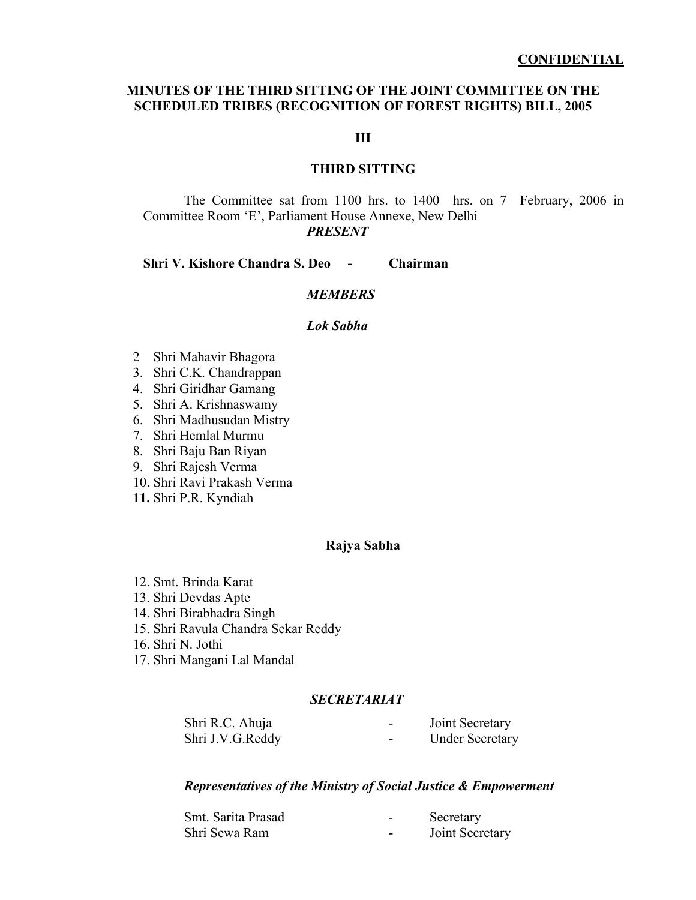**CONFIDENTIAL**

## MINUTES OF THE THIRD SITTING OF THE JOINT COMMITTEE ON THE SCHEDULED TRIBES (RECOGNITION OF FOREST RIGHTS) BILL, 2005

**III**

### THIRD SITTING

The Committee sat from 1100 hrs. to 1400 hrs. on 7 February, 2006 in Committee Room 'E', Parliament House Annexe, New Delhi

***PRESENT***

**Shri V. Kishore Chandra S. Deo - Chairman**

***MEMBERS***

***Lok Sabha***

2 Shri Mahavir Bhagora
3. Shri C.K. Chandrappan
4. Shri Giridhar Gamang
5. Shri A. Krishnaswamy
6. Shri Madhusudan Mistry
7. Shri Hemlal Murmu
8. Shri Baju Ban Riyan
9. Shri Rajesh Verma
10. Shri Ravi Prakash Verma
**11.** Shri P.R. Kyndiah

**Rajya Sabha**

12. Smt. Brinda Karat
13. Shri Devdas Apte
14. Shri Birabhadra Singh
15. Shri Ravula Chandra Sekar Reddy
16. Shri N. Jothi
17. Shri Mangani Lal Mandal

***SECRETARIAT***

| | | |
|---|---|---|
| Shri R.C. Ahuja | - | Joint Secretary |
| Shri J.V.G.Reddy | - | Under Secretary |

***Representatives of the Ministry of Social Justice & Empowerment***

| | | |
|---|---|---|
| Smt. Sarita Prasad | - | Secretary |
| Shri Sewa Ram | - | Joint Secretary |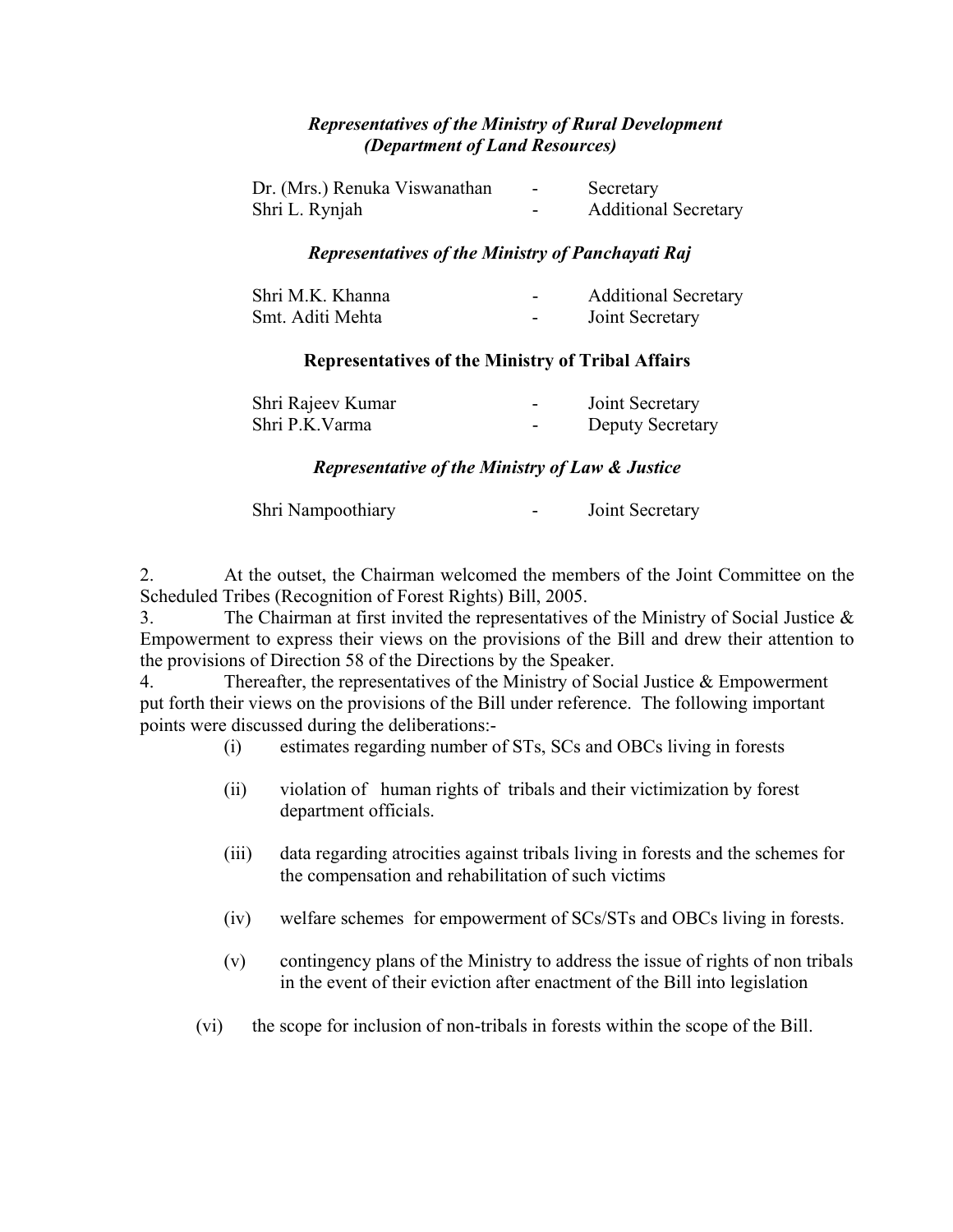***Representatives of the Ministry of Rural Development (Department of Land Resources)***

| | | |
|---|---|---|
| Dr. (Mrs.) Renuka Viswanathan | - | Secretary |
| Shri L. Rynjah | - | Additional Secretary |

***Representatives of the Ministry of Panchayati Raj***

| | | |
|---|---|---|
| Shri M.K. Khanna | - | Additional Secretary |
| Smt. Aditi Mehta | - | Joint Secretary |

**Representatives of the Ministry of Tribal Affairs**

| | | |
|---|---|---|
| Shri Rajeev Kumar | - | Joint Secretary |
| Shri P.K.Varma | - | Deputy Secretary |

***Representative of the Ministry of Law & Justice***

| | | |
|---|---|---|
| Shri Nampoothiary | - | Joint Secretary |

2. At the outset, the Chairman welcomed the members of the Joint Committee on the Scheduled Tribes (Recognition of Forest Rights) Bill, 2005.

3. The Chairman at first invited the representatives of the Ministry of Social Justice & Empowerment to express their views on the provisions of the Bill and drew their attention to the provisions of Direction 58 of the Directions by the Speaker.

4. Thereafter, the representatives of the Ministry of Social Justice & Empowerment put forth their views on the provisions of the Bill under reference. The following important points were discussed during the deliberations:-

(i) estimates regarding number of STs, SCs and OBCs living in forests

(ii) violation of human rights of tribals and their victimization by forest department officials.

(iii) data regarding atrocities against tribals living in forests and the schemes for the compensation and rehabilitation of such victims

(iv) welfare schemes for empowerment of SCs/STs and OBCs living in forests.

(v) contingency plans of the Ministry to address the issue of rights of non tribals in the event of their eviction after enactment of the Bill into legislation

(vi) the scope for inclusion of non-tribals in forests within the scope of the Bill.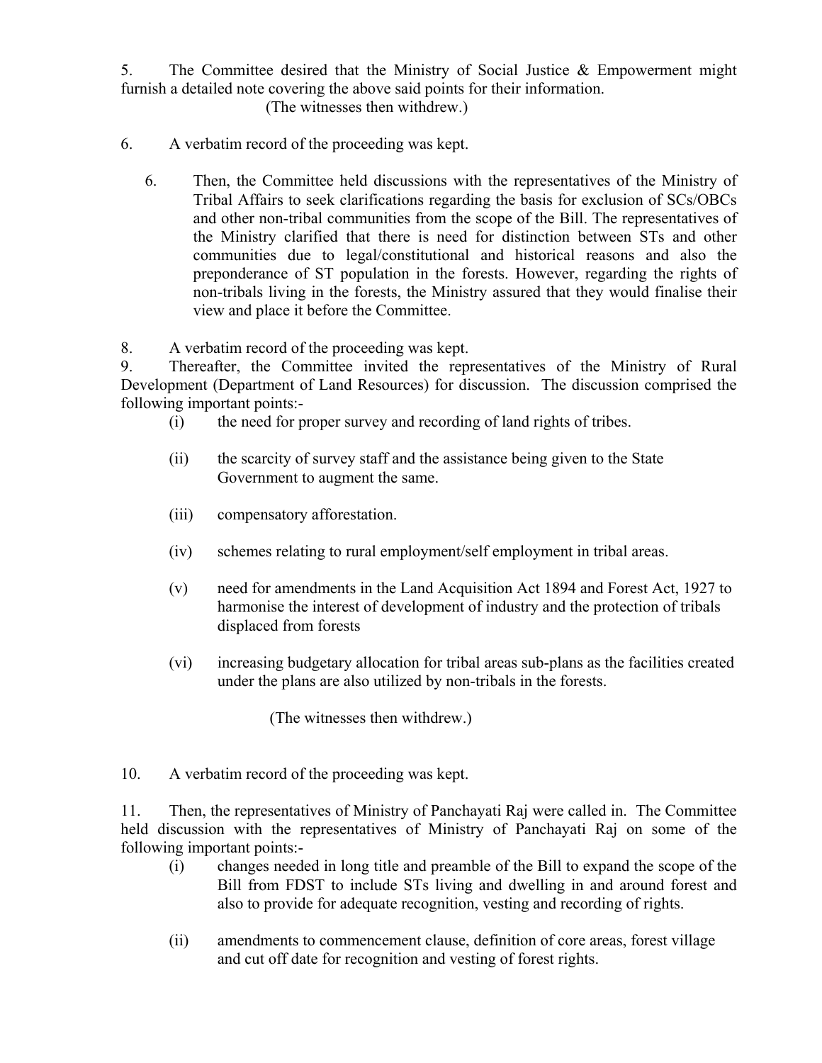5. The Committee desired that the Ministry of Social Justice & Empowerment might furnish a detailed note covering the above said points for their information.

(The witnesses then withdrew.)

6. A verbatim record of the proceeding was kept.

6. Then, the Committee held discussions with the representatives of the Ministry of Tribal Affairs to seek clarifications regarding the basis for exclusion of SCs/OBCs and other non-tribal communities from the scope of the Bill. The representatives of the Ministry clarified that there is need for distinction between STs and other communities due to legal/constitutional and historical reasons and also the preponderance of ST population in the forests. However, regarding the rights of non-tribals living in the forests, the Ministry assured that they would finalise their view and place it before the Committee.

8. A verbatim record of the proceeding was kept.

9. Thereafter, the Committee invited the representatives of the Ministry of Rural Development (Department of Land Resources) for discussion. The discussion comprised the following important points:-

(i) the need for proper survey and recording of land rights of tribes.

(ii) the scarcity of survey staff and the assistance being given to the State Government to augment the same.

(iii) compensatory afforestation.

(iv) schemes relating to rural employment/self employment in tribal areas.

(v) need for amendments in the Land Acquisition Act 1894 and Forest Act, 1927 to harmonise the interest of development of industry and the protection of tribals displaced from forests

(vi) increasing budgetary allocation for tribal areas sub-plans as the facilities created under the plans are also utilized by non-tribals in the forests.

(The witnesses then withdrew.)

10. A verbatim record of the proceeding was kept.

11. Then, the representatives of Ministry of Panchayati Raj were called in. The Committee held discussion with the representatives of Ministry of Panchayati Raj on some of the following important points:-

(i) changes needed in long title and preamble of the Bill to expand the scope of the Bill from FDST to include STs living and dwelling in and around forest and also to provide for adequate recognition, vesting and recording of rights.

(ii) amendments to commencement clause, definition of core areas, forest village and cut off date for recognition and vesting of forest rights.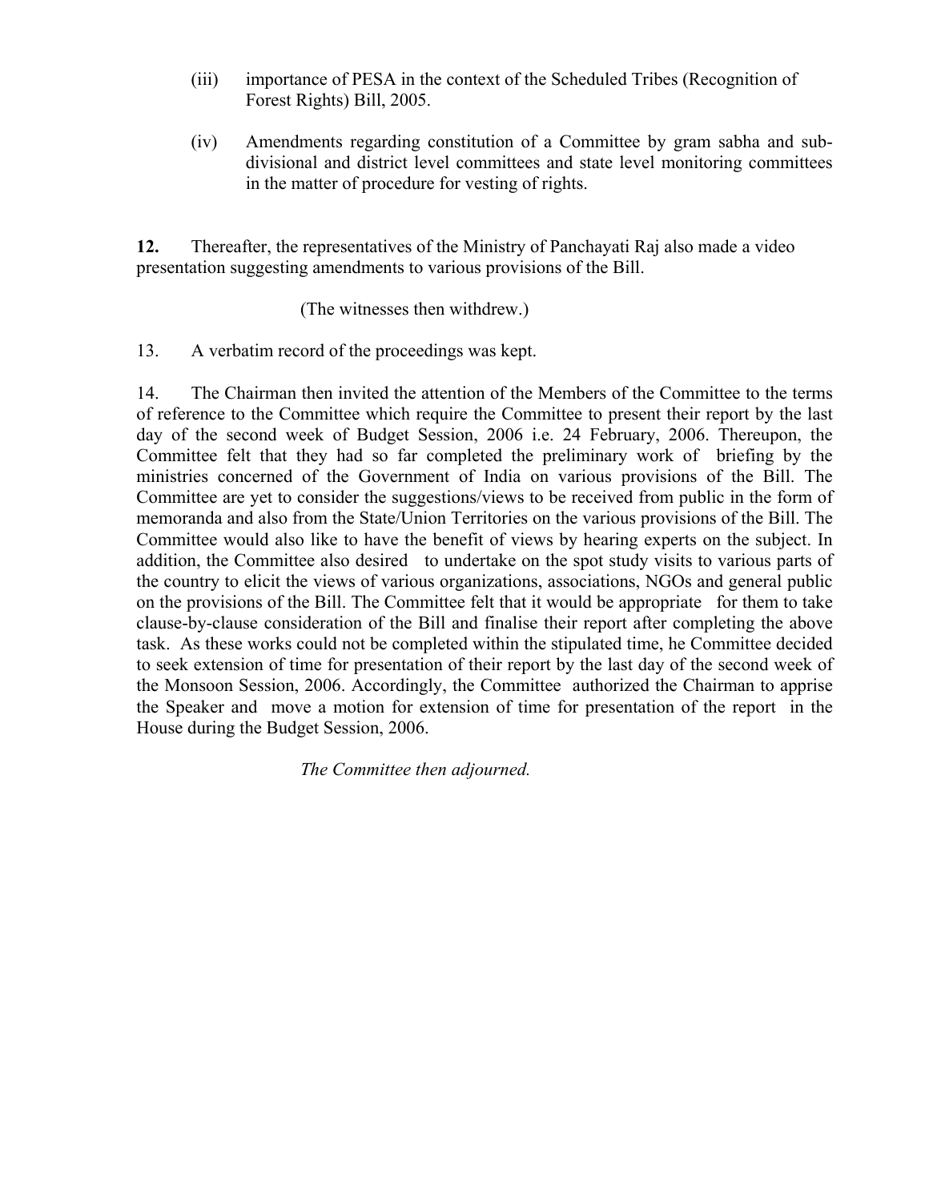(iii) importance of PESA in the context of the Scheduled Tribes (Recognition of Forest Rights) Bill, 2005.

(iv) Amendments regarding constitution of a Committee by gram sabha and sub-divisional and district level committees and state level monitoring committees in the matter of procedure for vesting of rights.

**12.** Thereafter, the representatives of the Ministry of Panchayati Raj also made a video presentation suggesting amendments to various provisions of the Bill.

(The witnesses then withdrew.)

13. A verbatim record of the proceedings was kept.

14. The Chairman then invited the attention of the Members of the Committee to the terms of reference to the Committee which require the Committee to present their report by the last day of the second week of Budget Session, 2006 i.e. 24 February, 2006. Thereupon, the Committee felt that they had so far completed the preliminary work of briefing by the ministries concerned of the Government of India on various provisions of the Bill. The Committee are yet to consider the suggestions/views to be received from public in the form of memoranda and also from the State/Union Territories on the various provisions of the Bill. The Committee would also like to have the benefit of views by hearing experts on the subject. In addition, the Committee also desired to undertake on the spot study visits to various parts of the country to elicit the views of various organizations, associations, NGOs and general public on the provisions of the Bill. The Committee felt that it would be appropriate for them to take clause-by-clause consideration of the Bill and finalise their report after completing the above task. As these works could not be completed within the stipulated time, he Committee decided to seek extension of time for presentation of their report by the last day of the second week of the Monsoon Session, 2006. Accordingly, the Committee authorized the Chairman to apprise the Speaker and move a motion for extension of time for presentation of the report in the House during the Budget Session, 2006.

*The Committee then adjourned.*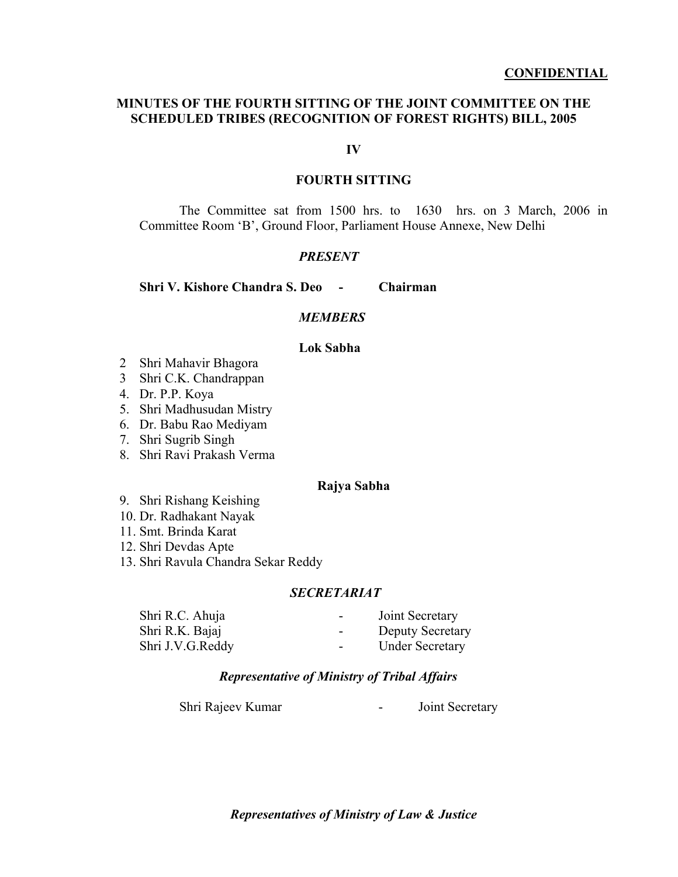**CONFIDENTIAL**

## MINUTES OF THE FOURTH SITTING OF THE JOINT COMMITTEE ON THE SCHEDULED TRIBES (RECOGNITION OF FOREST RIGHTS) BILL, 2005

**IV**

### FOURTH SITTING

The Committee sat from 1500 hrs. to 1630 hrs. on 3 March, 2006 in Committee Room 'B', Ground Floor, Parliament House Annexe, New Delhi

***PRESENT***

**Shri V. Kishore Chandra S. Deo - Chairman**

***MEMBERS***

**Lok Sabha**

2 Shri Mahavir Bhagora
3 Shri C.K. Chandrappan
4. Dr. P.P. Koya
5. Shri Madhusudan Mistry
6. Dr. Babu Rao Mediyam
7. Shri Sugrib Singh
8. Shri Ravi Prakash Verma

**Rajya Sabha**

9. Shri Rishang Keishing
10. Dr. Radhakant Nayak
11. Smt. Brinda Karat
12. Shri Devdas Apte
13. Shri Ravula Chandra Sekar Reddy

***SECRETARIAT***

| | | |
|---|---|---|
| Shri R.C. Ahuja | - | Joint Secretary |
| Shri R.K. Bajaj | - | Deputy Secretary |
| Shri J.V.G.Reddy | - | Under Secretary |

***Representative of Ministry of Tribal Affairs***

Shri Rajeev Kumar - Joint Secretary

***Representatives of Ministry of Law & Justice***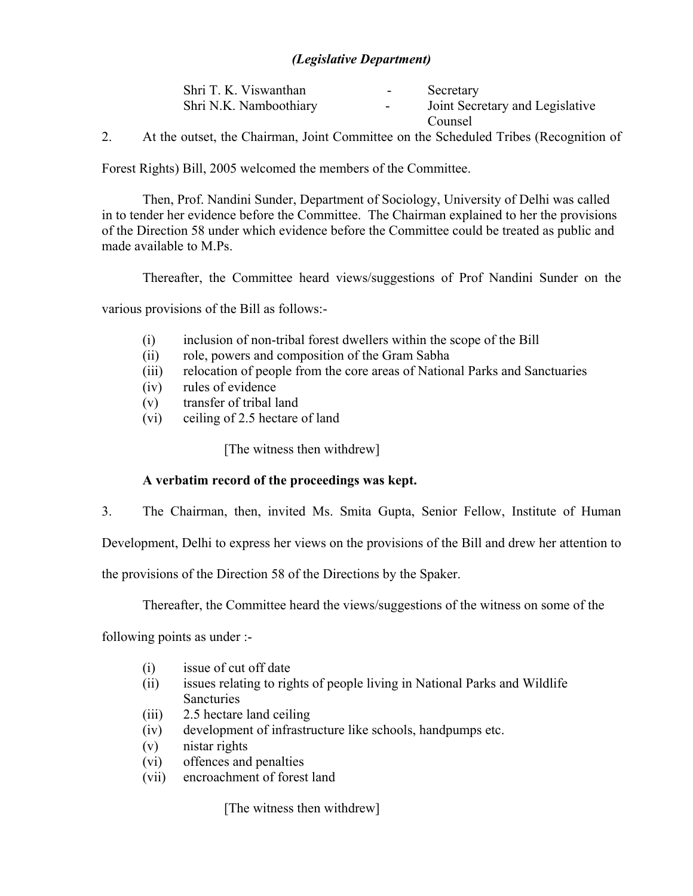*(Legislative Department)*

| | | |
|---|---|---|
| Shri T. K. Viswanthan | - | Secretary |
| Shri N.K. Namboothiary | - | Joint Secretary and Legislative Counsel |

2. At the outset, the Chairman, Joint Committee on the Scheduled Tribes (Recognition of Forest Rights) Bill, 2005 welcomed the members of the Committee.

Then, Prof. Nandini Sunder, Department of Sociology, University of Delhi was called in to tender her evidence before the Committee. The Chairman explained to her the provisions of the Direction 58 under which evidence before the Committee could be treated as public and made available to M.Ps.

Thereafter, the Committee heard views/suggestions of Prof Nandini Sunder on the various provisions of the Bill as follows:-

(i) inclusion of non-tribal forest dwellers within the scope of the Bill
(ii) role, powers and composition of the Gram Sabha
(iii) relocation of people from the core areas of National Parks and Sanctuaries
(iv) rules of evidence
(v) transfer of tribal land
(vi) ceiling of 2.5 hectare of land

[The witness then withdrew]

**A verbatim record of the proceedings was kept.**

3. The Chairman, then, invited Ms. Smita Gupta, Senior Fellow, Institute of Human Development, Delhi to express her views on the provisions of the Bill and drew her attention to the provisions of the Direction 58 of the Directions by the Spaker.

Thereafter, the Committee heard the views/suggestions of the witness on some of the following points as under :-

(i) issue of cut off date
(ii) issues relating to rights of people living in National Parks and Wildlife Sancturies
(iii) 2.5 hectare land ceiling
(iv) development of infrastructure like schools, handpumps etc.
(v) nistar rights
(vi) offences and penalties
(vii) encroachment of forest land

[The witness then withdrew]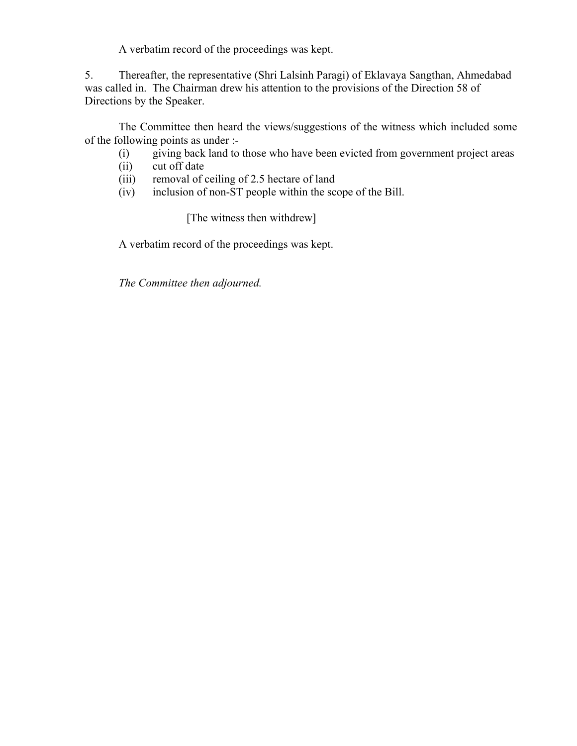A verbatim record of the proceedings was kept.

5. Thereafter, the representative (Shri Lalsinh Paragi) of Eklavaya Sangthan, Ahmedabad was called in. The Chairman drew his attention to the provisions of the Direction 58 of Directions by the Speaker.

The Committee then heard the views/suggestions of the witness which included some of the following points as under :-

(i) giving back land to those who have been evicted from government project areas
(ii) cut off date
(iii) removal of ceiling of 2.5 hectare of land
(iv) inclusion of non-ST people within the scope of the Bill.

[The witness then withdrew]

A verbatim record of the proceedings was kept.

*The Committee then adjourned.*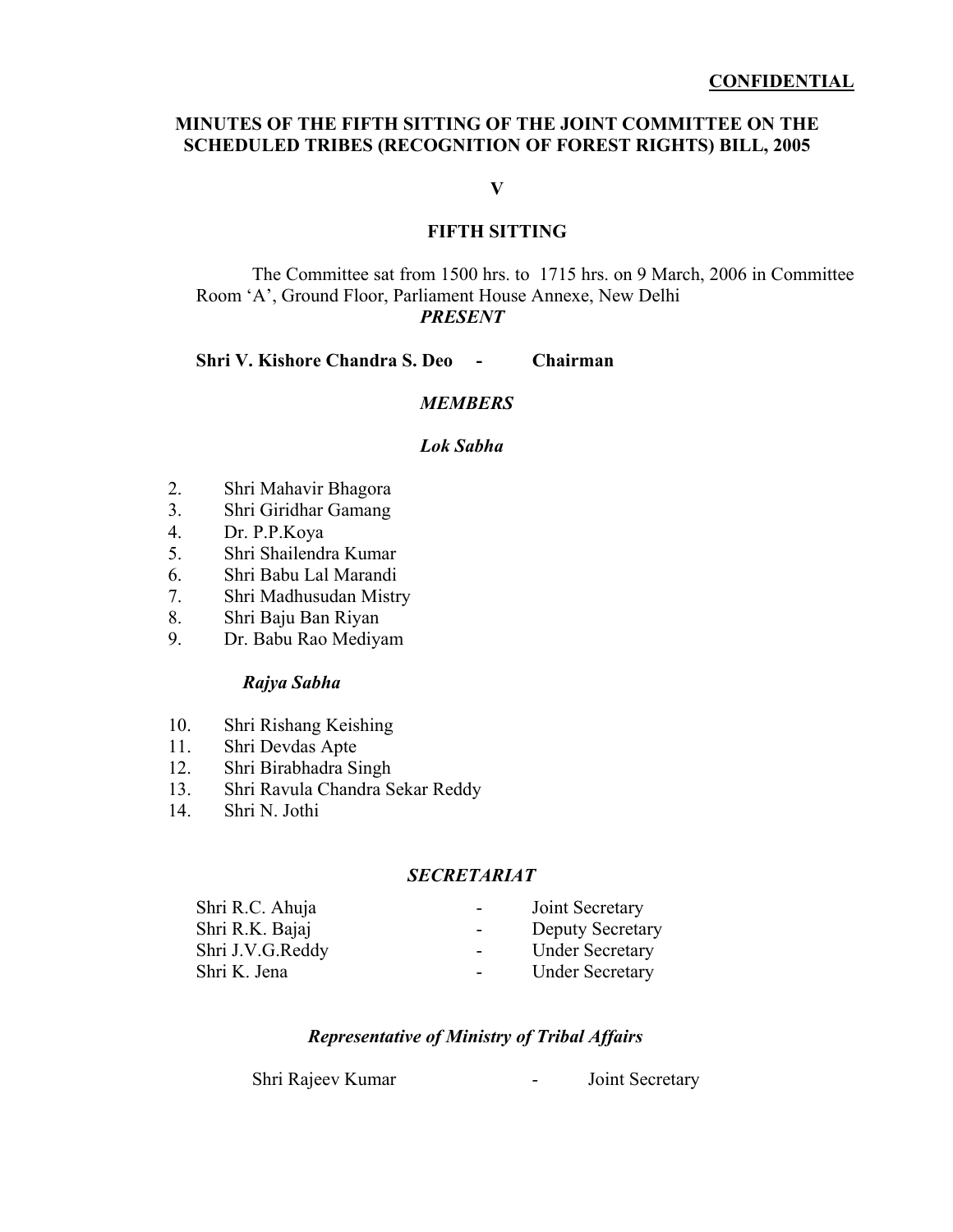**CONFIDENTIAL**

## MINUTES OF THE FIFTH SITTING OF THE JOINT COMMITTEE ON THE SCHEDULED TRIBES (RECOGNITION OF FOREST RIGHTS) BILL, 2005

**V**

### FIFTH SITTING

The Committee sat from 1500 hrs. to 1715 hrs. on 9 March, 2006 in Committee Room 'A', Ground Floor, Parliament House Annexe, New Delhi

***PRESENT***

**Shri V. Kishore Chandra S. Deo - Chairman**

***MEMBERS***

***Lok Sabha***

2. Shri Mahavir Bhagora
3. Shri Giridhar Gamang
4. Dr. P.P.Koya
5. Shri Shailendra Kumar
6. Shri Babu Lal Marandi
7. Shri Madhusudan Mistry
8. Shri Baju Ban Riyan
9. Dr. Babu Rao Mediyam

***Rajya Sabha***

10. Shri Rishang Keishing
11. Shri Devdas Apte
12. Shri Birabhadra Singh
13. Shri Ravula Chandra Sekar Reddy
14. Shri N. Jothi

***SECRETARIAT***

| | | |
|---|---|---|
| Shri R.C. Ahuja | - | Joint Secretary |
| Shri R.K. Bajaj | - | Deputy Secretary |
| Shri J.V.G.Reddy | - | Under Secretary |
| Shri K. Jena | - | Under Secretary |

***Representative of Ministry of Tribal Affairs***

Shri Rajeev Kumar - Joint Secretary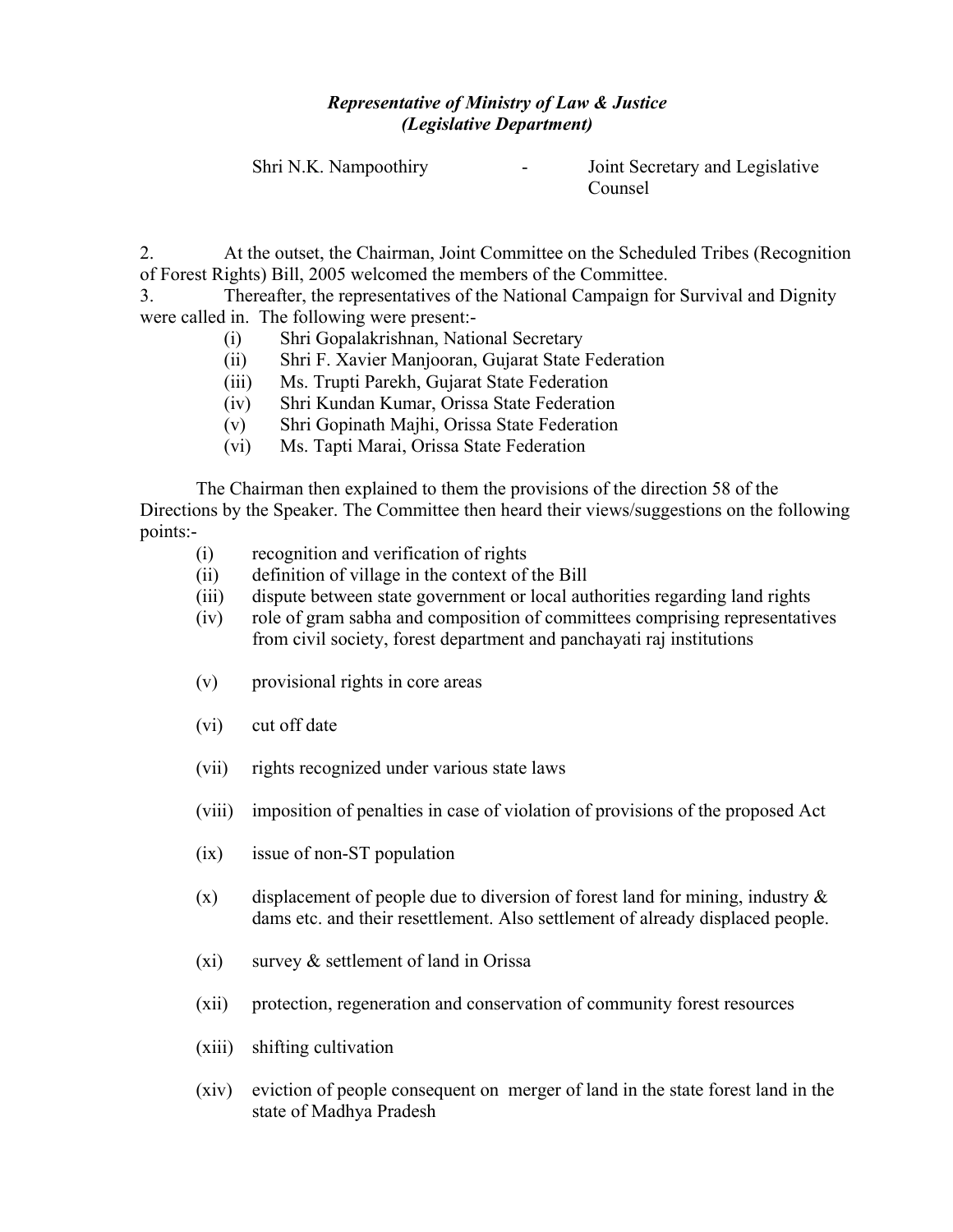***Representative of Ministry of Law & Justice***
***(Legislative Department)***

Shri N.K. Nampoothiry - Joint Secretary and Legislative Counsel

2. At the outset, the Chairman, Joint Committee on the Scheduled Tribes (Recognition of Forest Rights) Bill, 2005 welcomed the members of the Committee.

3. Thereafter, the representatives of the National Campaign for Survival and Dignity were called in. The following were present:-

(i) Shri Gopalakrishnan, National Secretary
(ii) Shri F. Xavier Manjooran, Gujarat State Federation
(iii) Ms. Trupti Parekh, Gujarat State Federation
(iv) Shri Kundan Kumar, Orissa State Federation
(v) Shri Gopinath Majhi, Orissa State Federation
(vi) Ms. Tapti Marai, Orissa State Federation

The Chairman then explained to them the provisions of the direction 58 of the Directions by the Speaker. The Committee then heard their views/suggestions on the following points:-

(i) recognition and verification of rights
(ii) definition of village in the context of the Bill
(iii) dispute between state government or local authorities regarding land rights
(iv) role of gram sabha and composition of committees comprising representatives from civil society, forest department and panchayati raj institutions
(v) provisional rights in core areas
(vi) cut off date
(vii) rights recognized under various state laws
(viii) imposition of penalties in case of violation of provisions of the proposed Act
(ix) issue of non-ST population
(x) displacement of people due to diversion of forest land for mining, industry & dams etc. and their resettlement. Also settlement of already displaced people.
(xi) survey & settlement of land in Orissa
(xii) protection, regeneration and conservation of community forest resources
(xiii) shifting cultivation
(xiv) eviction of people consequent on merger of land in the state forest land in the state of Madhya Pradesh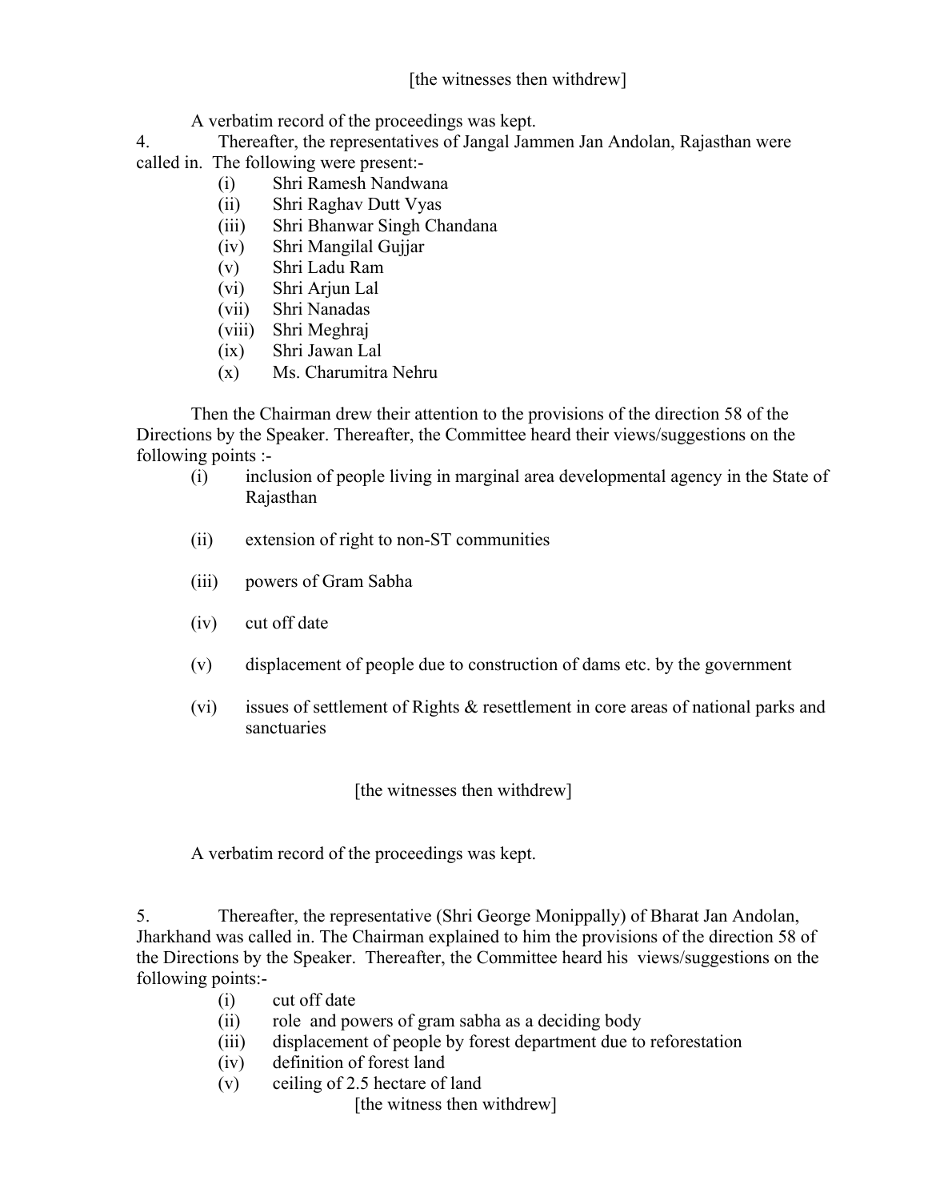[the witnesses then withdrew]

A verbatim record of the proceedings was kept.

4. Thereafter, the representatives of Jangal Jammen Jan Andolan, Rajasthan were called in. The following were present:-

- (i) Shri Ramesh Nandwana
- (ii) Shri Raghav Dutt Vyas
- (iii) Shri Bhanwar Singh Chandana
- (iv) Shri Mangilal Gujjar
- (v) Shri Ladu Ram
- (vi) Shri Arjun Lal
- (vii) Shri Nanadas
- (viii) Shri Meghraj
- (ix) Shri Jawan Lal
- (x) Ms. Charumitra Nehru

Then the Chairman drew their attention to the provisions of the direction 58 of the Directions by the Speaker. Thereafter, the Committee heard their views/suggestions on the following points :-

- (i) inclusion of people living in marginal area developmental agency in the State of Rajasthan
- (ii) extension of right to non-ST communities
- (iii) powers of Gram Sabha
- (iv) cut off date
- (v) displacement of people due to construction of dams etc. by the government
- (vi) issues of settlement of Rights & resettlement in core areas of national parks and sanctuaries

[the witnesses then withdrew]

A verbatim record of the proceedings was kept.

5. Thereafter, the representative (Shri George Monippally) of Bharat Jan Andolan, Jharkhand was called in. The Chairman explained to him the provisions of the direction 58 of the Directions by the Speaker. Thereafter, the Committee heard his views/suggestions on the following points:-

- (i) cut off date
- (ii) role and powers of gram sabha as a deciding body
- (iii) displacement of people by forest department due to reforestation
- (iv) definition of forest land
- (v) ceiling of 2.5 hectare of land

[the witness then withdrew]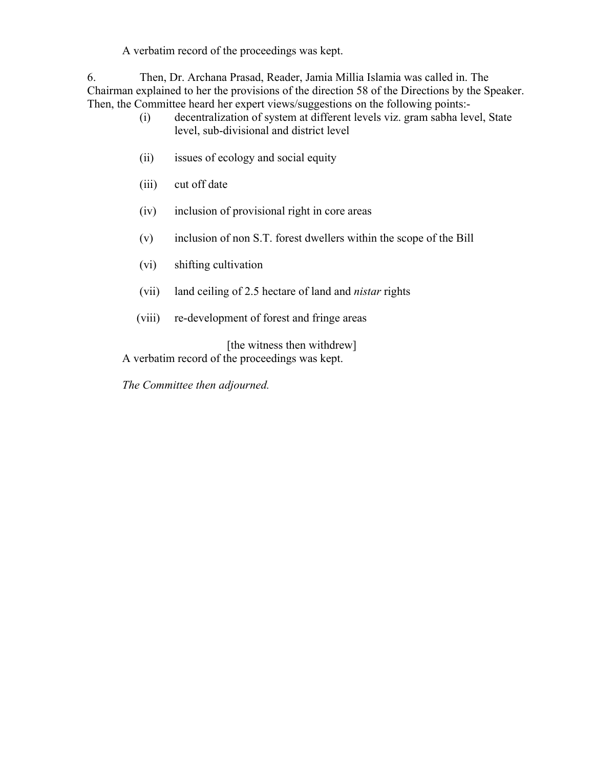A verbatim record of the proceedings was kept.

6. Then, Dr. Archana Prasad, Reader, Jamia Millia Islamia was called in. The Chairman explained to her the provisions of the direction 58 of the Directions by the Speaker. Then, the Committee heard her expert views/suggestions on the following points:-

(i) decentralization of system at different levels viz. gram sabha level, State level, sub-divisional and district level

(ii) issues of ecology and social equity

(iii) cut off date

(iv) inclusion of provisional right in core areas

(v) inclusion of non S.T. forest dwellers within the scope of the Bill

(vi) shifting cultivation

(vii) land ceiling of 2.5 hectare of land and *nistar* rights

(viii) re-development of forest and fringe areas

[the witness then withdrew]

A verbatim record of the proceedings was kept.

*The Committee then adjourned.*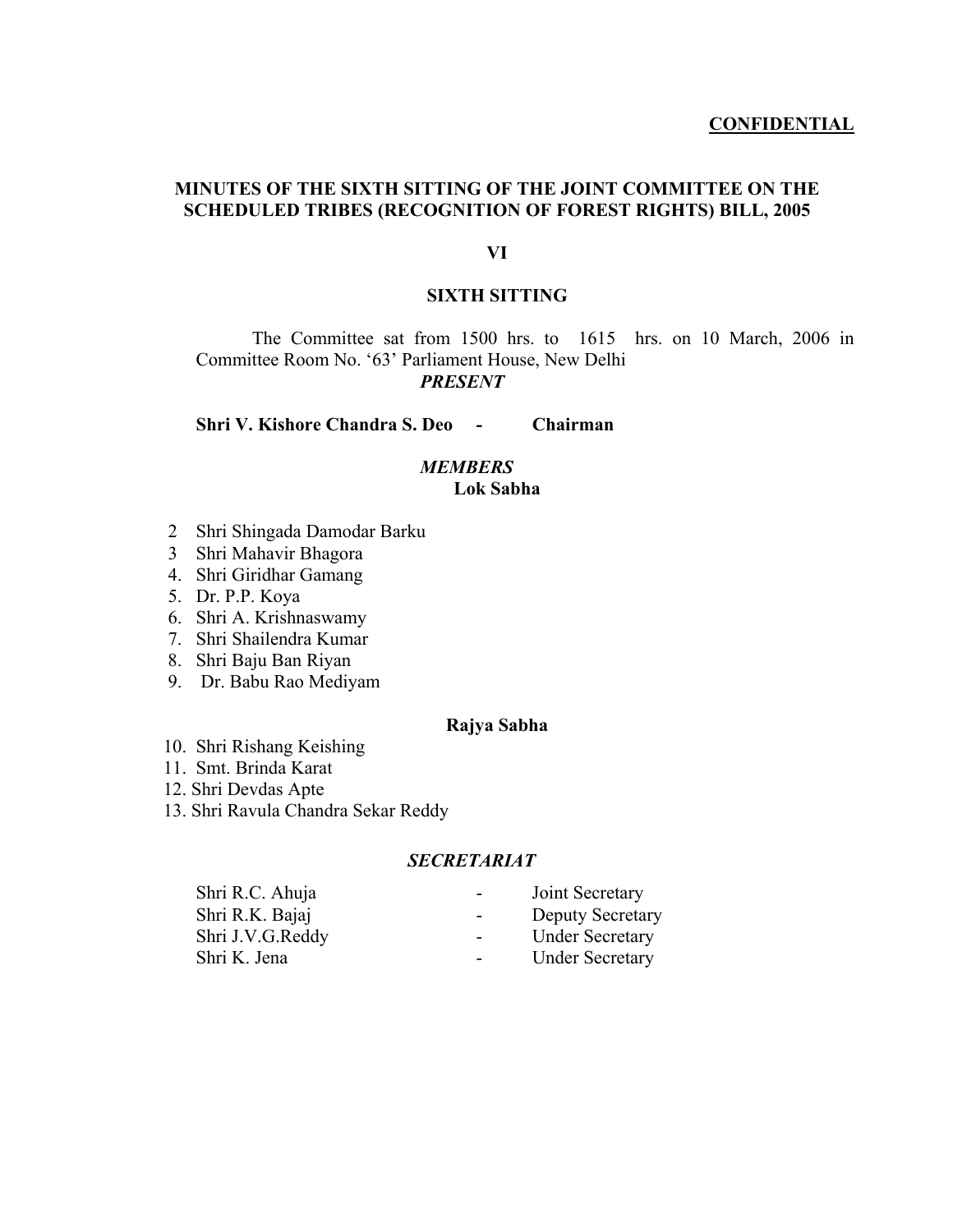**CONFIDENTIAL**

## MINUTES OF THE SIXTH SITTING OF THE JOINT COMMITTEE ON THE SCHEDULED TRIBES (RECOGNITION OF FOREST RIGHTS) BILL, 2005

**VI**

**SIXTH SITTING**

The Committee sat from 1500 hrs. to 1615 hrs. on 10 March, 2006 in Committee Room No. '63' Parliament House, New Delhi

***PRESENT***

**Shri V. Kishore Chandra S. Deo - Chairman**

***MEMBERS***

**Lok Sabha**

2. Shri Shingada Damodar Barku
3. Shri Mahavir Bhagora
4. Shri Giridhar Gamang
5. Dr. P.P. Koya
6. Shri A. Krishnaswamy
7. Shri Shailendra Kumar
8. Shri Baju Ban Riyan
9. Dr. Babu Rao Mediyam

**Rajya Sabha**

10. Shri Rishang Keishing
11. Smt. Brinda Karat
12. Shri Devdas Apte
13. Shri Ravula Chandra Sekar Reddy

***SECRETARIAT***

| | | |
|---|---|---|
| Shri R.C. Ahuja | - | Joint Secretary |
| Shri R.K. Bajaj | - | Deputy Secretary |
| Shri J.V.G.Reddy | - | Under Secretary |
| Shri K. Jena | - | Under Secretary |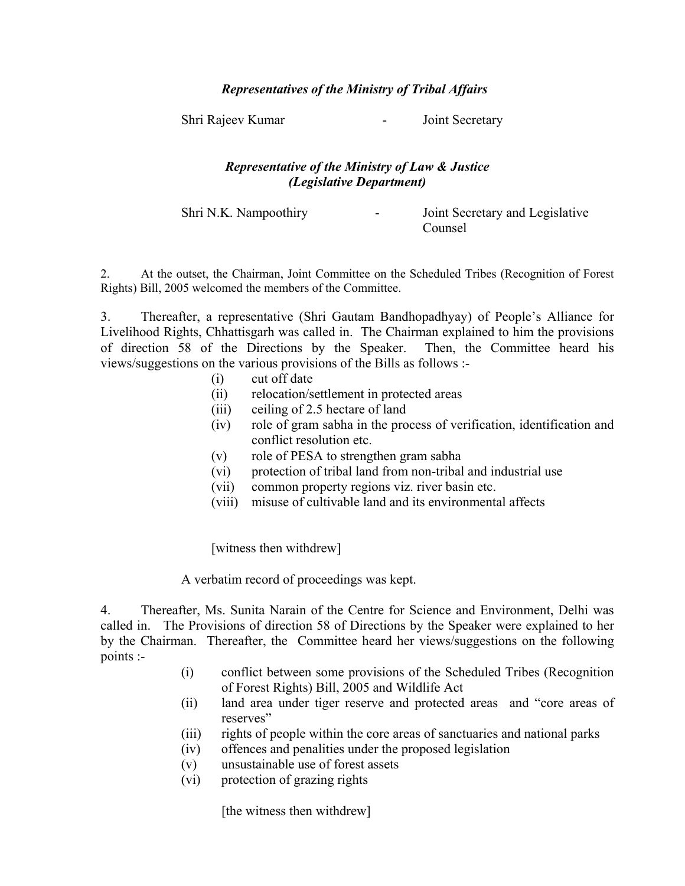***Representatives of the Ministry of Tribal Affairs***

Shri Rajeev Kumar - Joint Secretary

***Representative of the Ministry of Law & Justice (Legislative Department)***

Shri N.K. Nampoothiry - Joint Secretary and Legislative Counsel

2. At the outset, the Chairman, Joint Committee on the Scheduled Tribes (Recognition of Forest Rights) Bill, 2005 welcomed the members of the Committee.

3. Thereafter, a representative (Shri Gautam Bandhopadhyay) of People's Alliance for Livelihood Rights, Chhattisgarh was called in. The Chairman explained to him the provisions of direction 58 of the Directions by the Speaker. Then, the Committee heard his views/suggestions on the various provisions of the Bills as follows :-

- (i) cut off date
- (ii) relocation/settlement in protected areas
- (iii) ceiling of 2.5 hectare of land
- (iv) role of gram sabha in the process of verification, identification and conflict resolution etc.
- (v) role of PESA to strengthen gram sabha
- (vi) protection of tribal land from non-tribal and industrial use
- (vii) common property regions viz. river basin etc.
- (viii) misuse of cultivable land and its environmental affects

[witness then withdrew]

A verbatim record of proceedings was kept.

4. Thereafter, Ms. Sunita Narain of the Centre for Science and Environment, Delhi was called in. The Provisions of direction 58 of Directions by the Speaker were explained to her by the Chairman. Thereafter, the Committee heard her views/suggestions on the following points :-

- (i) conflict between some provisions of the Scheduled Tribes (Recognition of Forest Rights) Bill, 2005 and Wildlife Act
- (ii) land area under tiger reserve and protected areas and "core areas of reserves"
- (iii) rights of people within the core areas of sanctuaries and national parks
- (iv) offences and penalities under the proposed legislation
- (v) unsustainable use of forest assets
- (vi) protection of grazing rights

[the witness then withdrew]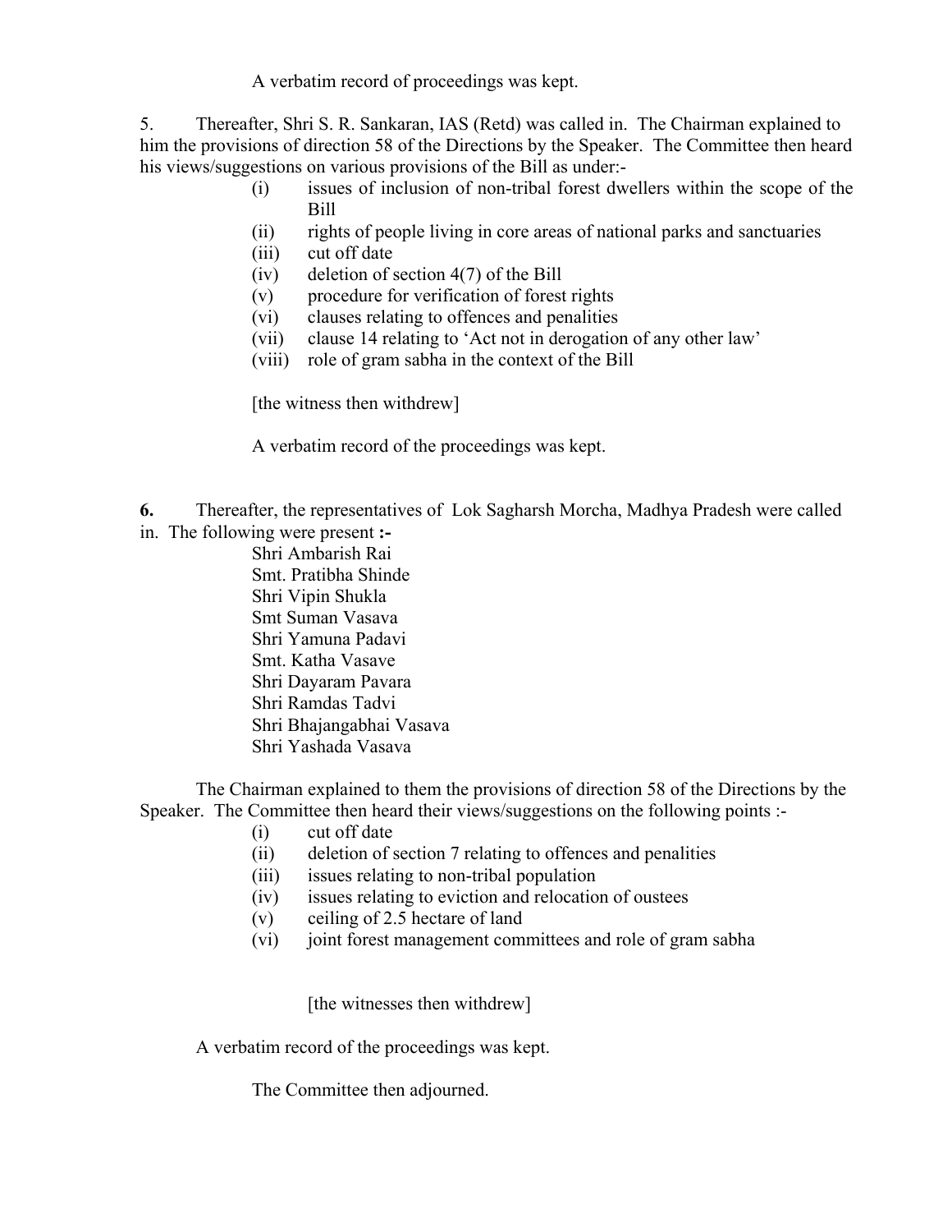A verbatim record of proceedings was kept.

5. Thereafter, Shri S. R. Sankaran, IAS (Retd) was called in. The Chairman explained to him the provisions of direction 58 of the Directions by the Speaker. The Committee then heard his views/suggestions on various provisions of the Bill as under:-

- (i) issues of inclusion of non-tribal forest dwellers within the scope of the Bill
- (ii) rights of people living in core areas of national parks and sanctuaries
- (iii) cut off date
- (iv) deletion of section 4(7) of the Bill
- (v) procedure for verification of forest rights
- (vi) clauses relating to offences and penalities
- (vii) clause 14 relating to 'Act not in derogation of any other law'
- (viii) role of gram sabha in the context of the Bill

[the witness then withdrew]

A verbatim record of the proceedings was kept.

**6.** Thereafter, the representatives of Lok Sagharsh Morcha, Madhya Pradesh were called in. The following were present **:-**

Shri Ambarish Rai
Smt. Pratibha Shinde
Shri Vipin Shukla
Smt Suman Vasava
Shri Yamuna Padavi
Smt. Katha Vasave
Shri Dayaram Pavara
Shri Ramdas Tadvi
Shri Bhajangabhai Vasava
Shri Yashada Vasava

The Chairman explained to them the provisions of direction 58 of the Directions by the Speaker. The Committee then heard their views/suggestions on the following points :-

- (i) cut off date
- (ii) deletion of section 7 relating to offences and penalities
- (iii) issues relating to non-tribal population
- (iv) issues relating to eviction and relocation of oustees
- (v) ceiling of 2.5 hectare of land
- (vi) joint forest management committees and role of gram sabha

[the witnesses then withdrew]

A verbatim record of the proceedings was kept.

The Committee then adjourned.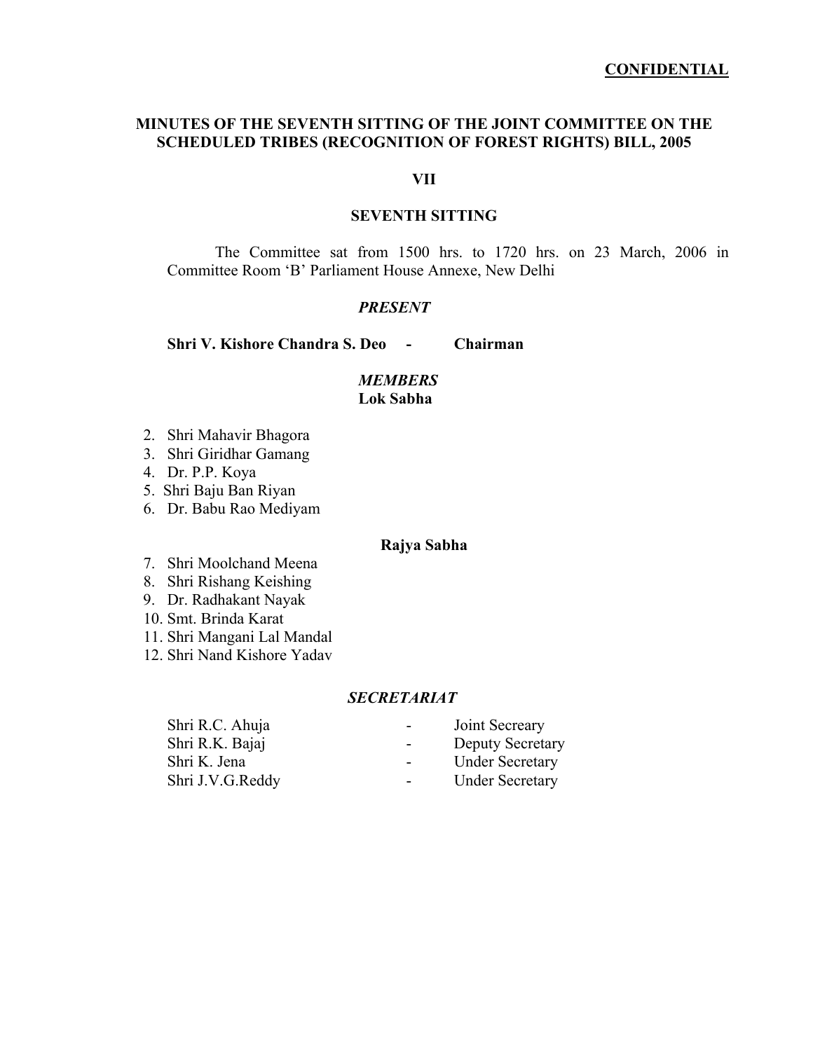**CONFIDENTIAL**

## MINUTES OF THE SEVENTH SITTING OF THE JOINT COMMITTEE ON THE SCHEDULED TRIBES (RECOGNITION OF FOREST RIGHTS) BILL, 2005

### VII

### SEVENTH SITTING

The Committee sat from 1500 hrs. to 1720 hrs. on 23 March, 2006 in Committee Room 'B' Parliament House Annexe, New Delhi

***PRESENT***

**Shri V. Kishore Chandra S. Deo - Chairman**

***MEMBERS***

**Lok Sabha**

2. Shri Mahavir Bhagora
3. Shri Giridhar Gamang
4. Dr. P.P. Koya
5. Shri Baju Ban Riyan
6. Dr. Babu Rao Mediyam

**Rajya Sabha**

7. Shri Moolchand Meena
8. Shri Rishang Keishing
9. Dr. Radhakant Nayak
10. Smt. Brinda Karat
11. Shri Mangani Lal Mandal
12. Shri Nand Kishore Yadav

***SECRETARIAT***

| | | |
|---|---|---|
| Shri R.C. Ahuja | - | Joint Secreary |
| Shri R.K. Bajaj | - | Deputy Secretary |
| Shri K. Jena | - | Under Secretary |
| Shri J.V.G.Reddy | - | Under Secretary |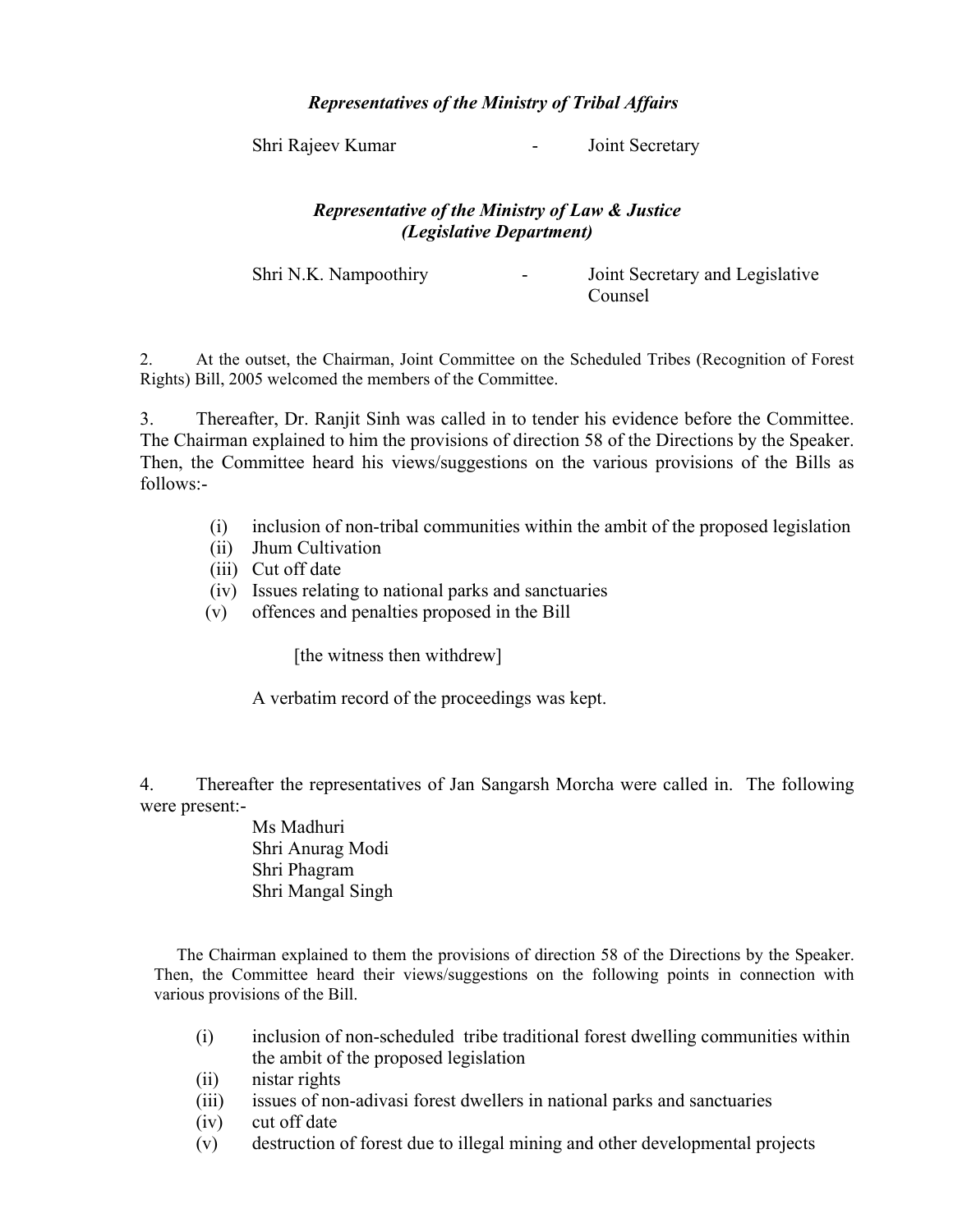***Representatives of the Ministry of Tribal Affairs***

Shri Rajeev Kumar - Joint Secretary

***Representative of the Ministry of Law & Justice (Legislative Department)***

Shri N.K. Nampoothiry - Joint Secretary and Legislative Counsel

2. At the outset, the Chairman, Joint Committee on the Scheduled Tribes (Recognition of Forest Rights) Bill, 2005 welcomed the members of the Committee.

3. Thereafter, Dr. Ranjit Sinh was called in to tender his evidence before the Committee. The Chairman explained to him the provisions of direction 58 of the Directions by the Speaker. Then, the Committee heard his views/suggestions on the various provisions of the Bills as follows:-

(i) inclusion of non-tribal communities within the ambit of the proposed legislation
(ii) Jhum Cultivation
(iii) Cut off date
(iv) Issues relating to national parks and sanctuaries
(v) offences and penalties proposed in the Bill

[the witness then withdrew]

A verbatim record of the proceedings was kept.

4. Thereafter the representatives of Jan Sangarsh Morcha were called in. The following were present:-

Ms Madhuri
Shri Anurag Modi
Shri Phagram
Shri Mangal Singh

The Chairman explained to them the provisions of direction 58 of the Directions by the Speaker. Then, the Committee heard their views/suggestions on the following points in connection with various provisions of the Bill.

(i) inclusion of non-scheduled tribe traditional forest dwelling communities within the ambit of the proposed legislation
(ii) nistar rights
(iii) issues of non-adivasi forest dwellers in national parks and sanctuaries
(iv) cut off date
(v) destruction of forest due to illegal mining and other developmental projects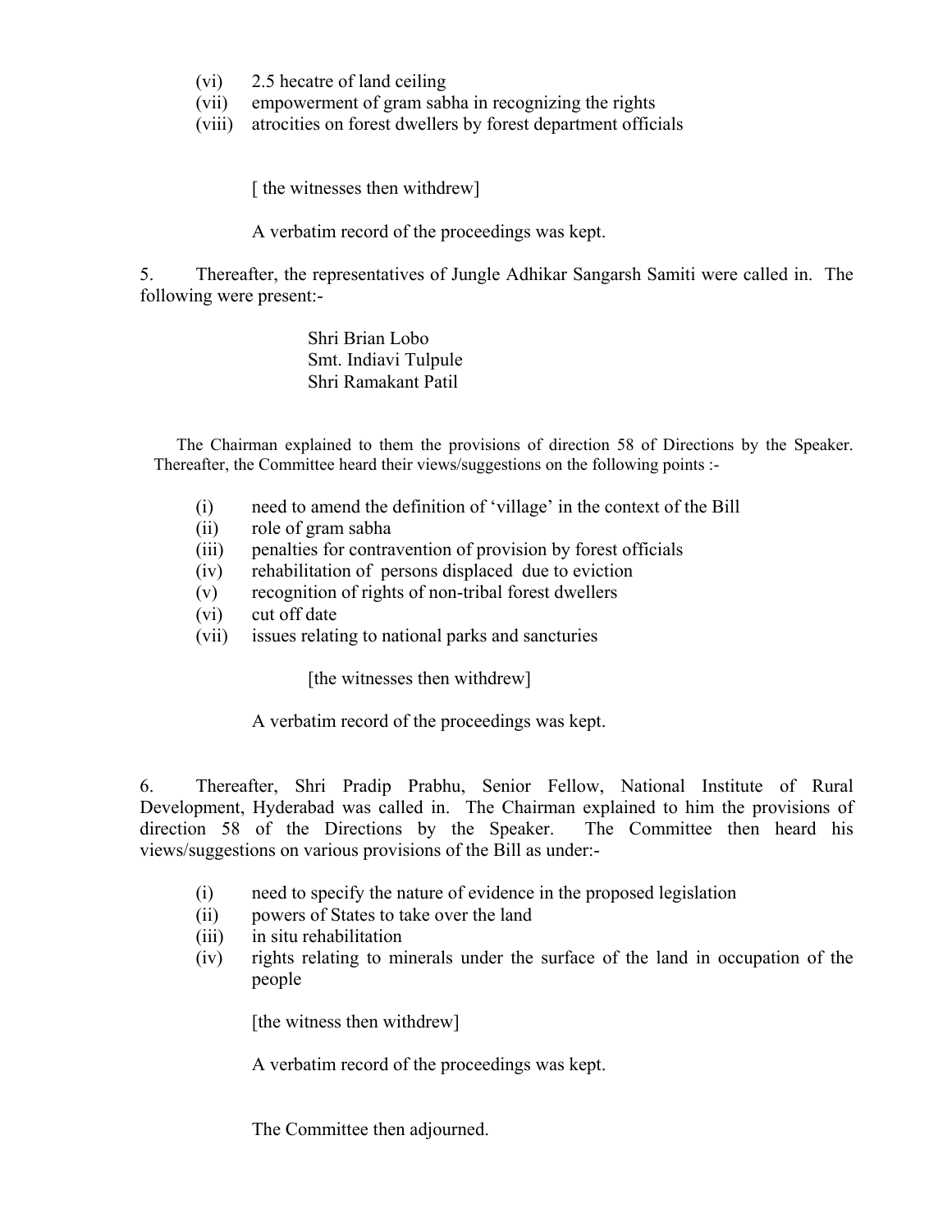(vi) 2.5 hecatre of land ceiling
(vii) empowerment of gram sabha in recognizing the rights
(viii) atrocities on forest dwellers by forest department officials

[ the witnesses then withdrew]

A verbatim record of the proceedings was kept.

5. Thereafter, the representatives of Jungle Adhikar Sangarsh Samiti were called in. The following were present:-

Shri Brian Lobo
Smt. Indiavi Tulpule
Shri Ramakant Patil

The Chairman explained to them the provisions of direction 58 of Directions by the Speaker. Thereafter, the Committee heard their views/suggestions on the following points :-

(i) need to amend the definition of 'village' in the context of the Bill
(ii) role of gram sabha
(iii) penalties for contravention of provision by forest officials
(iv) rehabilitation of persons displaced due to eviction
(v) recognition of rights of non-tribal forest dwellers
(vi) cut off date
(vii) issues relating to national parks and sancturies

[the witnesses then withdrew]

A verbatim record of the proceedings was kept.

6. Thereafter, Shri Pradip Prabhu, Senior Fellow, National Institute of Rural Development, Hyderabad was called in. The Chairman explained to him the provisions of direction 58 of the Directions by the Speaker. The Committee then heard his views/suggestions on various provisions of the Bill as under:-

(i) need to specify the nature of evidence in the proposed legislation
(ii) powers of States to take over the land
(iii) in situ rehabilitation
(iv) rights relating to minerals under the surface of the land in occupation of the people

[the witness then withdrew]

A verbatim record of the proceedings was kept.

The Committee then adjourned.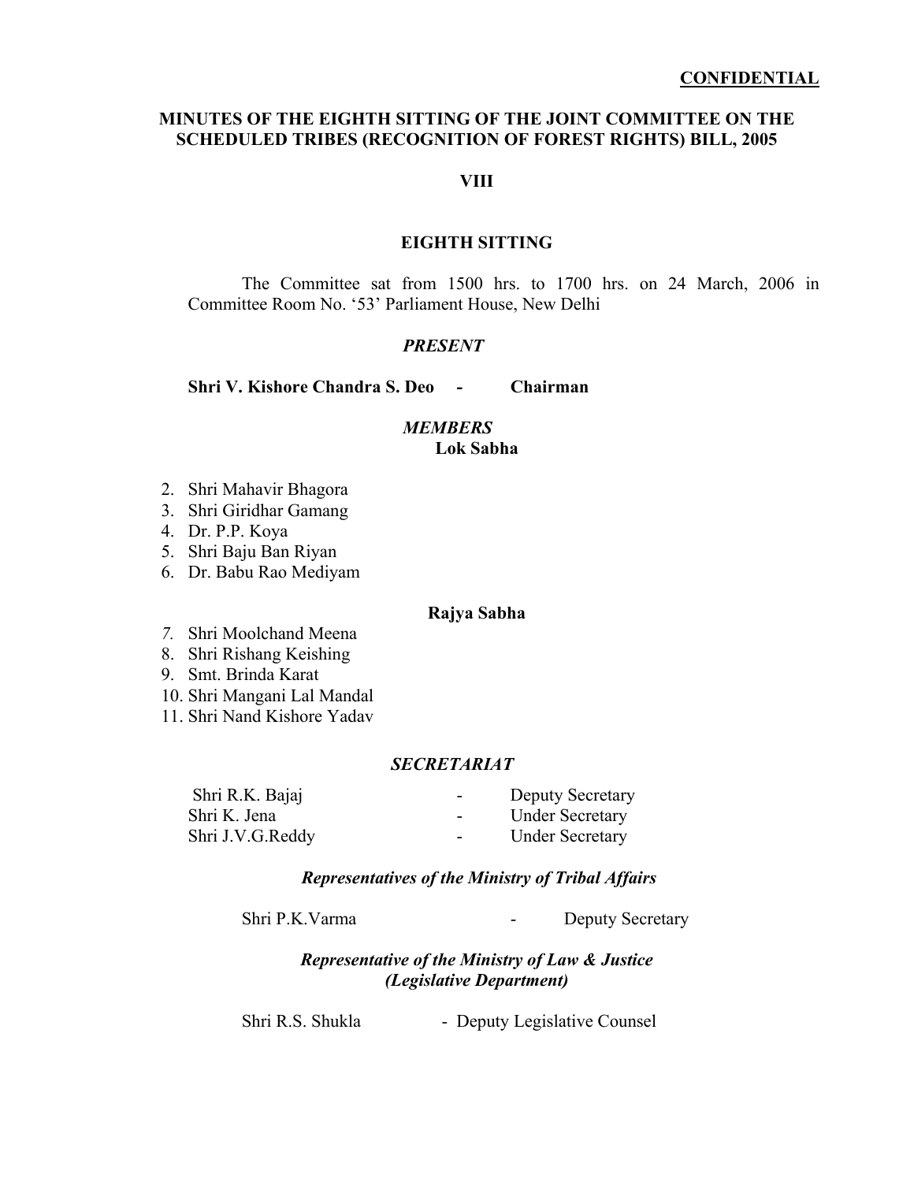**CONFIDENTIAL**

## MINUTES OF THE EIGHTH SITTING OF THE JOINT COMMITTEE ON THE SCHEDULED TRIBES (RECOGNITION OF FOREST RIGHTS) BILL, 2005

**VIII**

### EIGHTH SITTING

The Committee sat from 1500 hrs. to 1700 hrs. on 24 March, 2006 in Committee Room No. '53' Parliament House, New Delhi

***PRESENT***

**Shri V. Kishore Chandra S. Deo - Chairman**

***MEMBERS***

**Lok Sabha**

2. Shri Mahavir Bhagora
3. Shri Giridhar Gamang
4. Dr. P.P. Koya
5. Shri Baju Ban Riyan
6. Dr. Babu Rao Mediyam

**Rajya Sabha**

7. Shri Moolchand Meena
8. Shri Rishang Keishing
9. Smt. Brinda Karat
10. Shri Mangani Lal Mandal
11. Shri Nand Kishore Yadav

***SECRETARIAT***

| | | |
|---|---|---|
| Shri R.K. Bajaj | - | Deputy Secretary |
| Shri K. Jena | - | Under Secretary |
| Shri J.V.G.Reddy | - | Under Secretary |

***Representatives of the Ministry of Tribal Affairs***

Shri P.K.Varma - Deputy Secretary

***Representative of the Ministry of Law & Justice (Legislative Department)***

Shri R.S. Shukla - Deputy Legislative Counsel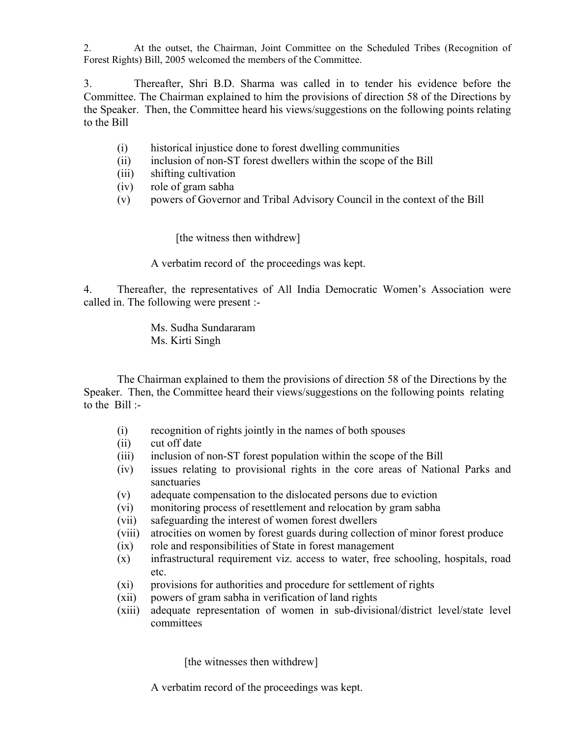2. At the outset, the Chairman, Joint Committee on the Scheduled Tribes (Recognition of Forest Rights) Bill, 2005 welcomed the members of the Committee.

3. Thereafter, Shri B.D. Sharma was called in to tender his evidence before the Committee. The Chairman explained to him the provisions of direction 58 of the Directions by the Speaker. Then, the Committee heard his views/suggestions on the following points relating to the Bill

- (i) historical injustice done to forest dwelling communities
- (ii) inclusion of non-ST forest dwellers within the scope of the Bill
- (iii) shifting cultivation
- (iv) role of gram sabha
- (v) powers of Governor and Tribal Advisory Council in the context of the Bill

[the witness then withdrew]

A verbatim record of the proceedings was kept.

4. Thereafter, the representatives of All India Democratic Women's Association were called in. The following were present :-

Ms. Sudha Sundararam
Ms. Kirti Singh

The Chairman explained to them the provisions of direction 58 of the Directions by the Speaker. Then, the Committee heard their views/suggestions on the following points relating to the Bill :-

- (i) recognition of rights jointly in the names of both spouses
- (ii) cut off date
- (iii) inclusion of non-ST forest population within the scope of the Bill
- (iv) issues relating to provisional rights in the core areas of National Parks and sanctuaries
- (v) adequate compensation to the dislocated persons due to eviction
- (vi) monitoring process of resettlement and relocation by gram sabha
- (vii) safeguarding the interest of women forest dwellers
- (viii) atrocities on women by forest guards during collection of minor forest produce
- (ix) role and responsibilities of State in forest management
- (x) infrastructural requirement viz. access to water, free schooling, hospitals, road etc.
- (xi) provisions for authorities and procedure for settlement of rights
- (xii) powers of gram sabha in verification of land rights
- (xiii) adequate representation of women in sub-divisional/district level/state level committees

[the witnesses then withdrew]

A verbatim record of the proceedings was kept.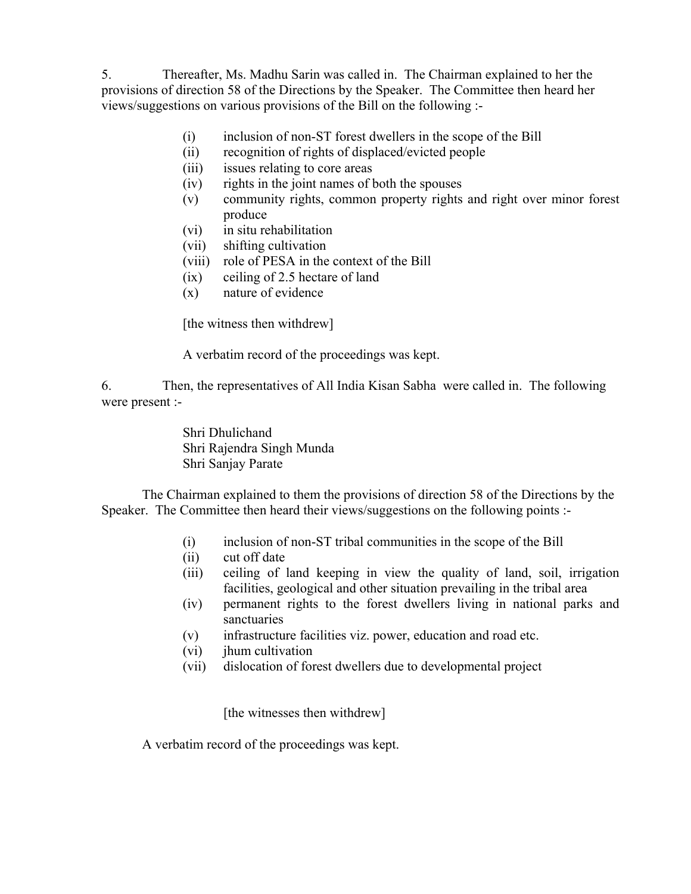5. Thereafter, Ms. Madhu Sarin was called in. The Chairman explained to her the provisions of direction 58 of the Directions by the Speaker. The Committee then heard her views/suggestions on various provisions of the Bill on the following :-

(i) inclusion of non-ST forest dwellers in the scope of the Bill
(ii) recognition of rights of displaced/evicted people
(iii) issues relating to core areas
(iv) rights in the joint names of both the spouses
(v) community rights, common property rights and right over minor forest produce
(vi) in situ rehabilitation
(vii) shifting cultivation
(viii) role of PESA in the context of the Bill
(ix) ceiling of 2.5 hectare of land
(x) nature of evidence

[the witness then withdrew]

A verbatim record of the proceedings was kept.

6. Then, the representatives of All India Kisan Sabha were called in. The following were present :-

Shri Dhulichand
Shri Rajendra Singh Munda
Shri Sanjay Parate

The Chairman explained to them the provisions of direction 58 of the Directions by the Speaker. The Committee then heard their views/suggestions on the following points :-

(i) inclusion of non-ST tribal communities in the scope of the Bill
(ii) cut off date
(iii) ceiling of land keeping in view the quality of land, soil, irrigation facilities, geological and other situation prevailing in the tribal area
(iv) permanent rights to the forest dwellers living in national parks and sanctuaries
(v) infrastructure facilities viz. power, education and road etc.
(vi) jhum cultivation
(vii) dislocation of forest dwellers due to developmental project

[the witnesses then withdrew]

A verbatim record of the proceedings was kept.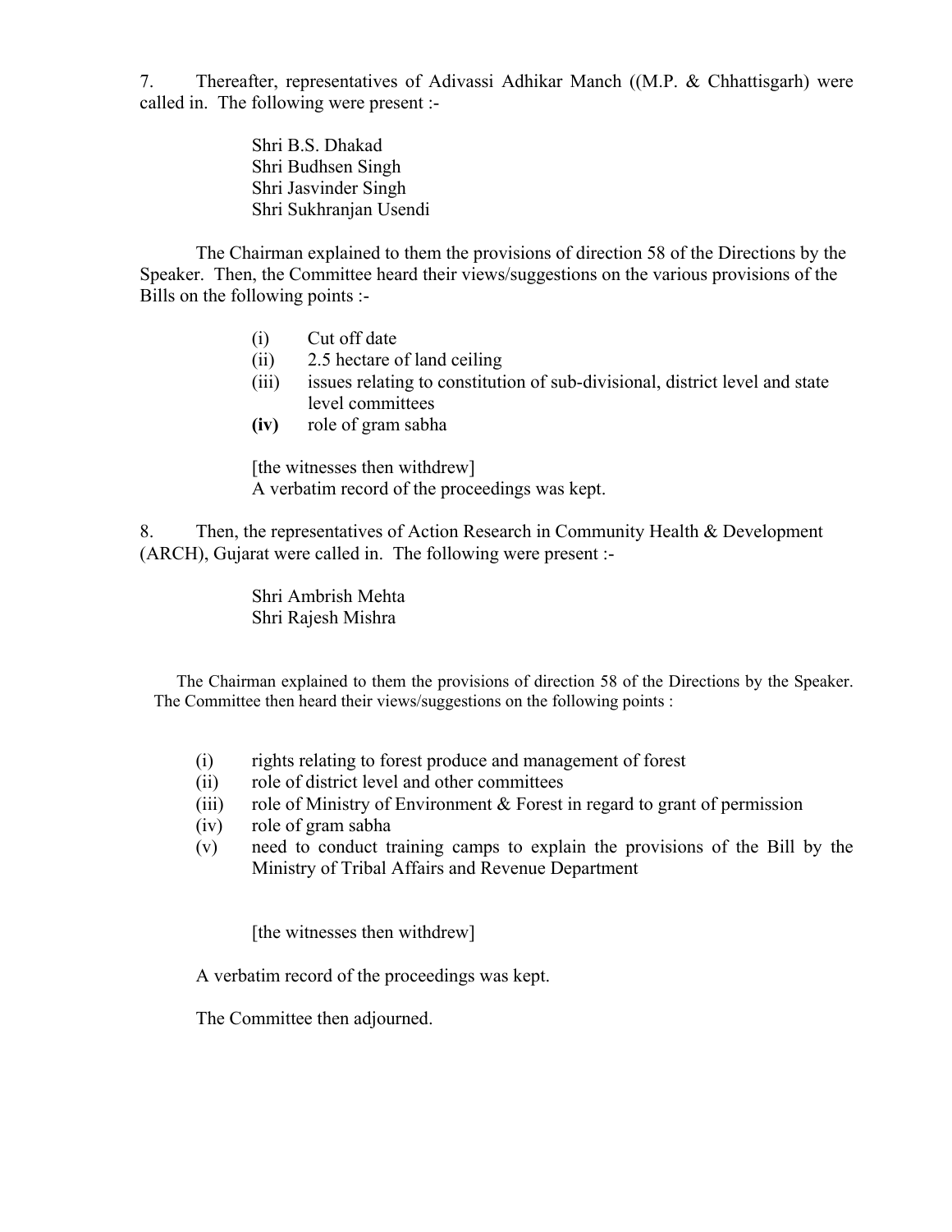7. Thereafter, representatives of Adivassi Adhikar Manch ((M.P. & Chhattisgarh) were called in. The following were present :-

Shri B.S. Dhakad
Shri Budhsen Singh
Shri Jasvinder Singh
Shri Sukhranjan Usendi

The Chairman explained to them the provisions of direction 58 of the Directions by the Speaker. Then, the Committee heard their views/suggestions on the various provisions of the Bills on the following points :-

(i) Cut off date
(ii) 2.5 hectare of land ceiling
(iii) issues relating to constitution of sub-divisional, district level and state level committees
**(iv)** role of gram sabha

[the witnesses then withdrew]
A verbatim record of the proceedings was kept.

8. Then, the representatives of Action Research in Community Health & Development (ARCH), Gujarat were called in. The following were present :-

Shri Ambrish Mehta
Shri Rajesh Mishra

The Chairman explained to them the provisions of direction 58 of the Directions by the Speaker. The Committee then heard their views/suggestions on the following points :

(i) rights relating to forest produce and management of forest
(ii) role of district level and other committees
(iii) role of Ministry of Environment & Forest in regard to grant of permission
(iv) role of gram sabha
(v) need to conduct training camps to explain the provisions of the Bill by the Ministry of Tribal Affairs and Revenue Department

[the witnesses then withdrew]

A verbatim record of the proceedings was kept.

The Committee then adjourned.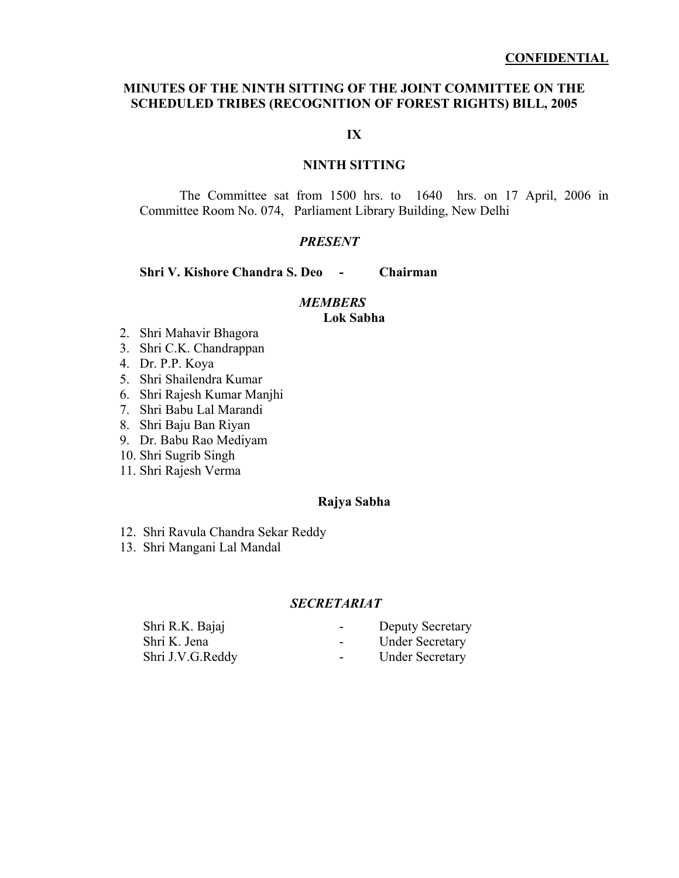**CONFIDENTIAL**

## MINUTES OF THE NINTH SITTING OF THE JOINT COMMITTEE ON THE SCHEDULED TRIBES (RECOGNITION OF FOREST RIGHTS) BILL, 2005

**IX**

**NINTH SITTING**

The Committee sat from 1500 hrs. to 1640 hrs. on 17 April, 2006 in Committee Room No. 074, Parliament Library Building, New Delhi

***PRESENT***

**Shri V. Kishore Chandra S. Deo - Chairman**

***MEMBERS***

**Lok Sabha**

2. Shri Mahavir Bhagora
3. Shri C.K. Chandrappan
4. Dr. P.P. Koya
5. Shri Shailendra Kumar
6. Shri Rajesh Kumar Manjhi
7. Shri Babu Lal Marandi
8. Shri Baju Ban Riyan
9. Dr. Babu Rao Mediyam
10. Shri Sugrib Singh
11. Shri Rajesh Verma

**Rajya Sabha**

12. Shri Ravula Chandra Sekar Reddy
13. Shri Mangani Lal Mandal

***SECRETARIAT***

| | | |
|---|---|---|
| Shri R.K. Bajaj | - | Deputy Secretary |
| Shri K. Jena | - | Under Secretary |
| Shri J.V.G.Reddy | - | Under Secretary |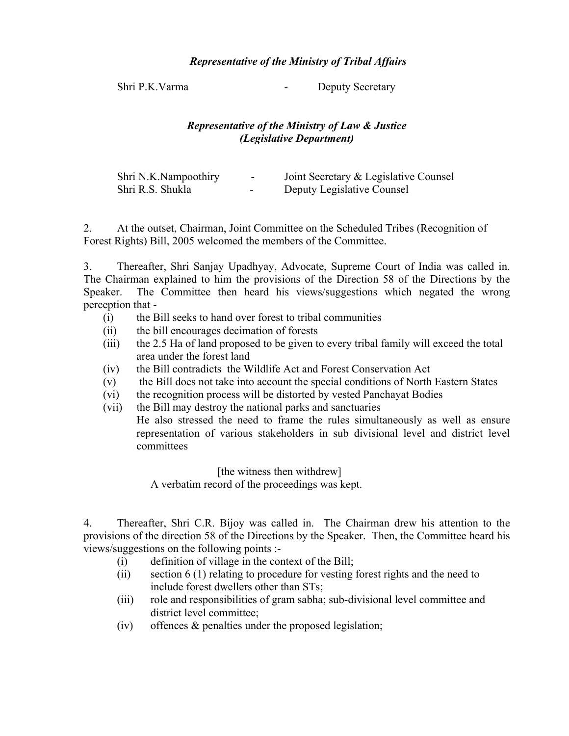***Representative of the Ministry of Tribal Affairs***

Shri P.K.Varma - Deputy Secretary

***Representative of the Ministry of Law & Justice (Legislative Department)***

Shri N.K.Nampoothiry - Joint Secretary & Legislative Counsel
Shri R.S. Shukla - Deputy Legislative Counsel

2. At the outset, Chairman, Joint Committee on the Scheduled Tribes (Recognition of Forest Rights) Bill, 2005 welcomed the members of the Committee.

3. Thereafter, Shri Sanjay Upadhyay, Advocate, Supreme Court of India was called in. The Chairman explained to him the provisions of the Direction 58 of the Directions by the Speaker. The Committee then heard his views/suggestions which negated the wrong perception that -

(i) the Bill seeks to hand over forest to tribal communities
(ii) the bill encourages decimation of forests
(iii) the 2.5 Ha of land proposed to be given to every tribal family will exceed the total area under the forest land
(iv) the Bill contradicts the Wildlife Act and Forest Conservation Act
(v) the Bill does not take into account the special conditions of North Eastern States
(vi) the recognition process will be distorted by vested Panchayat Bodies
(vii) the Bill may destroy the national parks and sanctuaries

He also stressed the need to frame the rules simultaneously as well as ensure representation of various stakeholders in sub divisional level and district level committees

[the witness then withdrew]

A verbatim record of the proceedings was kept.

4. Thereafter, Shri C.R. Bijoy was called in. The Chairman drew his attention to the provisions of the direction 58 of the Directions by the Speaker. Then, the Committee heard his views/suggestions on the following points :-

(i) definition of village in the context of the Bill;
(ii) section 6 (1) relating to procedure for vesting forest rights and the need to include forest dwellers other than STs;
(iii) role and responsibilities of gram sabha; sub-divisional level committee and district level committee;
(iv) offences & penalties under the proposed legislation;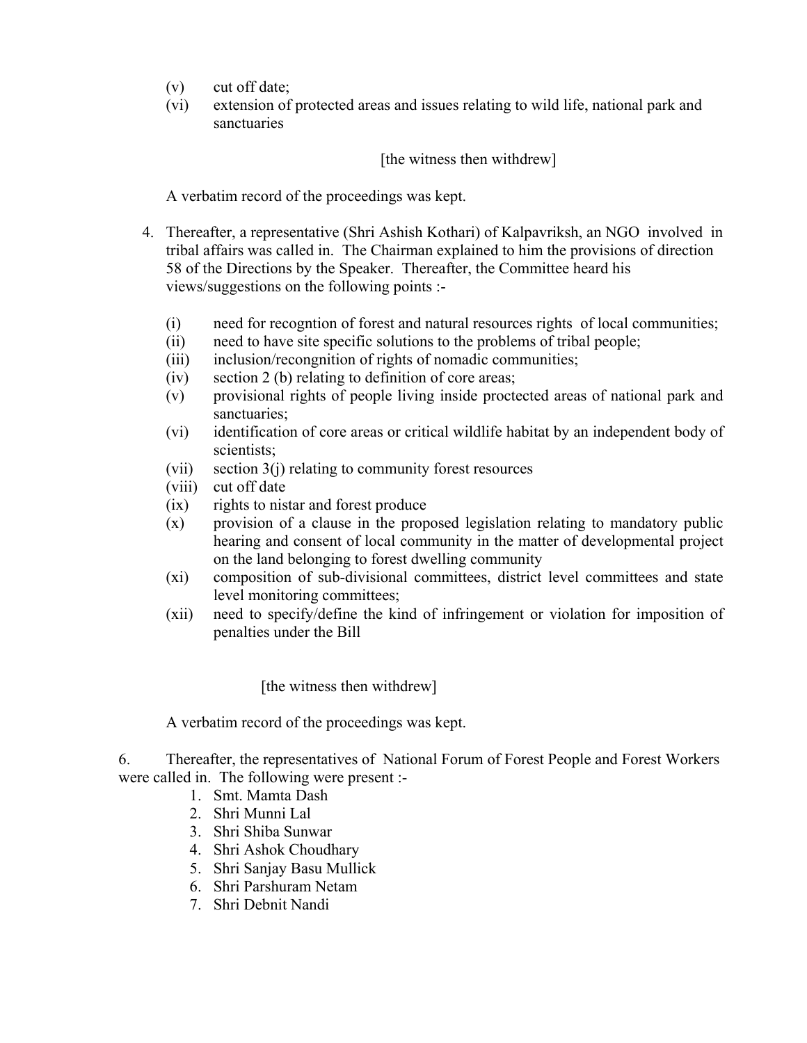(v) cut off date;

(vi) extension of protected areas and issues relating to wild life, national park and sanctuaries

[the witness then withdrew]

A verbatim record of the proceedings was kept.

4. Thereafter, a representative (Shri Ashish Kothari) of Kalpavriksh, an NGO involved in tribal affairs was called in. The Chairman explained to him the provisions of direction 58 of the Directions by the Speaker. Thereafter, the Committee heard his views/suggestions on the following points :-

(i) need for recogntion of forest and natural resources rights of local communities;

(ii) need to have site specific solutions to the problems of tribal people;

(iii) inclusion/recongnition of rights of nomadic communities;

(iv) section 2 (b) relating to definition of core areas;

(v) provisional rights of people living inside proctected areas of national park and sanctuaries;

(vi) identification of core areas or critical wildlife habitat by an independent body of scientists;

(vii) section 3(j) relating to community forest resources

(viii) cut off date

(ix) rights to nistar and forest produce

(x) provision of a clause in the proposed legislation relating to mandatory public hearing and consent of local community in the matter of developmental project on the land belonging to forest dwelling community

(xi) composition of sub-divisional committees, district level committees and state level monitoring committees;

(xii) need to specify/define the kind of infringement or violation for imposition of penalties under the Bill

[the witness then withdrew]

A verbatim record of the proceedings was kept.

6. Thereafter, the representatives of National Forum of Forest People and Forest Workers were called in. The following were present :-

1. Smt. Mamta Dash
2. Shri Munni Lal
3. Shri Shiba Sunwar
4. Shri Ashok Choudhary
5. Shri Sanjay Basu Mullick
6. Shri Parshuram Netam
7. Shri Debnit Nandi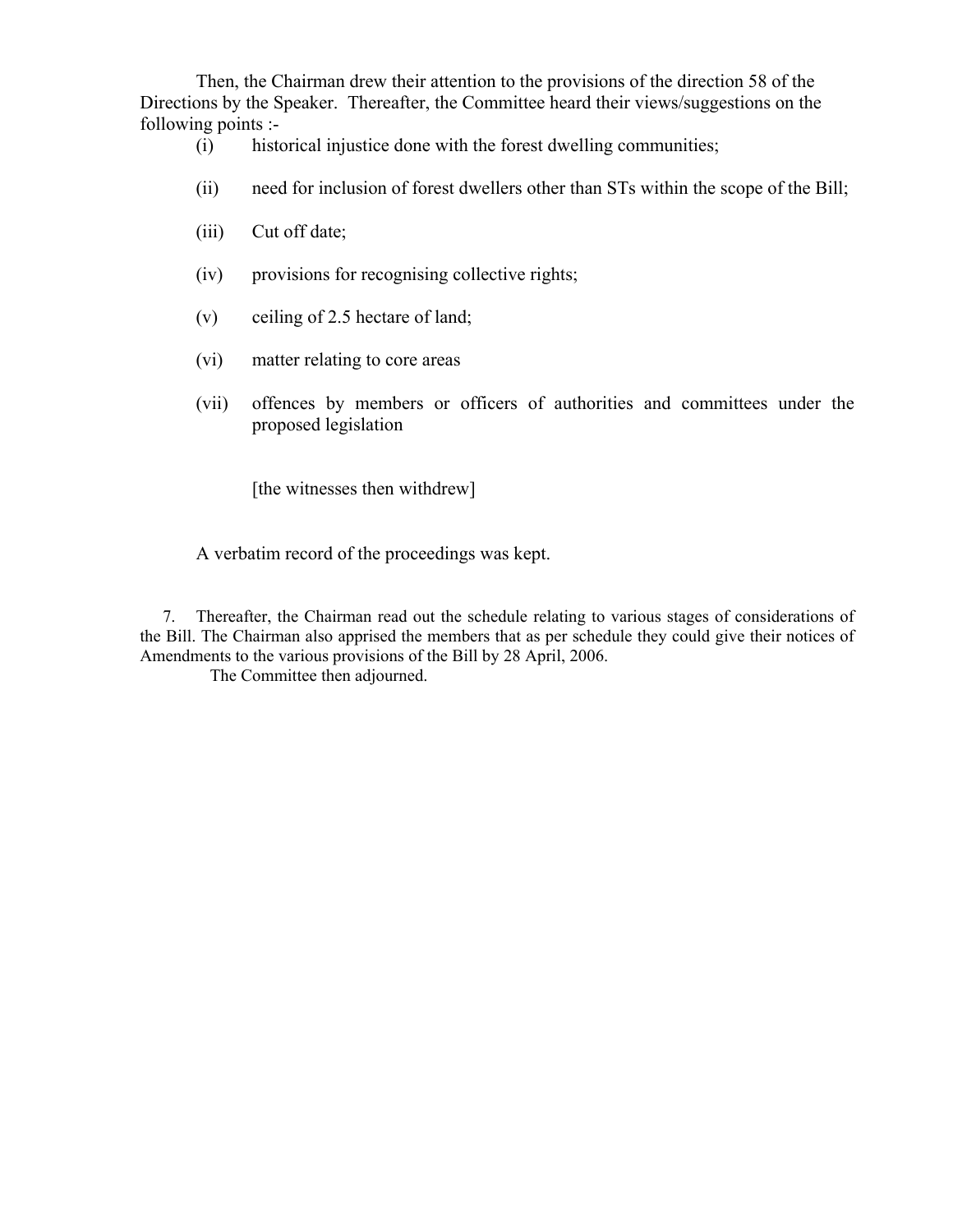Then, the Chairman drew their attention to the provisions of the direction 58 of the Directions by the Speaker. Thereafter, the Committee heard their views/suggestions on the following points :-

(i) historical injustice done with the forest dwelling communities;

(ii) need for inclusion of forest dwellers other than STs within the scope of the Bill;

(iii) Cut off date;

(iv) provisions for recognising collective rights;

(v) ceiling of 2.5 hectare of land;

(vi) matter relating to core areas

(vii) offences by members or officers of authorities and committees under the proposed legislation

[the witnesses then withdrew]

A verbatim record of the proceedings was kept.

7. Thereafter, the Chairman read out the schedule relating to various stages of considerations of the Bill. The Chairman also apprised the members that as per schedule they could give their notices of Amendments to the various provisions of the Bill by 28 April, 2006.

The Committee then adjourned.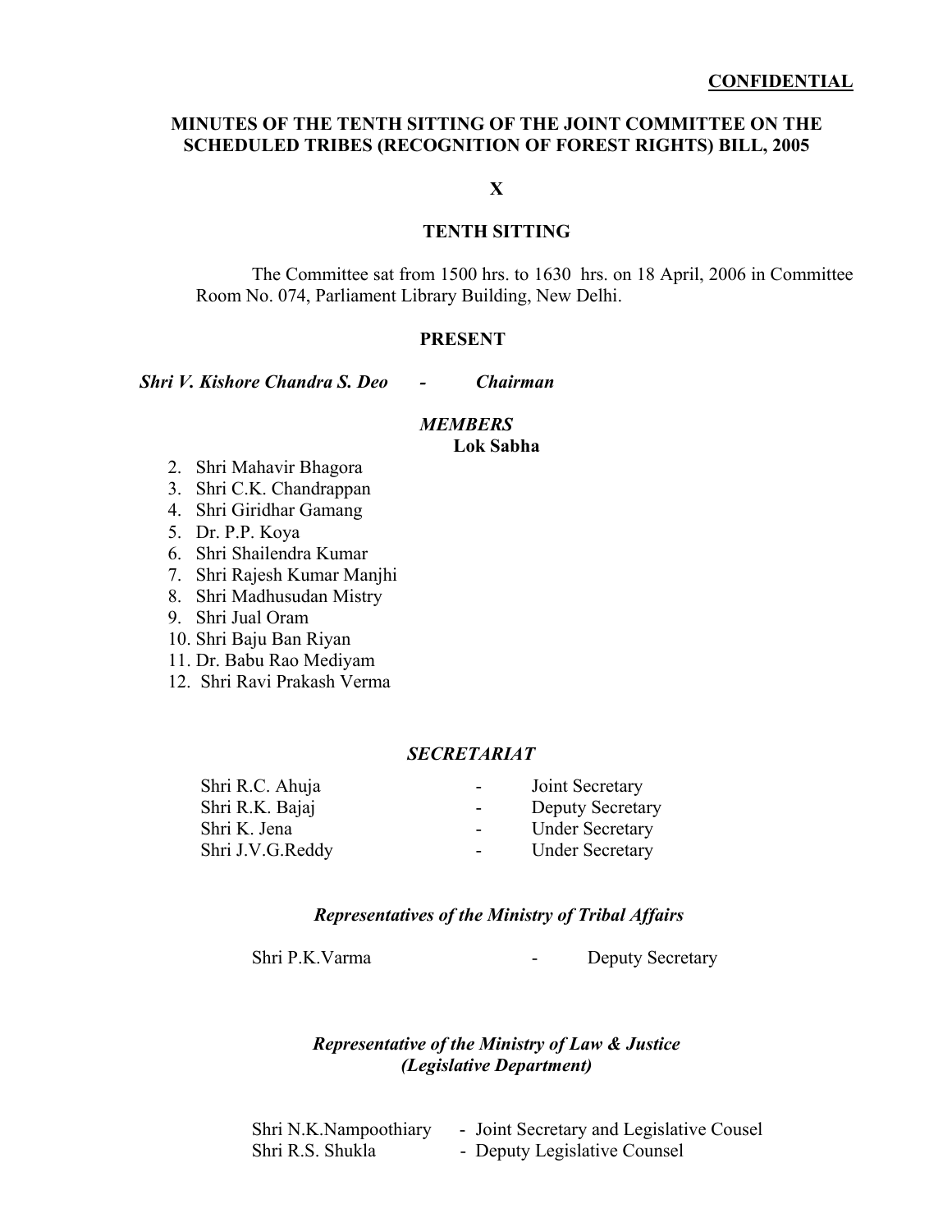**CONFIDENTIAL**

## MINUTES OF THE TENTH SITTING OF THE JOINT COMMITTEE ON THE SCHEDULED TRIBES (RECOGNITION OF FOREST RIGHTS) BILL, 2005

**X**

### TENTH SITTING

The Committee sat from 1500 hrs. to 1630 hrs. on 18 April, 2006 in Committee Room No. 074, Parliament Library Building, New Delhi.

**PRESENT**

***Shri V. Kishore Chandra S. Deo - Chairman***

***MEMBERS***

**Lok Sabha**

2. Shri Mahavir Bhagora
3. Shri C.K. Chandrappan
4. Shri Giridhar Gamang
5. Dr. P.P. Koya
6. Shri Shailendra Kumar
7. Shri Rajesh Kumar Manjhi
8. Shri Madhusudan Mistry
9. Shri Jual Oram
10. Shri Baju Ban Riyan
11. Dr. Babu Rao Mediyam
12. Shri Ravi Prakash Verma

***SECRETARIAT***

| | | |
|---|---|---|
| Shri R.C. Ahuja | - | Joint Secretary |
| Shri R.K. Bajaj | - | Deputy Secretary |
| Shri K. Jena | - | Under Secretary |
| Shri J.V.G.Reddy | - | Under Secretary |

***Representatives of the Ministry of Tribal Affairs***

Shri P.K.Varma - Deputy Secretary

***Representative of the Ministry of Law & Justice (Legislative Department)***

Shri N.K.Nampoothiary - Joint Secretary and Legislative Cousel
Shri R.S. Shukla - Deputy Legislative Counsel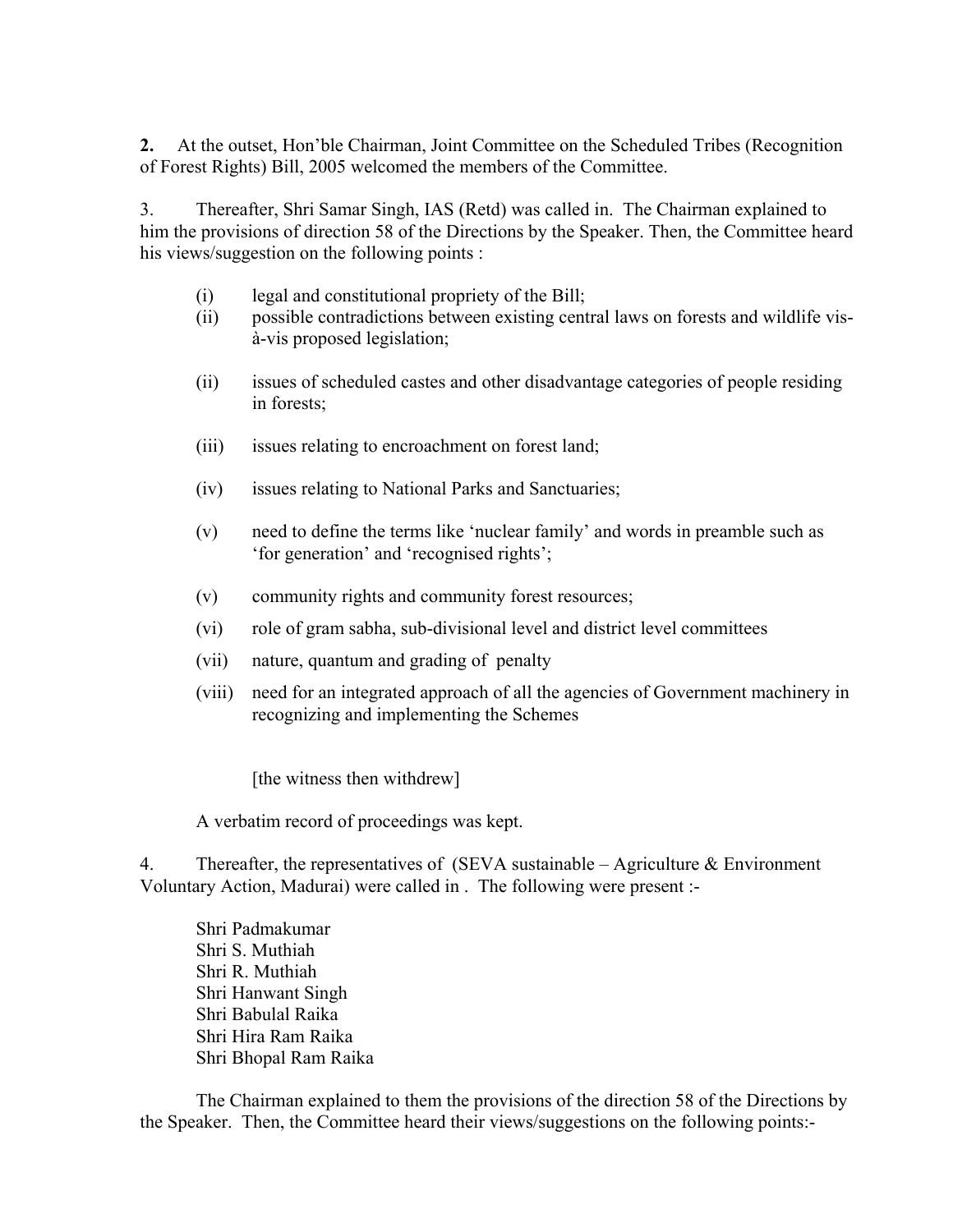**2.** At the outset, Hon'ble Chairman, Joint Committee on the Scheduled Tribes (Recognition of Forest Rights) Bill, 2005 welcomed the members of the Committee.

3. Thereafter, Shri Samar Singh, IAS (Retd) was called in. The Chairman explained to him the provisions of direction 58 of the Directions by the Speaker. Then, the Committee heard his views/suggestion on the following points :

- (i) legal and constitutional propriety of the Bill;
- (ii) possible contradictions between existing central laws on forests and wildlife vis-à-vis proposed legislation;
- (ii) issues of scheduled castes and other disadvantage categories of people residing in forests;
- (iii) issues relating to encroachment on forest land;
- (iv) issues relating to National Parks and Sanctuaries;
- (v) need to define the terms like 'nuclear family' and words in preamble such as 'for generation' and 'recognised rights';
- (v) community rights and community forest resources;
- (vi) role of gram sabha, sub-divisional level and district level committees
- (vii) nature, quantum and grading of penalty
- (viii) need for an integrated approach of all the agencies of Government machinery in recognizing and implementing the Schemes

[the witness then withdrew]

A verbatim record of proceedings was kept.

4. Thereafter, the representatives of (SEVA sustainable – Agriculture & Environment Voluntary Action, Madurai) were called in . The following were present :-

Shri Padmakumar
Shri S. Muthiah
Shri R. Muthiah
Shri Hanwant Singh
Shri Babulal Raika
Shri Hira Ram Raika
Shri Bhopal Ram Raika

The Chairman explained to them the provisions of the direction 58 of the Directions by the Speaker. Then, the Committee heard their views/suggestions on the following points:-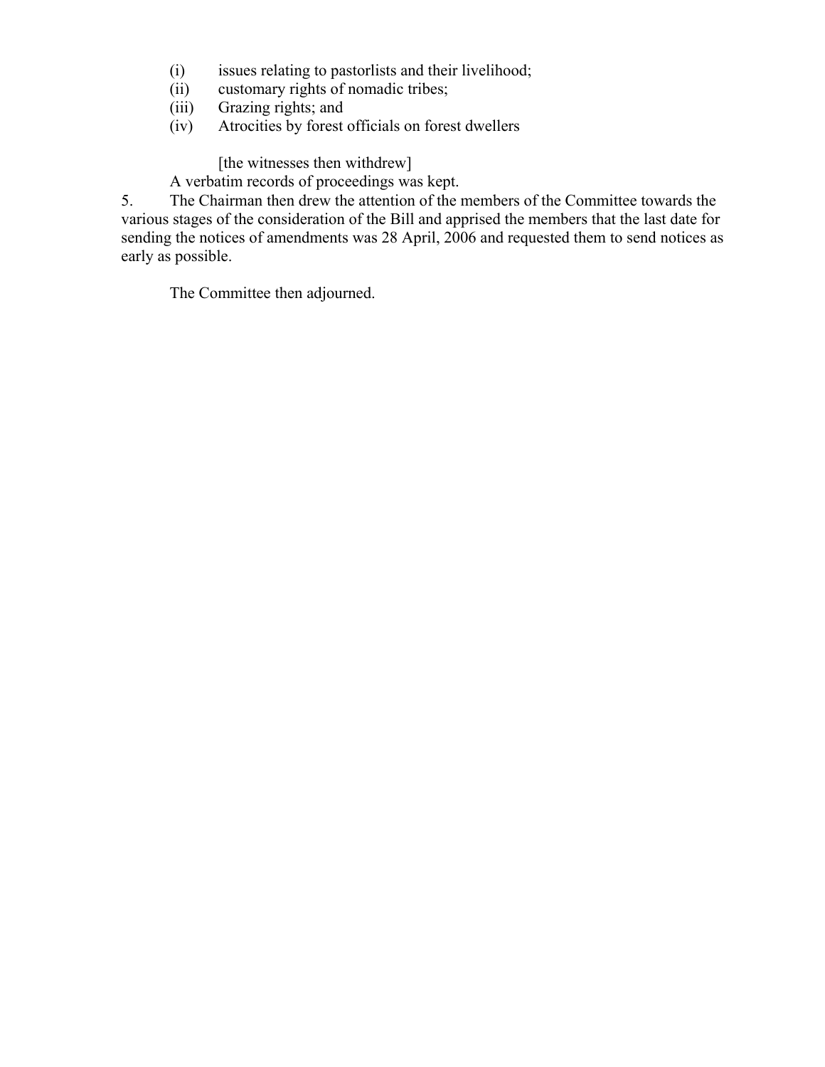(i) issues relating to pastorlists and their livelihood;
(ii) customary rights of nomadic tribes;
(iii) Grazing rights; and
(iv) Atrocities by forest officials on forest dwellers

[the witnesses then withdrew]

A verbatim records of proceedings was kept.

5. The Chairman then drew the attention of the members of the Committee towards the various stages of the consideration of the Bill and apprised the members that the last date for sending the notices of amendments was 28 April, 2006 and requested them to send notices as early as possible.

The Committee then adjourned.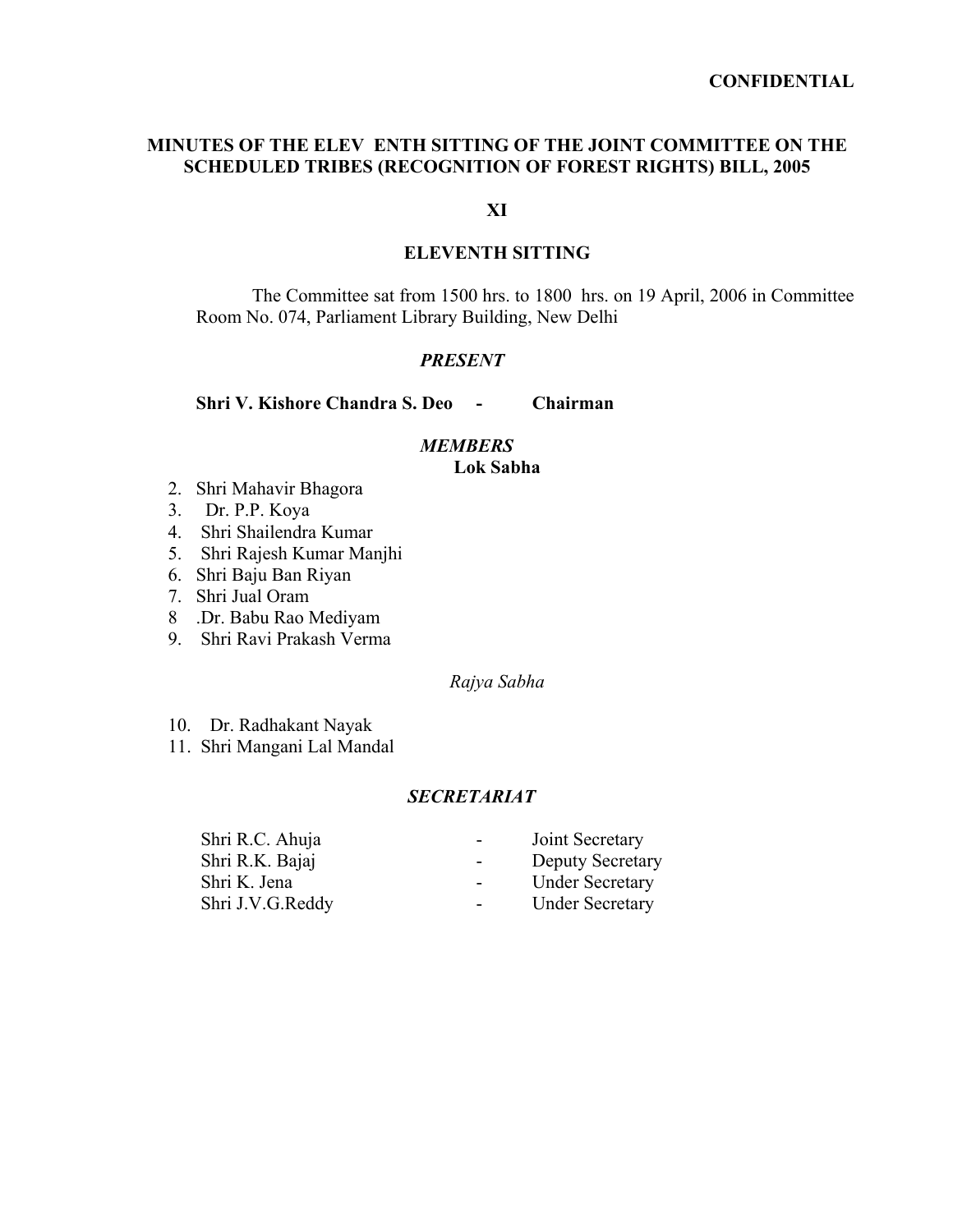**CONFIDENTIAL**

## MINUTES OF THE ELEV ENTH SITTING OF THE JOINT COMMITTEE ON THE SCHEDULED TRIBES (RECOGNITION OF FOREST RIGHTS) BILL, 2005

**XI**

### ELEVENTH SITTING

The Committee sat from 1500 hrs. to 1800 hrs. on 19 April, 2006 in Committee Room No. 074, Parliament Library Building, New Delhi

***PRESENT***

**Shri V. Kishore Chandra S. Deo - Chairman**

***MEMBERS***

**Lok Sabha**

2. Shri Mahavir Bhagora
3. Dr. P.P. Koya
4. Shri Shailendra Kumar
5. Shri Rajesh Kumar Manjhi
6. Shri Baju Ban Riyan
7. Shri Jual Oram
8. Dr. Babu Rao Mediyam
9. Shri Ravi Prakash Verma

*Rajya Sabha*

10. Dr. Radhakant Nayak
11. Shri Mangani Lal Mandal

***SECRETARIAT***

| | | |
|---|---|---|
| Shri R.C. Ahuja | - | Joint Secretary |
| Shri R.K. Bajaj | - | Deputy Secretary |
| Shri K. Jena | - | Under Secretary |
| Shri J.V.G.Reddy | - | Under Secretary |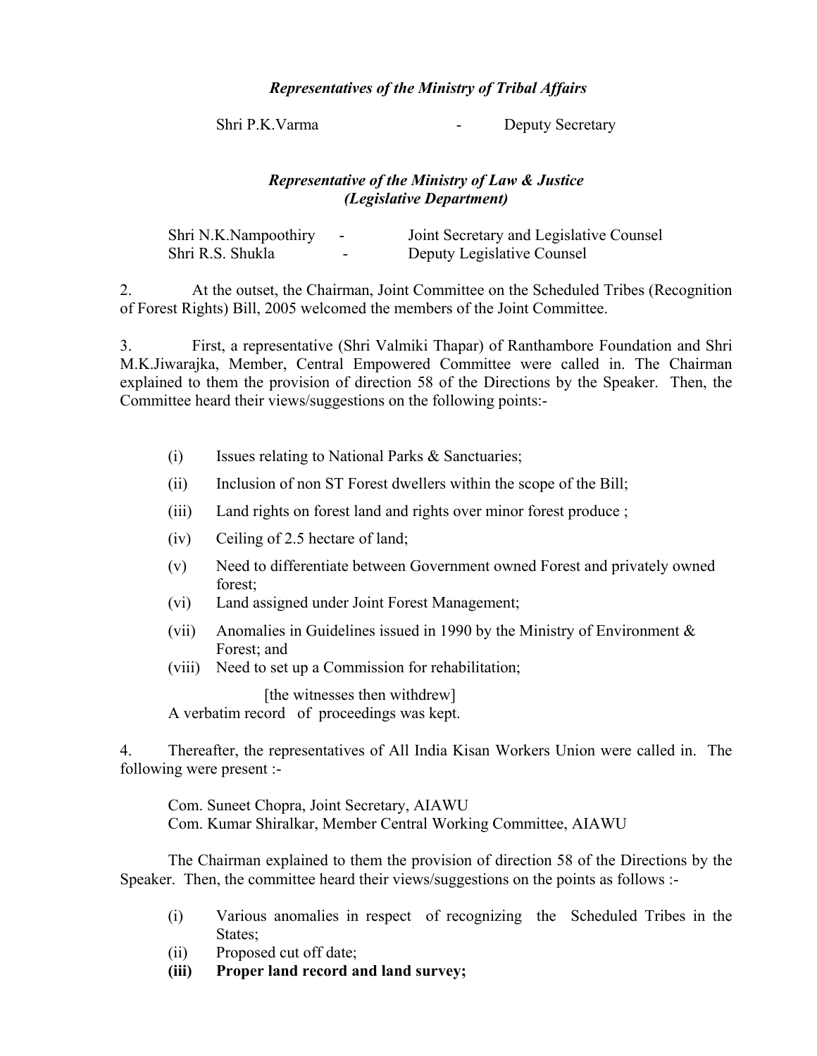***Representatives of the Ministry of Tribal Affairs***

Shri P.K.Varma - Deputy Secretary

***Representative of the Ministry of Law & Justice (Legislative Department)***

Shri N.K.Nampoothiry - Joint Secretary and Legislative Counsel
Shri R.S. Shukla - Deputy Legislative Counsel

2. At the outset, the Chairman, Joint Committee on the Scheduled Tribes (Recognition of Forest Rights) Bill, 2005 welcomed the members of the Joint Committee.

3. First, a representative (Shri Valmiki Thapar) of Ranthambore Foundation and Shri M.K.Jiwarajka, Member, Central Empowered Committee were called in. The Chairman explained to them the provision of direction 58 of the Directions by the Speaker. Then, the Committee heard their views/suggestions on the following points:-

- (i) Issues relating to National Parks & Sanctuaries;
- (ii) Inclusion of non ST Forest dwellers within the scope of the Bill;
- (iii) Land rights on forest land and rights over minor forest produce ;
- (iv) Ceiling of 2.5 hectare of land;
- (v) Need to differentiate between Government owned Forest and privately owned forest;
- (vi) Land assigned under Joint Forest Management;
- (vii) Anomalies in Guidelines issued in 1990 by the Ministry of Environment & Forest; and
- (viii) Need to set up a Commission for rehabilitation;

[the witnesses then withdrew]

A verbatim record of proceedings was kept.

4. Thereafter, the representatives of All India Kisan Workers Union were called in. The following were present :-

Com. Suneet Chopra, Joint Secretary, AIAWU
Com. Kumar Shiralkar, Member Central Working Committee, AIAWU

The Chairman explained to them the provision of direction 58 of the Directions by the Speaker. Then, the committee heard their views/suggestions on the points as follows :-

- (i) Various anomalies in respect of recognizing the Scheduled Tribes in the States;
- (ii) Proposed cut off date;
- **(iii) Proper land record and land survey;**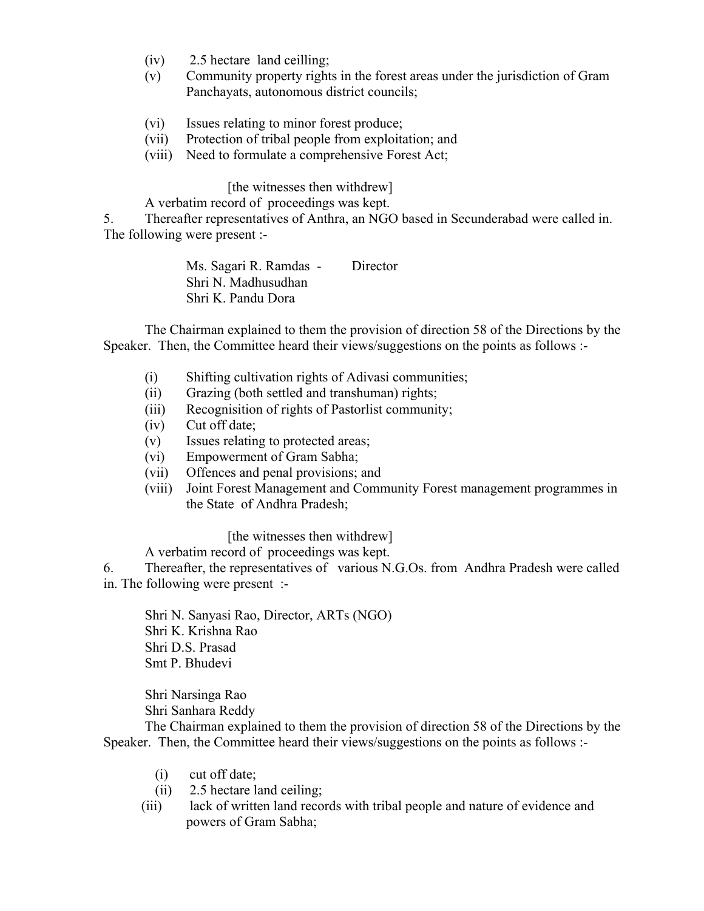(iv) 2.5 hectare land ceilling;

(v) Community property rights in the forest areas under the jurisdiction of Gram Panchayats, autonomous district councils;

(vi) Issues relating to minor forest produce;

(vii) Protection of tribal people from exploitation; and

(viii) Need to formulate a comprehensive Forest Act;

[the witnesses then withdrew]

A verbatim record of proceedings was kept.

5. Thereafter representatives of Anthra, an NGO based in Secunderabad were called in. The following were present :-

Ms. Sagari R. Ramdas - Director
Shri N. Madhusudhan
Shri K. Pandu Dora

The Chairman explained to them the provision of direction 58 of the Directions by the Speaker. Then, the Committee heard their views/suggestions on the points as follows :-

(i) Shifting cultivation rights of Adivasi communities;

(ii) Grazing (both settled and transhuman) rights;

(iii) Recognisition of rights of Pastorlist community;

(iv) Cut off date;

(v) Issues relating to protected areas;

(vi) Empowerment of Gram Sabha;

(vii) Offences and penal provisions; and

(viii) Joint Forest Management and Community Forest management programmes in the State of Andhra Pradesh;

[the witnesses then withdrew]

A verbatim record of proceedings was kept.

6. Thereafter, the representatives of various N.G.Os. from Andhra Pradesh were called in. The following were present :-

Shri N. Sanyasi Rao, Director, ARTs (NGO)
Shri K. Krishna Rao
Shri D.S. Prasad
Smt P. Bhudevi

Shri Narsinga Rao
Shri Sanhara Reddy

The Chairman explained to them the provision of direction 58 of the Directions by the Speaker. Then, the Committee heard their views/suggestions on the points as follows :-

(i) cut off date;

(ii) 2.5 hectare land ceiling;

(iii) lack of written land records with tribal people and nature of evidence and powers of Gram Sabha;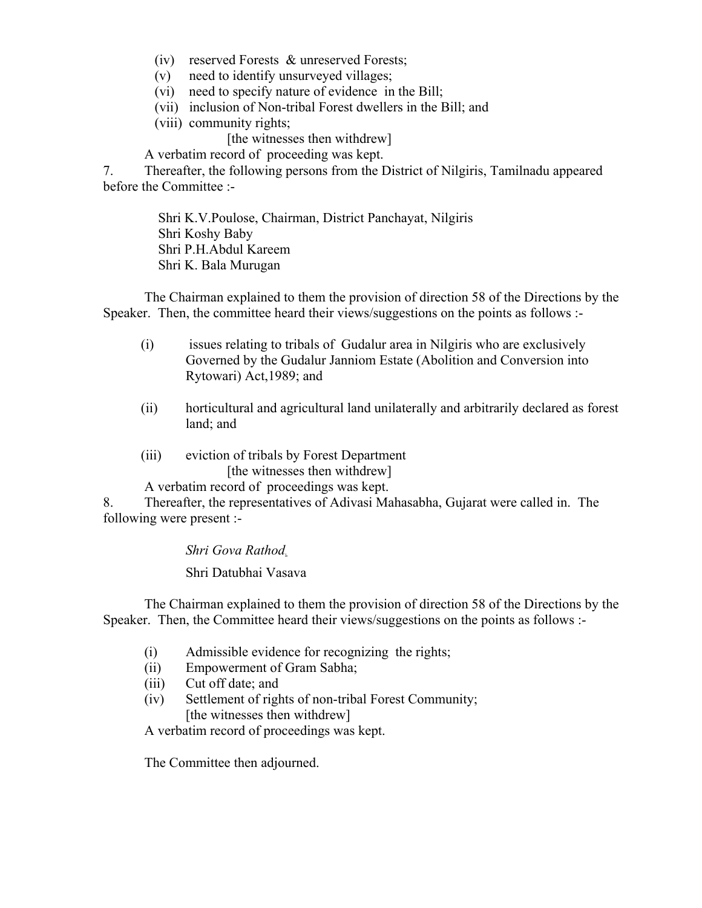(iv) reserved Forests & unreserved Forests;
(v) need to identify unsurveyed villages;
(vi) need to specify nature of evidence in the Bill;
(vii) inclusion of Non-tribal Forest dwellers in the Bill; and
(viii) community rights;

[the witnesses then withdrew]

A verbatim record of proceeding was kept.

7. Thereafter, the following persons from the District of Nilgiris, Tamilnadu appeared before the Committee :-

Shri K.V.Poulose, Chairman, District Panchayat, Nilgiris
Shri Koshy Baby
Shri P.H.Abdul Kareem
Shri K. Bala Murugan

The Chairman explained to them the provision of direction 58 of the Directions by the Speaker. Then, the committee heard their views/suggestions on the points as follows :-

(i) issues relating to tribals of Gudalur area in Nilgiris who are exclusively Governed by the Gudalur Janniom Estate (Abolition and Conversion into Rytowari) Act,1989; and

(ii) horticultural and agricultural land unilaterally and arbitrarily declared as forest land; and

(iii) eviction of tribals by Forest Department

[the witnesses then withdrew]

A verbatim record of proceedings was kept.

8. Thereafter, the representatives of Adivasi Mahasabha, Gujarat were called in. The following were present :-

*Shri Gova Rathod*

Shri Datubhai Vasava

The Chairman explained to them the provision of direction 58 of the Directions by the Speaker. Then, the Committee heard their views/suggestions on the points as follows :-

(i) Admissible evidence for recognizing the rights;
(ii) Empowerment of Gram Sabha;
(iii) Cut off date; and
(iv) Settlement of rights of non-tribal Forest Community;

[the witnesses then withdrew]

A verbatim record of proceedings was kept.

The Committee then adjourned.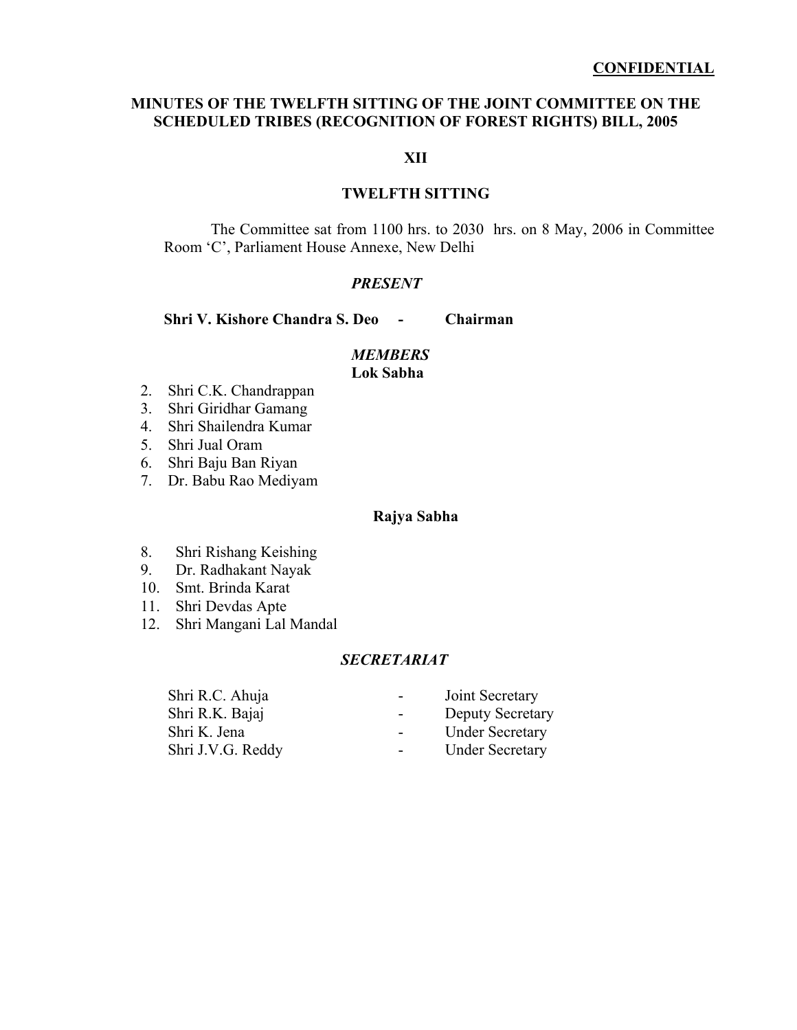**CONFIDENTIAL**

## MINUTES OF THE TWELFTH SITTING OF THE JOINT COMMITTEE ON THE SCHEDULED TRIBES (RECOGNITION OF FOREST RIGHTS) BILL, 2005

### XII

### TWELFTH SITTING

The Committee sat from 1100 hrs. to 2030 hrs. on 8 May, 2006 in Committee Room 'C', Parliament House Annexe, New Delhi

***PRESENT***

**Shri V. Kishore Chandra S. Deo - Chairman**

***MEMBERS***

**Lok Sabha**

2. Shri C.K. Chandrappan
3. Shri Giridhar Gamang
4. Shri Shailendra Kumar
5. Shri Jual Oram
6. Shri Baju Ban Riyan
7. Dr. Babu Rao Mediyam

**Rajya Sabha**

8. Shri Rishang Keishing
9. Dr. Radhakant Nayak
10. Smt. Brinda Karat
11. Shri Devdas Apte
12. Shri Mangani Lal Mandal

***SECRETARIAT***

| | | |
|---|---|---|
| Shri R.C. Ahuja | - | Joint Secretary |
| Shri R.K. Bajaj | - | Deputy Secretary |
| Shri K. Jena | - | Under Secretary |
| Shri J.V.G. Reddy | - | Under Secretary |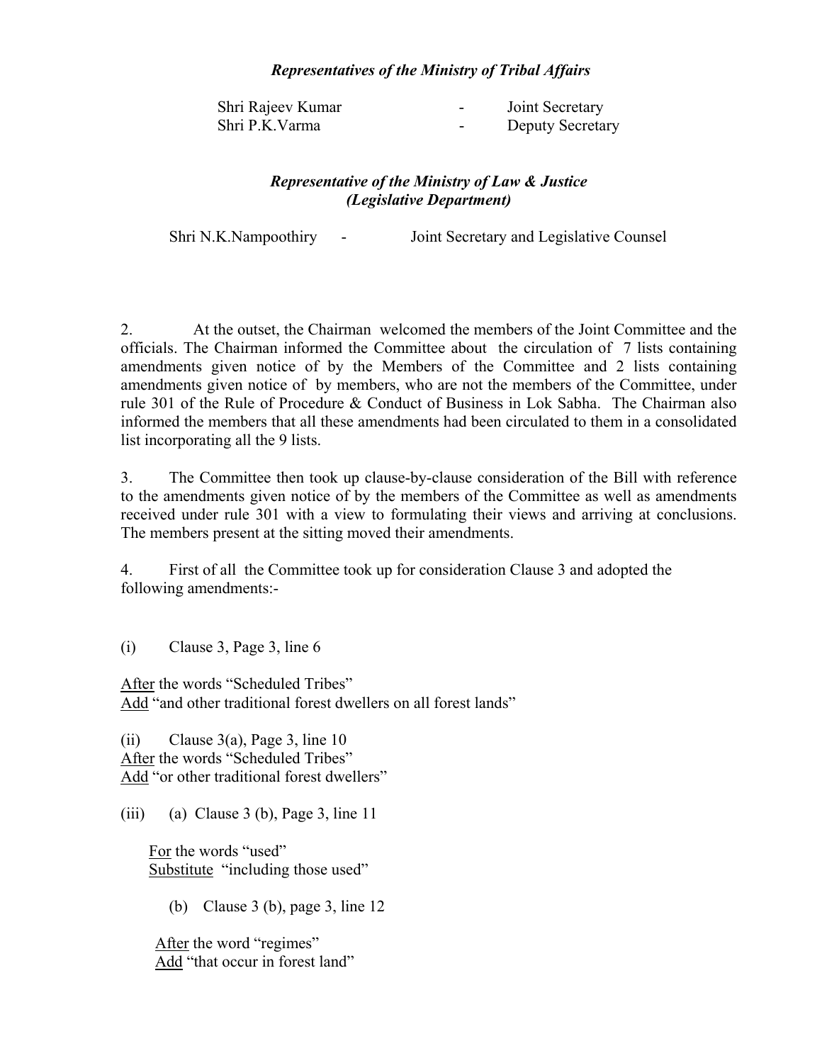***Representatives of the Ministry of Tribal Affairs***

| | | |
|---|---|---|
| Shri Rajeev Kumar | - | Joint Secretary |
| Shri P.K.Varma | - | Deputy Secretary |

***Representative of the Ministry of Law & Justice (Legislative Department)***

Shri N.K.Nampoothiry - Joint Secretary and Legislative Counsel

2. At the outset, the Chairman welcomed the members of the Joint Committee and the officials. The Chairman informed the Committee about the circulation of 7 lists containing amendments given notice of by the Members of the Committee and 2 lists containing amendments given notice of by members, who are not the members of the Committee, under rule 301 of the Rule of Procedure & Conduct of Business in Lok Sabha. The Chairman also informed the members that all these amendments had been circulated to them in a consolidated list incorporating all the 9 lists.

3. The Committee then took up clause-by-clause consideration of the Bill with reference to the amendments given notice of by the members of the Committee as well as amendments received under rule 301 with a view to formulating their views and arriving at conclusions. The members present at the sitting moved their amendments.

4. First of all the Committee took up for consideration Clause 3 and adopted the following amendments:-

(i) Clause 3, Page 3, line 6

<u>After</u> the words "Scheduled Tribes"
<u>Add</u> "and other traditional forest dwellers on all forest lands"

(ii) Clause 3(a), Page 3, line 10
<u>After</u> the words "Scheduled Tribes"
<u>Add</u> "or other traditional forest dwellers"

(iii) (a) Clause 3 (b), Page 3, line 11

<u>For</u> the words "used"
<u>Substitute</u> "including those used"

(b) Clause 3 (b), page 3, line 12

<u>After</u> the word "regimes"
<u>Add</u> "that occur in forest land"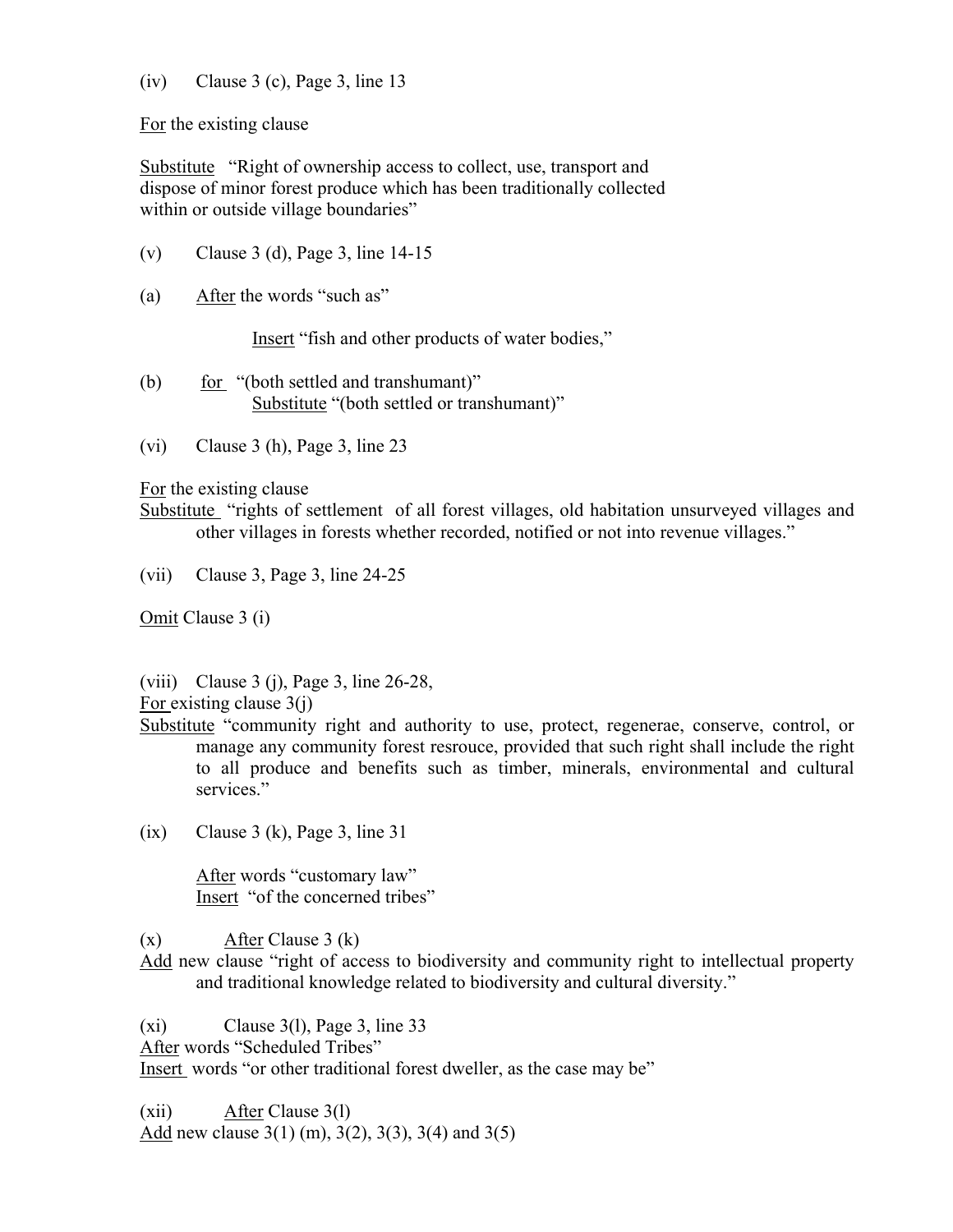(iv) Clause 3 (c), Page 3, line 13

For the existing clause

Substitute "Right of ownership access to collect, use, transport and dispose of minor forest produce which has been traditionally collected within or outside village boundaries"

(v) Clause 3 (d), Page 3, line 14-15

(a) After the words "such as"

Insert "fish and other products of water bodies,"

(b) for "(both settled and transhumant)"
Substitute "(both settled or transhumant)"

(vi) Clause 3 (h), Page 3, line 23

For the existing clause
Substitute "rights of settlement of all forest villages, old habitation unsurveyed villages and other villages in forests whether recorded, notified or not into revenue villages."

(vii) Clause 3, Page 3, line 24-25

Omit Clause 3 (i)

(viii) Clause 3 (j), Page 3, line 26-28,
For existing clause 3(j)
Substitute "community right and authority to use, protect, regenerae, conserve, control, or manage any community forest resrouce, provided that such right shall include the right to all produce and benefits such as timber, minerals, environmental and cultural services."

(ix) Clause 3 (k), Page 3, line 31

After words "customary law"
Insert "of the concerned tribes"

(x) After Clause 3 (k)
Add new clause "right of access to biodiversity and community right to intellectual property and traditional knowledge related to biodiversity and cultural diversity."

(xi) Clause 3(l), Page 3, line 33
After words "Scheduled Tribes"
Insert words "or other traditional forest dweller, as the case may be"

(xii) After Clause 3(l)
Add new clause 3(1) (m), 3(2), 3(3), 3(4) and 3(5)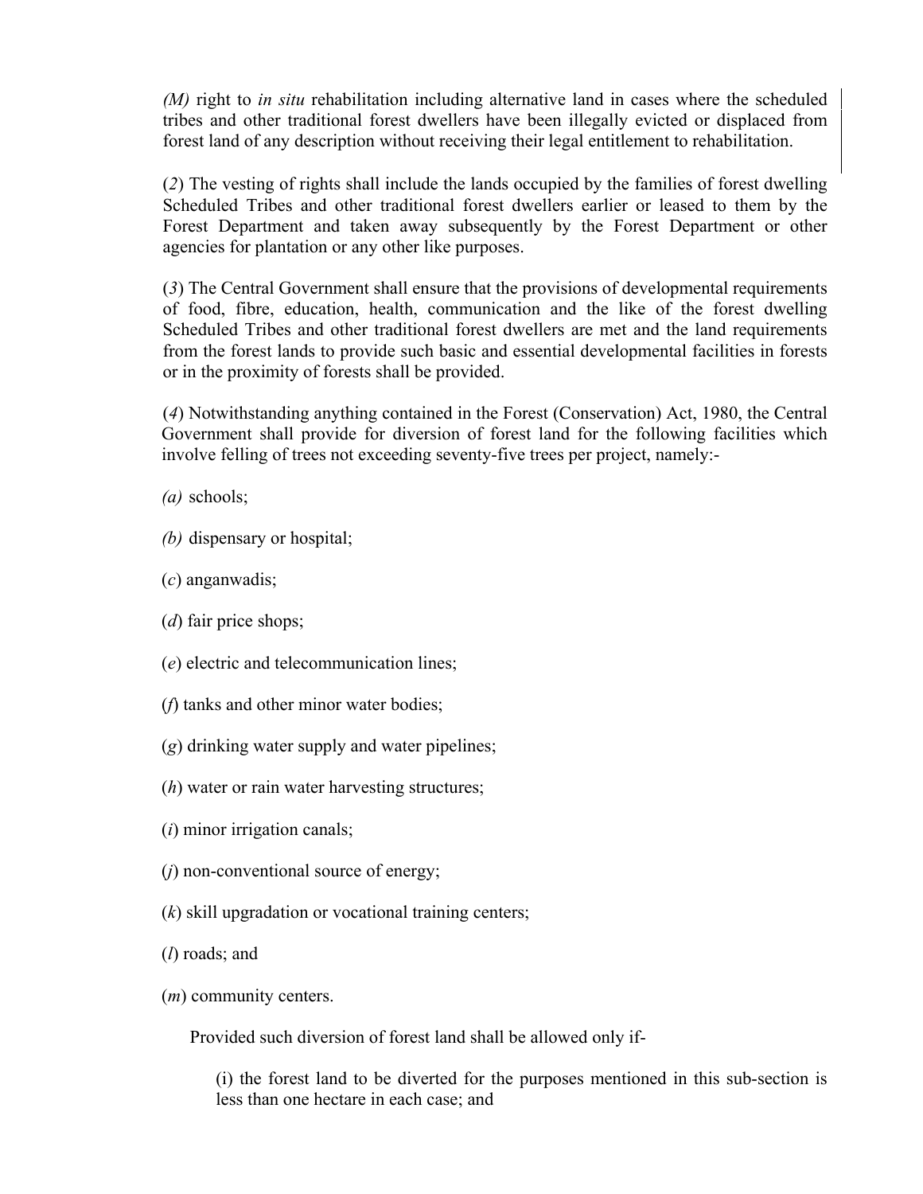*(M)* right to *in situ* rehabilitation including alternative land in cases where the scheduled tribes and other traditional forest dwellers have been illegally evicted or displaced from forest land of any description without receiving their legal entitlement to rehabilitation.

(*2*) The vesting of rights shall include the lands occupied by the families of forest dwelling Scheduled Tribes and other traditional forest dwellers earlier or leased to them by the Forest Department and taken away subsequently by the Forest Department or other agencies for plantation or any other like purposes.

(*3*) The Central Government shall ensure that the provisions of developmental requirements of food, fibre, education, health, communication and the like of the forest dwelling Scheduled Tribes and other traditional forest dwellers are met and the land requirements from the forest lands to provide such basic and essential developmental facilities in forests or in the proximity of forests shall be provided.

(*4*) Notwithstanding anything contained in the Forest (Conservation) Act, 1980, the Central Government shall provide for diversion of forest land for the following facilities which involve felling of trees not exceeding seventy-five trees per project, namely:-

*(a)* schools;

*(b)* dispensary or hospital;

(*c*) anganwadis;

(*d*) fair price shops;

(*e*) electric and telecommunication lines;

(*f*) tanks and other minor water bodies;

(*g*) drinking water supply and water pipelines;

(*h*) water or rain water harvesting structures;

(*i*) minor irrigation canals;

(*j*) non-conventional source of energy;

(*k*) skill upgradation or vocational training centers;

(*l*) roads; and

(*m*) community centers.

Provided such diversion of forest land shall be allowed only if-

(i) the forest land to be diverted for the purposes mentioned in this sub-section is less than one hectare in each case; and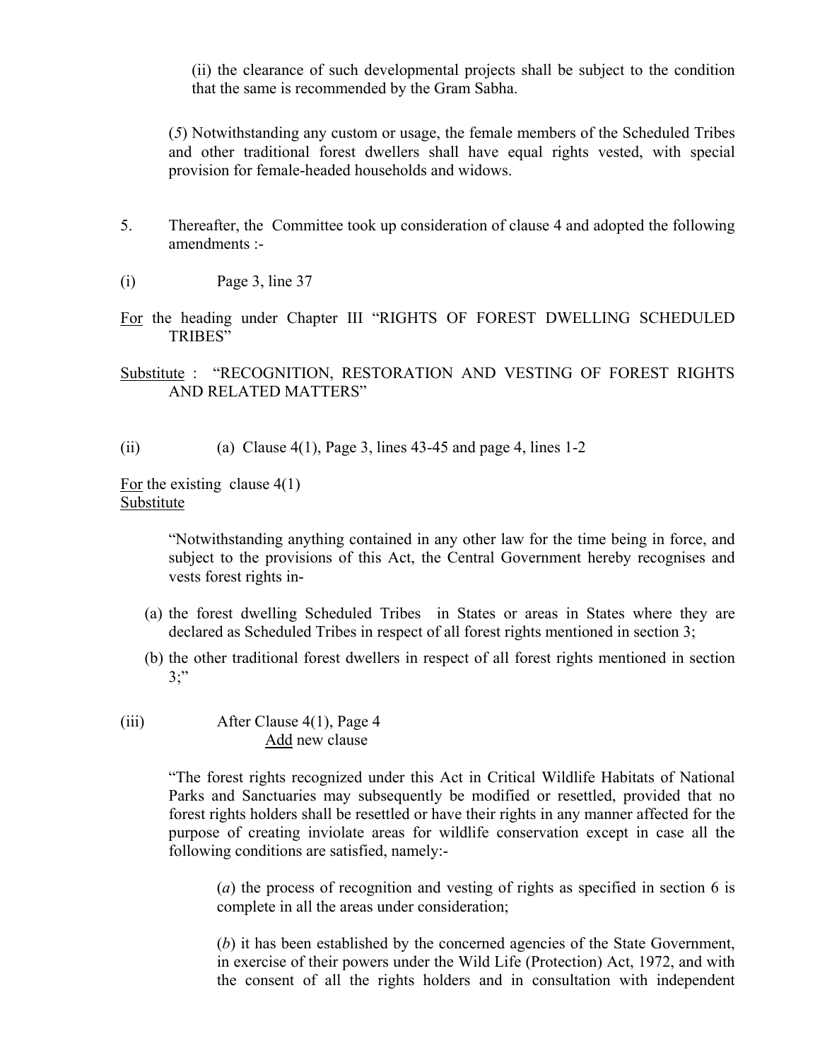(ii) the clearance of such developmental projects shall be subject to the condition that the same is recommended by the Gram Sabha.

(*5*) Notwithstanding any custom or usage, the female members of the Scheduled Tribes and other traditional forest dwellers shall have equal rights vested, with special provision for female-headed households and widows.

5. Thereafter, the Committee took up consideration of clause 4 and adopted the following amendments :-

(i) Page 3, line 37

For the heading under Chapter III "RIGHTS OF FOREST DWELLING SCHEDULED TRIBES"

Substitute : "RECOGNITION, RESTORATION AND VESTING OF FOREST RIGHTS AND RELATED MATTERS"

(ii) (a) Clause 4(1), Page 3, lines 43-45 and page 4, lines 1-2

For the existing clause 4(1)
Substitute

"Notwithstanding anything contained in any other law for the time being in force, and subject to the provisions of this Act, the Central Government hereby recognises and vests forest rights in-

(a) the forest dwelling Scheduled Tribes in States or areas in States where they are declared as Scheduled Tribes in respect of all forest rights mentioned in section 3;

(b) the other traditional forest dwellers in respect of all forest rights mentioned in section 3;"

(iii) After Clause 4(1), Page 4
Add new clause

"The forest rights recognized under this Act in Critical Wildlife Habitats of National Parks and Sanctuaries may subsequently be modified or resettled, provided that no forest rights holders shall be resettled or have their rights in any manner affected for the purpose of creating inviolate areas for wildlife conservation except in case all the following conditions are satisfied, namely:-

(*a*) the process of recognition and vesting of rights as specified in section 6 is complete in all the areas under consideration;

(*b*) it has been established by the concerned agencies of the State Government, in exercise of their powers under the Wild Life (Protection) Act, 1972, and with the consent of all the rights holders and in consultation with independent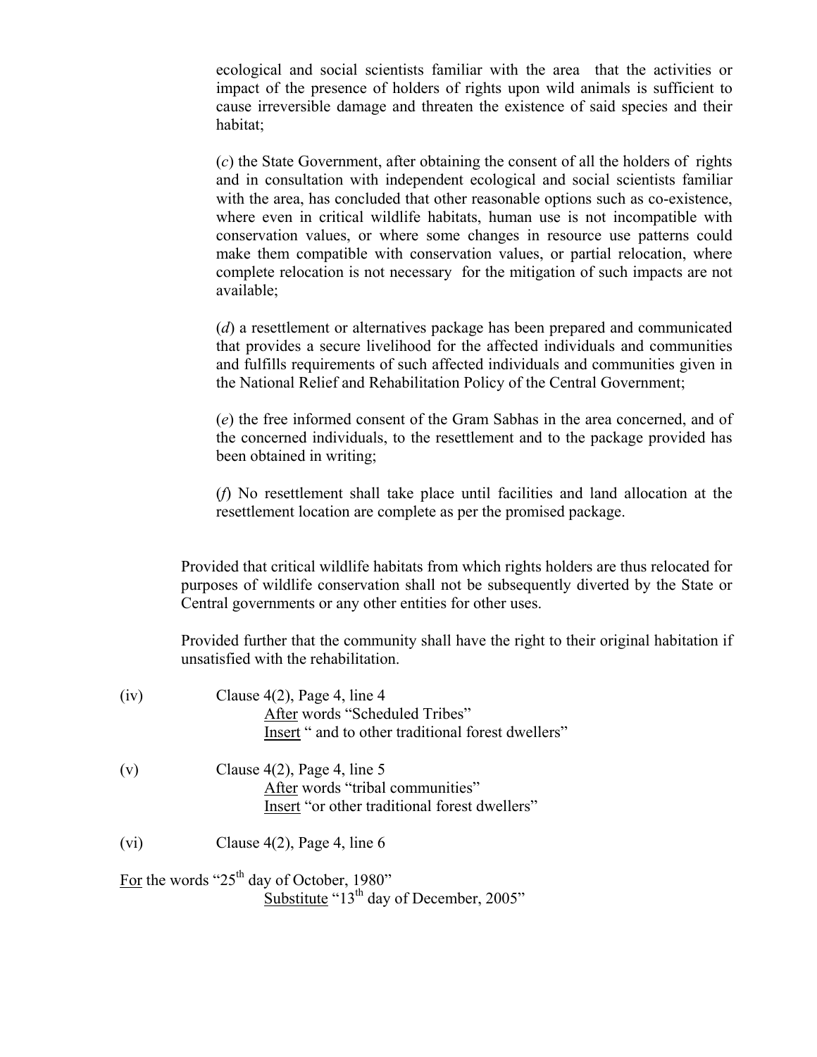ecological and social scientists familiar with the area that the activities or impact of the presence of holders of rights upon wild animals is sufficient to cause irreversible damage and threaten the existence of said species and their habitat;

(*c*) the State Government, after obtaining the consent of all the holders of rights and in consultation with independent ecological and social scientists familiar with the area, has concluded that other reasonable options such as co-existence, where even in critical wildlife habitats, human use is not incompatible with conservation values, or where some changes in resource use patterns could make them compatible with conservation values, or partial relocation, where complete relocation is not necessary for the mitigation of such impacts are not available;

(*d*) a resettlement or alternatives package has been prepared and communicated that provides a secure livelihood for the affected individuals and communities and fulfills requirements of such affected individuals and communities given in the National Relief and Rehabilitation Policy of the Central Government;

(*e*) the free informed consent of the Gram Sabhas in the area concerned, and of the concerned individuals, to the resettlement and to the package provided has been obtained in writing;

(*f*) No resettlement shall take place until facilities and land allocation at the resettlement location are complete as per the promised package.

Provided that critical wildlife habitats from which rights holders are thus relocated for purposes of wildlife conservation shall not be subsequently diverted by the State or Central governments or any other entities for other uses.

Provided further that the community shall have the right to their original habitation if unsatisfied with the rehabilitation.

(iv) Clause 4(2), Page 4, line 4
After words "Scheduled Tribes"
Insert " and to other traditional forest dwellers"

(v) Clause 4(2), Page 4, line 5
After words "tribal communities"
Insert "or other traditional forest dwellers"

(vi) Clause 4(2), Page 4, line 6

For the words "25th day of October, 1980"
Substitute "13th day of December, 2005"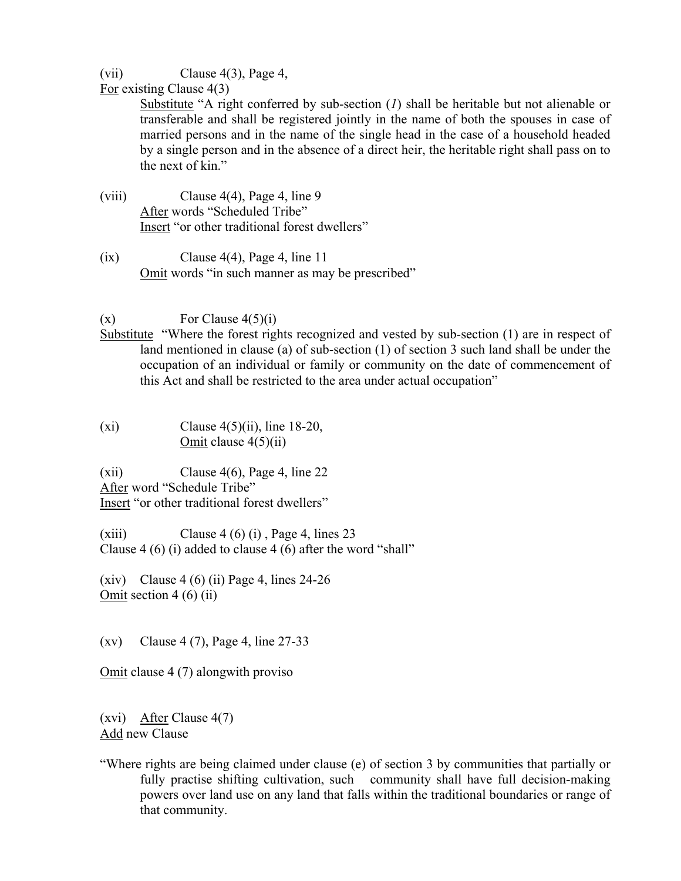(vii) Clause 4(3), Page 4,

For existing Clause 4(3)

Substitute “A right conferred by sub-section (*1*) shall be heritable but not alienable or transferable and shall be registered jointly in the name of both the spouses in case of married persons and in the name of the single head in the case of a household headed by a single person and in the absence of a direct heir, the heritable right shall pass on to the next of kin.”

(viii) Clause 4(4), Page 4, line 9

After words “Scheduled Tribe”

Insert “or other traditional forest dwellers”

(ix) Clause 4(4), Page 4, line 11

Omit words “in such manner as may be prescribed”

(x) For Clause 4(5)(i)

Substitute “Where the forest rights recognized and vested by sub-section (1) are in respect of land mentioned in clause (a) of sub-section (1) of section 3 such land shall be under the occupation of an individual or family or community on the date of commencement of this Act and shall be restricted to the area under actual occupation”

(xi) Clause 4(5)(ii), line 18-20,

Omit clause 4(5)(ii)

(xii) Clause 4(6), Page 4, line 22

After word “Schedule Tribe”

Insert “or other traditional forest dwellers”

(xiii) Clause 4 (6) (i) , Page 4, lines 23

Clause 4 (6) (i) added to clause 4 (6) after the word “shall”

(xiv) Clause 4 (6) (ii) Page 4, lines 24-26

Omit section 4 (6) (ii)

(xv) Clause 4 (7), Page 4, line 27-33

Omit clause 4 (7) alongwith proviso

(xvi) After Clause 4(7)

Add new Clause

“Where rights are being claimed under clause (e) of section 3 by communities that partially or fully practise shifting cultivation, such community shall have full decision-making powers over land use on any land that falls within the traditional boundaries or range of that community.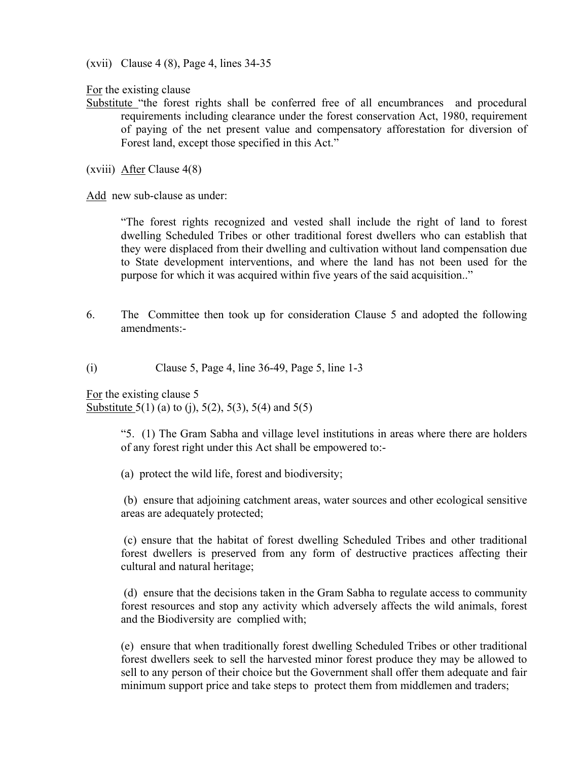(xvii) Clause 4 (8), Page 4, lines 34-35

For the existing clause

Substitute "the forest rights shall be conferred free of all encumbrances and procedural requirements including clearance under the forest conservation Act, 1980, requirement of paying of the net present value and compensatory afforestation for diversion of Forest land, except those specified in this Act."

(xviii) After Clause 4(8)

Add new sub-clause as under:

> "The forest rights recognized and vested shall include the right of land to forest dwelling Scheduled Tribes or other traditional forest dwellers who can establish that they were displaced from their dwelling and cultivation without land compensation due to State development interventions, and where the land has not been used for the purpose for which it was acquired within five years of the said acquisition.."

6. The Committee then took up for consideration Clause 5 and adopted the following amendments:-

(i) Clause 5, Page 4, line 36-49, Page 5, line 1-3

For the existing clause 5

Substitute 5(1) (a) to (j), 5(2), 5(3), 5(4) and 5(5)

> "5. (1) The Gram Sabha and village level institutions in areas where there are holders of any forest right under this Act shall be empowered to:-
>
> (a) protect the wild life, forest and biodiversity;
>
> (b) ensure that adjoining catchment areas, water sources and other ecological sensitive areas are adequately protected;
>
> (c) ensure that the habitat of forest dwelling Scheduled Tribes and other traditional forest dwellers is preserved from any form of destructive practices affecting their cultural and natural heritage;
>
> (d) ensure that the decisions taken in the Gram Sabha to regulate access to community forest resources and stop any activity which adversely affects the wild animals, forest and the Biodiversity are complied with;
>
> (e) ensure that when traditionally forest dwelling Scheduled Tribes or other traditional forest dwellers seek to sell the harvested minor forest produce they may be allowed to sell to any person of their choice but the Government shall offer them adequate and fair minimum support price and take steps to protect them from middlemen and traders;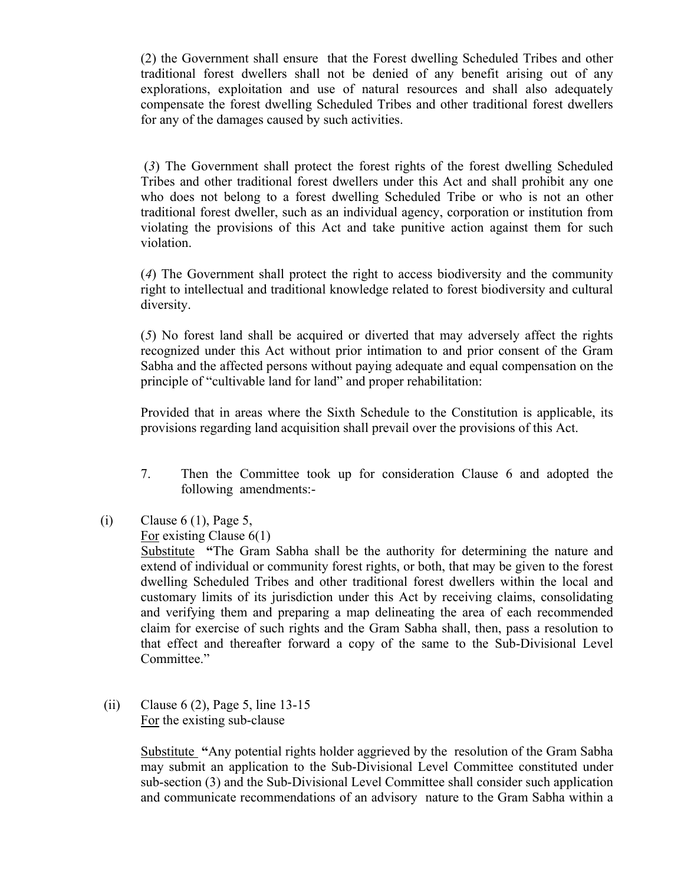(2) the Government shall ensure that the Forest dwelling Scheduled Tribes and other traditional forest dwellers shall not be denied of any benefit arising out of any explorations, exploitation and use of natural resources and shall also adequately compensate the forest dwelling Scheduled Tribes and other traditional forest dwellers for any of the damages caused by such activities.

(*3*) The Government shall protect the forest rights of the forest dwelling Scheduled Tribes and other traditional forest dwellers under this Act and shall prohibit any one who does not belong to a forest dwelling Scheduled Tribe or who is not an other traditional forest dweller, such as an individual agency, corporation or institution from violating the provisions of this Act and take punitive action against them for such violation.

(*4*) The Government shall protect the right to access biodiversity and the community right to intellectual and traditional knowledge related to forest biodiversity and cultural diversity.

(*5*) No forest land shall be acquired or diverted that may adversely affect the rights recognized under this Act without prior intimation to and prior consent of the Gram Sabha and the affected persons without paying adequate and equal compensation on the principle of "cultivable land for land" and proper rehabilitation:

Provided that in areas where the Sixth Schedule to the Constitution is applicable, its provisions regarding land acquisition shall prevail over the provisions of this Act.

7. Then the Committee took up for consideration Clause 6 and adopted the following amendments:-

(i) Clause 6 (1), Page 5,
<u>For</u> existing Clause 6(1)
<u>Substitute</u> **"**The Gram Sabha shall be the authority for determining the nature and extend of individual or community forest rights, or both, that may be given to the forest dwelling Scheduled Tribes and other traditional forest dwellers within the local and customary limits of its jurisdiction under this Act by receiving claims, consolidating and verifying them and preparing a map delineating the area of each recommended claim for exercise of such rights and the Gram Sabha shall, then, pass a resolution to that effect and thereafter forward a copy of the same to the Sub-Divisional Level Committee."

(ii) Clause 6 (2), Page 5, line 13-15
<u>For</u> the existing sub-clause

<u>Substitute</u> **"**Any potential rights holder aggrieved by the resolution of the Gram Sabha may submit an application to the Sub-Divisional Level Committee constituted under sub-section (3) and the Sub-Divisional Level Committee shall consider such application and communicate recommendations of an advisory nature to the Gram Sabha within a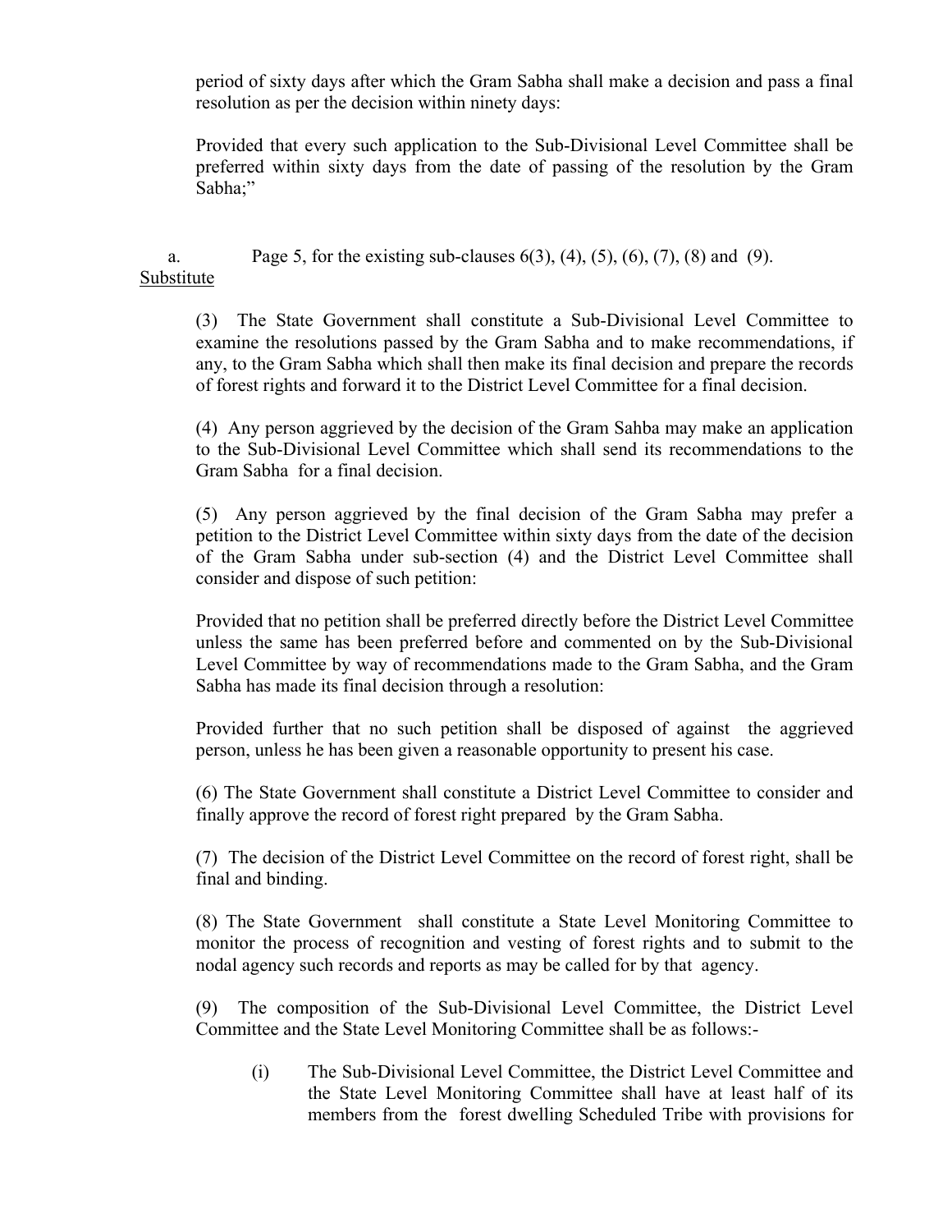period of sixty days after which the Gram Sabha shall make a decision and pass a final resolution as per the decision within ninety days:

Provided that every such application to the Sub-Divisional Level Committee shall be preferred within sixty days from the date of passing of the resolution by the Gram Sabha;"

a. Page 5, for the existing sub-clauses 6(3), (4), (5), (6), (7), (8) and (9).

<u>Substitute</u>

(3) The State Government shall constitute a Sub-Divisional Level Committee to examine the resolutions passed by the Gram Sabha and to make recommendations, if any, to the Gram Sabha which shall then make its final decision and prepare the records of forest rights and forward it to the District Level Committee for a final decision.

(4) Any person aggrieved by the decision of the Gram Sahba may make an application to the Sub-Divisional Level Committee which shall send its recommendations to the Gram Sabha for a final decision.

(5) Any person aggrieved by the final decision of the Gram Sabha may prefer a petition to the District Level Committee within sixty days from the date of the decision of the Gram Sabha under sub-section (4) and the District Level Committee shall consider and dispose of such petition:

Provided that no petition shall be preferred directly before the District Level Committee unless the same has been preferred before and commented on by the Sub-Divisional Level Committee by way of recommendations made to the Gram Sabha, and the Gram Sabha has made its final decision through a resolution:

Provided further that no such petition shall be disposed of against the aggrieved person, unless he has been given a reasonable opportunity to present his case.

(6) The State Government shall constitute a District Level Committee to consider and finally approve the record of forest right prepared by the Gram Sabha.

(7) The decision of the District Level Committee on the record of forest right, shall be final and binding.

(8) The State Government shall constitute a State Level Monitoring Committee to monitor the process of recognition and vesting of forest rights and to submit to the nodal agency such records and reports as may be called for by that agency.

(9) The composition of the Sub-Divisional Level Committee, the District Level Committee and the State Level Monitoring Committee shall be as follows:-

(i) The Sub-Divisional Level Committee, the District Level Committee and the State Level Monitoring Committee shall have at least half of its members from the forest dwelling Scheduled Tribe with provisions for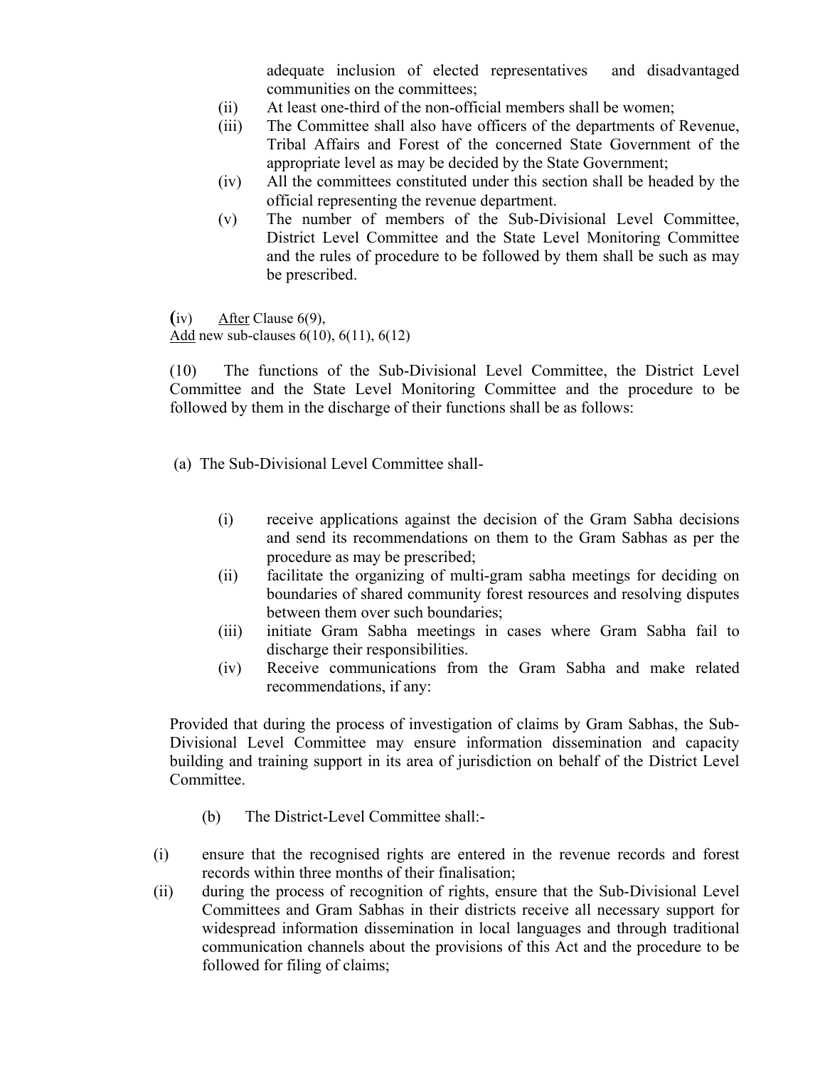adequate inclusion of elected representatives and disadvantaged communities on the committees;

(ii) At least one-third of the non-official members shall be women;

(iii) The Committee shall also have officers of the departments of Revenue, Tribal Affairs and Forest of the concerned State Government of the appropriate level as may be decided by the State Government;

(iv) All the committees constituted under this section shall be headed by the official representing the revenue department.

(v) The number of members of the Sub-Divisional Level Committee, District Level Committee and the State Level Monitoring Committee and the rules of procedure to be followed by them shall be such as may be prescribed.

**(**iv) After Clause 6(9),
Add new sub-clauses 6(10), 6(11), 6(12)

(10) The functions of the Sub-Divisional Level Committee, the District Level Committee and the State Level Monitoring Committee and the procedure to be followed by them in the discharge of their functions shall be as follows:

(a) The Sub-Divisional Level Committee shall-

(i) receive applications against the decision of the Gram Sabha decisions and send its recommendations on them to the Gram Sabhas as per the procedure as may be prescribed;

(ii) facilitate the organizing of multi-gram sabha meetings for deciding on boundaries of shared community forest resources and resolving disputes between them over such boundaries;

(iii) initiate Gram Sabha meetings in cases where Gram Sabha fail to discharge their responsibilities.

(iv) Receive communications from the Gram Sabha and make related recommendations, if any:

Provided that during the process of investigation of claims by Gram Sabhas, the Sub-Divisional Level Committee may ensure information dissemination and capacity building and training support in its area of jurisdiction on behalf of the District Level Committee.

(b) The District-Level Committee shall:-

(i) ensure that the recognised rights are entered in the revenue records and forest records within three months of their finalisation;

(ii) during the process of recognition of rights, ensure that the Sub-Divisional Level Committees and Gram Sabhas in their districts receive all necessary support for widespread information dissemination in local languages and through traditional communication channels about the provisions of this Act and the procedure to be followed for filing of claims;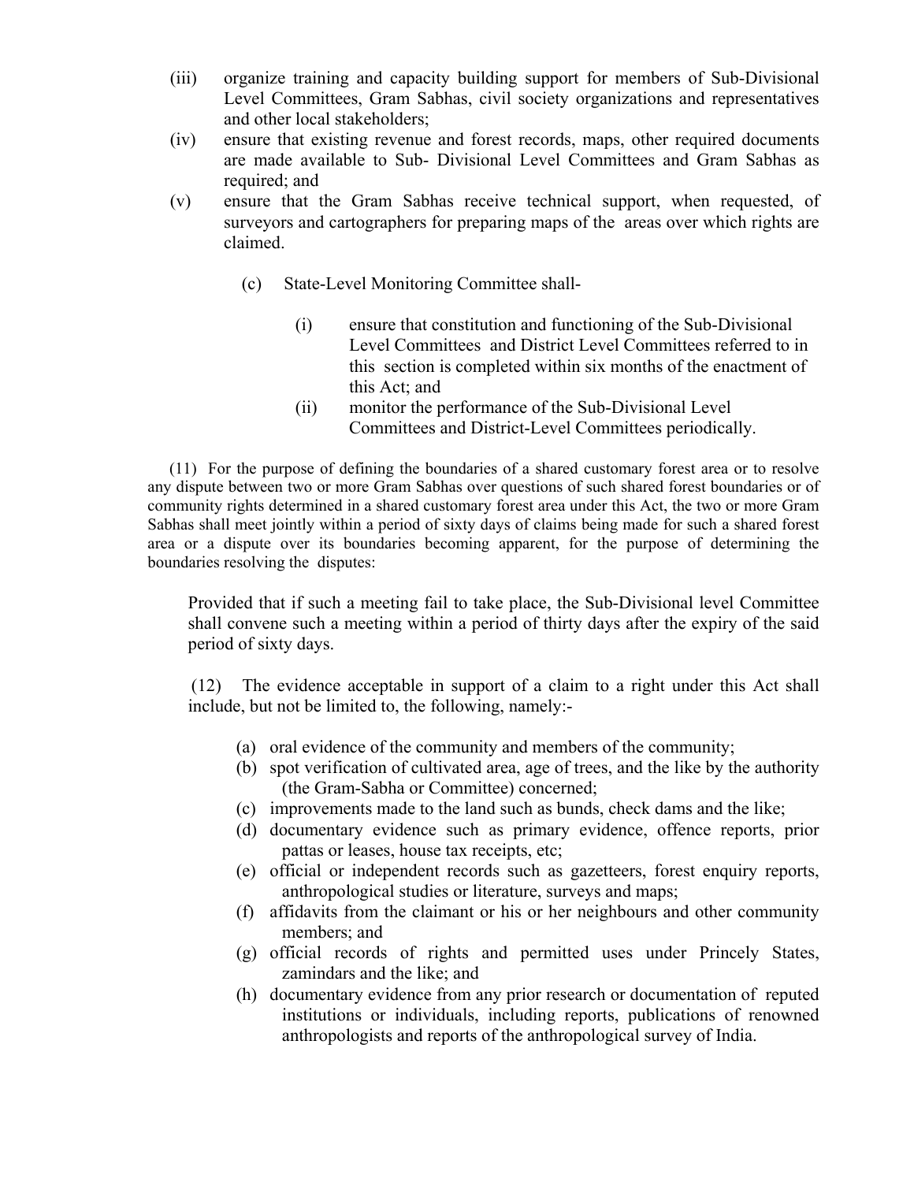(iii) organize training and capacity building support for members of Sub-Divisional Level Committees, Gram Sabhas, civil society organizations and representatives and other local stakeholders;

(iv) ensure that existing revenue and forest records, maps, other required documents are made available to Sub- Divisional Level Committees and Gram Sabhas as required; and

(v) ensure that the Gram Sabhas receive technical support, when requested, of surveyors and cartographers for preparing maps of the areas over which rights are claimed.

(c) State-Level Monitoring Committee shall-

(i) ensure that constitution and functioning of the Sub-Divisional Level Committees and District Level Committees referred to in this section is completed within six months of the enactment of this Act; and

(ii) monitor the performance of the Sub-Divisional Level Committees and District-Level Committees periodically.

(11) For the purpose of defining the boundaries of a shared customary forest area or to resolve any dispute between two or more Gram Sabhas over questions of such shared forest boundaries or of community rights determined in a shared customary forest area under this Act, the two or more Gram Sabhas shall meet jointly within a period of sixty days of claims being made for such a shared forest area or a dispute over its boundaries becoming apparent, for the purpose of determining the boundaries resolving the disputes:

Provided that if such a meeting fail to take place, the Sub-Divisional level Committee shall convene such a meeting within a period of thirty days after the expiry of the said period of sixty days.

(12) The evidence acceptable in support of a claim to a right under this Act shall include, but not be limited to, the following, namely:-

(a) oral evidence of the community and members of the community;

(b) spot verification of cultivated area, age of trees, and the like by the authority (the Gram-Sabha or Committee) concerned;

(c) improvements made to the land such as bunds, check dams and the like;

(d) documentary evidence such as primary evidence, offence reports, prior pattas or leases, house tax receipts, etc;

(e) official or independent records such as gazetteers, forest enquiry reports, anthropological studies or literature, surveys and maps;

(f) affidavits from the claimant or his or her neighbours and other community members; and

(g) official records of rights and permitted uses under Princely States, zamindars and the like; and

(h) documentary evidence from any prior research or documentation of reputed institutions or individuals, including reports, publications of renowned anthropologists and reports of the anthropological survey of India.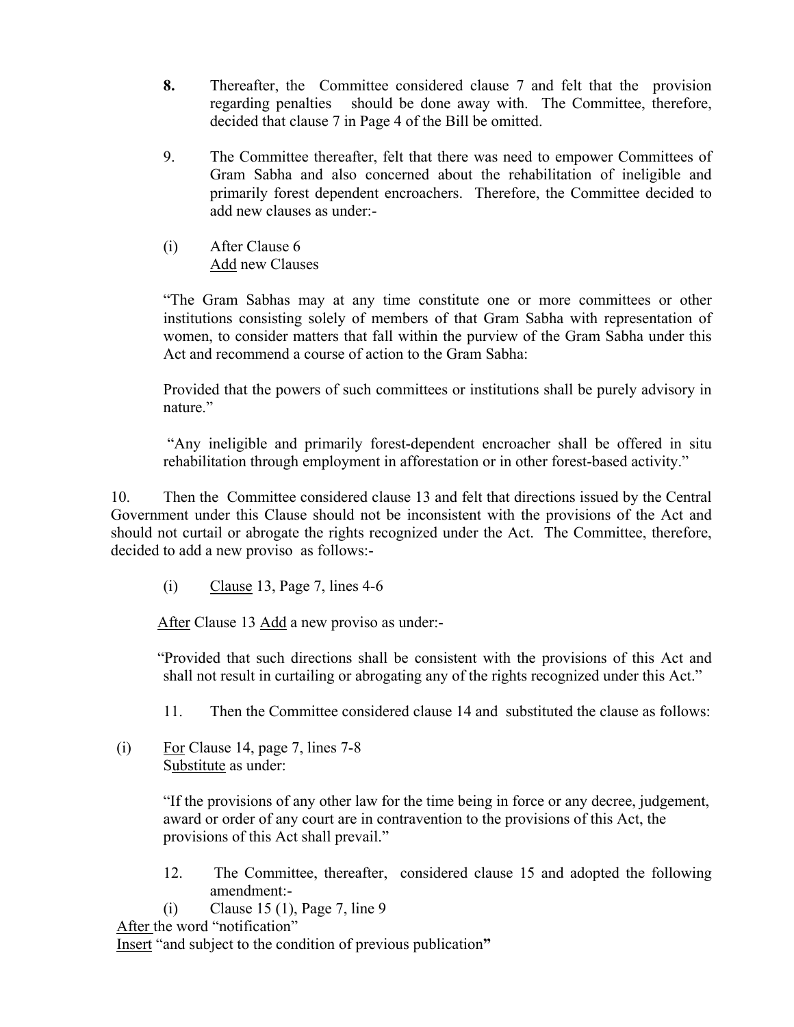**8.** Thereafter, the Committee considered clause 7 and felt that the provision regarding penalties should be done away with. The Committee, therefore, decided that clause 7 in Page 4 of the Bill be omitted.

9. The Committee thereafter, felt that there was need to empower Committees of Gram Sabha and also concerned about the rehabilitation of ineligible and primarily forest dependent encroachers. Therefore, the Committee decided to add new clauses as under:-

(i) After Clause 6
Add new Clauses

"The Gram Sabhas may at any time constitute one or more committees or other institutions consisting solely of members of that Gram Sabha with representation of women, to consider matters that fall within the purview of the Gram Sabha under this Act and recommend a course of action to the Gram Sabha:

Provided that the powers of such committees or institutions shall be purely advisory in nature."

"Any ineligible and primarily forest-dependent encroacher shall be offered in situ rehabilitation through employment in afforestation or in other forest-based activity."

10. Then the Committee considered clause 13 and felt that directions issued by the Central Government under this Clause should not be inconsistent with the provisions of the Act and should not curtail or abrogate the rights recognized under the Act. The Committee, therefore, decided to add a new proviso as follows:-

(i) Clause 13, Page 7, lines 4-6

After Clause 13 Add a new proviso as under:-

"Provided that such directions shall be consistent with the provisions of this Act and shall not result in curtailing or abrogating any of the rights recognized under this Act."

11. Then the Committee considered clause 14 and substituted the clause as follows:

(i) For Clause 14, page 7, lines 7-8
Substitute as under:

"If the provisions of any other law for the time being in force or any decree, judgement, award or order of any court are in contravention to the provisions of this Act, the provisions of this Act shall prevail."

12. The Committee, thereafter, considered clause 15 and adopted the following amendment:-

(i) Clause 15 (1), Page 7, line 9

After the word "notification"
Insert "and subject to the condition of previous publication"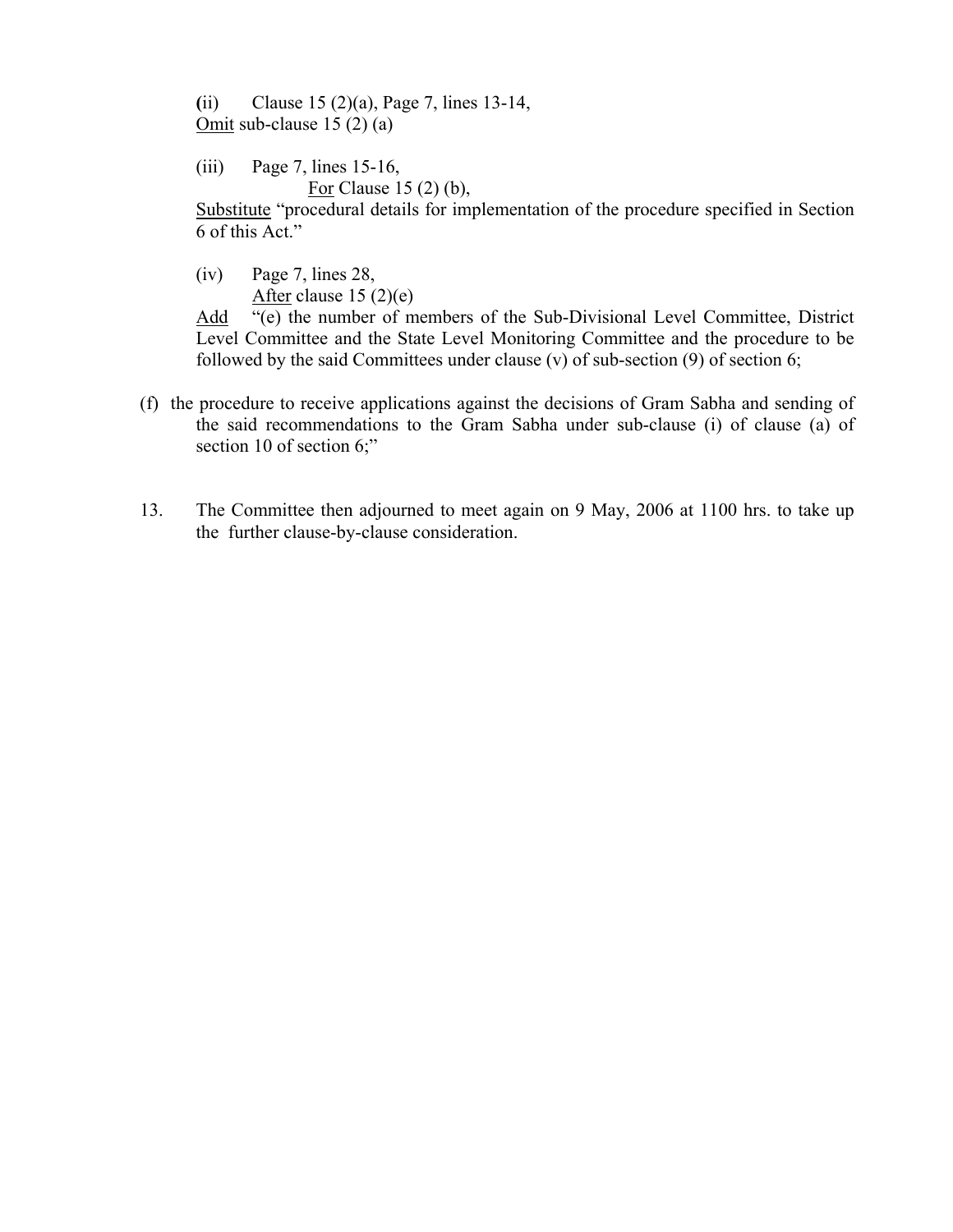(ii) Clause 15 (2)(a), Page 7, lines 13-14,
<u>Omit</u> sub-clause 15 (2) (a)

(iii) Page 7, lines 15-16,
<u>For</u> Clause 15 (2) (b),
<u>Substitute</u> "procedural details for implementation of the procedure specified in Section 6 of this Act."

(iv) Page 7, lines 28,
<u>After</u> clause 15 (2)(e)
<u>Add</u> "(e) the number of members of the Sub-Divisional Level Committee, District Level Committee and the State Level Monitoring Committee and the procedure to be followed by the said Committees under clause (v) of sub-section (9) of section 6;

(f) the procedure to receive applications against the decisions of Gram Sabha and sending of the said recommendations to the Gram Sabha under sub-clause (i) of clause (a) of section 10 of section 6;"

13. The Committee then adjourned to meet again on 9 May, 2006 at 1100 hrs. to take up the further clause-by-clause consideration.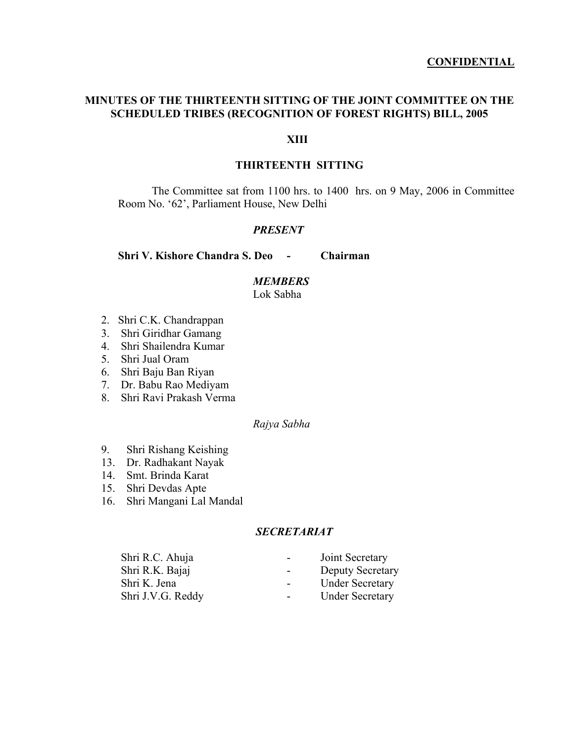**CONFIDENTIAL**

# MINUTES OF THE THIRTEENTH SITTING OF THE JOINT COMMITTEE ON THE SCHEDULED TRIBES (RECOGNITION OF FOREST RIGHTS) BILL, 2005

## XIII

## THIRTEENTH SITTING

The Committee sat from 1100 hrs. to 1400 hrs. on 9 May, 2006 in Committee Room No. '62', Parliament House, New Delhi

***PRESENT***

**Shri V. Kishore Chandra S. Deo - Chairman**

***MEMBERS***

Lok Sabha

2. Shri C.K. Chandrappan
3. Shri Giridhar Gamang
4. Shri Shailendra Kumar
5. Shri Jual Oram
6. Shri Baju Ban Riyan
7. Dr. Babu Rao Mediyam
8. Shri Ravi Prakash Verma

*Rajya Sabha*

9. Shri Rishang Keishing
13. Dr. Radhakant Nayak
14. Smt. Brinda Karat
15. Shri Devdas Apte
16. Shri Mangani Lal Mandal

***SECRETARIAT***

| | | |
|---|---|---|
| Shri R.C. Ahuja | - | Joint Secretary |
| Shri R.K. Bajaj | - | Deputy Secretary |
| Shri K. Jena | - | Under Secretary |
| Shri J.V.G. Reddy | - | Under Secretary |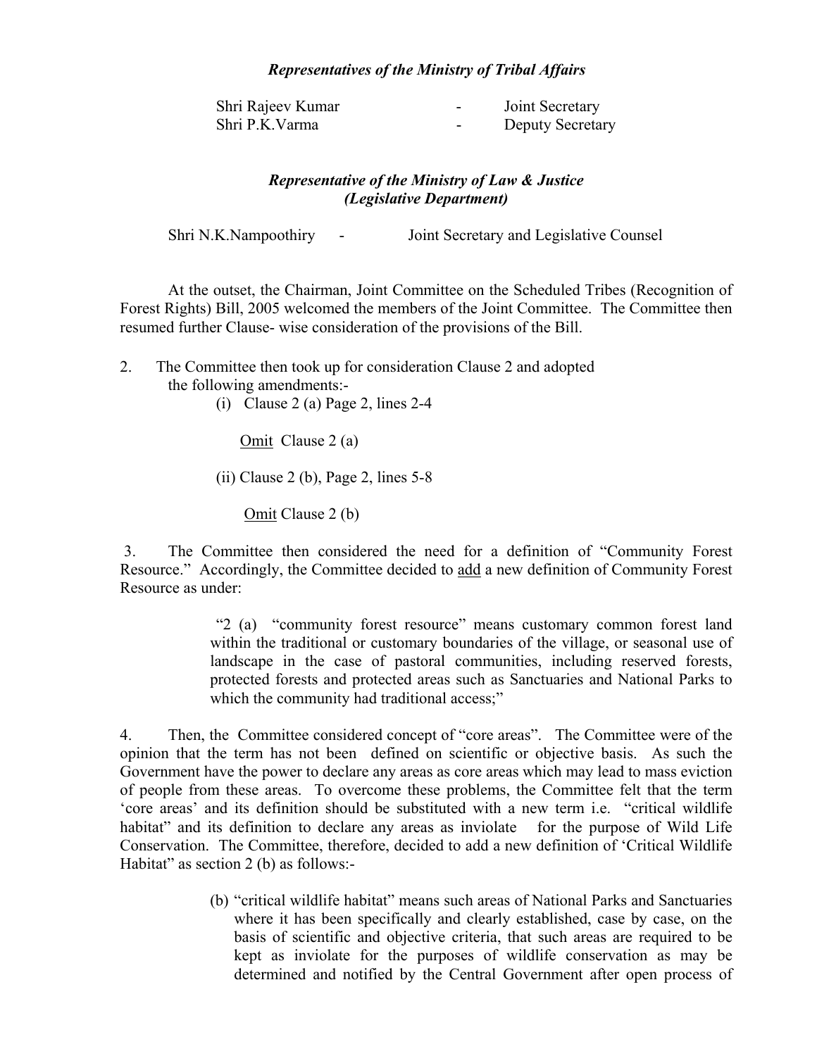***Representatives of the Ministry of Tribal Affairs***

| | | |
|---|---|---|
| Shri Rajeev Kumar | - | Joint Secretary |
| Shri P.K.Varma | - | Deputy Secretary |

***Representative of the Ministry of Law & Justice (Legislative Department)***

Shri N.K.Nampoothiry - Joint Secretary and Legislative Counsel

At the outset, the Chairman, Joint Committee on the Scheduled Tribes (Recognition of Forest Rights) Bill, 2005 welcomed the members of the Joint Committee. The Committee then resumed further Clause- wise consideration of the provisions of the Bill.

2. The Committee then took up for consideration Clause 2 and adopted the following amendments:-

   (i) Clause 2 (a) Page 2, lines 2-4

   Omit Clause 2 (a)

   (ii) Clause 2 (b), Page 2, lines 5-8

   Omit Clause 2 (b)

3. The Committee then considered the need for a definition of "Community Forest Resource." Accordingly, the Committee decided to add a new definition of Community Forest Resource as under:

> "2 (a) "community forest resource" means customary common forest land within the traditional or customary boundaries of the village, or seasonal use of landscape in the case of pastoral communities, including reserved forests, protected forests and protected areas such as Sanctuaries and National Parks to which the community had traditional access;"

4. Then, the Committee considered concept of "core areas". The Committee were of the opinion that the term has not been defined on scientific or objective basis. As such the Government have the power to declare any areas as core areas which may lead to mass eviction of people from these areas. To overcome these problems, the Committee felt that the term 'core areas' and its definition should be substituted with a new term i.e. "critical wildlife habitat" and its definition to declare any areas as inviolate for the purpose of Wild Life Conservation. The Committee, therefore, decided to add a new definition of 'Critical Wildlife Habitat" as section 2 (b) as follows:-

> (b) "critical wildlife habitat" means such areas of National Parks and Sanctuaries where it has been specifically and clearly established, case by case, on the basis of scientific and objective criteria, that such areas are required to be kept as inviolate for the purposes of wildlife conservation as may be determined and notified by the Central Government after open process of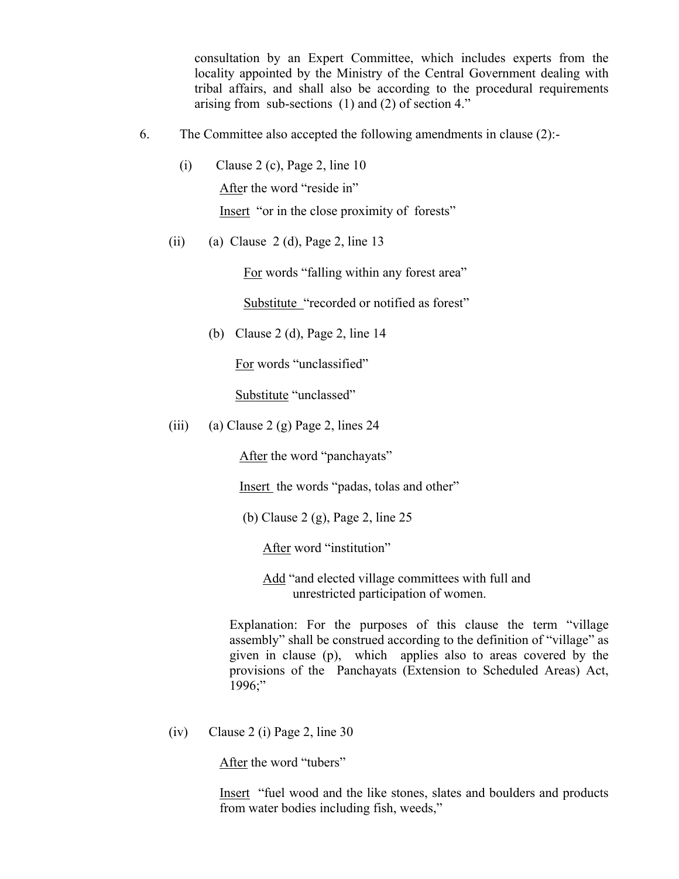consultation by an Expert Committee, which includes experts from the locality appointed by the Ministry of the Central Government dealing with tribal affairs, and shall also be according to the procedural requirements arising from sub-sections (1) and (2) of section 4."

6. The Committee also accepted the following amendments in clause (2):-

(i) Clause 2 (c), Page 2, line 10

After the word "reside in"

Insert "or in the close proximity of forests"

(ii) (a) Clause 2 (d), Page 2, line 13

For words "falling within any forest area"

Substitute "recorded or notified as forest"

(b) Clause 2 (d), Page 2, line 14

For words "unclassified"

Substitute "unclassed"

(iii) (a) Clause 2 (g) Page 2, lines 24

After the word "panchayats"

Insert the words "padas, tolas and other"

(b) Clause 2 (g), Page 2, line 25

After word "institution"

Add "and elected village committees with full and unrestricted participation of women.

Explanation: For the purposes of this clause the term "village assembly" shall be construed according to the definition of "village" as given in clause (p), which applies also to areas covered by the provisions of the Panchayats (Extension to Scheduled Areas) Act, 1996;"

(iv) Clause 2 (i) Page 2, line 30

After the word "tubers"

Insert "fuel wood and the like stones, slates and boulders and products from water bodies including fish, weeds,"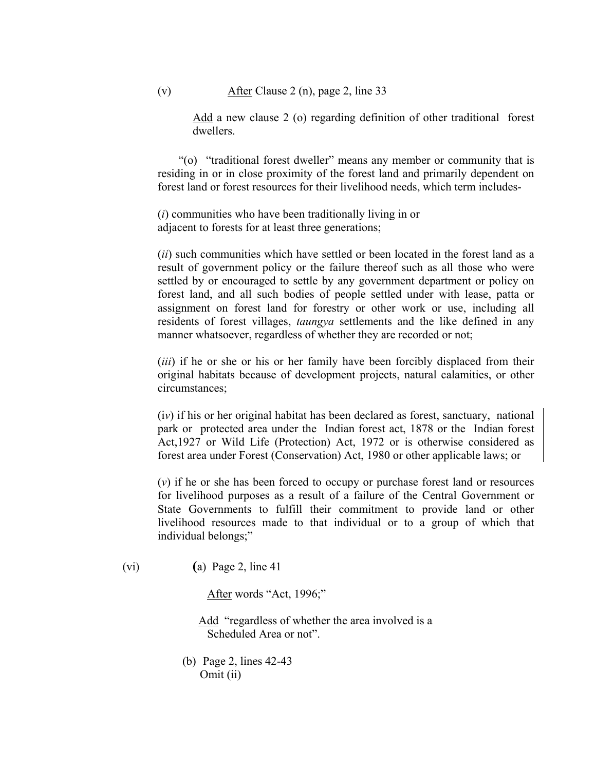(v) <u>After</u> Clause 2 (n), page 2, line 33

<u>Add</u> a new clause 2 (o) regarding definition of other traditional forest dwellers.

"(o) "traditional forest dweller" means any member or community that is residing in or in close proximity of the forest land and primarily dependent on forest land or forest resources for their livelihood needs, which term includes-

(*i*) communities who have been traditionally living in or adjacent to forests for at least three generations;

(*ii*) such communities which have settled or been located in the forest land as a result of government policy or the failure thereof such as all those who were settled by or encouraged to settle by any government department or policy on forest land, and all such bodies of people settled under with lease, patta or assignment on forest land for forestry or other work or use, including all residents of forest villages, *taungya* settlements and the like defined in any manner whatsoever, regardless of whether they are recorded or not;

(*iii*) if he or she or his or her family have been forcibly displaced from their original habitats because of development projects, natural calamities, or other circumstances;

(i*v*) if his or her original habitat has been declared as forest, sanctuary, national park or protected area under the Indian forest act, 1878 or the Indian forest Act,1927 or Wild Life (Protection) Act, 1972 or is otherwise considered as forest area under Forest (Conservation) Act, 1980 or other applicable laws; or

(*v*) if he or she has been forced to occupy or purchase forest land or resources for livelihood purposes as a result of a failure of the Central Government or State Governments to fulfill their commitment to provide land or other livelihood resources made to that individual or to a group of which that individual belongs;"

(vi) (a) Page 2, line 41

<u>After</u> words "Act, 1996;"

<u>Add</u> "regardless of whether the area involved is a Scheduled Area or not".

(b) Page 2, lines 42-43
Omit (ii)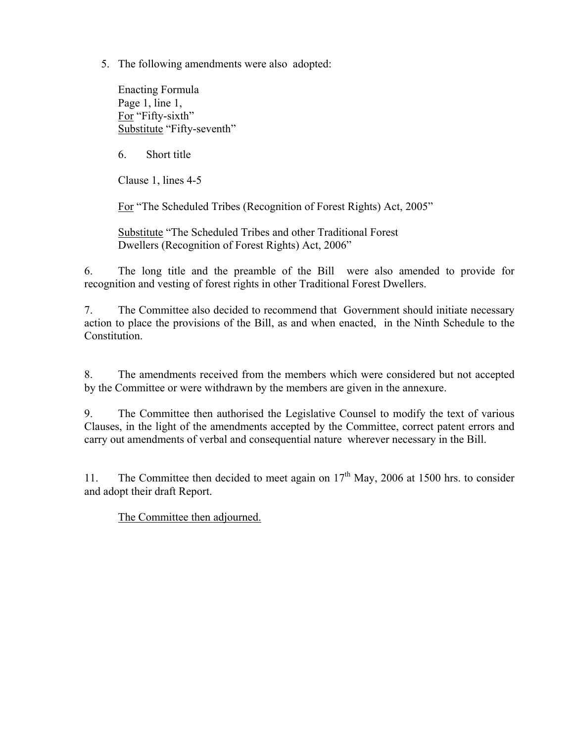5. The following amendments were also adopted:

    Enacting Formula
    Page 1, line 1,
    <u>For</u> "Fifty-sixth"
    <u>Substitute</u> "Fifty-seventh"

    6. Short title

    Clause 1, lines 4-5

    <u>For</u> "The Scheduled Tribes (Recognition of Forest Rights) Act, 2005"

    <u>Substitute</u> "The Scheduled Tribes and other Traditional Forest Dwellers (Recognition of Forest Rights) Act, 2006"

6. The long title and the preamble of the Bill were also amended to provide for recognition and vesting of forest rights in other Traditional Forest Dwellers.

7. The Committee also decided to recommend that Government should initiate necessary action to place the provisions of the Bill, as and when enacted, in the Ninth Schedule to the Constitution.

8. The amendments received from the members which were considered but not accepted by the Committee or were withdrawn by the members are given in the annexure.

9. The Committee then authorised the Legislative Counsel to modify the text of various Clauses, in the light of the amendments accepted by the Committee, correct patent errors and carry out amendments of verbal and consequential nature wherever necessary in the Bill.

11. The Committee then decided to meet again on 17th May, 2006 at 1500 hrs. to consider and adopt their draft Report.

<u>The Committee then adjourned.</u>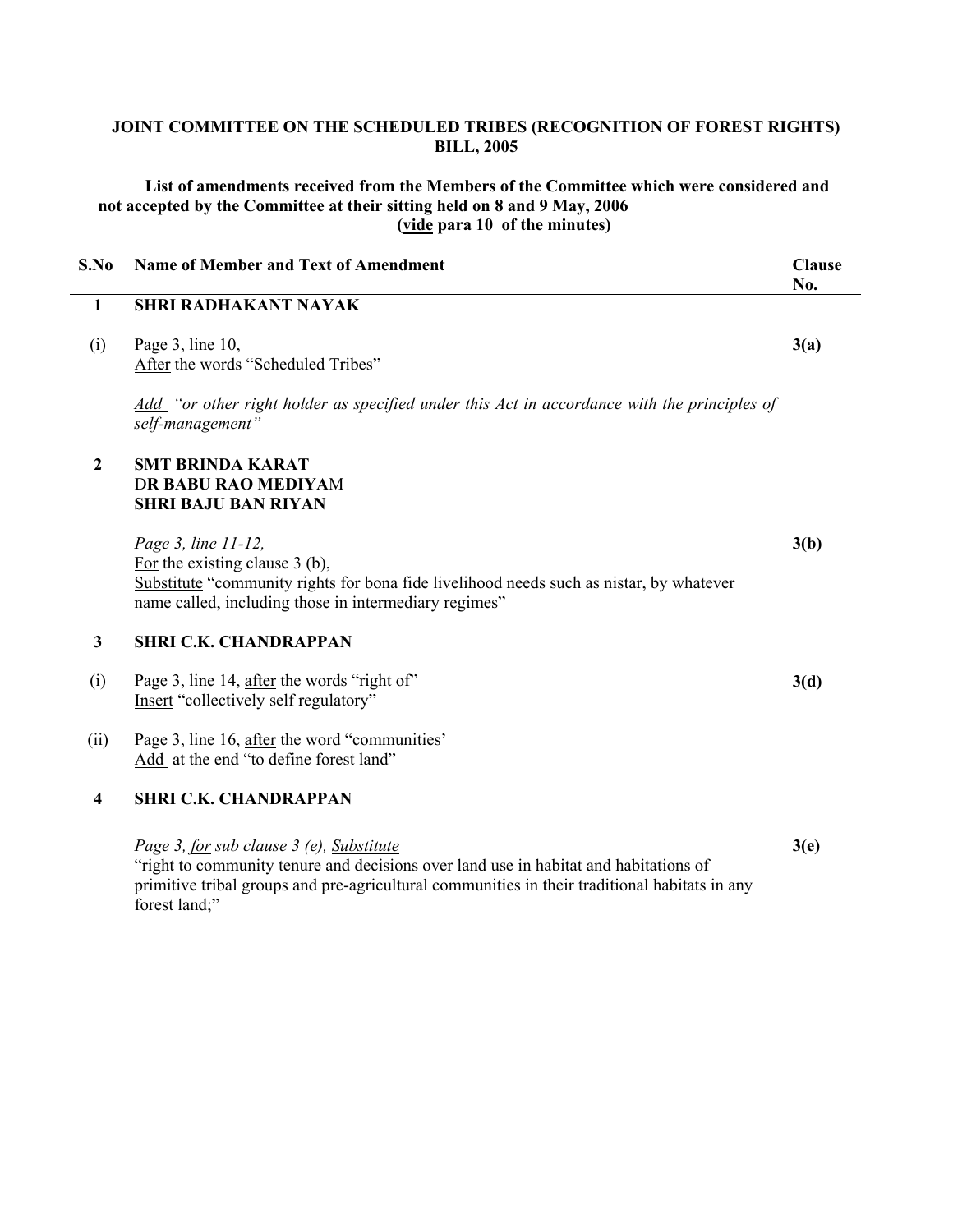**JOINT COMMITTEE ON THE SCHEDULED TRIBES (RECOGNITION OF FOREST RIGHTS) BILL, 2005**

**List of amendments received from the Members of the Committee which were considered and not accepted by the Committee at their sitting held on 8 and 9 May, 2006 (vide para 10 of the minutes)**

| S.No | Name of Member and Text of Amendment | Clause No. |
|---|---|---|
| **1** | **SHRI RADHAKANT NAYAK** | |
| (i) | Page 3, line 10, After the words "Scheduled Tribes" <br><br> *Add "or other right holder as specified under this Act in accordance with the principles of self-management"* | **3(a)** |
| **2** | **SMT BRINDA KARAT** <br> **DR BABU RAO MEDIYAM** <br> **SHRI BAJU BAN RIYAN** | |
| | *Page 3, line 11-12,* <br> For the existing clause 3 (b), <br> Substitute "community rights for bona fide livelihood needs such as nistar, by whatever name called, including those in intermediary regimes" | **3(b)** |
| **3** | **SHRI C.K. CHANDRAPPAN** | |
| (i) | Page 3, line 14, after the words "right of" <br> Insert "collectively self regulatory" | **3(d)** |
| (ii) | Page 3, line 16, after the word "communities' <br> Add at the end "to define forest land" | |
| **4** | **SHRI C.K. CHANDRAPPAN** | |
| | *Page 3, for sub clause 3 (e), Substitute* <br> "right to community tenure and decisions over land use in habitat and habitations of primitive tribal groups and pre-agricultural communities in their traditional habitats in any forest land;" | **3(e)** |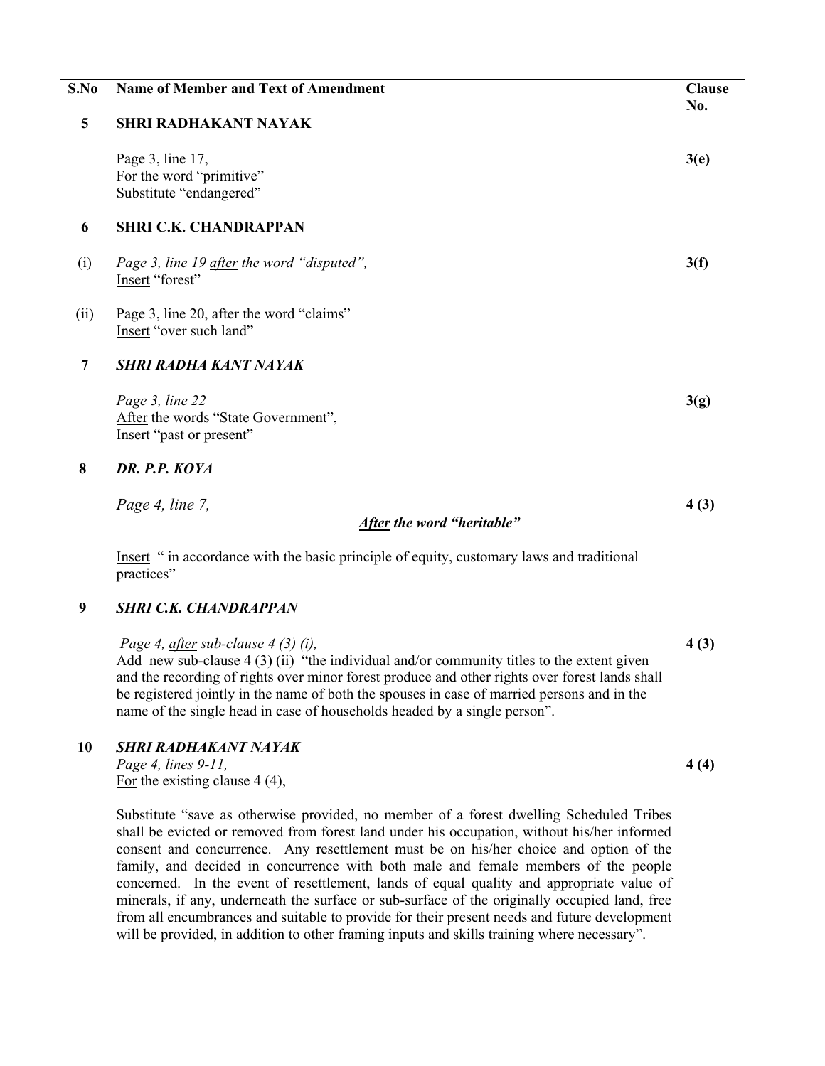| S.No | Name of Member and Text of Amendment | Clause No. |
|---|---|---|
| **5** | **SHRI RADHAKANT NAYAK** | |
| | Page 3, line 17,<br>For the word "primitive"<br>Substitute "endangered" | **3(e)** |
| **6** | **SHRI C.K. CHANDRAPPAN** | |
| (i) | *Page 3, line 19 after the word "disputed",*<br>Insert "forest" | **3(f)** |
| (ii) | Page 3, line 20, after the word "claims"<br>Insert "over such land" | |
| **7** | ***SHRI RADHA KANT NAYAK*** | |
| | *Page 3, line 22*<br>After the words "State Government",<br>Insert "past or present" | **3(g)** |
| **8** | ***DR. P.P. KOYA*** | |
| | *Page 4, line 7,*<br>***After the word "heritable"***<br>Insert " in accordance with the basic principle of equity, customary laws and traditional practices" | **4 (3)** |
| **9** | ***SHRI C.K. CHANDRAPPAN*** | |
| | *Page 4, after sub-clause 4 (3) (i),*<br>Add new sub-clause 4 (3) (ii) "the individual and/or community titles to the extent given and the recording of rights over minor forest produce and other rights over forest lands shall be registered jointly in the name of both the spouses in case of married persons and in the name of the single head in case of households headed by a single person". | **4 (3)** |
| **10** | ***SHRI RADHAKANT NAYAK***<br>*Page 4, lines 9-11,*<br>For the existing clause 4 (4),<br><br>Substitute "save as otherwise provided, no member of a forest dwelling Scheduled Tribes shall be evicted or removed from forest land under his occupation, without his/her informed consent and concurrence. Any resettlement must be on his/her choice and option of the family, and decided in concurrence with both male and female members of the people concerned. In the event of resettlement, lands of equal quality and appropriate value of minerals, if any, underneath the surface or sub-surface of the originally occupied land, free from all encumbrances and suitable to provide for their present needs and future development will be provided, in addition to other framing inputs and skills training where necessary". | **4 (4)** |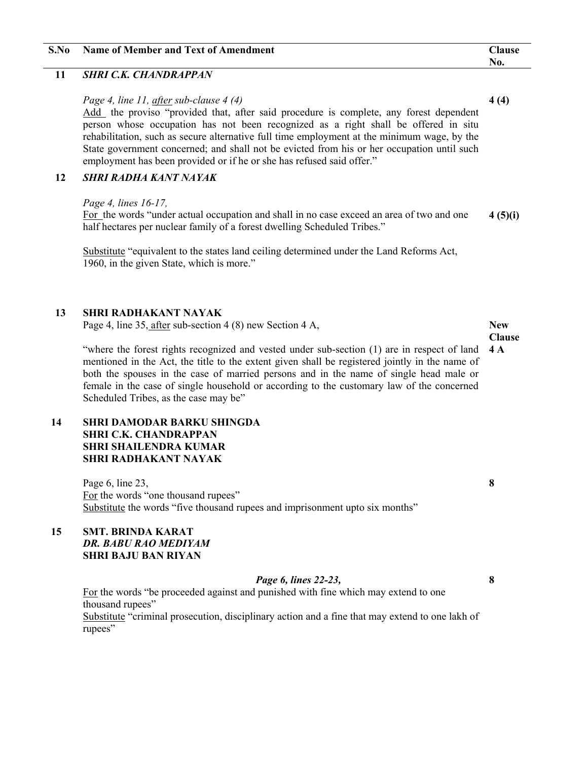| S.No | Name of Member and Text of Amendment | Clause No. |
|---|---|---|
| 11 | ***SHRI C.K. CHANDRAPPAN***<br><br>*Page 4, line 11, after sub-clause 4 (4)*<br>Add the proviso "provided that, after said procedure is complete, any forest dependent person whose occupation has not been recognized as a right shall be offered in situ rehabilitation, such as secure alternative full time employment at the minimum wage, by the State government concerned; and shall not be evicted from his or her occupation until such employment has been provided or if he or she has refused said offer." | **4 (4)** |
| 12 | ***SHRI RADHA KANT NAYAK***<br><br>*Page 4, lines 16-17,*<br>For the words "under actual occupation and shall in no case exceed an area of two and one half hectares per nuclear family of a forest dwelling Scheduled Tribes."<br><br>Substitute "equivalent to the states land ceiling determined under the Land Reforms Act, 1960, in the given State, which is more." | **4 (5)(i)** |
| 13 | **SHRI RADHAKANT NAYAK**<br>Page 4, line 35, after sub-section 4 (8) new Section 4 A,<br><br>"where the forest rights recognized and vested under sub-section (1) are in respect of land mentioned in the Act, the title to the extent given shall be registered jointly in the name of both the spouses in the case of married persons and in the name of single head male or female in the case of single household or according to the customary law of the concerned Scheduled Tribes, as the case may be" | **New Clause 4 A** |
| 14 | **SHRI DAMODAR BARKU SHINGDA**<br>**SHRI C.K. CHANDRAPPAN**<br>**SHRI SHAILENDRA KUMAR**<br>**SHRI RADHAKANT NAYAK**<br><br>Page 6, line 23,<br>For the words "one thousand rupees"<br>Substitute the words "five thousand rupees and imprisonment upto six months" | **8** |
| 15 | **SMT. BRINDA KARAT**<br>***DR. BABU RAO MEDIYAM***<br>**SHRI BAJU BAN RIYAN**<br><br>***Page 6, lines 22-23,***<br>For the words "be proceeded against and punished with fine which may extend to one thousand rupees"<br>Substitute "criminal prosecution, disciplinary action and a fine that may extend to one lakh of rupees" | **8** |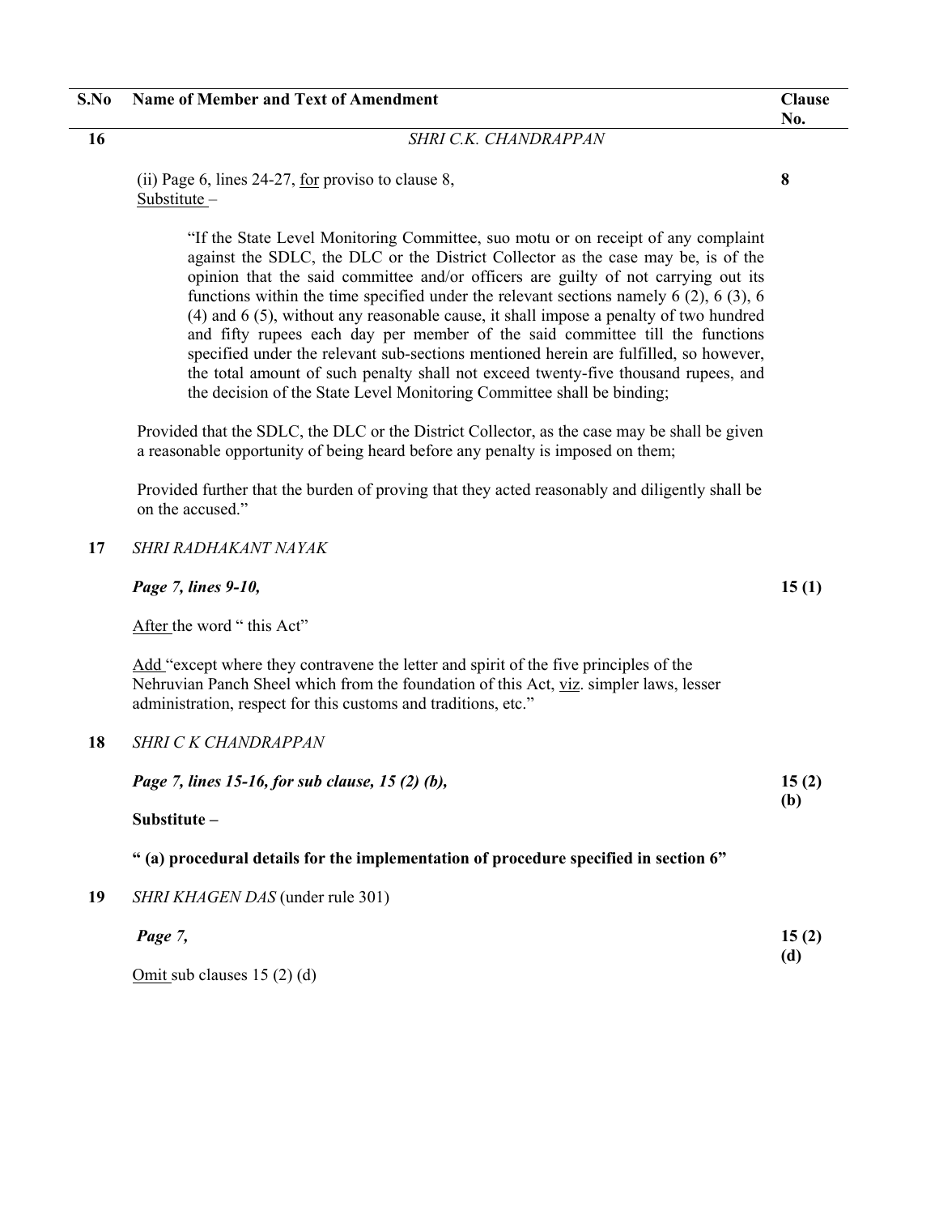| S.No | Name of Member and Text of Amendment | Clause No. |
|---|---|---|
| **16** | *SHRI C.K. CHANDRAPPAN* | |
| | (ii) Page 6, lines 24-27, <u>for</u> proviso to clause 8, <u>Substitute</u> – | **8** |
| | "If the State Level Monitoring Committee, suo motu or on receipt of any complaint against the SDLC, the DLC or the District Collector as the case may be, is of the opinion that the said committee and/or officers are guilty of not carrying out its functions within the time specified under the relevant sections namely 6 (2), 6 (3), 6 (4) and 6 (5), without any reasonable cause, it shall impose a penalty of two hundred and fifty rupees each day per member of the said committee till the functions specified under the relevant sub-sections mentioned herein are fulfilled, so however, the total amount of such penalty shall not exceed twenty-five thousand rupees, and the decision of the State Level Monitoring Committee shall be binding; | |
| | Provided that the SDLC, the DLC or the District Collector, as the case may be shall be given a reasonable opportunity of being heard before any penalty is imposed on them; | |
| | Provided further that the burden of proving that they acted reasonably and diligently shall be on the accused." | |
| **17** | *SHRI RADHAKANT NAYAK* | |
| | ***Page 7, lines 9-10,*** | **15 (1)** |
| | <u>After</u> the word " this Act" | |
| | <u>Add</u> "except where they contravene the letter and spirit of the five principles of the Nehruvian Panch Sheel which from the foundation of this Act, <u>viz</u>. simpler laws, lesser administration, respect for this customs and traditions, etc." | |
| **18** | *SHRI C K CHANDRAPPAN* | |
| | ***Page 7, lines 15-16, for sub clause, 15 (2) (b),*** | **15 (2) (b)** |
| | **Substitute –** | |
| | **" (a) procedural details for the implementation of procedure specified in section 6"** | |
| **19** | *SHRI KHAGEN DAS* (under rule 301) | |
| | ***Page 7,*** | **15 (2) (d)** |
| | <u>Omit</u> sub clauses 15 (2) (d) | |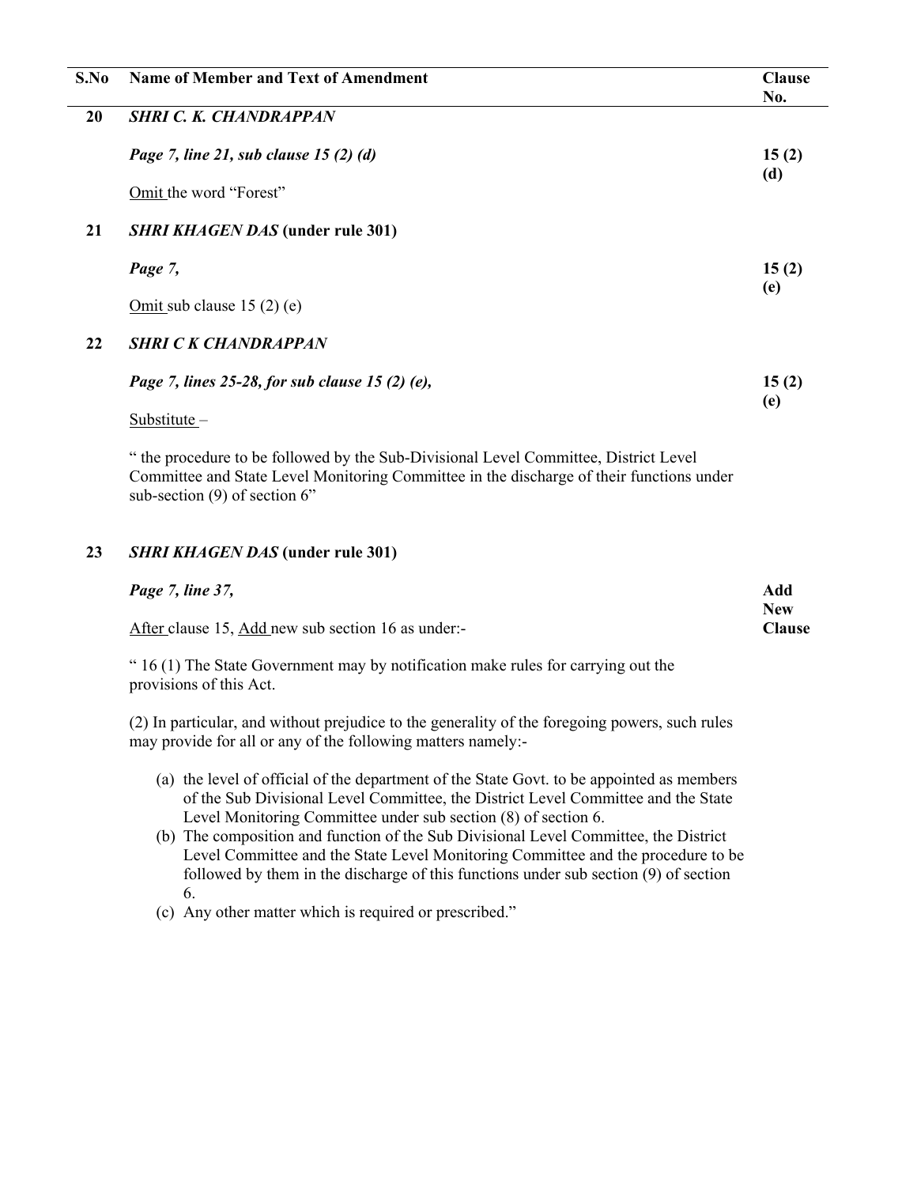| S.No | Name of Member and Text of Amendment | Clause No. |
|---|---|---|
| 20 | ***SHRI C. K. CHANDRAPPAN*** | |
| | ***Page 7, line 21, sub clause 15 (2) (d)*** | **15 (2) (d)** |
| | Omit the word "Forest" | |
| 21 | ***SHRI KHAGEN DAS* (under rule 301)** | |
| | ***Page 7,*** | **15 (2) (e)** |
| | Omit sub clause 15 (2) (e) | |
| 22 | ***SHRI C K CHANDRAPPAN*** | |
| | ***Page 7, lines 25-28, for sub clause 15 (2) (e),*** | **15 (2) (e)** |
| | Substitute – | |
| | " the procedure to be followed by the Sub-Divisional Level Committee, District Level Committee and State Level Monitoring Committee in the discharge of their functions under sub-section (9) of section 6" | |
| 23 | ***SHRI KHAGEN DAS* (under rule 301)** | |
| | ***Page 7, line 37,*** | **Add New Clause** |
| | After clause 15, Add new sub section 16 as under:- | |
| | " 16 (1) The State Government may by notification make rules for carrying out the provisions of this Act. | |
| | (2) In particular, and without prejudice to the generality of the foregoing powers, such rules may provide for all or any of the following matters namely:- | |
| | (a) the level of official of the department of the State Govt. to be appointed as members of the Sub Divisional Level Committee, the District Level Committee and the State Level Monitoring Committee under sub section (8) of section 6. | |
| | (b) The composition and function of the Sub Divisional Level Committee, the District Level Committee and the State Level Monitoring Committee and the procedure to be followed by them in the discharge of this functions under sub section (9) of section 6. | |
| | (c) Any other matter which is required or prescribed." | |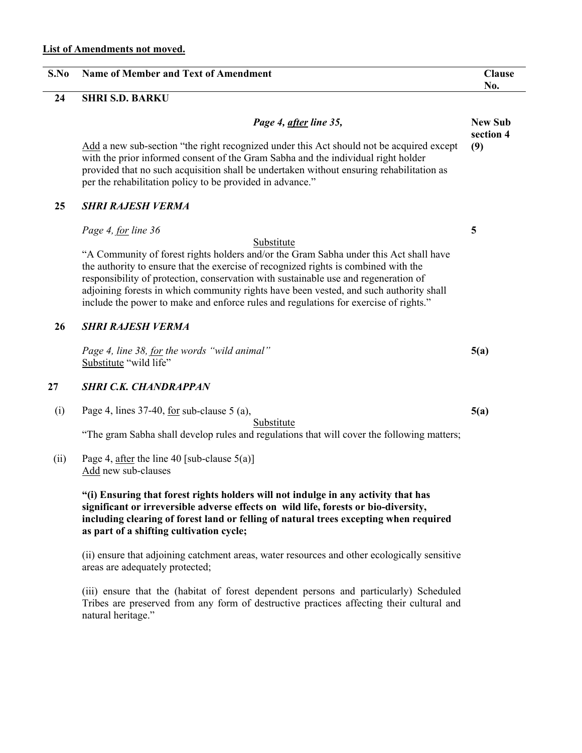**List of Amendments not moved.**

| S.No | Name of Member and Text of Amendment | Clause No. |
|---|---|---|
| **24** | **SHRI S.D. BARKU** | |
| | ***Page 4, after line 35,*** | **New Sub section 4 (9)** |
| | Add a new sub-section "the right recognized under this Act should not be acquired except with the prior informed consent of the Gram Sabha and the individual right holder provided that no such acquisition shall be undertaken without ensuring rehabilitation as per the rehabilitation policy to be provided in advance." | |
| **25** | ***SHRI RAJESH VERMA*** | |
| | *Page 4, for line 36* | **5** |
| | Substitute | |
| | "A Community of forest rights holders and/or the Gram Sabha under this Act shall have the authority to ensure that the exercise of recognized rights is combined with the responsibility of protection, conservation with sustainable use and regeneration of adjoining forests in which community rights have been vested, and such authority shall include the power to make and enforce rules and regulations for exercise of rights." | |
| **26** | ***SHRI RAJESH VERMA*** | |
| | *Page 4, line 38, for the words "wild animal"* Substitute "wild life" | **5(a)** |
| **27** | ***SHRI C.K. CHANDRAPPAN*** | |
| (i) | Page 4, lines 37-40, for sub-clause 5 (a), | **5(a)** |
| | Substitute | |
| | "The gram Sabha shall develop rules and regulations that will cover the following matters; | |
| (ii) | Page 4, after the line 40 [sub-clause 5(a)] Add new sub-clauses | |
| | **"(i) Ensuring that forest rights holders will not indulge in any activity that has significant or irreversible adverse effects on wild life, forests or bio-diversity, including clearing of forest land or felling of natural trees excepting when required as part of a shifting cultivation cycle;** | |
| | (ii) ensure that adjoining catchment areas, water resources and other ecologically sensitive areas are adequately protected; | |
| | (iii) ensure that the (habitat of forest dependent persons and particularly) Scheduled Tribes are preserved from any form of destructive practices affecting their cultural and natural heritage." | |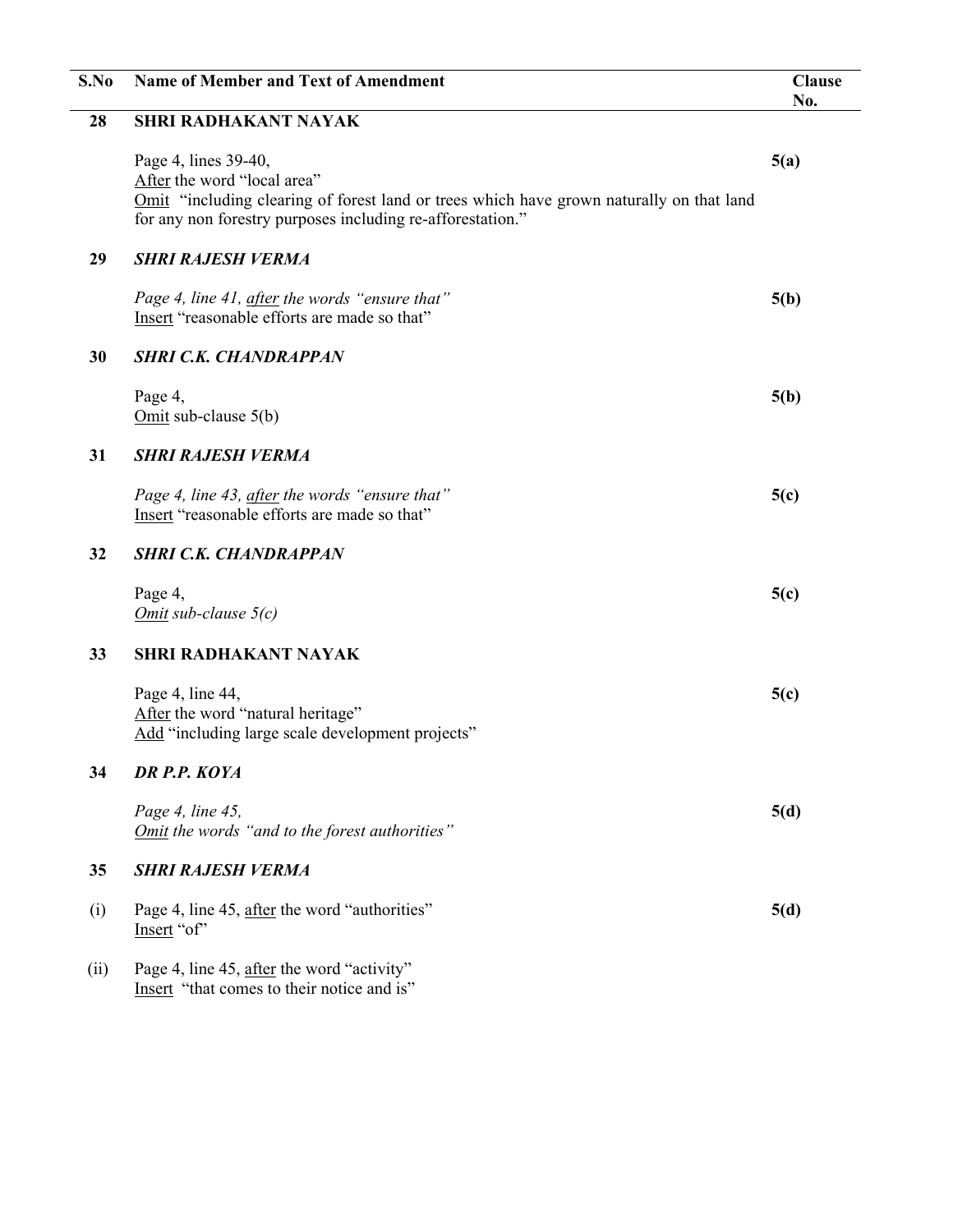| S.No | Name of Member and Text of Amendment | Clause No. |
|---|---|---|
| **28** | **SHRI RADHAKANT NAYAK** | |
| | Page 4, lines 39-40, <br> After the word "local area" <br> Omit "including clearing of forest land or trees which have grown naturally on that land for any non forestry purposes including re-afforestation." | **5(a)** |
| **29** | ***SHRI RAJESH VERMA*** | |
| | *Page 4, line 41, after the words "ensure that"* <br> Insert "reasonable efforts are made so that" | **5(b)** |
| **30** | ***SHRI C.K. CHANDRAPPAN*** | |
| | Page 4, <br> Omit sub-clause 5(b) | **5(b)** |
| **31** | ***SHRI RAJESH VERMA*** | |
| | *Page 4, line 43, after the words "ensure that"* <br> Insert "reasonable efforts are made so that" | **5(c)** |
| **32** | ***SHRI C.K. CHANDRAPPAN*** | |
| | Page 4, <br> *Omit sub-clause 5(c)* | **5(c)** |
| **33** | **SHRI RADHAKANT NAYAK** | |
| | Page 4, line 44, <br> After the word "natural heritage" <br> Add "including large scale development projects" | **5(c)** |
| **34** | ***DR P.P. KOYA*** | |
| | *Page 4, line 45,* <br> *Omit the words "and to the forest authorities"* | **5(d)** |
| **35** | ***SHRI RAJESH VERMA*** | |
| (i) | Page 4, line 45, after the word "authorities" <br> Insert "of" | **5(d)** |
| (ii) | Page 4, line 45, after the word "activity" <br> Insert "that comes to their notice and is" | |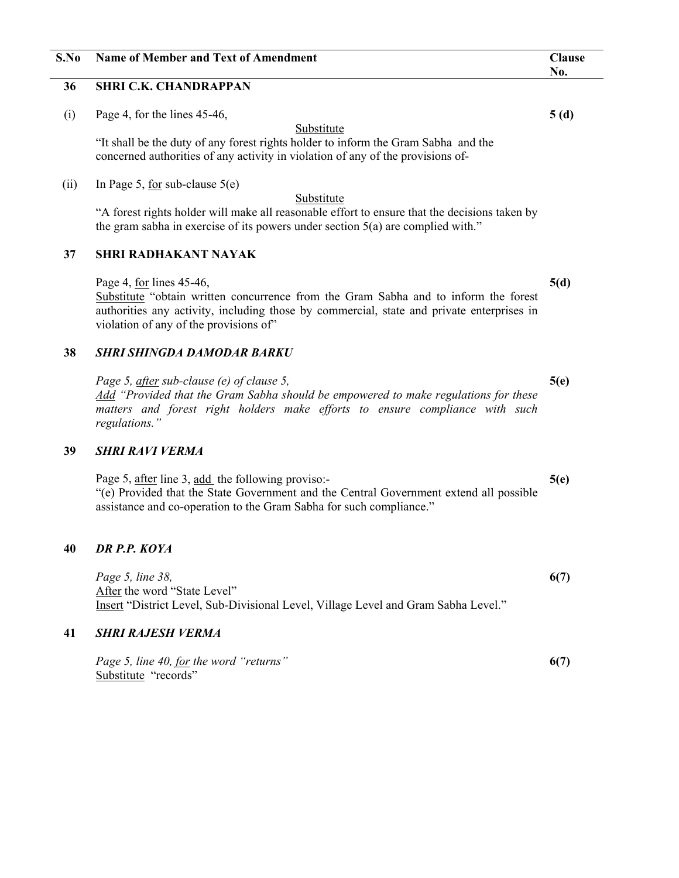| S.No | Name of Member and Text of Amendment | Clause No. |
|---|---|---|
| **36** | **SHRI C.K. CHANDRAPPAN** | |
| (i) | Page 4, for the lines 45-46, Substitute "It shall be the duty of any forest rights holder to inform the Gram Sabha and the concerned authorities of any activity in violation of any of the provisions of- | **5 (d)** |
| (ii) | In Page 5, for sub-clause 5(e) Substitute "A forest rights holder will make all reasonable effort to ensure that the decisions taken by the gram sabha in exercise of its powers under section 5(a) are complied with." | |
| **37** | **SHRI RADHAKANT NAYAK** | |
| | Page 4, for lines 45-46, Substitute "obtain written concurrence from the Gram Sabha and to inform the forest authorities any activity, including those by commercial, state and private enterprises in violation of any of the provisions of" | **5(d)** |
| **38** | ***SHRI SHINGDA DAMODAR BARKU*** | |
| | *Page 5, after sub-clause (e) of clause 5,* *Add "Provided that the Gram Sabha should be empowered to make regulations for these matters and forest right holders make efforts to ensure compliance with such regulations."* | **5(e)** |
| **39** | ***SHRI RAVI VERMA*** | |
| | Page 5, after line 3, add the following proviso:- "(e) Provided that the State Government and the Central Government extend all possible assistance and co-operation to the Gram Sabha for such compliance." | **5(e)** |
| **40** | ***DR P.P. KOYA*** | |
| | *Page 5, line 38,* After the word "State Level" Insert "District Level, Sub-Divisional Level, Village Level and Gram Sabha Level." | **6(7)** |
| **41** | ***SHRI RAJESH VERMA*** | |
| | *Page 5, line 40, for the word "returns"* Substitute "records" | **6(7)** |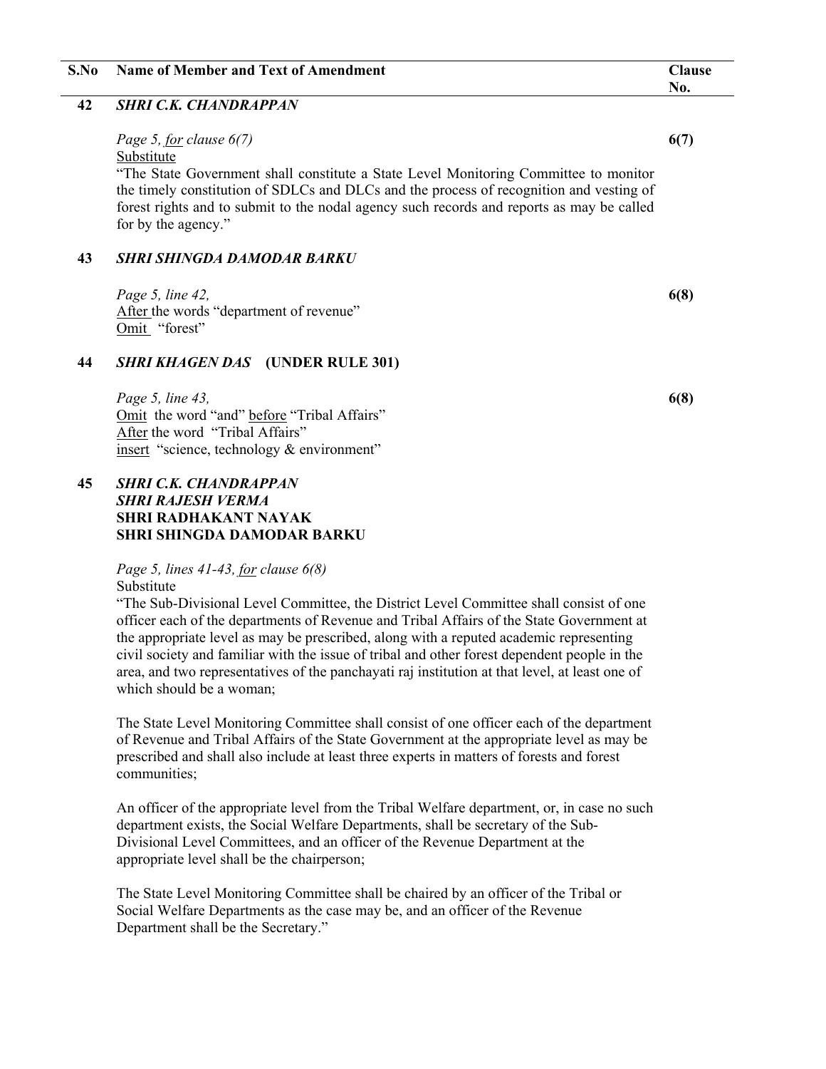| S.No | Name of Member and Text of Amendment | Clause No. |
|---|---|---|
| 42 | ***SHRI C.K. CHANDRAPPAN***<br><br>*Page 5, for clause 6(7)*<br>Substitute<br>"The State Government shall constitute a State Level Monitoring Committee to monitor the timely constitution of SDLCs and DLCs and the process of recognition and vesting of forest rights and to submit to the nodal agency such records and reports as may be called for by the agency." | **6(7)** |
| 43 | ***SHRI SHINGDA DAMODAR BARKU***<br><br>*Page 5, line 42,*<br>After the words "department of revenue"<br>Omit "forest" | **6(8)** |
| 44 | ***SHRI KHAGEN DAS*** **(UNDER RULE 301)**<br><br>*Page 5, line 43,*<br>Omit the word "and" before "Tribal Affairs"<br>After the word "Tribal Affairs"<br>insert "science, technology & environment" | **6(8)** |
| 45 | ***SHRI C.K. CHANDRAPPAN***<br>***SHRI RAJESH VERMA***<br>**SHRI RADHAKANT NAYAK**<br>**SHRI SHINGDA DAMODAR BARKU**<br><br>*Page 5, lines 41-43, for clause 6(8)*<br>Substitute<br>"The Sub-Divisional Level Committee, the District Level Committee shall consist of one officer each of the departments of Revenue and Tribal Affairs of the State Government at the appropriate level as may be prescribed, along with a reputed academic representing civil society and familiar with the issue of tribal and other forest dependent people in the area, and two representatives of the panchayati raj institution at that level, at least one of which should be a woman;<br><br>The State Level Monitoring Committee shall consist of one officer each of the department of Revenue and Tribal Affairs of the State Government at the appropriate level as may be prescribed and shall also include at least three experts in matters of forests and forest communities;<br><br>An officer of the appropriate level from the Tribal Welfare department, or, in case no such department exists, the Social Welfare Departments, shall be secretary of the Sub-Divisional Level Committees, and an officer of the Revenue Department at the appropriate level shall be the chairperson;<br><br>The State Level Monitoring Committee shall be chaired by an officer of the Tribal or Social Welfare Departments as the case may be, and an officer of the Revenue Department shall be the Secretary." | |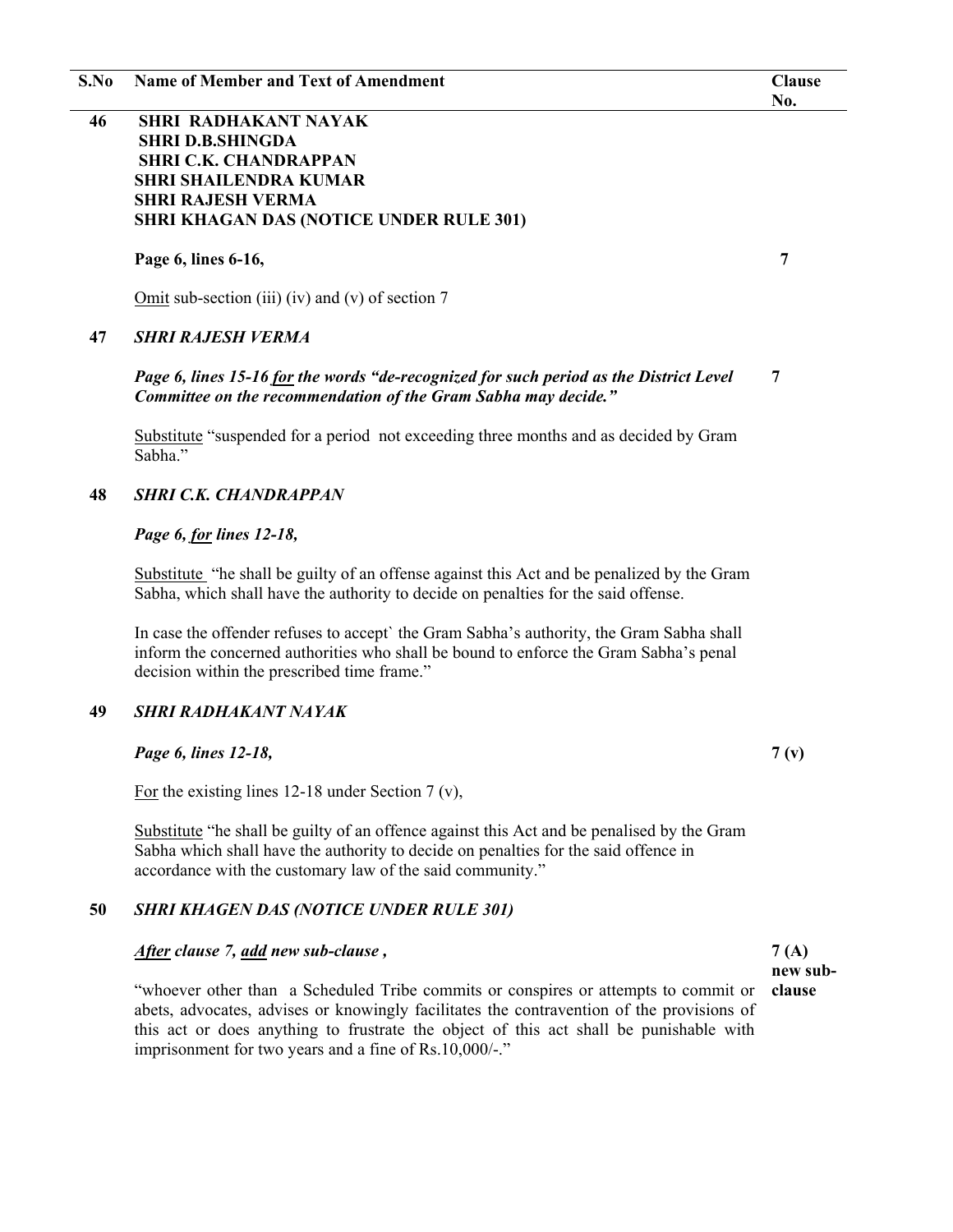| S.No | Name of Member and Text of Amendment | Clause No. |
|---|---|---|
| 46 | **SHRI RADHAKANT NAYAK**<br>**SHRI D.B.SHINGDA**<br>**SHRI C.K. CHANDRAPPAN**<br>**SHRI SHAILENDRA KUMAR**<br>**SHRI RAJESH VERMA**<br>**SHRI KHAGAN DAS (NOTICE UNDER RULE 301)**<br><br>**Page 6, lines 6-16,**<br><br><u>Omit</u> sub-section (iii) (iv) and (v) of section 7 | 7 |
| 47 | ***SHRI RAJESH VERMA***<br><br>***Page 6, lines 15-16 <u>for</u> the words "de-recognized for such period as the District Level Committee on the recommendation of the Gram Sabha may decide."***<br><br><u>Substitute</u> "suspended for a period not exceeding three months and as decided by Gram Sabha." | 7 |
| 48 | ***SHRI C.K. CHANDRAPPAN***<br><br>***Page 6, <u>for</u> lines 12-18,***<br><br><u>Substitute</u> "he shall be guilty of an offense against this Act and be penalized by the Gram Sabha, which shall have the authority to decide on penalties for the said offense.<br><br>In case the offender refuses to accept` the Gram Sabha's authority, the Gram Sabha shall inform the concerned authorities who shall be bound to enforce the Gram Sabha's penal decision within the prescribed time frame." | |
| 49 | ***SHRI RADHAKANT NAYAK***<br><br>***Page 6, lines 12-18,***<br><br><u>For</u> the existing lines 12-18 under Section 7 (v),<br><br><u>Substitute</u> "he shall be guilty of an offence against this Act and be penalised by the Gram Sabha which shall have the authority to decide on penalties for the said offence in accordance with the customary law of the said community." | 7 (v) |
| 50 | ***SHRI KHAGEN DAS (NOTICE UNDER RULE 301)***<br><br>***<u>After</u> clause 7, <u>add</u> new sub-clause ,***<br><br>"whoever other than a Scheduled Tribe commits or conspires or attempts to commit or abets, advocates, advises or knowingly facilitates the contravention of the provisions of this act or does anything to frustrate the object of this act shall be punishable with imprisonment for two years and a fine of Rs.10,000/-." | 7 (A) new sub-clause |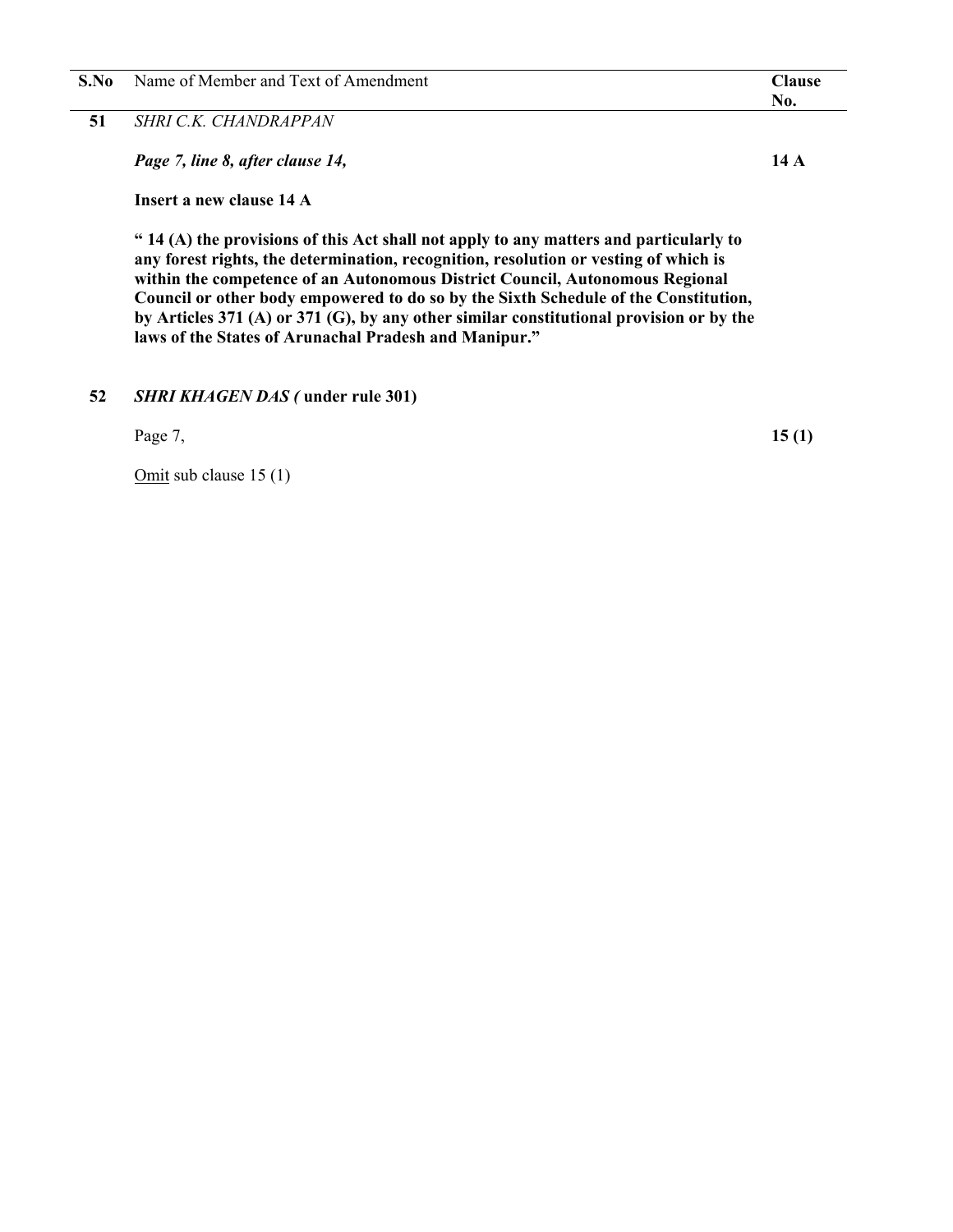| S.No | Name of Member and Text of Amendment | Clause No. |
|---|---|---|
| **51** | *SHRI C.K. CHANDRAPPAN* | |
| | ***Page 7, line 8, after clause 14,*** | **14 A** |
| | **Insert a new clause 14 A** | |
| | **" 14 (A) the provisions of this Act shall not apply to any matters and particularly to any forest rights, the determination, recognition, resolution or vesting of which is within the competence of an Autonomous District Council, Autonomous Regional Council or other body empowered to do so by the Sixth Schedule of the Constitution, by Articles 371 (A) or 371 (G), by any other similar constitutional provision or by the laws of the States of Arunachal Pradesh and Manipur."** | |
| **52** | ***SHRI KHAGEN DAS (*** **under rule 301)** | |
| | Page 7, | **15 (1)** |
| | Omit sub clause 15 (1) | |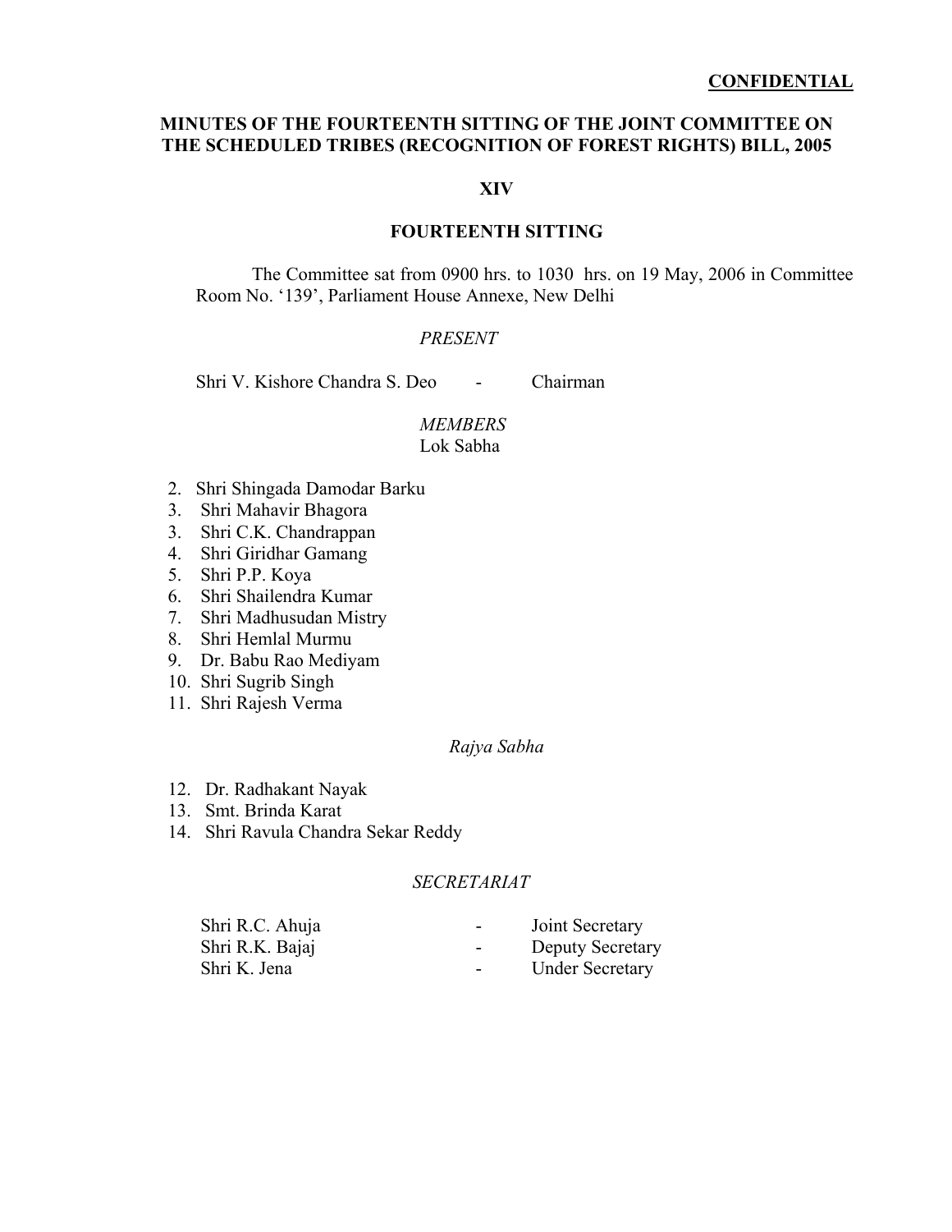**CONFIDENTIAL**

## MINUTES OF THE FOURTEENTH SITTING OF THE JOINT COMMITTEE ON THE SCHEDULED TRIBES (RECOGNITION OF FOREST RIGHTS) BILL, 2005

**XIV**

**FOURTEENTH SITTING**

The Committee sat from 0900 hrs. to 1030 hrs. on 19 May, 2006 in Committee Room No. '139', Parliament House Annexe, New Delhi

*PRESENT*

Shri V. Kishore Chandra S. Deo - Chairman

*MEMBERS*

Lok Sabha

2. Shri Shingada Damodar Barku
3. Shri Mahavir Bhagora
3. Shri C.K. Chandrappan
4. Shri Giridhar Gamang
5. Shri P.P. Koya
6. Shri Shailendra Kumar
7. Shri Madhusudan Mistry
8. Shri Hemlal Murmu
9. Dr. Babu Rao Mediyam
10. Shri Sugrib Singh
11. Shri Rajesh Verma

*Rajya Sabha*

12. Dr. Radhakant Nayak
13. Smt. Brinda Karat
14. Shri Ravula Chandra Sekar Reddy

*SECRETARIAT*

Shri R.C. Ahuja - Joint Secretary
Shri R.K. Bajaj - Deputy Secretary
Shri K. Jena - Under Secretary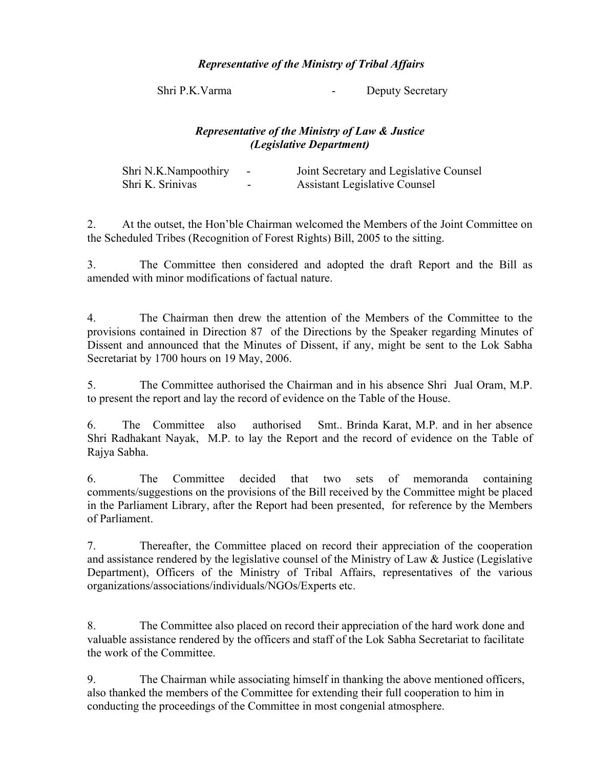***Representative of the Ministry of Tribal Affairs***

Shri P.K.Varma - Deputy Secretary

***Representative of the Ministry of Law & Justice (Legislative Department)***

Shri N.K.Nampoothiry - Joint Secretary and Legislative Counsel
Shri K. Srinivas - Assistant Legislative Counsel

2. At the outset, the Hon'ble Chairman welcomed the Members of the Joint Committee on the Scheduled Tribes (Recognition of Forest Rights) Bill, 2005 to the sitting.

3. The Committee then considered and adopted the draft Report and the Bill as amended with minor modifications of factual nature.

4. The Chairman then drew the attention of the Members of the Committee to the provisions contained in Direction 87 of the Directions by the Speaker regarding Minutes of Dissent and announced that the Minutes of Dissent, if any, might be sent to the Lok Sabha Secretariat by 1700 hours on 19 May, 2006.

5. The Committee authorised the Chairman and in his absence Shri Jual Oram, M.P. to present the report and lay the record of evidence on the Table of the House.

6. The Committee also authorised Smt.. Brinda Karat, M.P. and in her absence Shri Radhakant Nayak, M.P. to lay the Report and the record of evidence on the Table of Rajya Sabha.

6. The Committee decided that two sets of memoranda containing comments/suggestions on the provisions of the Bill received by the Committee might be placed in the Parliament Library, after the Report had been presented, for reference by the Members of Parliament.

7. Thereafter, the Committee placed on record their appreciation of the cooperation and assistance rendered by the legislative counsel of the Ministry of Law & Justice (Legislative Department), Officers of the Ministry of Tribal Affairs, representatives of the various organizations/associations/individuals/NGOs/Experts etc.

8. The Committee also placed on record their appreciation of the hard work done and valuable assistance rendered by the officers and staff of the Lok Sabha Secretariat to facilitate the work of the Committee.

9. The Chairman while associating himself in thanking the above mentioned officers, also thanked the members of the Committee for extending their full cooperation to him in conducting the proceedings of the Committee in most congenial atmosphere.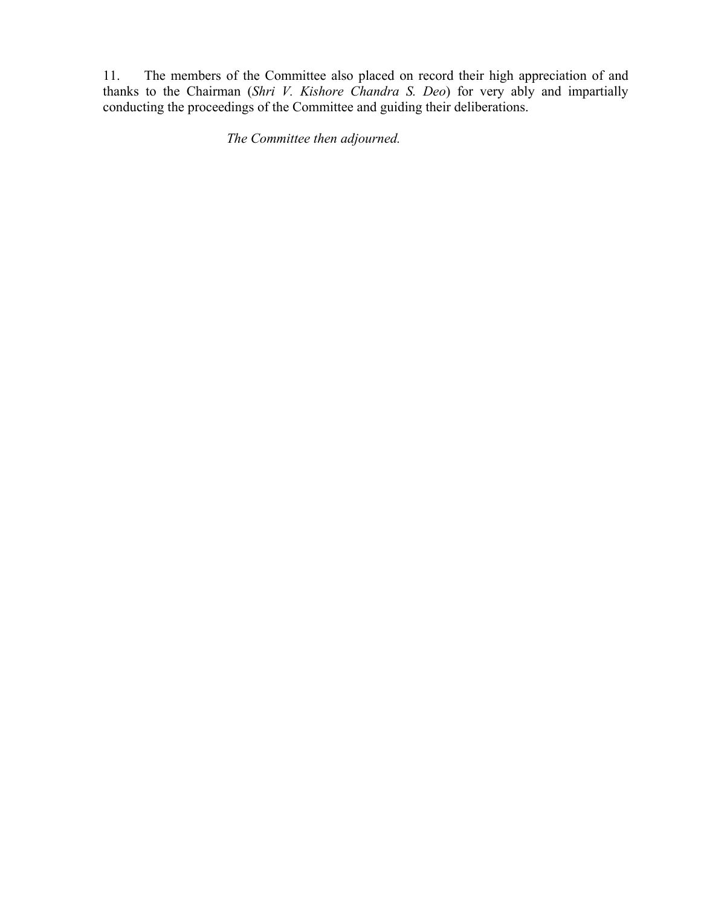11. The members of the Committee also placed on record their high appreciation of and thanks to the Chairman (*Shri V. Kishore Chandra S. Deo*) for very ably and impartially conducting the proceedings of the Committee and guiding their deliberations.

*The Committee then adjourned.*